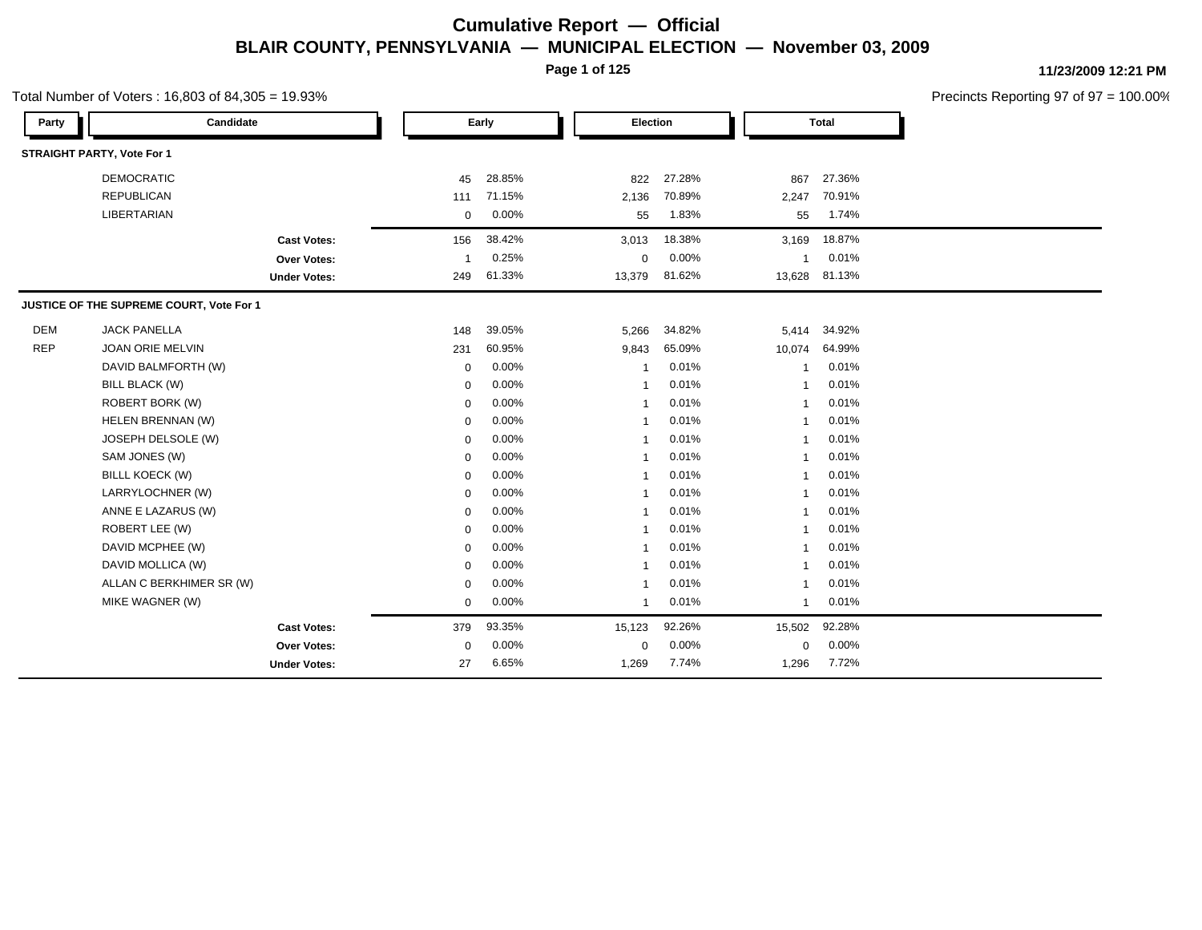# Cumulative Report — Official

## BLAIR COUNTY, PENNSYLVANIA — MUNICIPAL ELECTION — November 03, 2009

11/23/2009 12:21 PM

Total Number of Voters : 16,803 of 84,305 = 19.93%

Precincts Reporting 97 of 97 = 100.00%

| Party | Candidate | Early | | Election | | Total | |
|---|---|---|---|---|---|---|---|
| **STRAIGHT PARTY, Vote For 1** | | | | | | | |
| | DEMOCRATIC | 45 | 28.85% | 822 | 27.28% | 867 | 27.36% |
| | REPUBLICAN | 111 | 71.15% | 2,136 | 70.89% | 2,247 | 70.91% |
| | LIBERTARIAN | 0 | 0.00% | 55 | 1.83% | 55 | 1.74% |
| | **Cast Votes:** | 156 | 38.42% | 3,013 | 18.38% | 3,169 | 18.87% |
| | **Over Votes:** | 1 | 0.25% | 0 | 0.00% | 1 | 0.01% |
| | **Under Votes:** | 249 | 61.33% | 13,379 | 81.62% | 13,628 | 81.13% |
| **JUSTICE OF THE SUPREME COURT, Vote For 1** | | | | | | | |
| DEM | JACK PANELLA | 148 | 39.05% | 5,266 | 34.82% | 5,414 | 34.92% |
| REP | JOAN ORIE MELVIN | 231 | 60.95% | 9,843 | 65.09% | 10,074 | 64.99% |
| | DAVID BALMFORTH (W) | 0 | 0.00% | 1 | 0.01% | 1 | 0.01% |
| | BILL BLACK (W) | 0 | 0.00% | 1 | 0.01% | 1 | 0.01% |
| | ROBERT BORK (W) | 0 | 0.00% | 1 | 0.01% | 1 | 0.01% |
| | HELEN BRENNAN (W) | 0 | 0.00% | 1 | 0.01% | 1 | 0.01% |
| | JOSEPH DELSOLE (W) | 0 | 0.00% | 1 | 0.01% | 1 | 0.01% |
| | SAM JONES (W) | 0 | 0.00% | 1 | 0.01% | 1 | 0.01% |
| | BILLL KOECK (W) | 0 | 0.00% | 1 | 0.01% | 1 | 0.01% |
| | LARRYLOCHNER (W) | 0 | 0.00% | 1 | 0.01% | 1 | 0.01% |
| | ANNE E LAZARUS (W) | 0 | 0.00% | 1 | 0.01% | 1 | 0.01% |
| | ROBERT LEE (W) | 0 | 0.00% | 1 | 0.01% | 1 | 0.01% |
| | DAVID MCPHEE (W) | 0 | 0.00% | 1 | 0.01% | 1 | 0.01% |
| | DAVID MOLLICA (W) | 0 | 0.00% | 1 | 0.01% | 1 | 0.01% |
| | ALLAN C BERKHIMER SR (W) | 0 | 0.00% | 1 | 0.01% | 1 | 0.01% |
| | MIKE WAGNER (W) | 0 | 0.00% | 1 | 0.01% | 1 | 0.01% |
| | **Cast Votes:** | 379 | 93.35% | 15,123 | 92.26% | 15,502 | 92.28% |
| | **Over Votes:** | 0 | 0.00% | 0 | 0.00% | 0 | 0.00% |
| | **Under Votes:** | 27 | 6.65% | 1,269 | 7.74% | 1,296 | 7.72% |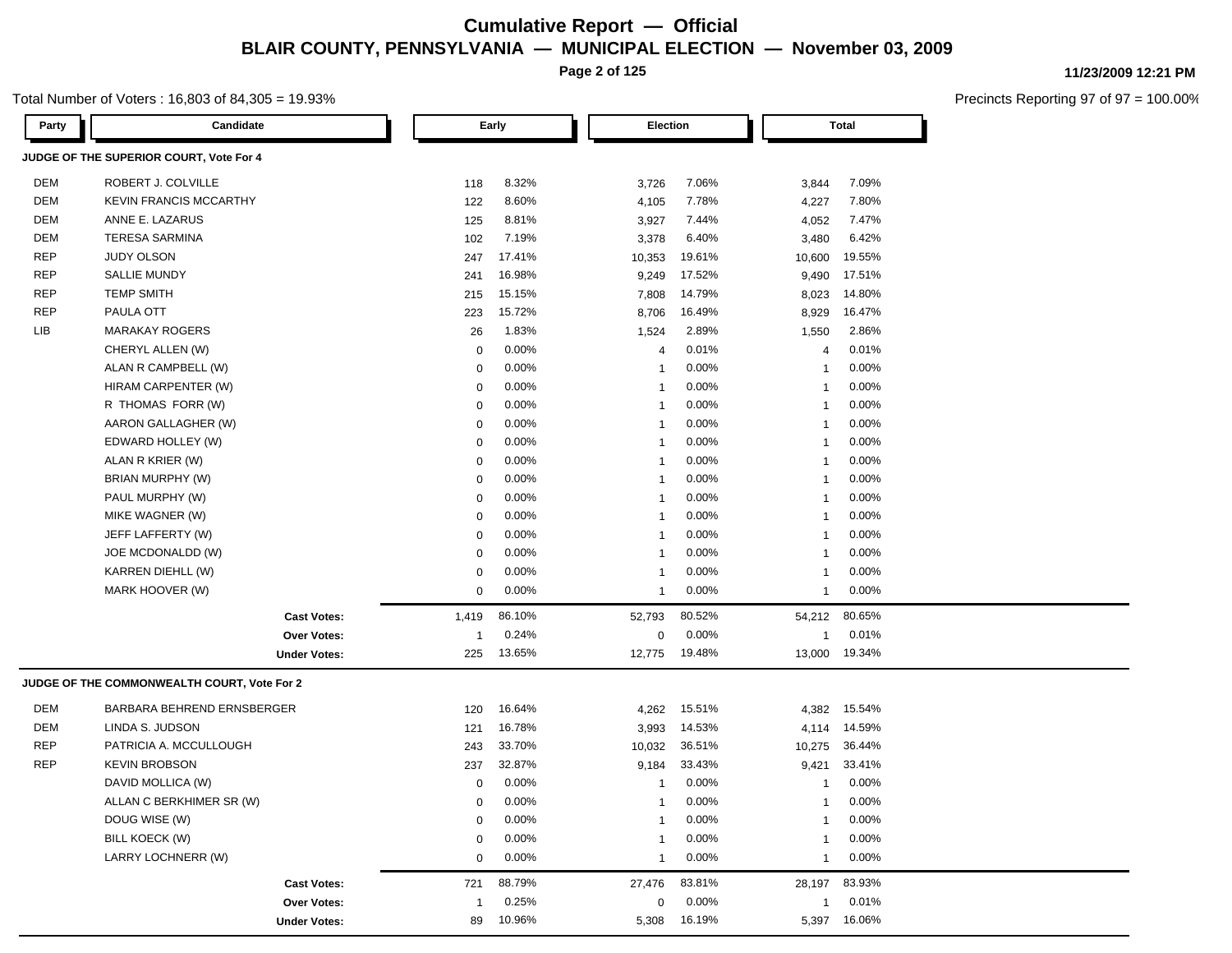# Cumulative Report — Official

## BLAIR COUNTY, PENNSYLVANIA — MUNICIPAL ELECTION — November 03, 2009

11/23/2009 12:21 PM

Total Number of Voters : 16,803 of 84,305 = 19.93%

Precincts Reporting 97 of 97 = 100.00%

### JUDGE OF THE SUPERIOR COURT, Vote For 4

| Party | Candidate | Early | | Election | | Total | |
|---|---|---|---|---|---|---|---|
| DEM | ROBERT J. COLVILLE | 118 | 8.32% | 3,726 | 7.06% | 3,844 | 7.09% |
| DEM | KEVIN FRANCIS MCCARTHY | 122 | 8.60% | 4,105 | 7.78% | 4,227 | 7.80% |
| DEM | ANNE E. LAZARUS | 125 | 8.81% | 3,927 | 7.44% | 4,052 | 7.47% |
| DEM | TERESA SARMINA | 102 | 7.19% | 3,378 | 6.40% | 3,480 | 6.42% |
| REP | JUDY OLSON | 247 | 17.41% | 10,353 | 19.61% | 10,600 | 19.55% |
| REP | SALLIE MUNDY | 241 | 16.98% | 9,249 | 17.52% | 9,490 | 17.51% |
| REP | TEMP SMITH | 215 | 15.15% | 7,808 | 14.79% | 8,023 | 14.80% |
| REP | PAULA OTT | 223 | 15.72% | 8,706 | 16.49% | 8,929 | 16.47% |
| LIB | MARAKAY ROGERS | 26 | 1.83% | 1,524 | 2.89% | 1,550 | 2.86% |
| | CHERYL ALLEN (W) | 0 | 0.00% | 4 | 0.01% | 4 | 0.01% |
| | ALAN R CAMPBELL (W) | 0 | 0.00% | 1 | 0.00% | 1 | 0.00% |
| | HIRAM CARPENTER (W) | 0 | 0.00% | 1 | 0.00% | 1 | 0.00% |
| | R THOMAS FORR (W) | 0 | 0.00% | 1 | 0.00% | 1 | 0.00% |
| | AARON GALLAGHER (W) | 0 | 0.00% | 1 | 0.00% | 1 | 0.00% |
| | EDWARD HOLLEY (W) | 0 | 0.00% | 1 | 0.00% | 1 | 0.00% |
| | ALAN R KRIER (W) | 0 | 0.00% | 1 | 0.00% | 1 | 0.00% |
| | BRIAN MURPHY (W) | 0 | 0.00% | 1 | 0.00% | 1 | 0.00% |
| | PAUL MURPHY (W) | 0 | 0.00% | 1 | 0.00% | 1 | 0.00% |
| | MIKE WAGNER (W) | 0 | 0.00% | 1 | 0.00% | 1 | 0.00% |
| | JEFF LAFFERTY (W) | 0 | 0.00% | 1 | 0.00% | 1 | 0.00% |
| | JOE MCDONALDD (W) | 0 | 0.00% | 1 | 0.00% | 1 | 0.00% |
| | KARREN DIEHLL (W) | 0 | 0.00% | 1 | 0.00% | 1 | 0.00% |
| | MARK HOOVER (W) | 0 | 0.00% | 1 | 0.00% | 1 | 0.00% |
| | **Cast Votes:** | 1,419 | 86.10% | 52,793 | 80.52% | 54,212 | 80.65% |
| | **Over Votes:** | 1 | 0.24% | 0 | 0.00% | 1 | 0.01% |
| | **Under Votes:** | 225 | 13.65% | 12,775 | 19.48% | 13,000 | 19.34% |

### JUDGE OF THE COMMONWEALTH COURT, Vote For 2

| Party | Candidate | Early | | Election | | Total | |
|---|---|---|---|---|---|---|---|
| DEM | BARBARA BEHREND ERNSBERGER | 120 | 16.64% | 4,262 | 15.51% | 4,382 | 15.54% |
| DEM | LINDA S. JUDSON | 121 | 16.78% | 3,993 | 14.53% | 4,114 | 14.59% |
| REP | PATRICIA A. MCCULLOUGH | 243 | 33.70% | 10,032 | 36.51% | 10,275 | 36.44% |
| REP | KEVIN BROBSON | 237 | 32.87% | 9,184 | 33.43% | 9,421 | 33.41% |
| | DAVID MOLLICA (W) | 0 | 0.00% | 1 | 0.00% | 1 | 0.00% |
| | ALLAN C BERKHIMER SR (W) | 0 | 0.00% | 1 | 0.00% | 1 | 0.00% |
| | DOUG WISE (W) | 0 | 0.00% | 1 | 0.00% | 1 | 0.00% |
| | BILL KOECK (W) | 0 | 0.00% | 1 | 0.00% | 1 | 0.00% |
| | LARRY LOCHNERR (W) | 0 | 0.00% | 1 | 0.00% | 1 | 0.00% |
| | **Cast Votes:** | 721 | 88.79% | 27,476 | 83.81% | 28,197 | 83.93% |
| | **Over Votes:** | 1 | 0.25% | 0 | 0.00% | 1 | 0.01% |
| | **Under Votes:** | 89 | 10.96% | 5,308 | 16.19% | 5,397 | 16.06% |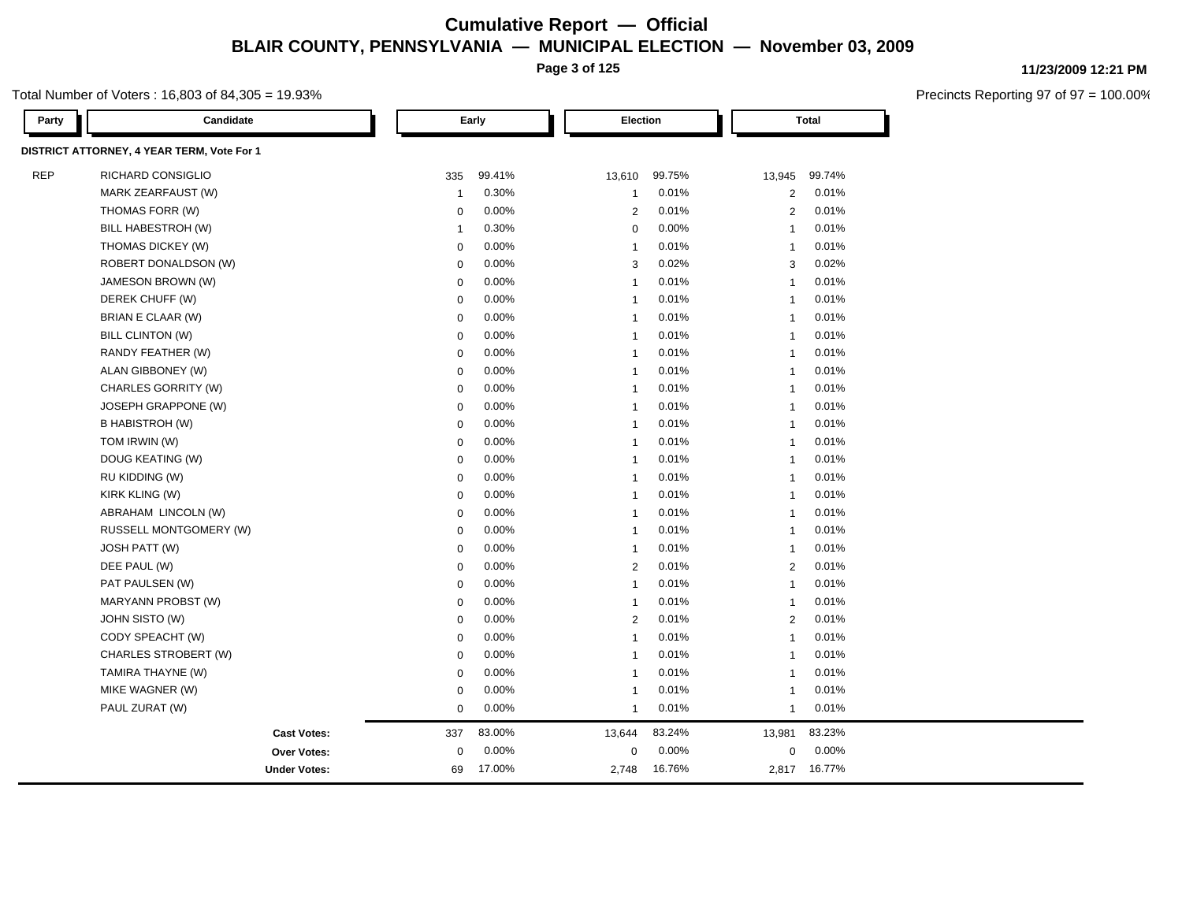# Cumulative Report — Official

## BLAIR COUNTY, PENNSYLVANIA — MUNICIPAL ELECTION — November 03, 2009

11/23/2009 12:21 PM

Total Number of Voters : 16,803 of 84,305 = 19.93%

Precincts Reporting 97 of 97 = 100.00%

**DISTRICT ATTORNEY, 4 YEAR TERM, Vote For 1**

| Party | Candidate | Early | | Election | | Total | |
|---|---|---|---|---|---|---|---|
| REP | RICHARD CONSIGLIO | 335 | 99.41% | 13,610 | 99.75% | 13,945 | 99.74% |
| | MARK ZEARFAUST (W) | 1 | 0.30% | 1 | 0.01% | 2 | 0.01% |
| | THOMAS FORR (W) | 0 | 0.00% | 2 | 0.01% | 2 | 0.01% |
| | BILL HABESTROH (W) | 1 | 0.30% | 0 | 0.00% | 1 | 0.01% |
| | THOMAS DICKEY (W) | 0 | 0.00% | 1 | 0.01% | 1 | 0.01% |
| | ROBERT DONALDSON (W) | 0 | 0.00% | 3 | 0.02% | 3 | 0.02% |
| | JAMESON BROWN (W) | 0 | 0.00% | 1 | 0.01% | 1 | 0.01% |
| | DEREK CHUFF (W) | 0 | 0.00% | 1 | 0.01% | 1 | 0.01% |
| | BRIAN E CLAAR (W) | 0 | 0.00% | 1 | 0.01% | 1 | 0.01% |
| | BILL CLINTON (W) | 0 | 0.00% | 1 | 0.01% | 1 | 0.01% |
| | RANDY FEATHER (W) | 0 | 0.00% | 1 | 0.01% | 1 | 0.01% |
| | ALAN GIBBONEY (W) | 0 | 0.00% | 1 | 0.01% | 1 | 0.01% |
| | CHARLES GORRITY (W) | 0 | 0.00% | 1 | 0.01% | 1 | 0.01% |
| | JOSEPH GRAPPONE (W) | 0 | 0.00% | 1 | 0.01% | 1 | 0.01% |
| | B HABISTROH (W) | 0 | 0.00% | 1 | 0.01% | 1 | 0.01% |
| | TOM IRWIN (W) | 0 | 0.00% | 1 | 0.01% | 1 | 0.01% |
| | DOUG KEATING (W) | 0 | 0.00% | 1 | 0.01% | 1 | 0.01% |
| | RU KIDDING (W) | 0 | 0.00% | 1 | 0.01% | 1 | 0.01% |
| | KIRK KLING (W) | 0 | 0.00% | 1 | 0.01% | 1 | 0.01% |
| | ABRAHAM LINCOLN (W) | 0 | 0.00% | 1 | 0.01% | 1 | 0.01% |
| | RUSSELL MONTGOMERY (W) | 0 | 0.00% | 1 | 0.01% | 1 | 0.01% |
| | JOSH PATT (W) | 0 | 0.00% | 1 | 0.01% | 1 | 0.01% |
| | DEE PAUL (W) | 0 | 0.00% | 2 | 0.01% | 2 | 0.01% |
| | PAT PAULSEN (W) | 0 | 0.00% | 1 | 0.01% | 1 | 0.01% |
| | MARYANN PROBST (W) | 0 | 0.00% | 1 | 0.01% | 1 | 0.01% |
| | JOHN SISTO (W) | 0 | 0.00% | 2 | 0.01% | 2 | 0.01% |
| | CODY SPEACHT (W) | 0 | 0.00% | 1 | 0.01% | 1 | 0.01% |
| | CHARLES STROBERT (W) | 0 | 0.00% | 1 | 0.01% | 1 | 0.01% |
| | TAMIRA THAYNE (W) | 0 | 0.00% | 1 | 0.01% | 1 | 0.01% |
| | MIKE WAGNER (W) | 0 | 0.00% | 1 | 0.01% | 1 | 0.01% |
| | PAUL ZURAT (W) | 0 | 0.00% | 1 | 0.01% | 1 | 0.01% |
| | **Cast Votes:** | 337 | 83.00% | 13,644 | 83.24% | 13,981 | 83.23% |
| | **Over Votes:** | 0 | 0.00% | 0 | 0.00% | 0 | 0.00% |
| | **Under Votes:** | 69 | 17.00% | 2,748 | 16.76% | 2,817 | 16.77% |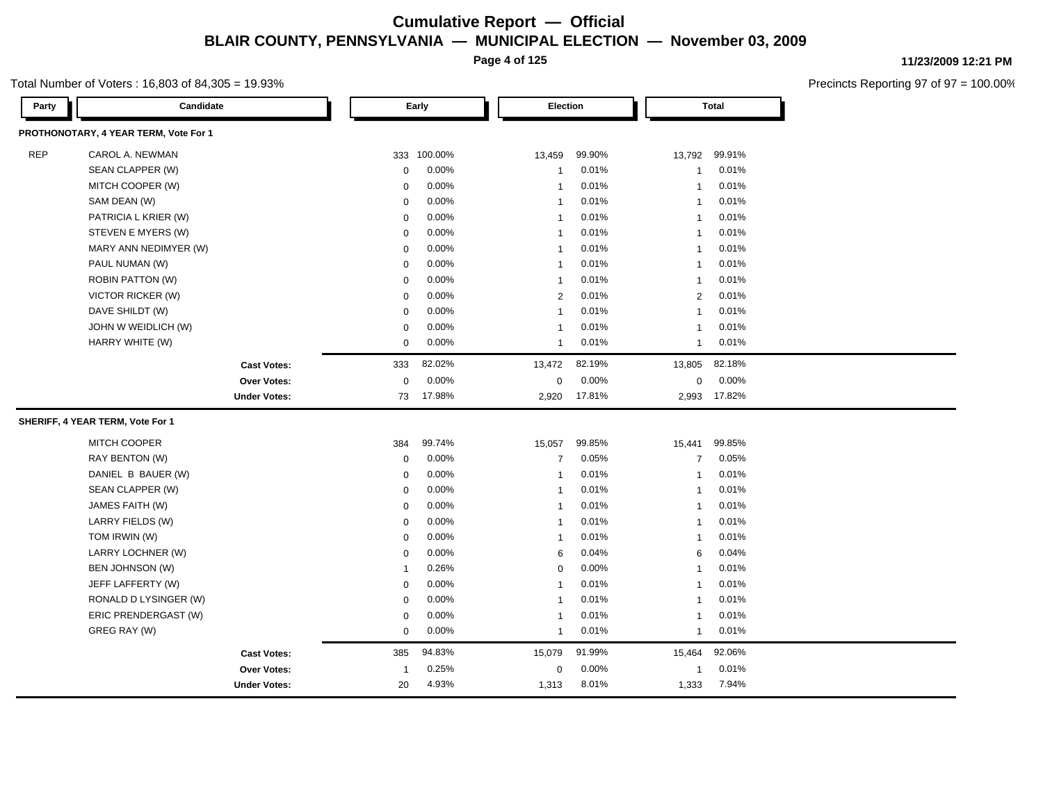# Cumulative Report — Official

## BLAIR COUNTY, PENNSYLVANIA — MUNICIPAL ELECTION — November 03, 2009

11/23/2009 12:21 PM

Total Number of Voters : 16,803 of 84,305 = 19.93%

Precincts Reporting 97 of 97 = 100.00%

| Party | Candidate | Early | | Election | | Total | |
|---|---|---|---|---|---|---|---|
| **PROTHONOTARY, 4 YEAR TERM, Vote For 1** | | | | | | | |
| REP | CAROL A. NEWMAN | 333 | 100.00% | 13,459 | 99.90% | 13,792 | 99.91% |
| | SEAN CLAPPER (W) | 0 | 0.00% | 1 | 0.01% | 1 | 0.01% |
| | MITCH COOPER (W) | 0 | 0.00% | 1 | 0.01% | 1 | 0.01% |
| | SAM DEAN (W) | 0 | 0.00% | 1 | 0.01% | 1 | 0.01% |
| | PATRICIA L KRIER (W) | 0 | 0.00% | 1 | 0.01% | 1 | 0.01% |
| | STEVEN E MYERS (W) | 0 | 0.00% | 1 | 0.01% | 1 | 0.01% |
| | MARY ANN NEDIMYER (W) | 0 | 0.00% | 1 | 0.01% | 1 | 0.01% |
| | PAUL NUMAN (W) | 0 | 0.00% | 1 | 0.01% | 1 | 0.01% |
| | ROBIN PATTON (W) | 0 | 0.00% | 1 | 0.01% | 1 | 0.01% |
| | VICTOR RICKER (W) | 0 | 0.00% | 2 | 0.01% | 2 | 0.01% |
| | DAVE SHILDT (W) | 0 | 0.00% | 1 | 0.01% | 1 | 0.01% |
| | JOHN W WEIDLICH (W) | 0 | 0.00% | 1 | 0.01% | 1 | 0.01% |
| | HARRY WHITE (W) | 0 | 0.00% | 1 | 0.01% | 1 | 0.01% |
| | **Cast Votes:** | 333 | 82.02% | 13,472 | 82.19% | 13,805 | 82.18% |
| | **Over Votes:** | 0 | 0.00% | 0 | 0.00% | 0 | 0.00% |
| | **Under Votes:** | 73 | 17.98% | 2,920 | 17.81% | 2,993 | 17.82% |
| **SHERIFF, 4 YEAR TERM, Vote For 1** | | | | | | | |
| | MITCH COOPER | 384 | 99.74% | 15,057 | 99.85% | 15,441 | 99.85% |
| | RAY BENTON (W) | 0 | 0.00% | 7 | 0.05% | 7 | 0.05% |
| | DANIEL B BAUER (W) | 0 | 0.00% | 1 | 0.01% | 1 | 0.01% |
| | SEAN CLAPPER (W) | 0 | 0.00% | 1 | 0.01% | 1 | 0.01% |
| | JAMES FAITH (W) | 0 | 0.00% | 1 | 0.01% | 1 | 0.01% |
| | LARRY FIELDS (W) | 0 | 0.00% | 1 | 0.01% | 1 | 0.01% |
| | TOM IRWIN (W) | 0 | 0.00% | 1 | 0.01% | 1 | 0.01% |
| | LARRY LOCHNER (W) | 0 | 0.00% | 6 | 0.04% | 6 | 0.04% |
| | BEN JOHNSON (W) | 1 | 0.26% | 0 | 0.00% | 1 | 0.01% |
| | JEFF LAFFERTY (W) | 0 | 0.00% | 1 | 0.01% | 1 | 0.01% |
| | RONALD D LYSINGER (W) | 0 | 0.00% | 1 | 0.01% | 1 | 0.01% |
| | ERIC PRENDERGAST (W) | 0 | 0.00% | 1 | 0.01% | 1 | 0.01% |
| | GREG RAY (W) | 0 | 0.00% | 1 | 0.01% | 1 | 0.01% |
| | **Cast Votes:** | 385 | 94.83% | 15,079 | 91.99% | 15,464 | 92.06% |
| | **Over Votes:** | 1 | 0.25% | 0 | 0.00% | 1 | 0.01% |
| | **Under Votes:** | 20 | 4.93% | 1,313 | 8.01% | 1,333 | 7.94% |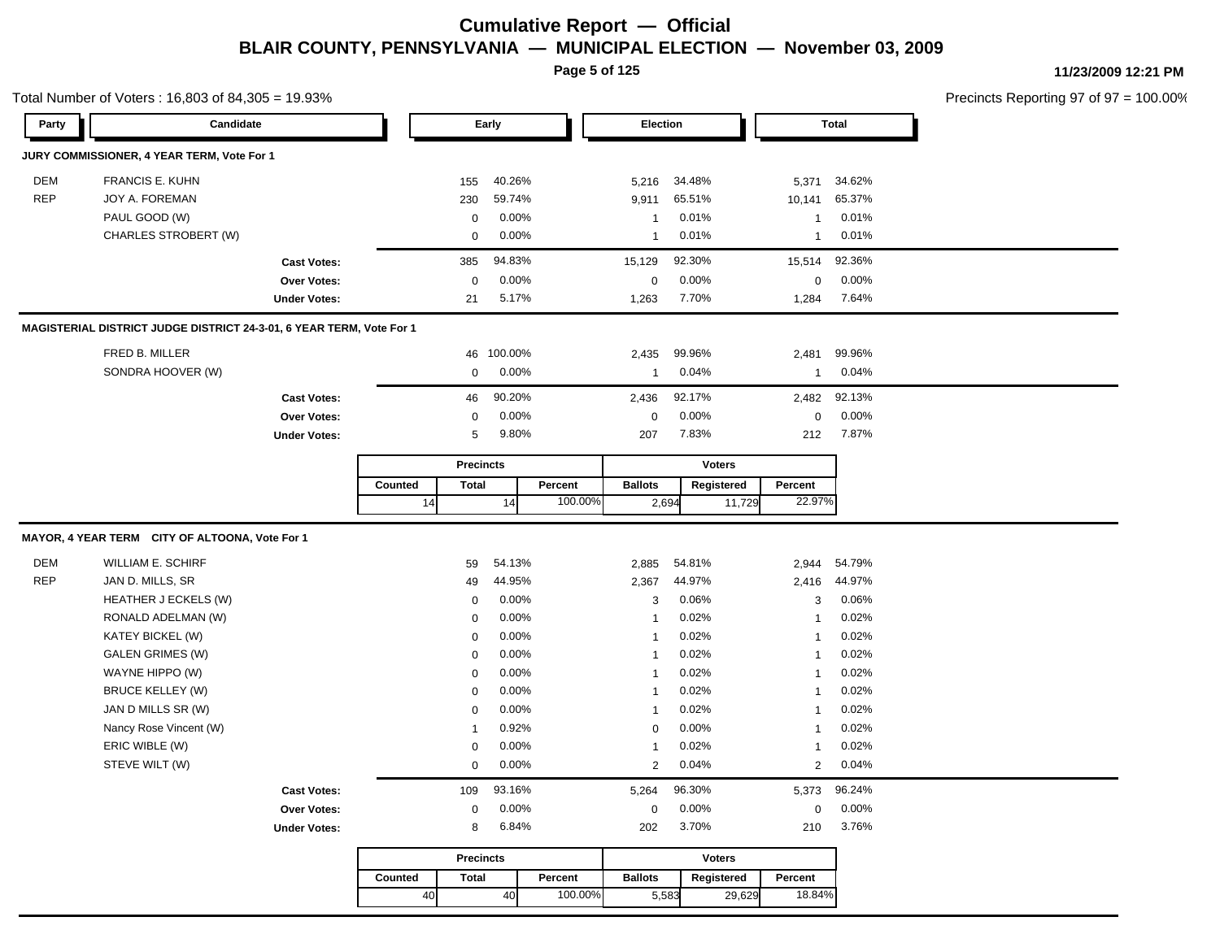# Cumulative Report — Official

## BLAIR COUNTY, PENNSYLVANIA — MUNICIPAL ELECTION — November 03, 2009

11/23/2009 12:21 PM

Total Number of Voters : 16,803 of 84,305 = 19.93%

Precincts Reporting 97 of 97 = 100.00%

### JURY COMMISSIONER, 4 YEAR TERM, Vote For 1

| Party | Candidate | Early | | Election | | Total | |
|---|---|---|---|---|---|---|---|
| DEM | FRANCIS E. KUHN | 155 | 40.26% | 5,216 | 34.48% | 5,371 | 34.62% |
| REP | JOY A. FOREMAN | 230 | 59.74% | 9,911 | 65.51% | 10,141 | 65.37% |
| | PAUL GOOD (W) | 0 | 0.00% | 1 | 0.01% | 1 | 0.01% |
| | CHARLES STROBERT (W) | 0 | 0.00% | 1 | 0.01% | 1 | 0.01% |
| | **Cast Votes:** | 385 | 94.83% | 15,129 | 92.30% | 15,514 | 92.36% |
| | **Over Votes:** | 0 | 0.00% | 0 | 0.00% | 0 | 0.00% |
| | **Under Votes:** | 21 | 5.17% | 1,263 | 7.70% | 1,284 | 7.64% |

### MAGISTERIAL DISTRICT JUDGE DISTRICT 24-3-01, 6 YEAR TERM, Vote For 1

| Party | Candidate | Early | | Election | | Total | |
|---|---|---|---|---|---|---|---|
| | FRED B. MILLER | 46 | 100.00% | 2,435 | 99.96% | 2,481 | 99.96% |
| | SONDRA HOOVER (W) | 0 | 0.00% | 1 | 0.04% | 1 | 0.04% |
| | **Cast Votes:** | 46 | 90.20% | 2,436 | 92.17% | 2,482 | 92.13% |
| | **Over Votes:** | 0 | 0.00% | 0 | 0.00% | 0 | 0.00% |
| | **Under Votes:** | 5 | 9.80% | 207 | 7.83% | 212 | 7.87% |

| Precincts | | | Voters | | |
|---|---|---|---|---|---|
| Counted | Total | Percent | Ballots | Registered | Percent |
| 14 | 14 | 100.00% | 2,694 | 11,729 | 22.97% |

### MAYOR, 4 YEAR TERM CITY OF ALTOONA, Vote For 1

| Party | Candidate | Early | | Election | | Total | |
|---|---|---|---|---|---|---|---|
| DEM | WILLIAM E. SCHIRF | 59 | 54.13% | 2,885 | 54.81% | 2,944 | 54.79% |
| REP | JAN D. MILLS, SR | 49 | 44.95% | 2,367 | 44.97% | 2,416 | 44.97% |
| | HEATHER J ECKELS (W) | 0 | 0.00% | 3 | 0.06% | 3 | 0.06% |
| | RONALD ADELMAN (W) | 0 | 0.00% | 1 | 0.02% | 1 | 0.02% |
| | KATEY BICKEL (W) | 0 | 0.00% | 1 | 0.02% | 1 | 0.02% |
| | GALEN GRIMES (W) | 0 | 0.00% | 1 | 0.02% | 1 | 0.02% |
| | WAYNE HIPPO (W) | 0 | 0.00% | 1 | 0.02% | 1 | 0.02% |
| | BRUCE KELLEY (W) | 0 | 0.00% | 1 | 0.02% | 1 | 0.02% |
| | JAN D MILLS SR (W) | 0 | 0.00% | 1 | 0.02% | 1 | 0.02% |
| | Nancy Rose Vincent (W) | 1 | 0.92% | 0 | 0.00% | 1 | 0.02% |
| | ERIC WIBLE (W) | 0 | 0.00% | 1 | 0.02% | 1 | 0.02% |
| | STEVE WILT (W) | 0 | 0.00% | 2 | 0.04% | 2 | 0.04% |
| | **Cast Votes:** | 109 | 93.16% | 5,264 | 96.30% | 5,373 | 96.24% |
| | **Over Votes:** | 0 | 0.00% | 0 | 0.00% | 0 | 0.00% |
| | **Under Votes:** | 8 | 6.84% | 202 | 3.70% | 210 | 3.76% |

| Precincts | | | Voters | | |
|---|---|---|---|---|---|
| Counted | Total | Percent | Ballots | Registered | Percent |
| 40 | 40 | 100.00% | 5,583 | 29,629 | 18.84% |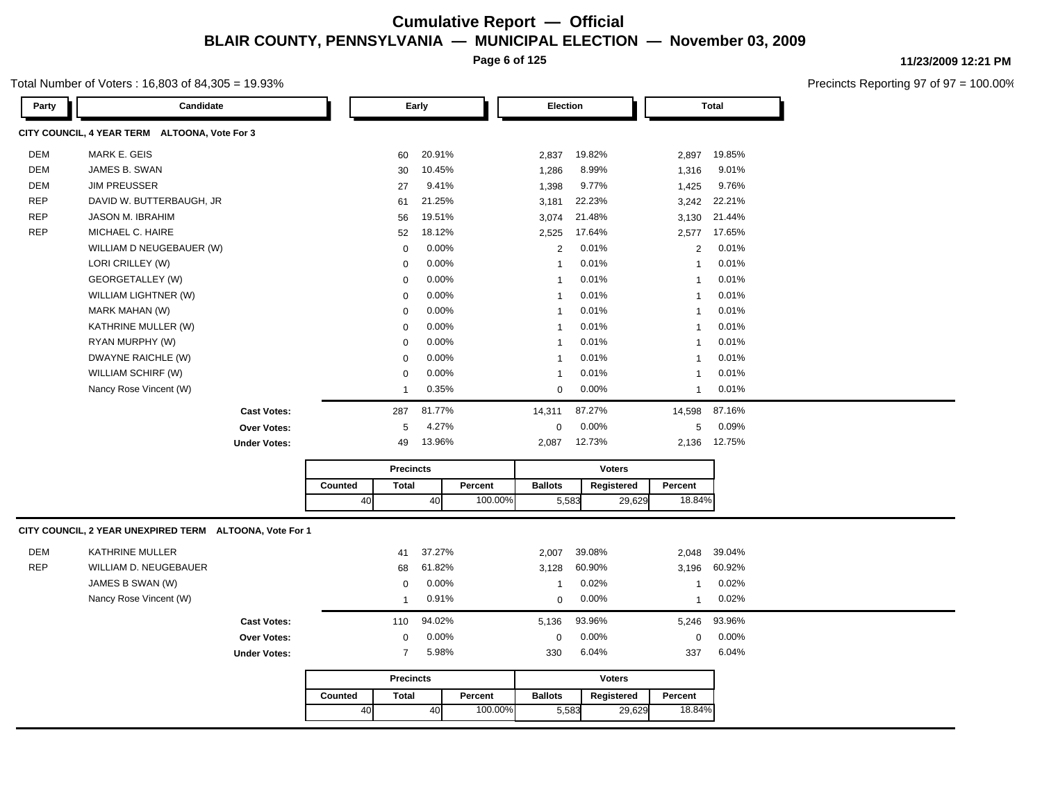# Cumulative Report — Official

## BLAIR COUNTY, PENNSYLVANIA — MUNICIPAL ELECTION — November 03, 2009

11/23/2009 12:21 PM

Total Number of Voters : 16,803 of 84,305 = 19.93%

Precincts Reporting 97 of 97 = 100.00%

### CITY COUNCIL, 4 YEAR TERM ALTOONA, Vote For 3

| Party | Candidate | Early | | Election | | Total | |
|---|---|---|---|---|---|---|---|
| DEM | MARK E. GEIS | 60 | 20.91% | 2,837 | 19.82% | 2,897 | 19.85% |
| DEM | JAMES B. SWAN | 30 | 10.45% | 1,286 | 8.99% | 1,316 | 9.01% |
| DEM | JIM PREUSSER | 27 | 9.41% | 1,398 | 9.77% | 1,425 | 9.76% |
| REP | DAVID W. BUTTERBAUGH, JR | 61 | 21.25% | 3,181 | 22.23% | 3,242 | 22.21% |
| REP | JASON M. IBRAHIM | 56 | 19.51% | 3,074 | 21.48% | 3,130 | 21.44% |
| REP | MICHAEL C. HAIRE | 52 | 18.12% | 2,525 | 17.64% | 2,577 | 17.65% |
| | WILLIAM D NEUGEBAUER (W) | 0 | 0.00% | 2 | 0.01% | 2 | 0.01% |
| | LORI CRILLEY (W) | 0 | 0.00% | 1 | 0.01% | 1 | 0.01% |
| | GEORGETALLEY (W) | 0 | 0.00% | 1 | 0.01% | 1 | 0.01% |
| | WILLIAM LIGHTNER (W) | 0 | 0.00% | 1 | 0.01% | 1 | 0.01% |
| | MARK MAHAN (W) | 0 | 0.00% | 1 | 0.01% | 1 | 0.01% |
| | KATHRINE MULLER (W) | 0 | 0.00% | 1 | 0.01% | 1 | 0.01% |
| | RYAN MURPHY (W) | 0 | 0.00% | 1 | 0.01% | 1 | 0.01% |
| | DWAYNE RAICHLE (W) | 0 | 0.00% | 1 | 0.01% | 1 | 0.01% |
| | WILLIAM SCHIRF (W) | 0 | 0.00% | 1 | 0.01% | 1 | 0.01% |
| | Nancy Rose Vincent (W) | 1 | 0.35% | 0 | 0.00% | 1 | 0.01% |
| | **Cast Votes:** | 287 | 81.77% | 14,311 | 87.27% | 14,598 | 87.16% |
| | **Over Votes:** | 5 | 4.27% | 0 | 0.00% | 5 | 0.09% |
| | **Under Votes:** | 49 | 13.96% | 2,087 | 12.73% | 2,136 | 12.75% |

| Precincts | | | Voters | | |
|---|---|---|---|---|---|
| Counted | Total | Percent | Ballots | Registered | Percent |
| 40 | 40 | 100.00% | 5,583 | 29,629 | 18.84% |

### CITY COUNCIL, 2 YEAR UNEXPIRED TERM ALTOONA, Vote For 1

| Party | Candidate | Early | | Election | | Total | |
|---|---|---|---|---|---|---|---|
| DEM | KATHRINE MULLER | 41 | 37.27% | 2,007 | 39.08% | 2,048 | 39.04% |
| REP | WILLIAM D. NEUGEBAUER | 68 | 61.82% | 3,128 | 60.90% | 3,196 | 60.92% |
| | JAMES B SWAN (W) | 0 | 0.00% | 1 | 0.02% | 1 | 0.02% |
| | Nancy Rose Vincent (W) | 1 | 0.91% | 0 | 0.00% | 1 | 0.02% |
| | **Cast Votes:** | 110 | 94.02% | 5,136 | 93.96% | 5,246 | 93.96% |
| | **Over Votes:** | 0 | 0.00% | 0 | 0.00% | 0 | 0.00% |
| | **Under Votes:** | 7 | 5.98% | 330 | 6.04% | 337 | 6.04% |

| Precincts | | | Voters | | |
|---|---|---|---|---|---|
| Counted | Total | Percent | Ballots | Registered | Percent |
| 40 | 40 | 100.00% | 5,583 | 29,629 | 18.84% |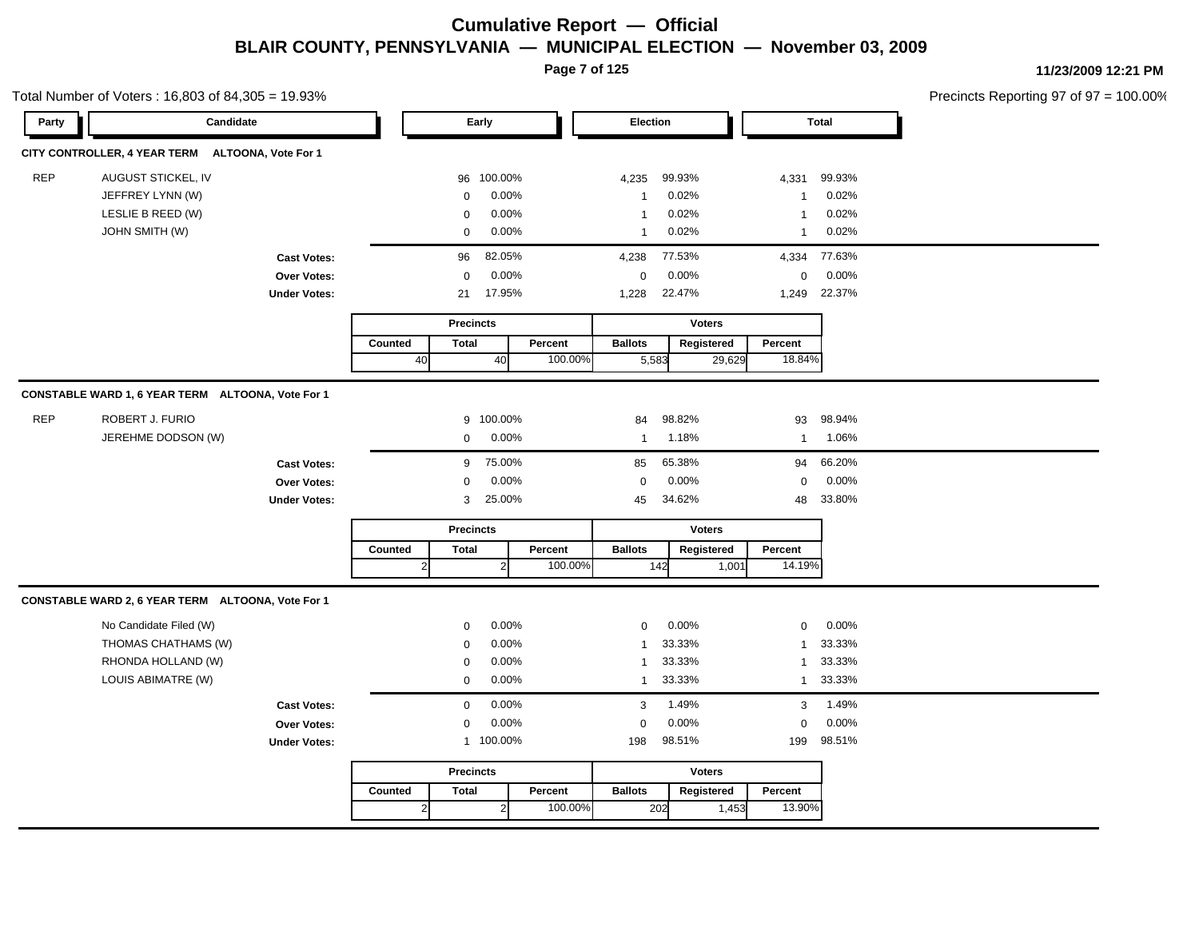# Cumulative Report — Official

## BLAIR COUNTY, PENNSYLVANIA — MUNICIPAL ELECTION — November 03, 2009

11/23/2009 12:21 PM

Total Number of Voters : 16,803 of 84,305 = 19.93%

Precincts Reporting 97 of 97 = 100.00%

### CITY CONTROLLER, 4 YEAR TERM ALTOONA, Vote For 1

| Party | Candidate | Early | | Election | | Total | |
|---|---|---|---|---|---|---|---|
| REP | AUGUST STICKEL, IV | 96 | 100.00% | 4,235 | 99.93% | 4,331 | 99.93% |
| | JEFFREY LYNN (W) | 0 | 0.00% | 1 | 0.02% | 1 | 0.02% |
| | LESLIE B REED (W) | 0 | 0.00% | 1 | 0.02% | 1 | 0.02% |
| | JOHN SMITH (W) | 0 | 0.00% | 1 | 0.02% | 1 | 0.02% |
| | **Cast Votes:** | 96 | 82.05% | 4,238 | 77.53% | 4,334 | 77.63% |
| | **Over Votes:** | 0 | 0.00% | 0 | 0.00% | 0 | 0.00% |
| | **Under Votes:** | 21 | 17.95% | 1,228 | 22.47% | 1,249 | 22.37% |

| Precincts | | | Voters | | |
|---|---|---|---|---|---|
| Counted | Total | Percent | Ballots | Registered | Percent |
| 40 | 40 | 100.00% | 5,583 | 29,629 | 18.84% |

### CONSTABLE WARD 1, 6 YEAR TERM ALTOONA, Vote For 1

| Party | Candidate | Early | | Election | | Total | |
|---|---|---|---|---|---|---|---|
| REP | ROBERT J. FURIO | 9 | 100.00% | 84 | 98.82% | 93 | 98.94% |
| | JEREHME DODSON (W) | 0 | 0.00% | 1 | 1.18% | 1 | 1.06% |
| | **Cast Votes:** | 9 | 75.00% | 85 | 65.38% | 94 | 66.20% |
| | **Over Votes:** | 0 | 0.00% | 0 | 0.00% | 0 | 0.00% |
| | **Under Votes:** | 3 | 25.00% | 45 | 34.62% | 48 | 33.80% |

| Precincts | | | Voters | | |
|---|---|---|---|---|---|
| Counted | Total | Percent | Ballots | Registered | Percent |
| 2 | 2 | 100.00% | 142 | 1,001 | 14.19% |

### CONSTABLE WARD 2, 6 YEAR TERM ALTOONA, Vote For 1

| Party | Candidate | Early | | Election | | Total | |
|---|---|---|---|---|---|---|---|
| | No Candidate Filed (W) | 0 | 0.00% | 0 | 0.00% | 0 | 0.00% |
| | THOMAS CHATHAMS (W) | 0 | 0.00% | 1 | 33.33% | 1 | 33.33% |
| | RHONDA HOLLAND (W) | 0 | 0.00% | 1 | 33.33% | 1 | 33.33% |
| | LOUIS ABIMATRE (W) | 0 | 0.00% | 1 | 33.33% | 1 | 33.33% |
| | **Cast Votes:** | 0 | 0.00% | 3 | 1.49% | 3 | 1.49% |
| | **Over Votes:** | 0 | 0.00% | 0 | 0.00% | 0 | 0.00% |
| | **Under Votes:** | 1 | 100.00% | 198 | 98.51% | 199 | 98.51% |

| Precincts | | | Voters | | |
|---|---|---|---|---|---|
| Counted | Total | Percent | Ballots | Registered | Percent |
| 2 | 2 | 100.00% | 202 | 1,453 | 13.90% |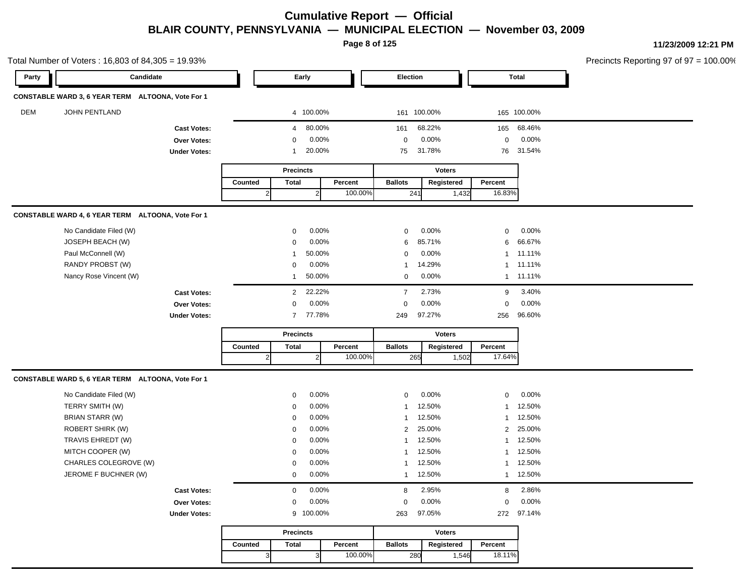# Cumulative Report — Official

## BLAIR COUNTY, PENNSYLVANIA — MUNICIPAL ELECTION — November 03, 2009

11/23/2009 12:21 PM

Total Number of Voters : 16,803 of 84,305 = 19.93%

Precincts Reporting 97 of 97 = 100.00%

### CONSTABLE WARD 3, 6 YEAR TERM ALTOONA, Vote For 1

| Party | Candidate | Early | | Election | | Total | |
|---|---|---|---|---|---|---|---|
| DEM | JOHN PENTLAND | 4 | 100.00% | 161 | 100.00% | 165 | 100.00% |
| | **Cast Votes:** | 4 | 80.00% | 161 | 68.22% | 165 | 68.46% |
| | **Over Votes:** | 0 | 0.00% | 0 | 0.00% | 0 | 0.00% |
| | **Under Votes:** | 1 | 20.00% | 75 | 31.78% | 76 | 31.54% |

| Precincts | | | Voters | | |
|---|---|---|---|---|---|
| Counted | Total | Percent | Ballots | Registered | Percent |
| 2 | 2 | 100.00% | 241 | 1,432 | 16.83% |

### CONSTABLE WARD 4, 6 YEAR TERM ALTOONA, Vote For 1

| Party | Candidate | Early | | Election | | Total | |
|---|---|---|---|---|---|---|---|
| | No Candidate Filed (W) | 0 | 0.00% | 0 | 0.00% | 0 | 0.00% |
| | JOSEPH BEACH (W) | 0 | 0.00% | 6 | 85.71% | 6 | 66.67% |
| | Paul McConnell (W) | 1 | 50.00% | 0 | 0.00% | 1 | 11.11% |
| | RANDY PROBST (W) | 0 | 0.00% | 1 | 14.29% | 1 | 11.11% |
| | Nancy Rose Vincent (W) | 1 | 50.00% | 0 | 0.00% | 1 | 11.11% |
| | **Cast Votes:** | 2 | 22.22% | 7 | 2.73% | 9 | 3.40% |
| | **Over Votes:** | 0 | 0.00% | 0 | 0.00% | 0 | 0.00% |
| | **Under Votes:** | 7 | 77.78% | 249 | 97.27% | 256 | 96.60% |

| Precincts | | | Voters | | |
|---|---|---|---|---|---|
| Counted | Total | Percent | Ballots | Registered | Percent |
| 2 | 2 | 100.00% | 265 | 1,502 | 17.64% |

### CONSTABLE WARD 5, 6 YEAR TERM ALTOONA, Vote For 1

| Party | Candidate | Early | | Election | | Total | |
|---|---|---|---|---|---|---|---|
| | No Candidate Filed (W) | 0 | 0.00% | 0 | 0.00% | 0 | 0.00% |
| | TERRY SMITH (W) | 0 | 0.00% | 1 | 12.50% | 1 | 12.50% |
| | BRIAN STARR (W) | 0 | 0.00% | 1 | 12.50% | 1 | 12.50% |
| | ROBERT SHIRK (W) | 0 | 0.00% | 2 | 25.00% | 2 | 25.00% |
| | TRAVIS EHREDT (W) | 0 | 0.00% | 1 | 12.50% | 1 | 12.50% |
| | MITCH COOPER (W) | 0 | 0.00% | 1 | 12.50% | 1 | 12.50% |
| | CHARLES COLEGROVE (W) | 0 | 0.00% | 1 | 12.50% | 1 | 12.50% |
| | JEROME F BUCHNER (W) | 0 | 0.00% | 1 | 12.50% | 1 | 12.50% |
| | **Cast Votes:** | 0 | 0.00% | 8 | 2.95% | 8 | 2.86% |
| | **Over Votes:** | 0 | 0.00% | 0 | 0.00% | 0 | 0.00% |
| | **Under Votes:** | 9 | 100.00% | 263 | 97.05% | 272 | 97.14% |

| Precincts | | | Voters | | |
|---|---|---|---|---|---|
| Counted | Total | Percent | Ballots | Registered | Percent |
| 3 | 3 | 100.00% | 280 | 1,546 | 18.11% |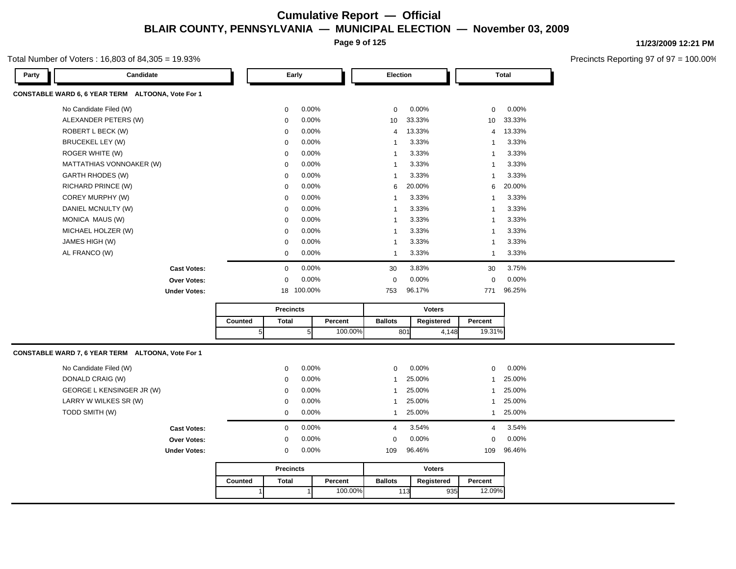# Cumulative Report — Official

## BLAIR COUNTY, PENNSYLVANIA — MUNICIPAL ELECTION — November 03, 2009

11/23/2009 12:21 PM

Total Number of Voters : 16,803 of 84,305 = 19.93%

Precincts Reporting 97 of 97 = 100.00%

### CONSTABLE WARD 6, 6 YEAR TERM ALTOONA, Vote For 1

| Party | Candidate | Early | | Election | | Total | |
|---|---|---|---|---|---|---|---|
| | No Candidate Filed (W) | 0 | 0.00% | 0 | 0.00% | 0 | 0.00% |
| | ALEXANDER PETERS (W) | 0 | 0.00% | 10 | 33.33% | 10 | 33.33% |
| | ROBERT L BECK (W) | 0 | 0.00% | 4 | 13.33% | 4 | 13.33% |
| | BRUCEKEL LEY (W) | 0 | 0.00% | 1 | 3.33% | 1 | 3.33% |
| | ROGER WHITE (W) | 0 | 0.00% | 1 | 3.33% | 1 | 3.33% |
| | MATTATHIAS VONNOAKER (W) | 0 | 0.00% | 1 | 3.33% | 1 | 3.33% |
| | GARTH RHODES (W) | 0 | 0.00% | 1 | 3.33% | 1 | 3.33% |
| | RICHARD PRINCE (W) | 0 | 0.00% | 6 | 20.00% | 6 | 20.00% |
| | COREY MURPHY (W) | 0 | 0.00% | 1 | 3.33% | 1 | 3.33% |
| | DANIEL MCNULTY (W) | 0 | 0.00% | 1 | 3.33% | 1 | 3.33% |
| | MONICA MAUS (W) | 0 | 0.00% | 1 | 3.33% | 1 | 3.33% |
| | MICHAEL HOLZER (W) | 0 | 0.00% | 1 | 3.33% | 1 | 3.33% |
| | JAMES HIGH (W) | 0 | 0.00% | 1 | 3.33% | 1 | 3.33% |
| | AL FRANCO (W) | 0 | 0.00% | 1 | 3.33% | 1 | 3.33% |
| | **Cast Votes:** | 0 | 0.00% | 30 | 3.83% | 30 | 3.75% |
| | **Over Votes:** | 0 | 0.00% | 0 | 0.00% | 0 | 0.00% |
| | **Under Votes:** | 18 | 100.00% | 753 | 96.17% | 771 | 96.25% |

| Precincts | | | Voters | | |
|---|---|---|---|---|---|
| Counted | Total | Percent | Ballots | Registered | Percent |
| 5 | 5 | 100.00% | 801 | 4,148 | 19.31% |

### CONSTABLE WARD 7, 6 YEAR TERM ALTOONA, Vote For 1

| Party | Candidate | Early | | Election | | Total | |
|---|---|---|---|---|---|---|---|
| | No Candidate Filed (W) | 0 | 0.00% | 0 | 0.00% | 0 | 0.00% |
| | DONALD CRAIG (W) | 0 | 0.00% | 1 | 25.00% | 1 | 25.00% |
| | GEORGE L KENSINGER JR (W) | 0 | 0.00% | 1 | 25.00% | 1 | 25.00% |
| | LARRY W WILKES SR (W) | 0 | 0.00% | 1 | 25.00% | 1 | 25.00% |
| | TODD SMITH (W) | 0 | 0.00% | 1 | 25.00% | 1 | 25.00% |
| | **Cast Votes:** | 0 | 0.00% | 4 | 3.54% | 4 | 3.54% |
| | **Over Votes:** | 0 | 0.00% | 0 | 0.00% | 0 | 0.00% |
| | **Under Votes:** | 0 | 0.00% | 109 | 96.46% | 109 | 96.46% |

| Precincts | | | Voters | | |
|---|---|---|---|---|---|
| Counted | Total | Percent | Ballots | Registered | Percent |
| 1 | 1 | 100.00% | 113 | 935 | 12.09% |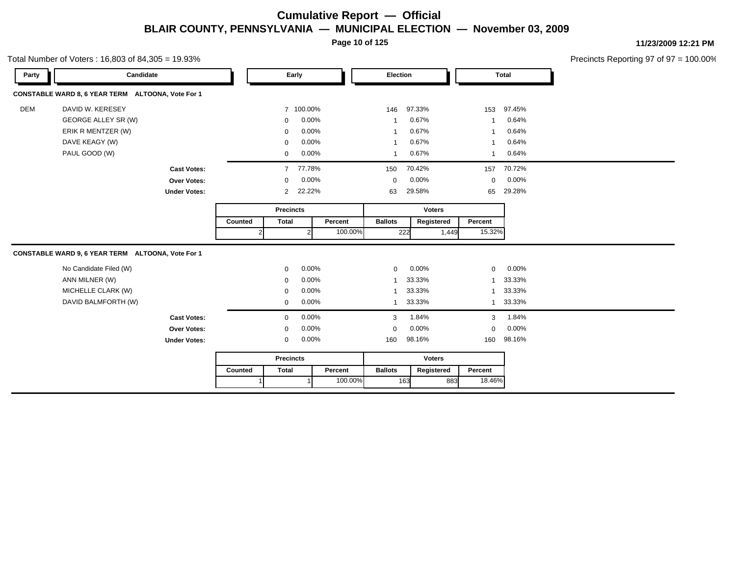# Cumulative Report — Official

## BLAIR COUNTY, PENNSYLVANIA — MUNICIPAL ELECTION — November 03, 2009

11/23/2009 12:21 PM

Total Number of Voters : 16,803 of 84,305 = 19.93%

Precincts Reporting 97 of 97 = 100.00%

### CONSTABLE WARD 8, 6 YEAR TERM ALTOONA, Vote For 1

| Party | Candidate | Early | | Election | | Total | |
|---|---|---|---|---|---|---|---|
| DEM | DAVID W. KERESEY | 7 | 100.00% | 146 | 97.33% | 153 | 97.45% |
| | GEORGE ALLEY SR (W) | 0 | 0.00% | 1 | 0.67% | 1 | 0.64% |
| | ERIK R MENTZER (W) | 0 | 0.00% | 1 | 0.67% | 1 | 0.64% |
| | DAVE KEAGY (W) | 0 | 0.00% | 1 | 0.67% | 1 | 0.64% |
| | PAUL GOOD (W) | 0 | 0.00% | 1 | 0.67% | 1 | 0.64% |
| | **Cast Votes:** | 7 | 77.78% | 150 | 70.42% | 157 | 70.72% |
| | **Over Votes:** | 0 | 0.00% | 0 | 0.00% | 0 | 0.00% |
| | **Under Votes:** | 2 | 22.22% | 63 | 29.58% | 65 | 29.28% |

| Precincts | | | Voters | | |
|---|---|---|---|---|---|
| Counted | Total | Percent | Ballots | Registered | Percent |
| 2 | 2 | 100.00% | 222 | 1,449 | 15.32% |

### CONSTABLE WARD 9, 6 YEAR TERM ALTOONA, Vote For 1

| Party | Candidate | Early | | Election | | Total | |
|---|---|---|---|---|---|---|---|
| | No Candidate Filed (W) | 0 | 0.00% | 0 | 0.00% | 0 | 0.00% |
| | ANN MILNER (W) | 0 | 0.00% | 1 | 33.33% | 1 | 33.33% |
| | MICHELLE CLARK (W) | 0 | 0.00% | 1 | 33.33% | 1 | 33.33% |
| | DAVID BALMFORTH (W) | 0 | 0.00% | 1 | 33.33% | 1 | 33.33% |
| | **Cast Votes:** | 0 | 0.00% | 3 | 1.84% | 3 | 1.84% |
| | **Over Votes:** | 0 | 0.00% | 0 | 0.00% | 0 | 0.00% |
| | **Under Votes:** | 0 | 0.00% | 160 | 98.16% | 160 | 98.16% |

| Precincts | | | Voters | | |
|---|---|---|---|---|---|
| Counted | Total | Percent | Ballots | Registered | Percent |
| 1 | 1 | 100.00% | 163 | 883 | 18.46% |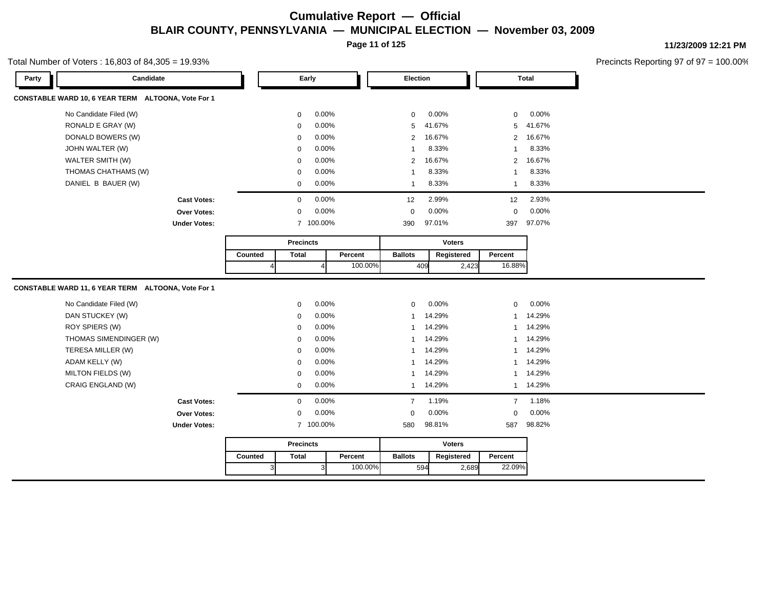# Cumulative Report — Official

## BLAIR COUNTY, PENNSYLVANIA — MUNICIPAL ELECTION — November 03, 2009

11/23/2009 12:21 PM

Total Number of Voters : 16,803 of 84,305 = 19.93%

Precincts Reporting 97 of 97 = 100.00%

### CONSTABLE WARD 10, 6 YEAR TERM ALTOONA, Vote For 1

| Party | Candidate | Early | | Election | | Total | |
|---|---|---|---|---|---|---|---|
| | No Candidate Filed (W) | 0 | 0.00% | 0 | 0.00% | 0 | 0.00% |
| | RONALD E GRAY (W) | 0 | 0.00% | 5 | 41.67% | 5 | 41.67% |
| | DONALD BOWERS (W) | 0 | 0.00% | 2 | 16.67% | 2 | 16.67% |
| | JOHN WALTER (W) | 0 | 0.00% | 1 | 8.33% | 1 | 8.33% |
| | WALTER SMITH (W) | 0 | 0.00% | 2 | 16.67% | 2 | 16.67% |
| | THOMAS CHATHAMS (W) | 0 | 0.00% | 1 | 8.33% | 1 | 8.33% |
| | DANIEL B BAUER (W) | 0 | 0.00% | 1 | 8.33% | 1 | 8.33% |
| | **Cast Votes:** | 0 | 0.00% | 12 | 2.99% | 12 | 2.93% |
| | **Over Votes:** | 0 | 0.00% | 0 | 0.00% | 0 | 0.00% |
| | **Under Votes:** | 7 | 100.00% | 390 | 97.01% | 397 | 97.07% |

| Precincts | | | Voters | | |
|---|---|---|---|---|---|
| Counted | Total | Percent | Ballots | Registered | Percent |
| 4 | 4 | 100.00% | 409 | 2,423 | 16.88% |

### CONSTABLE WARD 11, 6 YEAR TERM ALTOONA, Vote For 1

| Party | Candidate | Early | | Election | | Total | |
|---|---|---|---|---|---|---|---|
| | No Candidate Filed (W) | 0 | 0.00% | 0 | 0.00% | 0 | 0.00% |
| | DAN STUCKEY (W) | 0 | 0.00% | 1 | 14.29% | 1 | 14.29% |
| | ROY SPIERS (W) | 0 | 0.00% | 1 | 14.29% | 1 | 14.29% |
| | THOMAS SIMENDINGER (W) | 0 | 0.00% | 1 | 14.29% | 1 | 14.29% |
| | TERESA MILLER (W) | 0 | 0.00% | 1 | 14.29% | 1 | 14.29% |
| | ADAM KELLY (W) | 0 | 0.00% | 1 | 14.29% | 1 | 14.29% |
| | MILTON FIELDS (W) | 0 | 0.00% | 1 | 14.29% | 1 | 14.29% |
| | CRAIG ENGLAND (W) | 0 | 0.00% | 1 | 14.29% | 1 | 14.29% |
| | **Cast Votes:** | 0 | 0.00% | 7 | 1.19% | 7 | 1.18% |
| | **Over Votes:** | 0 | 0.00% | 0 | 0.00% | 0 | 0.00% |
| | **Under Votes:** | 7 | 100.00% | 580 | 98.81% | 587 | 98.82% |

| Precincts | | | Voters | | |
|---|---|---|---|---|---|
| Counted | Total | Percent | Ballots | Registered | Percent |
| 3 | 3 | 100.00% | 594 | 2,689 | 22.09% |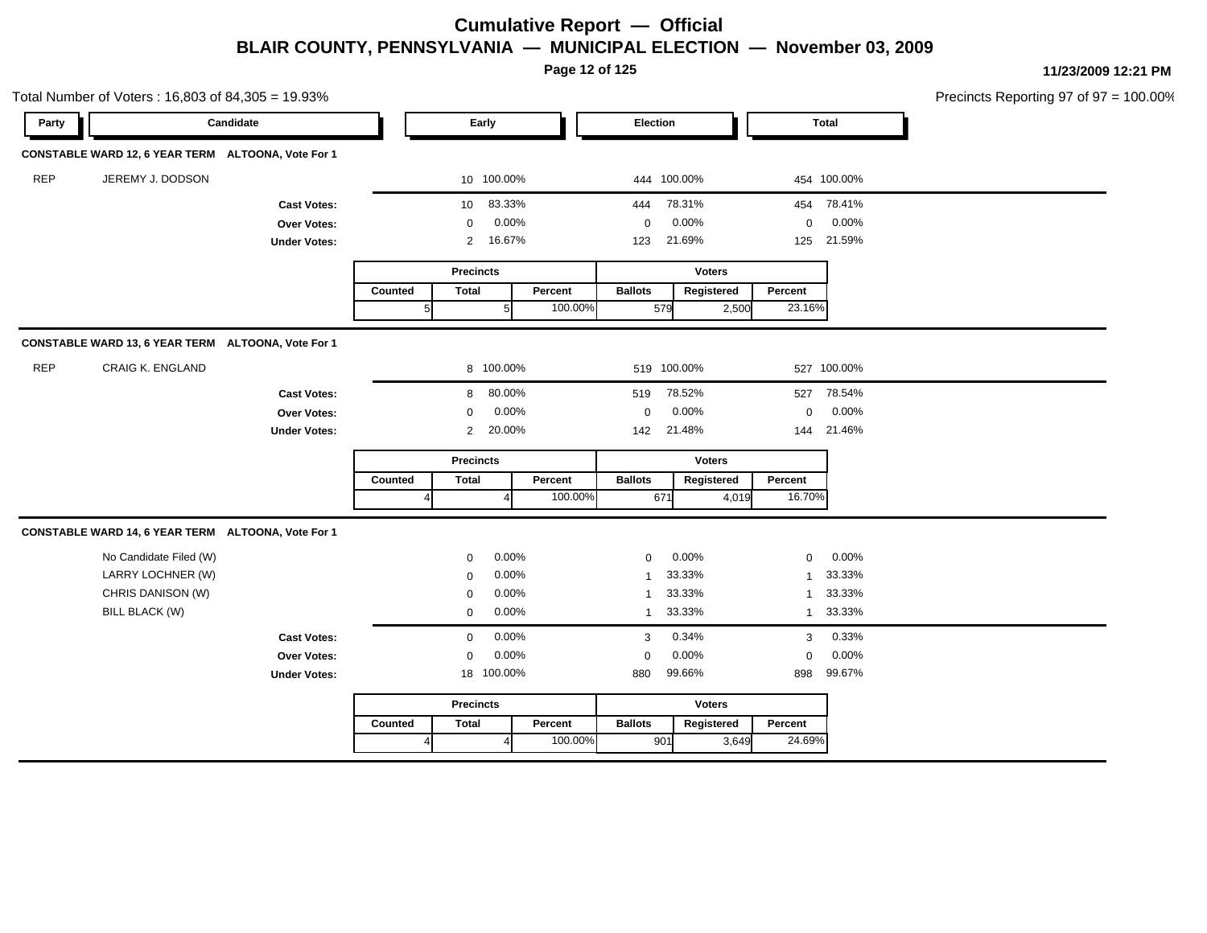# Cumulative Report — Official

## BLAIR COUNTY, PENNSYLVANIA — MUNICIPAL ELECTION — November 03, 2009

11/23/2009 12:21 PM

Total Number of Voters : 16,803 of 84,305 = 19.93%

Precincts Reporting 97 of 97 = 100.00%

### CONSTABLE WARD 12, 6 YEAR TERM ALTOONA, Vote For 1

| Party | Candidate | Early | | Election | | Total | |
|---|---|---|---|---|---|---|---|
| REP | JEREMY J. DODSON | 10 | 100.00% | 444 | 100.00% | 454 | 100.00% |
| | **Cast Votes:** | 10 | 83.33% | 444 | 78.31% | 454 | 78.41% |
| | **Over Votes:** | 0 | 0.00% | 0 | 0.00% | 0 | 0.00% |
| | **Under Votes:** | 2 | 16.67% | 123 | 21.69% | 125 | 21.59% |

| Precincts | | | Voters | | |
|---|---|---|---|---|---|
| Counted | Total | Percent | Ballots | Registered | Percent |
| 5 | 5 | 100.00% | 579 | 2,500 | 23.16% |

### CONSTABLE WARD 13, 6 YEAR TERM ALTOONA, Vote For 1

| Party | Candidate | Early | | Election | | Total | |
|---|---|---|---|---|---|---|---|
| REP | CRAIG K. ENGLAND | 8 | 100.00% | 519 | 100.00% | 527 | 100.00% |
| | **Cast Votes:** | 8 | 80.00% | 519 | 78.52% | 527 | 78.54% |
| | **Over Votes:** | 0 | 0.00% | 0 | 0.00% | 0 | 0.00% |
| | **Under Votes:** | 2 | 20.00% | 142 | 21.48% | 144 | 21.46% |

| Precincts | | | Voters | | |
|---|---|---|---|---|---|
| Counted | Total | Percent | Ballots | Registered | Percent |
| 4 | 4 | 100.00% | 671 | 4,019 | 16.70% |

### CONSTABLE WARD 14, 6 YEAR TERM ALTOONA, Vote For 1

| Party | Candidate | Early | | Election | | Total | |
|---|---|---|---|---|---|---|---|
| | No Candidate Filed (W) | 0 | 0.00% | 0 | 0.00% | 0 | 0.00% |
| | LARRY LOCHNER (W) | 0 | 0.00% | 1 | 33.33% | 1 | 33.33% |
| | CHRIS DANISON (W) | 0 | 0.00% | 1 | 33.33% | 1 | 33.33% |
| | BILL BLACK (W) | 0 | 0.00% | 1 | 33.33% | 1 | 33.33% |
| | **Cast Votes:** | 0 | 0.00% | 3 | 0.34% | 3 | 0.33% |
| | **Over Votes:** | 0 | 0.00% | 0 | 0.00% | 0 | 0.00% |
| | **Under Votes:** | 18 | 100.00% | 880 | 99.66% | 898 | 99.67% |

| Precincts | | | Voters | | |
|---|---|---|---|---|---|
| Counted | Total | Percent | Ballots | Registered | Percent |
| 4 | 4 | 100.00% | 901 | 3,649 | 24.69% |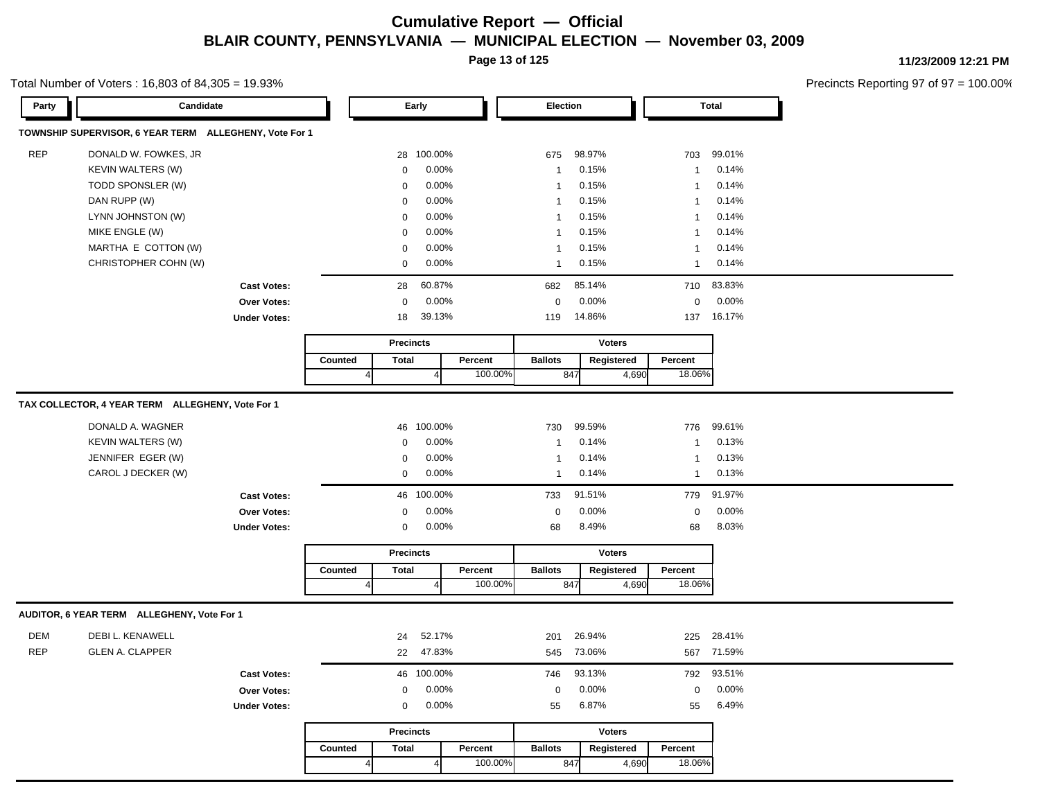# Cumulative Report — Official

## BLAIR COUNTY, PENNSYLVANIA — MUNICIPAL ELECTION — November 03, 2009

11/23/2009 12:21 PM

Total Number of Voters : 16,803 of 84,305 = 19.93%

Precincts Reporting 97 of 97 = 100.00%

### TOWNSHIP SUPERVISOR, 6 YEAR TERM ALLEGHENY, Vote For 1

| Party | Candidate | Early | | Election | | Total | |
|---|---|---|---|---|---|---|---|
| REP | DONALD W. FOWKES, JR | 28 | 100.00% | 675 | 98.97% | 703 | 99.01% |
| | KEVIN WALTERS (W) | 0 | 0.00% | 1 | 0.15% | 1 | 0.14% |
| | TODD SPONSLER (W) | 0 | 0.00% | 1 | 0.15% | 1 | 0.14% |
| | DAN RUPP (W) | 0 | 0.00% | 1 | 0.15% | 1 | 0.14% |
| | LYNN JOHNSTON (W) | 0 | 0.00% | 1 | 0.15% | 1 | 0.14% |
| | MIKE ENGLE (W) | 0 | 0.00% | 1 | 0.15% | 1 | 0.14% |
| | MARTHA E COTTON (W) | 0 | 0.00% | 1 | 0.15% | 1 | 0.14% |
| | CHRISTOPHER COHN (W) | 0 | 0.00% | 1 | 0.15% | 1 | 0.14% |
| | **Cast Votes:** | 28 | 60.87% | 682 | 85.14% | 710 | 83.83% |
| | **Over Votes:** | 0 | 0.00% | 0 | 0.00% | 0 | 0.00% |
| | **Under Votes:** | 18 | 39.13% | 119 | 14.86% | 137 | 16.17% |

| Precincts | | | Voters | | |
|---|---|---|---|---|---|
| Counted | Total | Percent | Ballots | Registered | Percent |
| 4 | 4 | 100.00% | 847 | 4,690 | 18.06% |

### TAX COLLECTOR, 4 YEAR TERM ALLEGHENY, Vote For 1

| Party | Candidate | Early | | Election | | Total | |
|---|---|---|---|---|---|---|---|
| | DONALD A. WAGNER | 46 | 100.00% | 730 | 99.59% | 776 | 99.61% |
| | KEVIN WALTERS (W) | 0 | 0.00% | 1 | 0.14% | 1 | 0.13% |
| | JENNIFER EGER (W) | 0 | 0.00% | 1 | 0.14% | 1 | 0.13% |
| | CAROL J DECKER (W) | 0 | 0.00% | 1 | 0.14% | 1 | 0.13% |
| | **Cast Votes:** | 46 | 100.00% | 733 | 91.51% | 779 | 91.97% |
| | **Over Votes:** | 0 | 0.00% | 0 | 0.00% | 0 | 0.00% |
| | **Under Votes:** | 0 | 0.00% | 68 | 8.49% | 68 | 8.03% |

| Precincts | | | Voters | | |
|---|---|---|---|---|---|
| Counted | Total | Percent | Ballots | Registered | Percent |
| 4 | 4 | 100.00% | 847 | 4,690 | 18.06% |

### AUDITOR, 6 YEAR TERM ALLEGHENY, Vote For 1

| Party | Candidate | Early | | Election | | Total | |
|---|---|---|---|---|---|---|---|
| DEM | DEBI L. KENAWELL | 24 | 52.17% | 201 | 26.94% | 225 | 28.41% |
| REP | GLEN A. CLAPPER | 22 | 47.83% | 545 | 73.06% | 567 | 71.59% |
| | **Cast Votes:** | 46 | 100.00% | 746 | 93.13% | 792 | 93.51% |
| | **Over Votes:** | 0 | 0.00% | 0 | 0.00% | 0 | 0.00% |
| | **Under Votes:** | 0 | 0.00% | 55 | 6.87% | 55 | 6.49% |

| Precincts | | | Voters | | |
|---|---|---|---|---|---|
| Counted | Total | Percent | Ballots | Registered | Percent |
| 4 | 4 | 100.00% | 847 | 4,690 | 18.06% |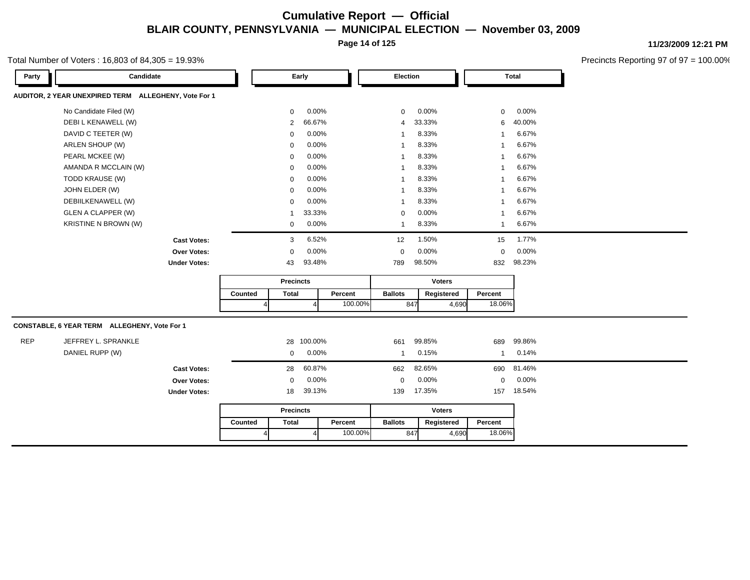# Cumulative Report — Official

## BLAIR COUNTY, PENNSYLVANIA — MUNICIPAL ELECTION — November 03, 2009

11/23/2009 12:21 PM

Total Number of Voters : 16,803 of 84,305 = 19.93%

Precincts Reporting 97 of 97 = 100.00%

### AUDITOR, 2 YEAR UNEXPIRED TERM ALLEGHENY, Vote For 1

| Party | Candidate | Early | | Election | | Total | |
|---|---|---|---|---|---|---|---|
| | No Candidate Filed (W) | 0 | 0.00% | 0 | 0.00% | 0 | 0.00% |
| | DEBI L KENAWELL (W) | 2 | 66.67% | 4 | 33.33% | 6 | 40.00% |
| | DAVID C TEETER (W) | 0 | 0.00% | 1 | 8.33% | 1 | 6.67% |
| | ARLEN SHOUP (W) | 0 | 0.00% | 1 | 8.33% | 1 | 6.67% |
| | PEARL MCKEE (W) | 0 | 0.00% | 1 | 8.33% | 1 | 6.67% |
| | AMANDA R MCCLAIN (W) | 0 | 0.00% | 1 | 8.33% | 1 | 6.67% |
| | TODD KRAUSE (W) | 0 | 0.00% | 1 | 8.33% | 1 | 6.67% |
| | JOHN ELDER (W) | 0 | 0.00% | 1 | 8.33% | 1 | 6.67% |
| | DEBIILKENAWELL (W) | 0 | 0.00% | 1 | 8.33% | 1 | 6.67% |
| | GLEN A CLAPPER (W) | 1 | 33.33% | 0 | 0.00% | 1 | 6.67% |
| | KRISTINE N BROWN (W) | 0 | 0.00% | 1 | 8.33% | 1 | 6.67% |
| | **Cast Votes:** | 3 | 6.52% | 12 | 1.50% | 15 | 1.77% |
| | **Over Votes:** | 0 | 0.00% | 0 | 0.00% | 0 | 0.00% |
| | **Under Votes:** | 43 | 93.48% | 789 | 98.50% | 832 | 98.23% |

| Precincts | | | Voters | | |
|---|---|---|---|---|---|
| Counted | Total | Percent | Ballots | Registered | Percent |
| 4 | 4 | 100.00% | 847 | 4,690 | 18.06% |

### CONSTABLE, 6 YEAR TERM ALLEGHENY, Vote For 1

| Party | Candidate | Early | | Election | | Total | |
|---|---|---|---|---|---|---|---|
| REP | JEFFREY L. SPRANKLE | 28 | 100.00% | 661 | 99.85% | 689 | 99.86% |
| | DANIEL RUPP (W) | 0 | 0.00% | 1 | 0.15% | 1 | 0.14% |
| | **Cast Votes:** | 28 | 60.87% | 662 | 82.65% | 690 | 81.46% |
| | **Over Votes:** | 0 | 0.00% | 0 | 0.00% | 0 | 0.00% |
| | **Under Votes:** | 18 | 39.13% | 139 | 17.35% | 157 | 18.54% |

| Precincts | | | Voters | | |
|---|---|---|---|---|---|
| Counted | Total | Percent | Ballots | Registered | Percent |
| 4 | 4 | 100.00% | 847 | 4,690 | 18.06% |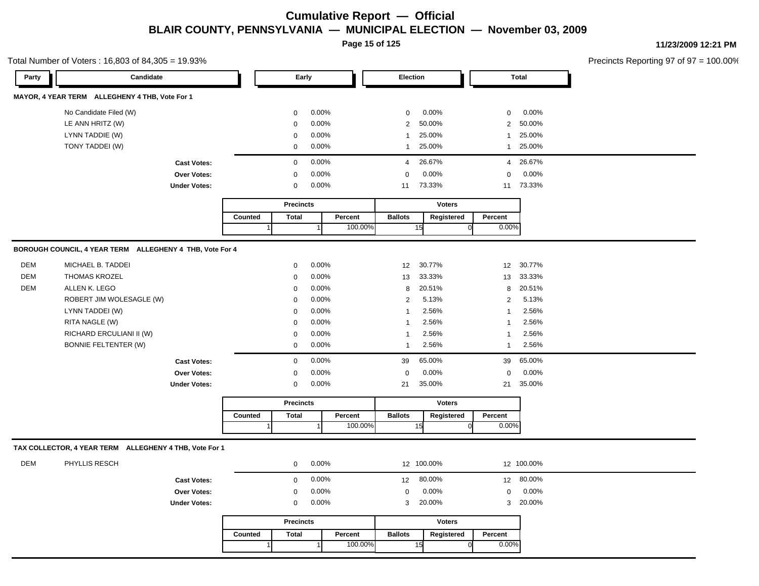# Cumulative Report — Official
## BLAIR COUNTY, PENNSYLVANIA — MUNICIPAL ELECTION — November 03, 2009

11/23/2009 12:21 PM

Total Number of Voters : 16,803 of 84,305 = 19.93%

Precincts Reporting 97 of 97 = 100.00%

### MAYOR, 4 YEAR TERM ALLEGHENY 4 THB, Vote For 1

| Party | Candidate | Early | | Election | | Total | |
|---|---|---|---|---|---|---|---|
| | No Candidate Filed (W) | 0 | 0.00% | 0 | 0.00% | 0 | 0.00% |
| | LE ANN HRITZ (W) | 0 | 0.00% | 2 | 50.00% | 2 | 50.00% |
| | LYNN TADDIE (W) | 0 | 0.00% | 1 | 25.00% | 1 | 25.00% |
| | TONY TADDEI (W) | 0 | 0.00% | 1 | 25.00% | 1 | 25.00% |
| | **Cast Votes:** | 0 | 0.00% | 4 | 26.67% | 4 | 26.67% |
| | **Over Votes:** | 0 | 0.00% | 0 | 0.00% | 0 | 0.00% |
| | **Under Votes:** | 0 | 0.00% | 11 | 73.33% | 11 | 73.33% |

| Precincts | | | Voters | | |
|---|---|---|---|---|---|
| Counted | Total | Percent | Ballots | Registered | Percent |
| 1 | 1 | 100.00% | 15 | 0 | 0.00% |

### BOROUGH COUNCIL, 4 YEAR TERM ALLEGHENY 4 THB, Vote For 4

| Party | Candidate | Early | | Election | | Total | |
|---|---|---|---|---|---|---|---|
| DEM | MICHAEL B. TADDEI | 0 | 0.00% | 12 | 30.77% | 12 | 30.77% |
| DEM | THOMAS KROZEL | 0 | 0.00% | 13 | 33.33% | 13 | 33.33% |
| DEM | ALLEN K. LEGO | 0 | 0.00% | 8 | 20.51% | 8 | 20.51% |
| | ROBERT JIM WOLESAGLE (W) | 0 | 0.00% | 2 | 5.13% | 2 | 5.13% |
| | LYNN TADDEI (W) | 0 | 0.00% | 1 | 2.56% | 1 | 2.56% |
| | RITA NAGLE (W) | 0 | 0.00% | 1 | 2.56% | 1 | 2.56% |
| | RICHARD ERCULIANI II (W) | 0 | 0.00% | 1 | 2.56% | 1 | 2.56% |
| | BONNIE FELTENTER (W) | 0 | 0.00% | 1 | 2.56% | 1 | 2.56% |
| | **Cast Votes:** | 0 | 0.00% | 39 | 65.00% | 39 | 65.00% |
| | **Over Votes:** | 0 | 0.00% | 0 | 0.00% | 0 | 0.00% |
| | **Under Votes:** | 0 | 0.00% | 21 | 35.00% | 21 | 35.00% |

| Precincts | | | Voters | | |
|---|---|---|---|---|---|
| Counted | Total | Percent | Ballots | Registered | Percent |
| 1 | 1 | 100.00% | 15 | 0 | 0.00% |

### TAX COLLECTOR, 4 YEAR TERM ALLEGHENY 4 THB, Vote For 1

| Party | Candidate | Early | | Election | | Total | |
|---|---|---|---|---|---|---|---|
| DEM | PHYLLIS RESCH | 0 | 0.00% | 12 | 100.00% | 12 | 100.00% |
| | **Cast Votes:** | 0 | 0.00% | 12 | 80.00% | 12 | 80.00% |
| | **Over Votes:** | 0 | 0.00% | 0 | 0.00% | 0 | 0.00% |
| | **Under Votes:** | 0 | 0.00% | 3 | 20.00% | 3 | 20.00% |

| Precincts | | | Voters | | |
|---|---|---|---|---|---|
| Counted | Total | Percent | Ballots | Registered | Percent |
| 1 | 1 | 100.00% | 15 | 0 | 0.00% |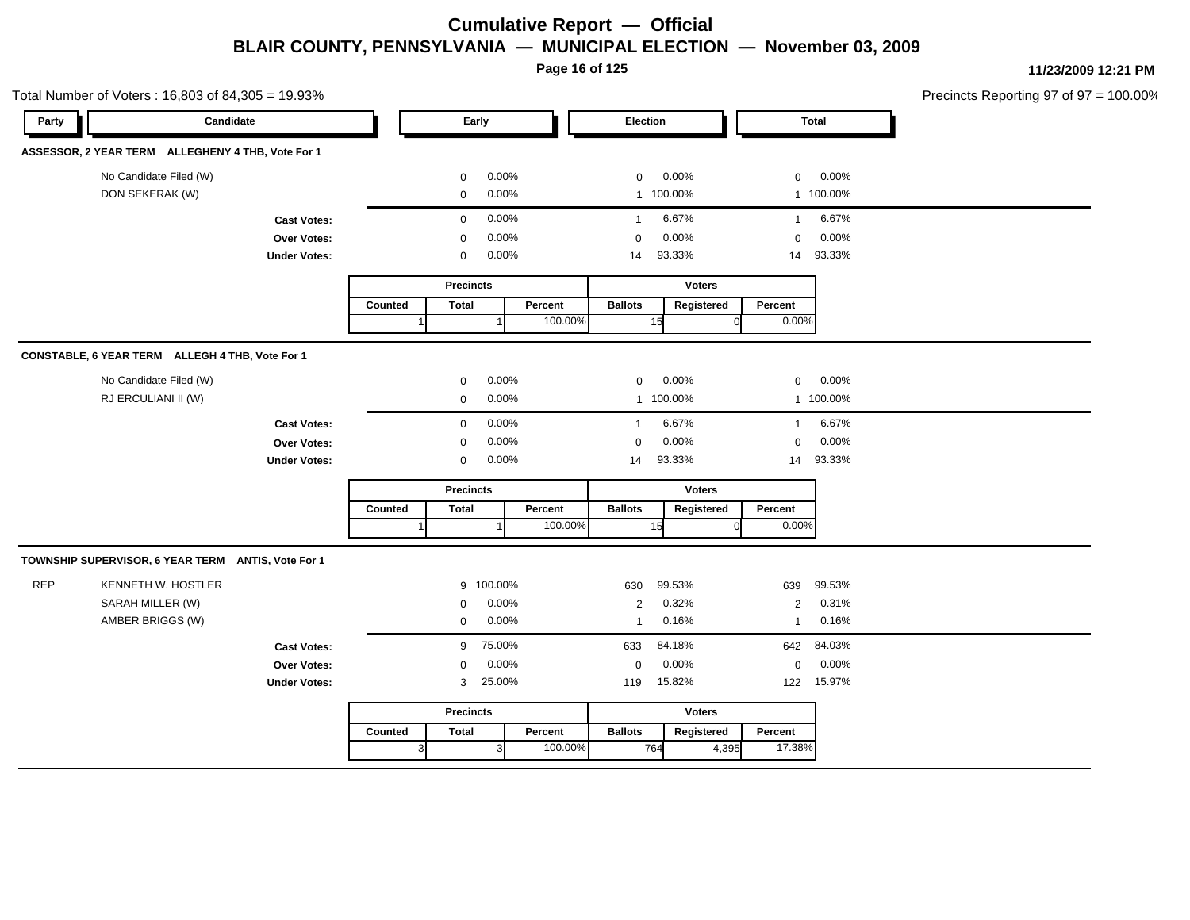# Cumulative Report — Official

## BLAIR COUNTY, PENNSYLVANIA — MUNICIPAL ELECTION — November 03, 2009

11/23/2009 12:21 PM

Total Number of Voters : 16,803 of 84,305 = 19.93%

Precincts Reporting 97 of 97 = 100.00%

### ASSESSOR, 2 YEAR TERM ALLEGHENY 4 THB, Vote For 1

| Party | Candidate | Early | | Election | | Total | |
|---|---|---|---|---|---|---|---|
| | No Candidate Filed (W) | 0 | 0.00% | 0 | 0.00% | 0 | 0.00% |
| | DON SEKERAK (W) | 0 | 0.00% | 1 | 100.00% | 1 | 100.00% |
| | **Cast Votes:** | 0 | 0.00% | 1 | 6.67% | 1 | 6.67% |
| | **Over Votes:** | 0 | 0.00% | 0 | 0.00% | 0 | 0.00% |
| | **Under Votes:** | 0 | 0.00% | 14 | 93.33% | 14 | 93.33% |

| Precincts | | | Voters | | |
|---|---|---|---|---|---|
| Counted | Total | Percent | Ballots | Registered | Percent |
| 1 | 1 | 100.00% | 15 | 0 | 0.00% |

### CONSTABLE, 6 YEAR TERM ALLEGH 4 THB, Vote For 1

| Party | Candidate | Early | | Election | | Total | |
|---|---|---|---|---|---|---|---|
| | No Candidate Filed (W) | 0 | 0.00% | 0 | 0.00% | 0 | 0.00% |
| | RJ ERCULIANI II (W) | 0 | 0.00% | 1 | 100.00% | 1 | 100.00% |
| | **Cast Votes:** | 0 | 0.00% | 1 | 6.67% | 1 | 6.67% |
| | **Over Votes:** | 0 | 0.00% | 0 | 0.00% | 0 | 0.00% |
| | **Under Votes:** | 0 | 0.00% | 14 | 93.33% | 14 | 93.33% |

| Precincts | | | Voters | | |
|---|---|---|---|---|---|
| Counted | Total | Percent | Ballots | Registered | Percent |
| 1 | 1 | 100.00% | 15 | 0 | 0.00% |

### TOWNSHIP SUPERVISOR, 6 YEAR TERM ANTIS, Vote For 1

| Party | Candidate | Early | | Election | | Total | |
|---|---|---|---|---|---|---|---|
| REP | KENNETH W. HOSTLER | 9 | 100.00% | 630 | 99.53% | 639 | 99.53% |
| | SARAH MILLER (W) | 0 | 0.00% | 2 | 0.32% | 2 | 0.31% |
| | AMBER BRIGGS (W) | 0 | 0.00% | 1 | 0.16% | 1 | 0.16% |
| | **Cast Votes:** | 9 | 75.00% | 633 | 84.18% | 642 | 84.03% |
| | **Over Votes:** | 0 | 0.00% | 0 | 0.00% | 0 | 0.00% |
| | **Under Votes:** | 3 | 25.00% | 119 | 15.82% | 122 | 15.97% |

| Precincts | | | Voters | | |
|---|---|---|---|---|---|
| Counted | Total | Percent | Ballots | Registered | Percent |
| 3 | 3 | 100.00% | 764 | 4,395 | 17.38% |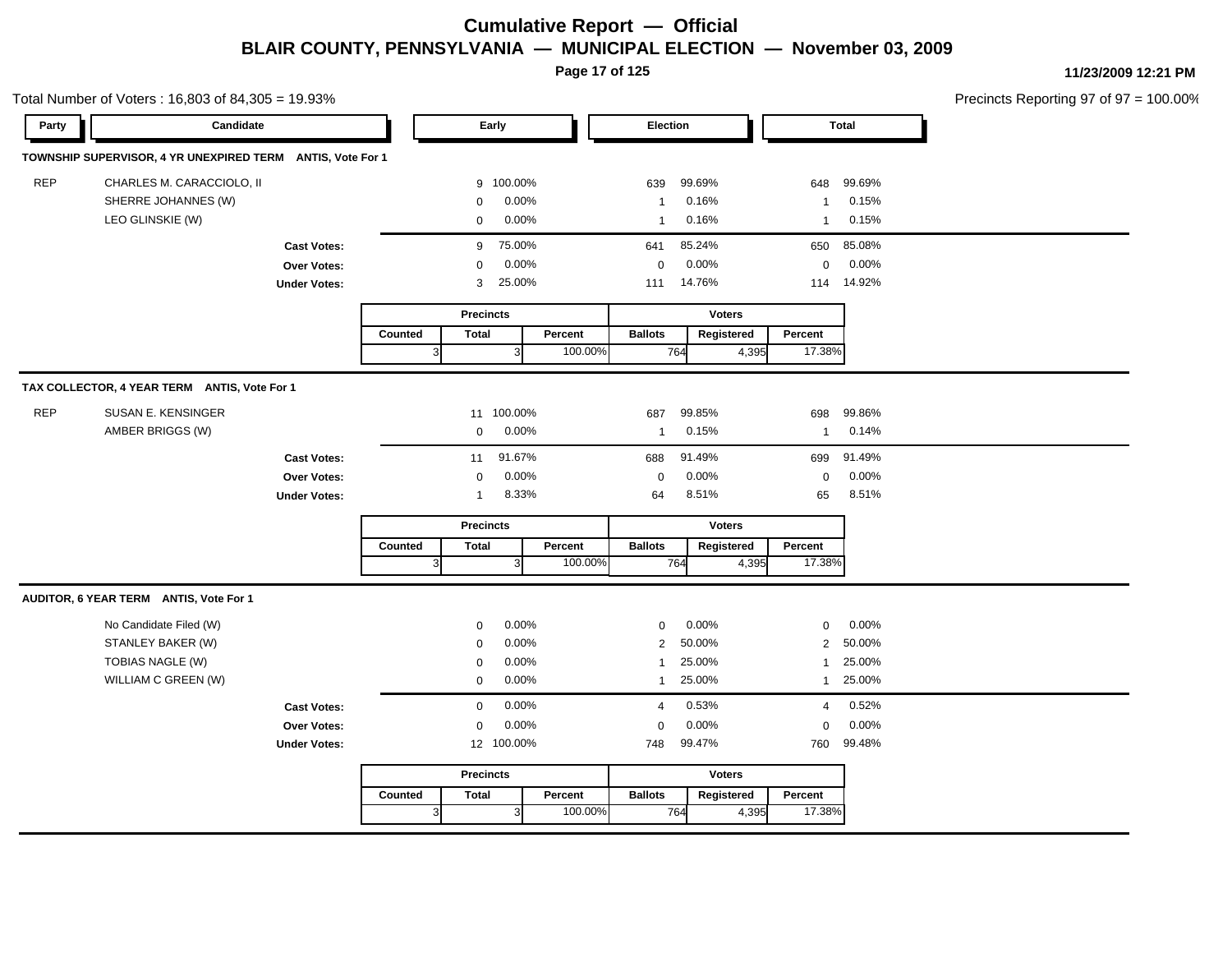# Cumulative Report — Official

## BLAIR COUNTY, PENNSYLVANIA — MUNICIPAL ELECTION — November 03, 2009

11/23/2009 12:21 PM

Total Number of Voters : 16,803 of 84,305 = 19.93%

Precincts Reporting 97 of 97 = 100.00%

### TOWNSHIP SUPERVISOR, 4 YR UNEXPIRED TERM ANTIS, Vote For 1

| Party | Candidate | Early | | Election | | Total | |
|---|---|---|---|---|---|---|---|
| REP | CHARLES M. CARACCIOLO, II | 9 | 100.00% | 639 | 99.69% | 648 | 99.69% |
| | SHERRE JOHANNES (W) | 0 | 0.00% | 1 | 0.16% | 1 | 0.15% |
| | LEO GLINSKIE (W) | 0 | 0.00% | 1 | 0.16% | 1 | 0.15% |
| | **Cast Votes:** | 9 | 75.00% | 641 | 85.24% | 650 | 85.08% |
| | **Over Votes:** | 0 | 0.00% | 0 | 0.00% | 0 | 0.00% |
| | **Under Votes:** | 3 | 25.00% | 111 | 14.76% | 114 | 14.92% |

| Precincts | | | Voters | | |
|---|---|---|---|---|---|
| Counted | Total | Percent | Ballots | Registered | Percent |
| 3 | 3 | 100.00% | 764 | 4,395 | 17.38% |

### TAX COLLECTOR, 4 YEAR TERM ANTIS, Vote For 1

| Party | Candidate | Early | | Election | | Total | |
|---|---|---|---|---|---|---|---|
| REP | SUSAN E. KENSINGER | 11 | 100.00% | 687 | 99.85% | 698 | 99.86% |
| | AMBER BRIGGS (W) | 0 | 0.00% | 1 | 0.15% | 1 | 0.14% |
| | **Cast Votes:** | 11 | 91.67% | 688 | 91.49% | 699 | 91.49% |
| | **Over Votes:** | 0 | 0.00% | 0 | 0.00% | 0 | 0.00% |
| | **Under Votes:** | 1 | 8.33% | 64 | 8.51% | 65 | 8.51% |

| Precincts | | | Voters | | |
|---|---|---|---|---|---|
| Counted | Total | Percent | Ballots | Registered | Percent |
| 3 | 3 | 100.00% | 764 | 4,395 | 17.38% |

### AUDITOR, 6 YEAR TERM ANTIS, Vote For 1

| Party | Candidate | Early | | Election | | Total | |
|---|---|---|---|---|---|---|---|
| | No Candidate Filed (W) | 0 | 0.00% | 0 | 0.00% | 0 | 0.00% |
| | STANLEY BAKER (W) | 0 | 0.00% | 2 | 50.00% | 2 | 50.00% |
| | TOBIAS NAGLE (W) | 0 | 0.00% | 1 | 25.00% | 1 | 25.00% |
| | WILLIAM C GREEN (W) | 0 | 0.00% | 1 | 25.00% | 1 | 25.00% |
| | **Cast Votes:** | 0 | 0.00% | 4 | 0.53% | 4 | 0.52% |
| | **Over Votes:** | 0 | 0.00% | 0 | 0.00% | 0 | 0.00% |
| | **Under Votes:** | 12 | 100.00% | 748 | 99.47% | 760 | 99.48% |

| Precincts | | | Voters | | |
|---|---|---|---|---|---|
| Counted | Total | Percent | Ballots | Registered | Percent |
| 3 | 3 | 100.00% | 764 | 4,395 | 17.38% |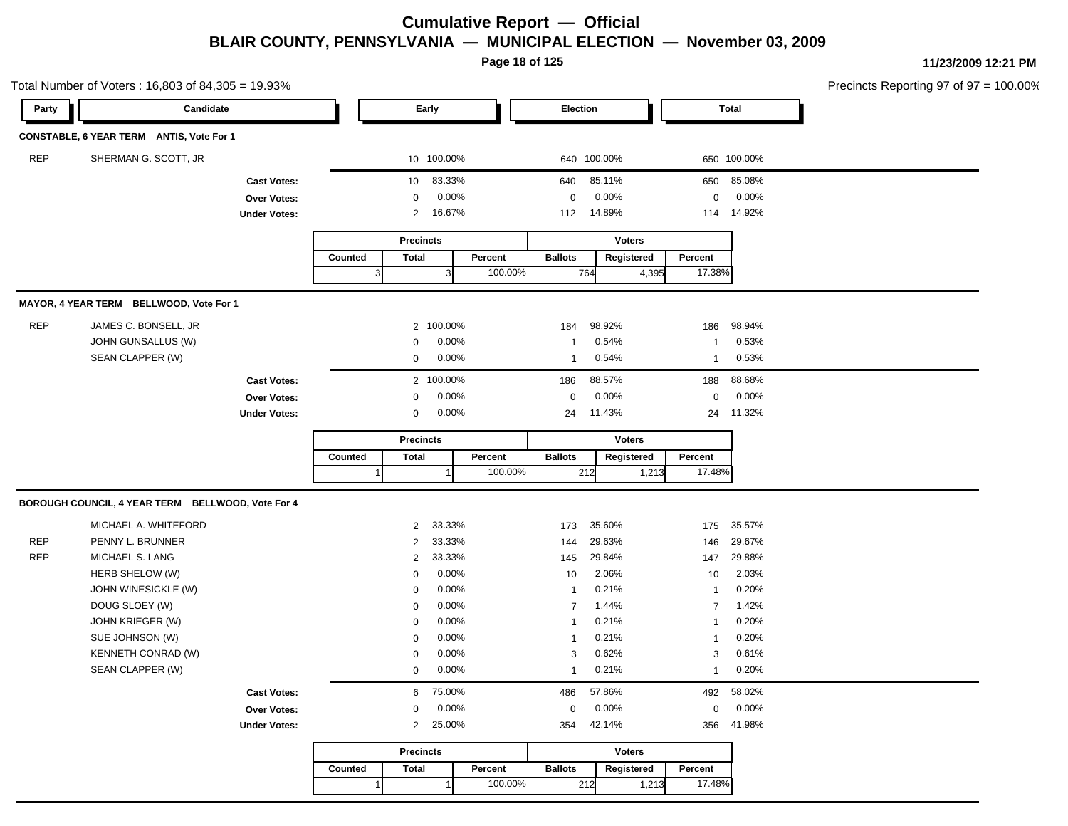# Cumulative Report — Official

## BLAIR COUNTY, PENNSYLVANIA — MUNICIPAL ELECTION — November 03, 2009

11/23/2009 12:21 PM

Total Number of Voters : 16,803 of 84,305 = 19.93%

Precincts Reporting 97 of 97 = 100.00%

### CONSTABLE, 6 YEAR TERM ANTIS, Vote For 1

| Party | Candidate | Early | | Election | | Total | |
|---|---|---|---|---|---|---|---|
| REP | SHERMAN G. SCOTT, JR | 10 | 100.00% | 640 | 100.00% | 650 | 100.00% |
| | **Cast Votes:** | 10 | 83.33% | 640 | 85.11% | 650 | 85.08% |
| | **Over Votes:** | 0 | 0.00% | 0 | 0.00% | 0 | 0.00% |
| | **Under Votes:** | 2 | 16.67% | 112 | 14.89% | 114 | 14.92% |

| Precincts | | | Voters | | |
|---|---|---|---|---|---|
| Counted | Total | Percent | Ballots | Registered | Percent |
| 3 | 3 | 100.00% | 764 | 4,395 | 17.38% |

### MAYOR, 4 YEAR TERM BELLWOOD, Vote For 1

| Party | Candidate | Early | | Election | | Total | |
|---|---|---|---|---|---|---|---|
| REP | JAMES C. BONSELL, JR | 2 | 100.00% | 184 | 98.92% | 186 | 98.94% |
| | JOHN GUNSALLUS (W) | 0 | 0.00% | 1 | 0.54% | 1 | 0.53% |
| | SEAN CLAPPER (W) | 0 | 0.00% | 1 | 0.54% | 1 | 0.53% |
| | **Cast Votes:** | 2 | 100.00% | 186 | 88.57% | 188 | 88.68% |
| | **Over Votes:** | 0 | 0.00% | 0 | 0.00% | 0 | 0.00% |
| | **Under Votes:** | 0 | 0.00% | 24 | 11.43% | 24 | 11.32% |

| Precincts | | | Voters | | |
|---|---|---|---|---|---|
| Counted | Total | Percent | Ballots | Registered | Percent |
| 1 | 1 | 100.00% | 212 | 1,213 | 17.48% |

### BOROUGH COUNCIL, 4 YEAR TERM BELLWOOD, Vote For 4

| Party | Candidate | Early | | Election | | Total | |
|---|---|---|---|---|---|---|---|
| | MICHAEL A. WHITEFORD | 2 | 33.33% | 173 | 35.60% | 175 | 35.57% |
| REP | PENNY L. BRUNNER | 2 | 33.33% | 144 | 29.63% | 146 | 29.67% |
| REP | MICHAEL S. LANG | 2 | 33.33% | 145 | 29.84% | 147 | 29.88% |
| | HERB SHELOW (W) | 0 | 0.00% | 10 | 2.06% | 10 | 2.03% |
| | JOHN WINESICKLE (W) | 0 | 0.00% | 1 | 0.21% | 1 | 0.20% |
| | DOUG SLOEY (W) | 0 | 0.00% | 7 | 1.44% | 7 | 1.42% |
| | JOHN KRIEGER (W) | 0 | 0.00% | 1 | 0.21% | 1 | 0.20% |
| | SUE JOHNSON (W) | 0 | 0.00% | 1 | 0.21% | 1 | 0.20% |
| | KENNETH CONRAD (W) | 0 | 0.00% | 3 | 0.62% | 3 | 0.61% |
| | SEAN CLAPPER (W) | 0 | 0.00% | 1 | 0.21% | 1 | 0.20% |
| | **Cast Votes:** | 6 | 75.00% | 486 | 57.86% | 492 | 58.02% |
| | **Over Votes:** | 0 | 0.00% | 0 | 0.00% | 0 | 0.00% |
| | **Under Votes:** | 2 | 25.00% | 354 | 42.14% | 356 | 41.98% |

| Precincts | | | Voters | | |
|---|---|---|---|---|---|
| Counted | Total | Percent | Ballots | Registered | Percent |
| 1 | 1 | 100.00% | 212 | 1,213 | 17.48% |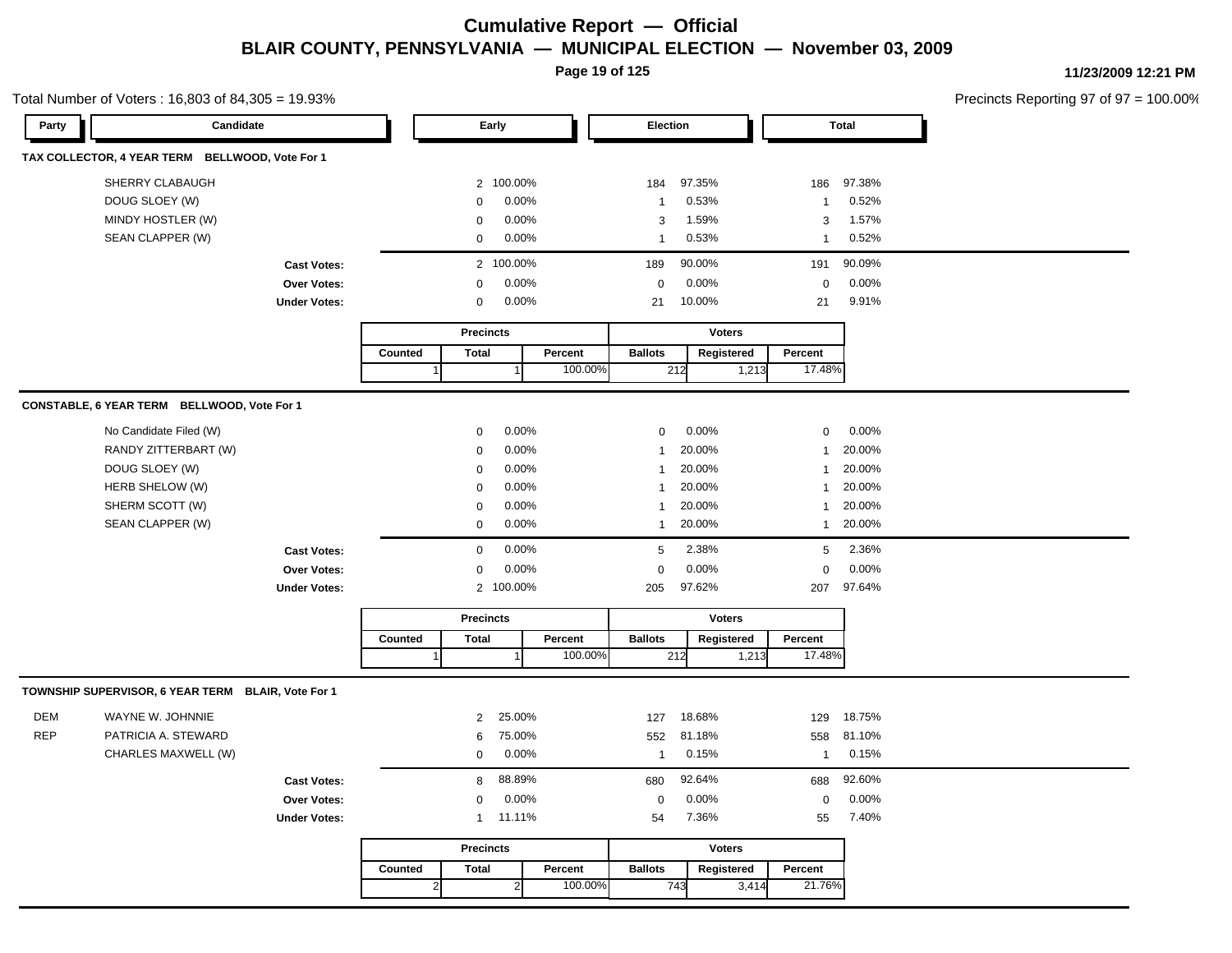# Cumulative Report — Official

## BLAIR COUNTY, PENNSYLVANIA — MUNICIPAL ELECTION — November 03, 2009

11/23/2009 12:21 PM

Total Number of Voters : 16,803 of 84,305 = 19.93%

Precincts Reporting 97 of 97 = 100.00%

### TAX COLLECTOR, 4 YEAR TERM BELLWOOD, Vote For 1

| Party | Candidate | Early | | Election | | Total | |
|---|---|---|---|---|---|---|---|
| | SHERRY CLABAUGH | 2 | 100.00% | 184 | 97.35% | 186 | 97.38% |
| | DOUG SLOEY (W) | 0 | 0.00% | 1 | 0.53% | 1 | 0.52% |
| | MINDY HOSTLER (W) | 0 | 0.00% | 3 | 1.59% | 3 | 1.57% |
| | SEAN CLAPPER (W) | 0 | 0.00% | 1 | 0.53% | 1 | 0.52% |
| | **Cast Votes:** | 2 | 100.00% | 189 | 90.00% | 191 | 90.09% |
| | **Over Votes:** | 0 | 0.00% | 0 | 0.00% | 0 | 0.00% |
| | **Under Votes:** | 0 | 0.00% | 21 | 10.00% | 21 | 9.91% |

| Precincts | | | Voters | | |
|---|---|---|---|---|---|
| Counted | Total | Percent | Ballots | Registered | Percent |
| 1 | 1 | 100.00% | 212 | 1,213 | 17.48% |

### CONSTABLE, 6 YEAR TERM BELLWOOD, Vote For 1

| Party | Candidate | Early | | Election | | Total | |
|---|---|---|---|---|---|---|---|
| | No Candidate Filed (W) | 0 | 0.00% | 0 | 0.00% | 0 | 0.00% |
| | RANDY ZITTERBART (W) | 0 | 0.00% | 1 | 20.00% | 1 | 20.00% |
| | DOUG SLOEY (W) | 0 | 0.00% | 1 | 20.00% | 1 | 20.00% |
| | HERB SHELOW (W) | 0 | 0.00% | 1 | 20.00% | 1 | 20.00% |
| | SHERM SCOTT (W) | 0 | 0.00% | 1 | 20.00% | 1 | 20.00% |
| | SEAN CLAPPER (W) | 0 | 0.00% | 1 | 20.00% | 1 | 20.00% |
| | **Cast Votes:** | 0 | 0.00% | 5 | 2.38% | 5 | 2.36% |
| | **Over Votes:** | 0 | 0.00% | 0 | 0.00% | 0 | 0.00% |
| | **Under Votes:** | 2 | 100.00% | 205 | 97.62% | 207 | 97.64% |

| Precincts | | | Voters | | |
|---|---|---|---|---|---|
| Counted | Total | Percent | Ballots | Registered | Percent |
| 1 | 1 | 100.00% | 212 | 1,213 | 17.48% |

### TOWNSHIP SUPERVISOR, 6 YEAR TERM BLAIR, Vote For 1

| Party | Candidate | Early | | Election | | Total | |
|---|---|---|---|---|---|---|---|
| DEM | WAYNE W. JOHNNIE | 2 | 25.00% | 127 | 18.68% | 129 | 18.75% |
| REP | PATRICIA A. STEWARD | 6 | 75.00% | 552 | 81.18% | 558 | 81.10% |
| | CHARLES MAXWELL (W) | 0 | 0.00% | 1 | 0.15% | 1 | 0.15% |
| | **Cast Votes:** | 8 | 88.89% | 680 | 92.64% | 688 | 92.60% |
| | **Over Votes:** | 0 | 0.00% | 0 | 0.00% | 0 | 0.00% |
| | **Under Votes:** | 1 | 11.11% | 54 | 7.36% | 55 | 7.40% |

| Precincts | | | Voters | | |
|---|---|---|---|---|---|
| Counted | Total | Percent | Ballots | Registered | Percent |
| 2 | 2 | 100.00% | 743 | 3,414 | 21.76% |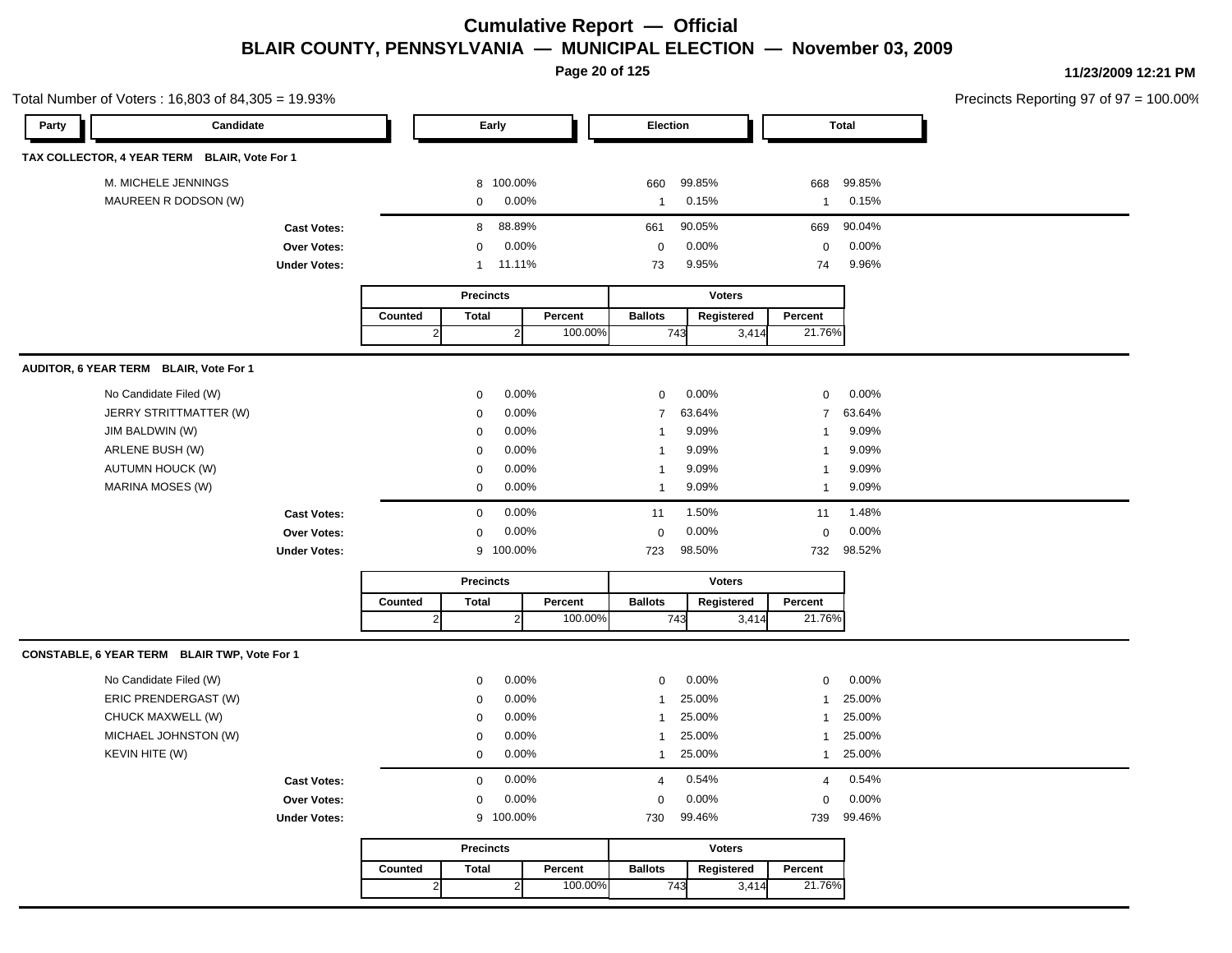# Cumulative Report — Official

## BLAIR COUNTY, PENNSYLVANIA — MUNICIPAL ELECTION — November 03, 2009

11/23/2009 12:21 PM

Total Number of Voters : 16,803 of 84,305 = 19.93%

Precincts Reporting 97 of 97 = 100.00%

### TAX COLLECTOR, 4 YEAR TERM BLAIR, Vote For 1

| Party | Candidate | Early | | Election | | Total | |
|---|---|---|---|---|---|---|---|
| | M. MICHELE JENNINGS | 8 | 100.00% | 660 | 99.85% | 668 | 99.85% |
| | MAUREEN R DODSON (W) | 0 | 0.00% | 1 | 0.15% | 1 | 0.15% |
| | **Cast Votes:** | 8 | 88.89% | 661 | 90.05% | 669 | 90.04% |
| | **Over Votes:** | 0 | 0.00% | 0 | 0.00% | 0 | 0.00% |
| | **Under Votes:** | 1 | 11.11% | 73 | 9.95% | 74 | 9.96% |

| Precincts | | | Voters | | |
|---|---|---|---|---|---|
| Counted | Total | Percent | Ballots | Registered | Percent |
| 2 | 2 | 100.00% | 743 | 3,414 | 21.76% |

### AUDITOR, 6 YEAR TERM BLAIR, Vote For 1

| Party | Candidate | Early | | Election | | Total | |
|---|---|---|---|---|---|---|---|
| | No Candidate Filed (W) | 0 | 0.00% | 0 | 0.00% | 0 | 0.00% |
| | JERRY STRITTMATTER (W) | 0 | 0.00% | 7 | 63.64% | 7 | 63.64% |
| | JIM BALDWIN (W) | 0 | 0.00% | 1 | 9.09% | 1 | 9.09% |
| | ARLENE BUSH (W) | 0 | 0.00% | 1 | 9.09% | 1 | 9.09% |
| | AUTUMN HOUCK (W) | 0 | 0.00% | 1 | 9.09% | 1 | 9.09% |
| | MARINA MOSES (W) | 0 | 0.00% | 1 | 9.09% | 1 | 9.09% |
| | **Cast Votes:** | 0 | 0.00% | 11 | 1.50% | 11 | 1.48% |
| | **Over Votes:** | 0 | 0.00% | 0 | 0.00% | 0 | 0.00% |
| | **Under Votes:** | 9 | 100.00% | 723 | 98.50% | 732 | 98.52% |

| Precincts | | | Voters | | |
|---|---|---|---|---|---|
| Counted | Total | Percent | Ballots | Registered | Percent |
| 2 | 2 | 100.00% | 743 | 3,414 | 21.76% |

### CONSTABLE, 6 YEAR TERM BLAIR TWP, Vote For 1

| Party | Candidate | Early | | Election | | Total | |
|---|---|---|---|---|---|---|---|
| | No Candidate Filed (W) | 0 | 0.00% | 0 | 0.00% | 0 | 0.00% |
| | ERIC PRENDERGAST (W) | 0 | 0.00% | 1 | 25.00% | 1 | 25.00% |
| | CHUCK MAXWELL (W) | 0 | 0.00% | 1 | 25.00% | 1 | 25.00% |
| | MICHAEL JOHNSTON (W) | 0 | 0.00% | 1 | 25.00% | 1 | 25.00% |
| | KEVIN HITE (W) | 0 | 0.00% | 1 | 25.00% | 1 | 25.00% |
| | **Cast Votes:** | 0 | 0.00% | 4 | 0.54% | 4 | 0.54% |
| | **Over Votes:** | 0 | 0.00% | 0 | 0.00% | 0 | 0.00% |
| | **Under Votes:** | 9 | 100.00% | 730 | 99.46% | 739 | 99.46% |

| Precincts | | | Voters | | |
|---|---|---|---|---|---|
| Counted | Total | Percent | Ballots | Registered | Percent |
| 2 | 2 | 100.00% | 743 | 3,414 | 21.76% |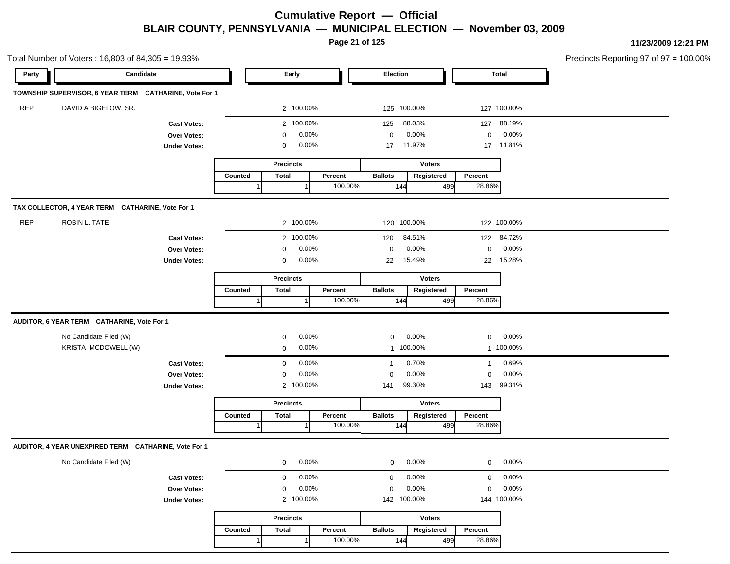# Cumulative Report — Official

## BLAIR COUNTY, PENNSYLVANIA — MUNICIPAL ELECTION — November 03, 2009

11/23/2009 12:21 PM

Total Number of Voters : 16,803 of 84,305 = 19.93%

Precincts Reporting 97 of 97 = 100.00%

| Party | Candidate | Early | | Election | | Total | |
|---|---|---|---|---|---|---|---|

### TOWNSHIP SUPERVISOR, 6 YEAR TERM CATHARINE, Vote For 1

| Party | Candidate | Early | | Election | | Total | |
|---|---|---|---|---|---|---|---|
| REP | DAVID A BIGELOW, SR. | 2 | 100.00% | 125 | 100.00% | 127 | 100.00% |
| | **Cast Votes:** | 2 | 100.00% | 125 | 88.03% | 127 | 88.19% |
| | **Over Votes:** | 0 | 0.00% | 0 | 0.00% | 0 | 0.00% |
| | **Under Votes:** | 0 | 0.00% | 17 | 11.97% | 17 | 11.81% |

| Precincts | | | Voters | | |
|---|---|---|---|---|---|
| Counted | Total | Percent | Ballots | Registered | Percent |
| 1 | 1 | 100.00% | 144 | 499 | 28.86% |

### TAX COLLECTOR, 4 YEAR TERM CATHARINE, Vote For 1

| Party | Candidate | Early | | Election | | Total | |
|---|---|---|---|---|---|---|---|
| REP | ROBIN L. TATE | 2 | 100.00% | 120 | 100.00% | 122 | 100.00% |
| | **Cast Votes:** | 2 | 100.00% | 120 | 84.51% | 122 | 84.72% |
| | **Over Votes:** | 0 | 0.00% | 0 | 0.00% | 0 | 0.00% |
| | **Under Votes:** | 0 | 0.00% | 22 | 15.49% | 22 | 15.28% |

| Precincts | | | Voters | | |
|---|---|---|---|---|---|
| Counted | Total | Percent | Ballots | Registered | Percent |
| 1 | 1 | 100.00% | 144 | 499 | 28.86% |

### AUDITOR, 6 YEAR TERM CATHARINE, Vote For 1

| Party | Candidate | Early | | Election | | Total | |
|---|---|---|---|---|---|---|---|
| | No Candidate Filed (W) | 0 | 0.00% | 0 | 0.00% | 0 | 0.00% |
| | KRISTA MCDOWELL (W) | 0 | 0.00% | 1 | 100.00% | 1 | 100.00% |
| | **Cast Votes:** | 0 | 0.00% | 1 | 0.70% | 1 | 0.69% |
| | **Over Votes:** | 0 | 0.00% | 0 | 0.00% | 0 | 0.00% |
| | **Under Votes:** | 2 | 100.00% | 141 | 99.30% | 143 | 99.31% |

| Precincts | | | Voters | | |
|---|---|---|---|---|---|
| Counted | Total | Percent | Ballots | Registered | Percent |
| 1 | 1 | 100.00% | 144 | 499 | 28.86% |

### AUDITOR, 4 YEAR UNEXPIRED TERM CATHARINE, Vote For 1

| Party | Candidate | Early | | Election | | Total | |
|---|---|---|---|---|---|---|---|
| | No Candidate Filed (W) | 0 | 0.00% | 0 | 0.00% | 0 | 0.00% |
| | **Cast Votes:** | 0 | 0.00% | 0 | 0.00% | 0 | 0.00% |
| | **Over Votes:** | 0 | 0.00% | 0 | 0.00% | 0 | 0.00% |
| | **Under Votes:** | 2 | 100.00% | 142 | 100.00% | 144 | 100.00% |

| Precincts | | | Voters | | |
|---|---|---|---|---|---|
| Counted | Total | Percent | Ballots | Registered | Percent |
| 1 | 1 | 100.00% | 144 | 499 | 28.86% |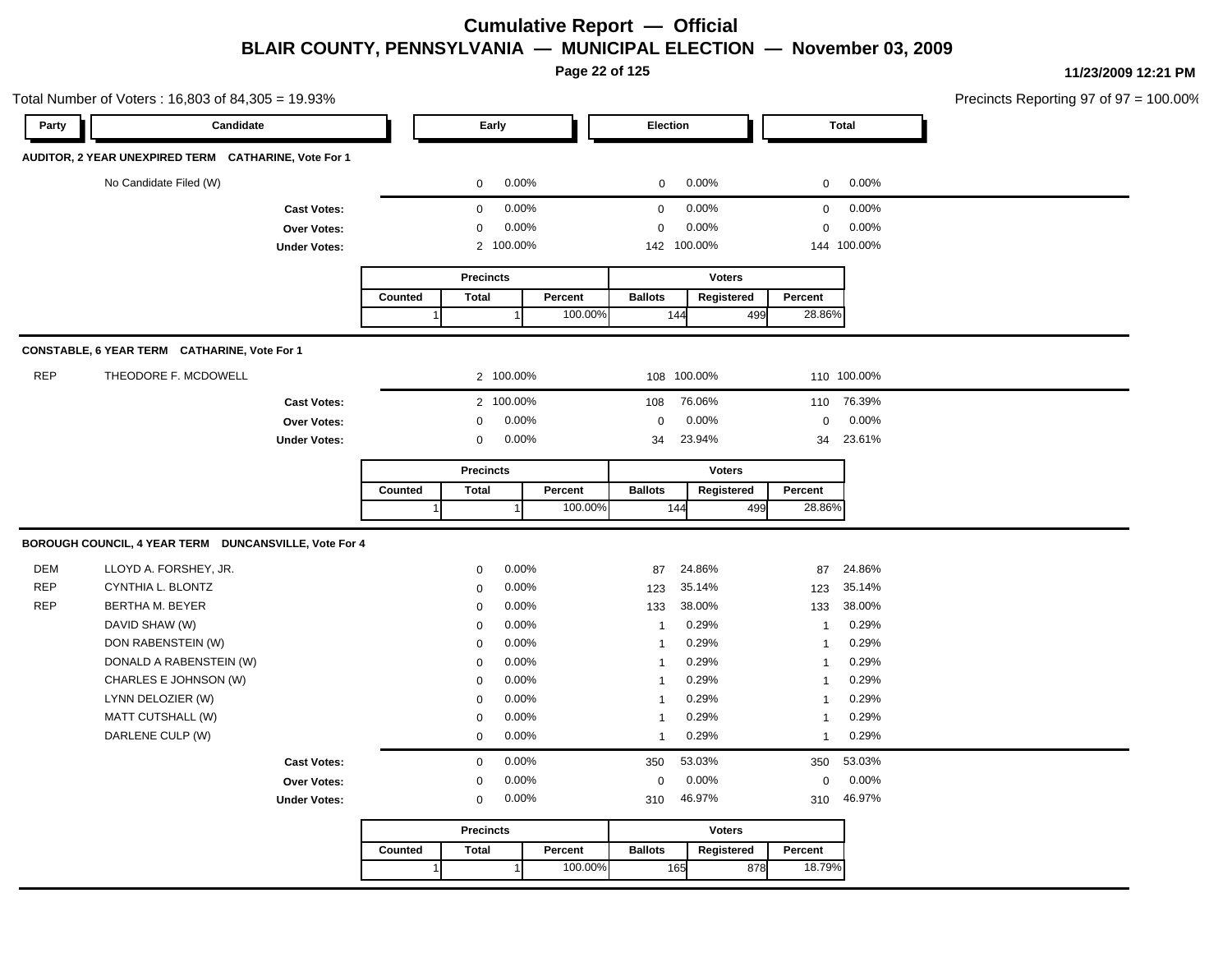# Cumulative Report — Official
## BLAIR COUNTY, PENNSYLVANIA — MUNICIPAL ELECTION — November 03, 2009

11/23/2009 12:21 PM

Total Number of Voters : 16,803 of 84,305 = 19.93%

Precincts Reporting 97 of 97 = 100.00%

| Party | Candidate | Early | | Election | | Total | |
|---|---|---|---|---|---|---|---|

### AUDITOR, 2 YEAR UNEXPIRED TERM CATHARINE, Vote For 1

| Party | Candidate | Early | | Election | | Total | |
|---|---|---|---|---|---|---|---|
| | No Candidate Filed (W) | 0 | 0.00% | 0 | 0.00% | 0 | 0.00% |
| | **Cast Votes:** | 0 | 0.00% | 0 | 0.00% | 0 | 0.00% |
| | **Over Votes:** | 0 | 0.00% | 0 | 0.00% | 0 | 0.00% |
| | **Under Votes:** | 2 | 100.00% | 142 | 100.00% | 144 | 100.00% |

| Precincts | | | Voters | | |
|---|---|---|---|---|---|
| Counted | Total | Percent | Ballots | Registered | Percent |
| 1 | 1 | 100.00% | 144 | 499 | 28.86% |

### CONSTABLE, 6 YEAR TERM CATHARINE, Vote For 1

| Party | Candidate | Early | | Election | | Total | |
|---|---|---|---|---|---|---|---|
| REP | THEODORE F. MCDOWELL | 2 | 100.00% | 108 | 100.00% | 110 | 100.00% |
| | **Cast Votes:** | 2 | 100.00% | 108 | 76.06% | 110 | 76.39% |
| | **Over Votes:** | 0 | 0.00% | 0 | 0.00% | 0 | 0.00% |
| | **Under Votes:** | 0 | 0.00% | 34 | 23.94% | 34 | 23.61% |

| Precincts | | | Voters | | |
|---|---|---|---|---|---|
| Counted | Total | Percent | Ballots | Registered | Percent |
| 1 | 1 | 100.00% | 144 | 499 | 28.86% |

### BOROUGH COUNCIL, 4 YEAR TERM DUNCANSVILLE, Vote For 4

| Party | Candidate | Early | | Election | | Total | |
|---|---|---|---|---|---|---|---|
| DEM | LLOYD A. FORSHEY, JR. | 0 | 0.00% | 87 | 24.86% | 87 | 24.86% |
| REP | CYNTHIA L. BLONTZ | 0 | 0.00% | 123 | 35.14% | 123 | 35.14% |
| REP | BERTHA M. BEYER | 0 | 0.00% | 133 | 38.00% | 133 | 38.00% |
| | DAVID SHAW (W) | 0 | 0.00% | 1 | 0.29% | 1 | 0.29% |
| | DON RABENSTEIN (W) | 0 | 0.00% | 1 | 0.29% | 1 | 0.29% |
| | DONALD A RABENSTEIN (W) | 0 | 0.00% | 1 | 0.29% | 1 | 0.29% |
| | CHARLES E JOHNSON (W) | 0 | 0.00% | 1 | 0.29% | 1 | 0.29% |
| | LYNN DELOZIER (W) | 0 | 0.00% | 1 | 0.29% | 1 | 0.29% |
| | MATT CUTSHALL (W) | 0 | 0.00% | 1 | 0.29% | 1 | 0.29% |
| | DARLENE CULP (W) | 0 | 0.00% | 1 | 0.29% | 1 | 0.29% |
| | **Cast Votes:** | 0 | 0.00% | 350 | 53.03% | 350 | 53.03% |
| | **Over Votes:** | 0 | 0.00% | 0 | 0.00% | 0 | 0.00% |
| | **Under Votes:** | 0 | 0.00% | 310 | 46.97% | 310 | 46.97% |

| Precincts | | | Voters | | |
|---|---|---|---|---|---|
| Counted | Total | Percent | Ballots | Registered | Percent |
| 1 | 1 | 100.00% | 165 | 878 | 18.79% |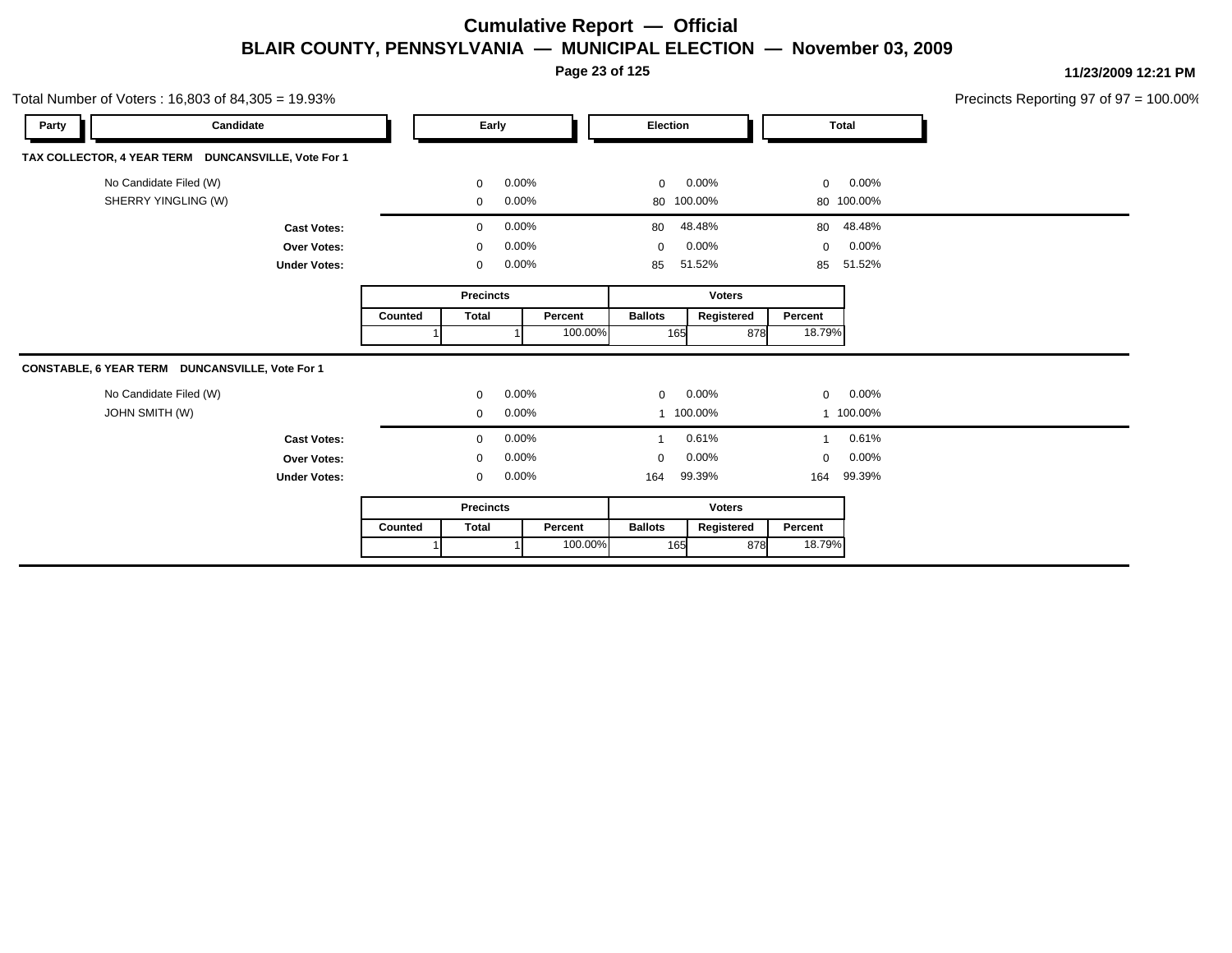# Cumulative Report — Official

## BLAIR COUNTY, PENNSYLVANIA — MUNICIPAL ELECTION — November 03, 2009

11/23/2009 12:21 PM

Total Number of Voters : 16,803 of 84,305 = 19.93%

Precincts Reporting 97 of 97 = 100.00%

### TAX COLLECTOR, 4 YEAR TERM DUNCANSVILLE, Vote For 1

| Party | Candidate | Early | | Election | | Total | |
|---|---|---|---|---|---|---|---|
| | No Candidate Filed (W) | 0 | 0.00% | 0 | 0.00% | 0 | 0.00% |
| | SHERRY YINGLING (W) | 0 | 0.00% | 80 | 100.00% | 80 | 100.00% |
| | **Cast Votes:** | 0 | 0.00% | 80 | 48.48% | 80 | 48.48% |
| | **Over Votes:** | 0 | 0.00% | 0 | 0.00% | 0 | 0.00% |
| | **Under Votes:** | 0 | 0.00% | 85 | 51.52% | 85 | 51.52% |

| Precincts | | | Voters | | |
|---|---|---|---|---|---|
| Counted | Total | Percent | Ballots | Registered | Percent |
| 1 | 1 | 100.00% | 165 | 878 | 18.79% |

### CONSTABLE, 6 YEAR TERM DUNCANSVILLE, Vote For 1

| Party | Candidate | Early | | Election | | Total | |
|---|---|---|---|---|---|---|---|
| | No Candidate Filed (W) | 0 | 0.00% | 0 | 0.00% | 0 | 0.00% |
| | JOHN SMITH (W) | 0 | 0.00% | 1 | 100.00% | 1 | 100.00% |
| | **Cast Votes:** | 0 | 0.00% | 1 | 0.61% | 1 | 0.61% |
| | **Over Votes:** | 0 | 0.00% | 0 | 0.00% | 0 | 0.00% |
| | **Under Votes:** | 0 | 0.00% | 164 | 99.39% | 164 | 99.39% |

| Precincts | | | Voters | | |
|---|---|---|---|---|---|
| Counted | Total | Percent | Ballots | Registered | Percent |
| 1 | 1 | 100.00% | 165 | 878 | 18.79% |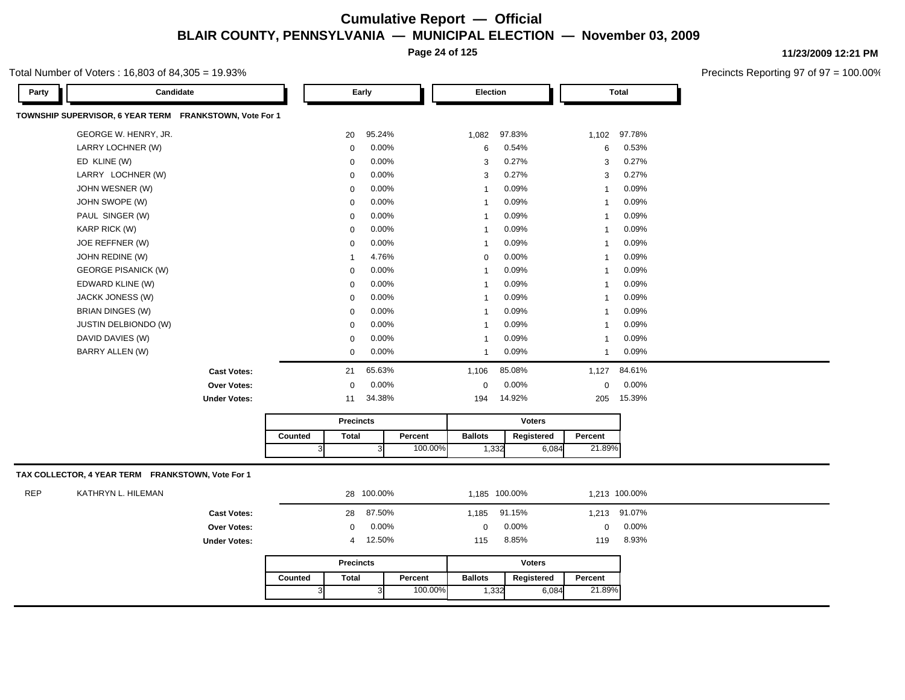# Cumulative Report — Official

## BLAIR COUNTY, PENNSYLVANIA — MUNICIPAL ELECTION — November 03, 2009

11/23/2009 12:21 PM

Total Number of Voters : 16,803 of 84,305 = 19.93%

Precincts Reporting 97 of 97 = 100.00%

### TOWNSHIP SUPERVISOR, 6 YEAR TERM FRANKSTOWN, Vote For 1

| Party | Candidate | Early | | Election | | Total | |
|---|---|---|---|---|---|---|---|
| | GEORGE W. HENRY, JR. | 20 | 95.24% | 1,082 | 97.83% | 1,102 | 97.78% |
| | LARRY LOCHNER (W) | 0 | 0.00% | 6 | 0.54% | 6 | 0.53% |
| | ED KLINE (W) | 0 | 0.00% | 3 | 0.27% | 3 | 0.27% |
| | LARRY LOCHNER (W) | 0 | 0.00% | 3 | 0.27% | 3 | 0.27% |
| | JOHN WESNER (W) | 0 | 0.00% | 1 | 0.09% | 1 | 0.09% |
| | JOHN SWOPE (W) | 0 | 0.00% | 1 | 0.09% | 1 | 0.09% |
| | PAUL SINGER (W) | 0 | 0.00% | 1 | 0.09% | 1 | 0.09% |
| | KARP RICK (W) | 0 | 0.00% | 1 | 0.09% | 1 | 0.09% |
| | JOE REFFNER (W) | 0 | 0.00% | 1 | 0.09% | 1 | 0.09% |
| | JOHN REDINE (W) | 1 | 4.76% | 0 | 0.00% | 1 | 0.09% |
| | GEORGE PISANICK (W) | 0 | 0.00% | 1 | 0.09% | 1 | 0.09% |
| | EDWARD KLINE (W) | 0 | 0.00% | 1 | 0.09% | 1 | 0.09% |
| | JACKK JONESS (W) | 0 | 0.00% | 1 | 0.09% | 1 | 0.09% |
| | BRIAN DINGES (W) | 0 | 0.00% | 1 | 0.09% | 1 | 0.09% |
| | JUSTIN DELBIONDO (W) | 0 | 0.00% | 1 | 0.09% | 1 | 0.09% |
| | DAVID DAVIES (W) | 0 | 0.00% | 1 | 0.09% | 1 | 0.09% |
| | BARRY ALLEN (W) | 0 | 0.00% | 1 | 0.09% | 1 | 0.09% |
| | **Cast Votes:** | 21 | 65.63% | 1,106 | 85.08% | 1,127 | 84.61% |
| | **Over Votes:** | 0 | 0.00% | 0 | 0.00% | 0 | 0.00% |
| | **Under Votes:** | 11 | 34.38% | 194 | 14.92% | 205 | 15.39% |

| Precincts | | | Voters | | |
|---|---|---|---|---|---|
| Counted | Total | Percent | Ballots | Registered | Percent |
| 3 | 3 | 100.00% | 1,332 | 6,084 | 21.89% |

### TAX COLLECTOR, 4 YEAR TERM FRANKSTOWN, Vote For 1

| Party | Candidate | Early | | Election | | Total | |
|---|---|---|---|---|---|---|---|
| REP | KATHRYN L. HILEMAN | 28 | 100.00% | 1,185 | 100.00% | 1,213 | 100.00% |
| | **Cast Votes:** | 28 | 87.50% | 1,185 | 91.15% | 1,213 | 91.07% |
| | **Over Votes:** | 0 | 0.00% | 0 | 0.00% | 0 | 0.00% |
| | **Under Votes:** | 4 | 12.50% | 115 | 8.85% | 119 | 8.93% |

| Precincts | | | Voters | | |
|---|---|---|---|---|---|
| Counted | Total | Percent | Ballots | Registered | Percent |
| 3 | 3 | 100.00% | 1,332 | 6,084 | 21.89% |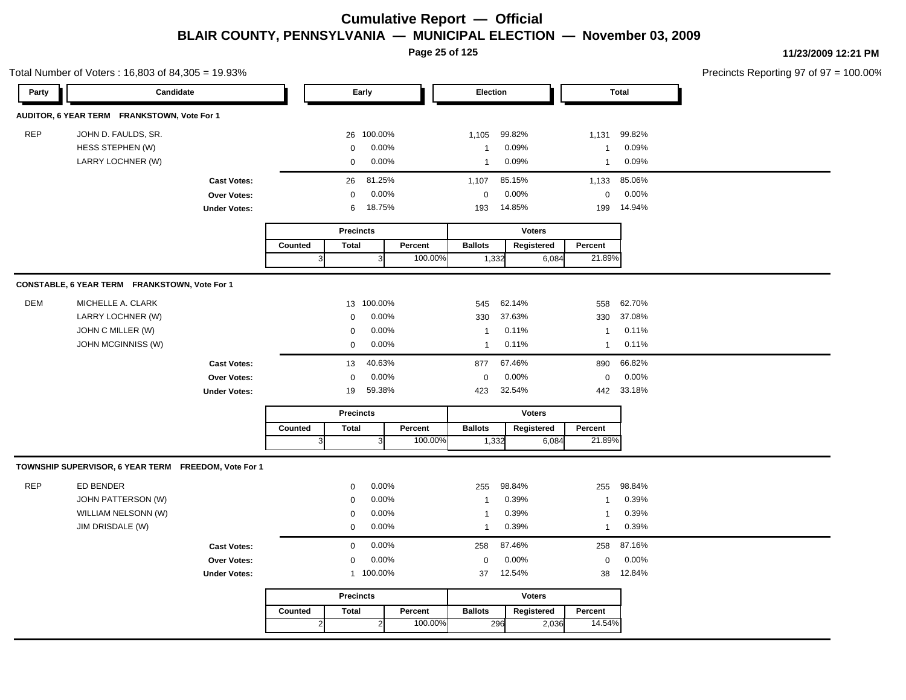# Cumulative Report — Official

## BLAIR COUNTY, PENNSYLVANIA — MUNICIPAL ELECTION — November 03, 2009

11/23/2009 12:21 PM

Total Number of Voters : 16,803 of 84,305 = 19.93%

Precincts Reporting 97 of 97 = 100.00%

### AUDITOR, 6 YEAR TERM FRANKSTOWN, Vote For 1

| Party | Candidate | Early | | Election | | Total | |
|---|---|---|---|---|---|---|---|
| REP | JOHN D. FAULDS, SR. | 26 | 100.00% | 1,105 | 99.82% | 1,131 | 99.82% |
| | HESS STEPHEN (W) | 0 | 0.00% | 1 | 0.09% | 1 | 0.09% |
| | LARRY LOCHNER (W) | 0 | 0.00% | 1 | 0.09% | 1 | 0.09% |
| | **Cast Votes:** | 26 | 81.25% | 1,107 | 85.15% | 1,133 | 85.06% |
| | **Over Votes:** | 0 | 0.00% | 0 | 0.00% | 0 | 0.00% |
| | **Under Votes:** | 6 | 18.75% | 193 | 14.85% | 199 | 14.94% |

| Precincts | | | Voters | | |
|---|---|---|---|---|---|
| Counted | Total | Percent | Ballots | Registered | Percent |
| 3 | 3 | 100.00% | 1,332 | 6,084 | 21.89% |

### CONSTABLE, 6 YEAR TERM FRANKSTOWN, Vote For 1

| Party | Candidate | Early | | Election | | Total | |
|---|---|---|---|---|---|---|---|
| DEM | MICHELLE A. CLARK | 13 | 100.00% | 545 | 62.14% | 558 | 62.70% |
| | LARRY LOCHNER (W) | 0 | 0.00% | 330 | 37.63% | 330 | 37.08% |
| | JOHN C MILLER (W) | 0 | 0.00% | 1 | 0.11% | 1 | 0.11% |
| | JOHN MCGINNISS (W) | 0 | 0.00% | 1 | 0.11% | 1 | 0.11% |
| | **Cast Votes:** | 13 | 40.63% | 877 | 67.46% | 890 | 66.82% |
| | **Over Votes:** | 0 | 0.00% | 0 | 0.00% | 0 | 0.00% |
| | **Under Votes:** | 19 | 59.38% | 423 | 32.54% | 442 | 33.18% |

| Precincts | | | Voters | | |
|---|---|---|---|---|---|
| Counted | Total | Percent | Ballots | Registered | Percent |
| 3 | 3 | 100.00% | 1,332 | 6,084 | 21.89% |

### TOWNSHIP SUPERVISOR, 6 YEAR TERM FREEDOM, Vote For 1

| Party | Candidate | Early | | Election | | Total | |
|---|---|---|---|---|---|---|---|
| REP | ED BENDER | 0 | 0.00% | 255 | 98.84% | 255 | 98.84% |
| | JOHN PATTERSON (W) | 0 | 0.00% | 1 | 0.39% | 1 | 0.39% |
| | WILLIAM NELSONN (W) | 0 | 0.00% | 1 | 0.39% | 1 | 0.39% |
| | JIM DRISDALE (W) | 0 | 0.00% | 1 | 0.39% | 1 | 0.39% |
| | **Cast Votes:** | 0 | 0.00% | 258 | 87.46% | 258 | 87.16% |
| | **Over Votes:** | 0 | 0.00% | 0 | 0.00% | 0 | 0.00% |
| | **Under Votes:** | 1 | 100.00% | 37 | 12.54% | 38 | 12.84% |

| Precincts | | | Voters | | |
|---|---|---|---|---|---|
| Counted | Total | Percent | Ballots | Registered | Percent |
| 2 | 2 | 100.00% | 296 | 2,036 | 14.54% |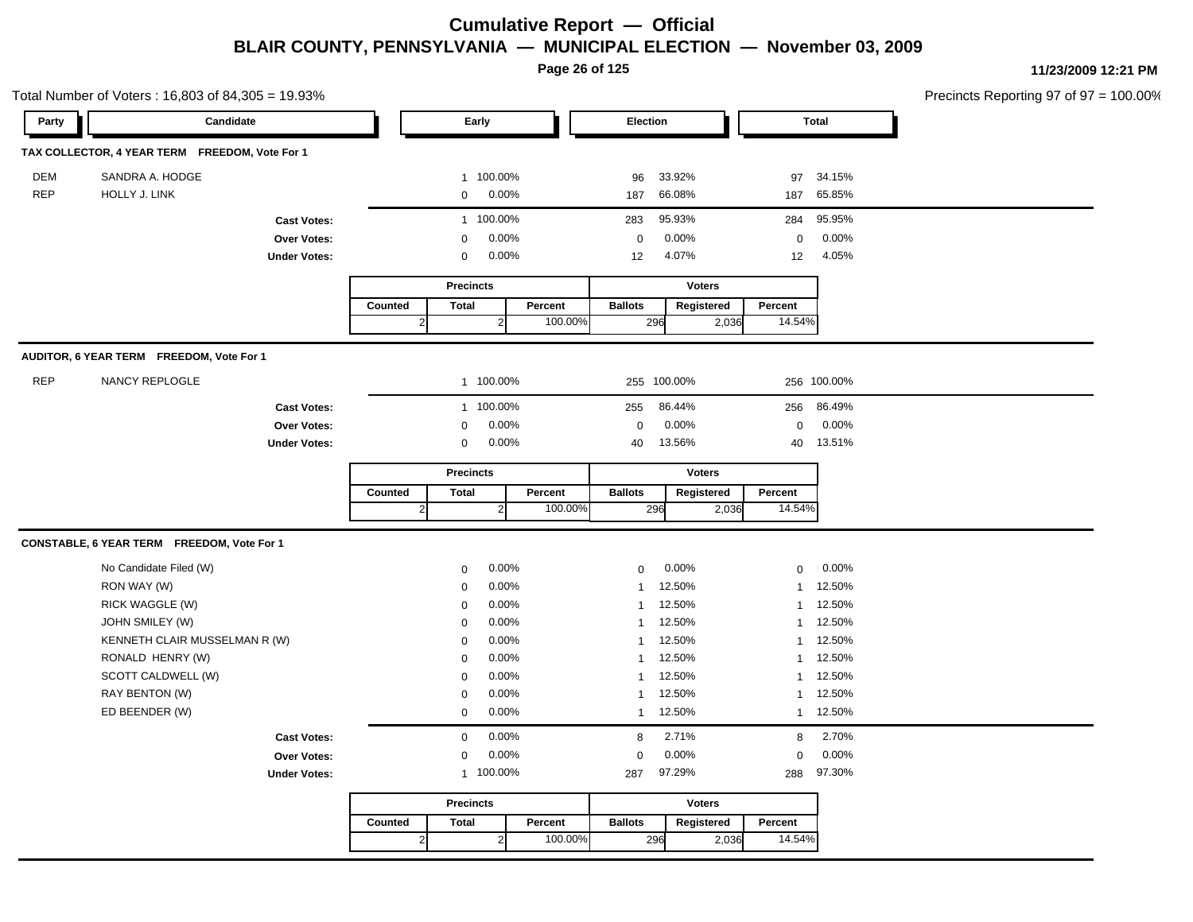# Cumulative Report — Official

## BLAIR COUNTY, PENNSYLVANIA — MUNICIPAL ELECTION — November 03, 2009

11/23/2009 12:21 PM

Total Number of Voters : 16,803 of 84,305 = 19.93%

Precincts Reporting 97 of 97 = 100.00%

### TAX COLLECTOR, 4 YEAR TERM FREEDOM, Vote For 1

| Party | Candidate | Early | | Election | | Total | |
|---|---|---|---|---|---|---|---|
| DEM | SANDRA A. HODGE | 1 | 100.00% | 96 | 33.92% | 97 | 34.15% |
| REP | HOLLY J. LINK | 0 | 0.00% | 187 | 66.08% | 187 | 65.85% |
| | **Cast Votes:** | 1 | 100.00% | 283 | 95.93% | 284 | 95.95% |
| | **Over Votes:** | 0 | 0.00% | 0 | 0.00% | 0 | 0.00% |
| | **Under Votes:** | 0 | 0.00% | 12 | 4.07% | 12 | 4.05% |

| Precincts | | | Voters | | |
|---|---|---|---|---|---|
| Counted | Total | Percent | Ballots | Registered | Percent |
| 2 | 2 | 100.00% | 296 | 2,036 | 14.54% |

### AUDITOR, 6 YEAR TERM FREEDOM, Vote For 1

| Party | Candidate | Early | | Election | | Total | |
|---|---|---|---|---|---|---|---|
| REP | NANCY REPLOGLE | 1 | 100.00% | 255 | 100.00% | 256 | 100.00% |
| | **Cast Votes:** | 1 | 100.00% | 255 | 86.44% | 256 | 86.49% |
| | **Over Votes:** | 0 | 0.00% | 0 | 0.00% | 0 | 0.00% |
| | **Under Votes:** | 0 | 0.00% | 40 | 13.56% | 40 | 13.51% |

| Precincts | | | Voters | | |
|---|---|---|---|---|---|
| Counted | Total | Percent | Ballots | Registered | Percent |
| 2 | 2 | 100.00% | 296 | 2,036 | 14.54% |

### CONSTABLE, 6 YEAR TERM FREEDOM, Vote For 1

| Party | Candidate | Early | | Election | | Total | |
|---|---|---|---|---|---|---|---|
| | No Candidate Filed (W) | 0 | 0.00% | 0 | 0.00% | 0 | 0.00% |
| | RON WAY (W) | 0 | 0.00% | 1 | 12.50% | 1 | 12.50% |
| | RICK WAGGLE (W) | 0 | 0.00% | 1 | 12.50% | 1 | 12.50% |
| | JOHN SMILEY (W) | 0 | 0.00% | 1 | 12.50% | 1 | 12.50% |
| | KENNETH CLAIR MUSSELMAN R (W) | 0 | 0.00% | 1 | 12.50% | 1 | 12.50% |
| | RONALD HENRY (W) | 0 | 0.00% | 1 | 12.50% | 1 | 12.50% |
| | SCOTT CALDWELL (W) | 0 | 0.00% | 1 | 12.50% | 1 | 12.50% |
| | RAY BENTON (W) | 0 | 0.00% | 1 | 12.50% | 1 | 12.50% |
| | ED BEENDER (W) | 0 | 0.00% | 1 | 12.50% | 1 | 12.50% |
| | **Cast Votes:** | 0 | 0.00% | 8 | 2.71% | 8 | 2.70% |
| | **Over Votes:** | 0 | 0.00% | 0 | 0.00% | 0 | 0.00% |
| | **Under Votes:** | 1 | 100.00% | 287 | 97.29% | 288 | 97.30% |

| Precincts | | | Voters | | |
|---|---|---|---|---|---|
| Counted | Total | Percent | Ballots | Registered | Percent |
| 2 | 2 | 100.00% | 296 | 2,036 | 14.54% |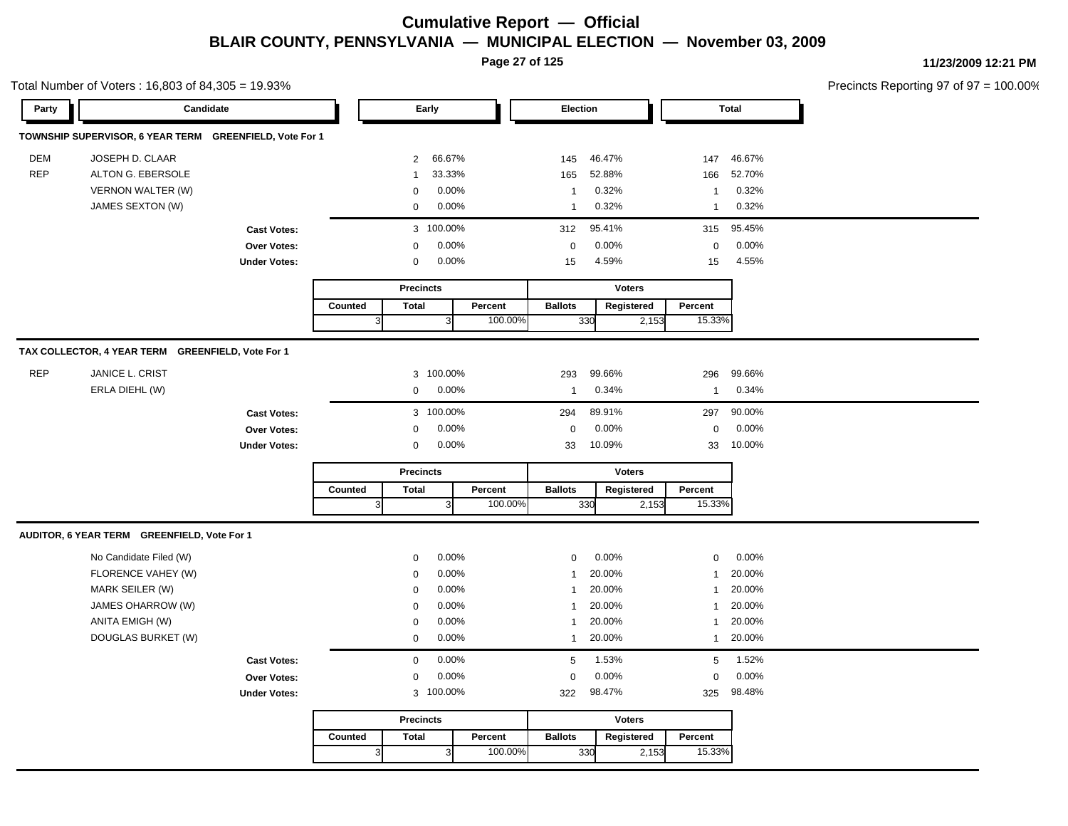# Cumulative Report — Official

## BLAIR COUNTY, PENNSYLVANIA — MUNICIPAL ELECTION — November 03, 2009

11/23/2009 12:21 PM

Total Number of Voters : 16,803 of 84,305 = 19.93%

Precincts Reporting 97 of 97 = 100.00%

### TOWNSHIP SUPERVISOR, 6 YEAR TERM GREENFIELD, Vote For 1

| Party | Candidate | Early | | Election | | Total | |
|---|---|---|---|---|---|---|---|
| DEM | JOSEPH D. CLAAR | 2 | 66.67% | 145 | 46.47% | 147 | 46.67% |
| REP | ALTON G. EBERSOLE | 1 | 33.33% | 165 | 52.88% | 166 | 52.70% |
| | VERNON WALTER (W) | 0 | 0.00% | 1 | 0.32% | 1 | 0.32% |
| | JAMES SEXTON (W) | 0 | 0.00% | 1 | 0.32% | 1 | 0.32% |
| | **Cast Votes:** | 3 | 100.00% | 312 | 95.41% | 315 | 95.45% |
| | **Over Votes:** | 0 | 0.00% | 0 | 0.00% | 0 | 0.00% |
| | **Under Votes:** | 0 | 0.00% | 15 | 4.59% | 15 | 4.55% |

| Precincts | | | Voters | | |
|---|---|---|---|---|---|
| Counted | Total | Percent | Ballots | Registered | Percent |
| 3 | 3 | 100.00% | 330 | 2,153 | 15.33% |

### TAX COLLECTOR, 4 YEAR TERM GREENFIELD, Vote For 1

| Party | Candidate | Early | | Election | | Total | |
|---|---|---|---|---|---|---|---|
| REP | JANICE L. CRIST | 3 | 100.00% | 293 | 99.66% | 296 | 99.66% |
| | ERLA DIEHL (W) | 0 | 0.00% | 1 | 0.34% | 1 | 0.34% |
| | **Cast Votes:** | 3 | 100.00% | 294 | 89.91% | 297 | 90.00% |
| | **Over Votes:** | 0 | 0.00% | 0 | 0.00% | 0 | 0.00% |
| | **Under Votes:** | 0 | 0.00% | 33 | 10.09% | 33 | 10.00% |

| Precincts | | | Voters | | |
|---|---|---|---|---|---|
| Counted | Total | Percent | Ballots | Registered | Percent |
| 3 | 3 | 100.00% | 330 | 2,153 | 15.33% |

### AUDITOR, 6 YEAR TERM GREENFIELD, Vote For 1

| Party | Candidate | Early | | Election | | Total | |
|---|---|---|---|---|---|---|---|
| | No Candidate Filed (W) | 0 | 0.00% | 0 | 0.00% | 0 | 0.00% |
| | FLORENCE VAHEY (W) | 0 | 0.00% | 1 | 20.00% | 1 | 20.00% |
| | MARK SEILER (W) | 0 | 0.00% | 1 | 20.00% | 1 | 20.00% |
| | JAMES OHARROW (W) | 0 | 0.00% | 1 | 20.00% | 1 | 20.00% |
| | ANITA EMIGH (W) | 0 | 0.00% | 1 | 20.00% | 1 | 20.00% |
| | DOUGLAS BURKET (W) | 0 | 0.00% | 1 | 20.00% | 1 | 20.00% |
| | **Cast Votes:** | 0 | 0.00% | 5 | 1.53% | 5 | 1.52% |
| | **Over Votes:** | 0 | 0.00% | 0 | 0.00% | 0 | 0.00% |
| | **Under Votes:** | 3 | 100.00% | 322 | 98.47% | 325 | 98.48% |

| Precincts | | | Voters | | |
|---|---|---|---|---|---|
| Counted | Total | Percent | Ballots | Registered | Percent |
| 3 | 3 | 100.00% | 330 | 2,153 | 15.33% |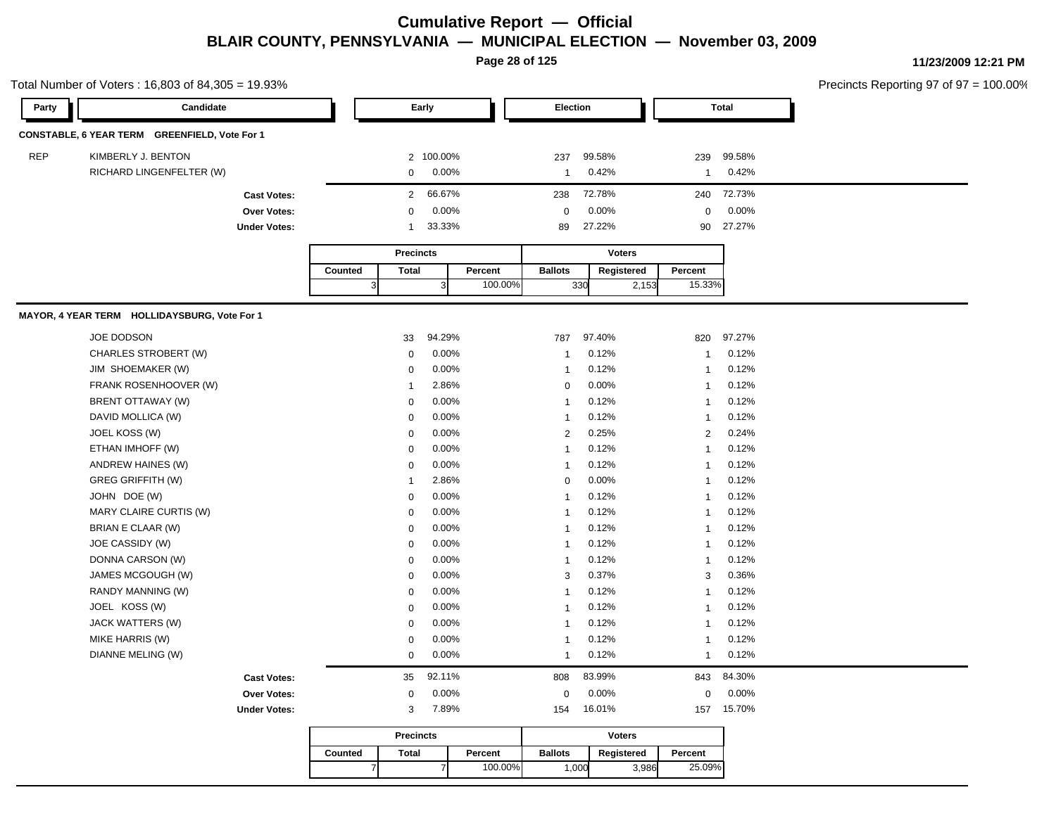# Cumulative Report — Official

## BLAIR COUNTY, PENNSYLVANIA — MUNICIPAL ELECTION — November 03, 2009

11/23/2009 12:21 PM

Total Number of Voters : 16,803 of 84,305 = 19.93%

Precincts Reporting 97 of 97 = 100.00%

### CONSTABLE, 6 YEAR TERM GREENFIELD, Vote For 1

| Party | Candidate | Early | | Election | | Total | |
|---|---|---|---|---|---|---|---|
| REP | KIMBERLY J. BENTON | 2 | 100.00% | 237 | 99.58% | 239 | 99.58% |
| | RICHARD LINGENFELTER (W) | 0 | 0.00% | 1 | 0.42% | 1 | 0.42% |
| | **Cast Votes:** | 2 | 66.67% | 238 | 72.78% | 240 | 72.73% |
| | **Over Votes:** | 0 | 0.00% | 0 | 0.00% | 0 | 0.00% |
| | **Under Votes:** | 1 | 33.33% | 89 | 27.22% | 90 | 27.27% |

| Precincts | | | Voters | | |
|---|---|---|---|---|---|
| Counted | Total | Percent | Ballots | Registered | Percent |
| 3 | 3 | 100.00% | 330 | 2,153 | 15.33% |

### MAYOR, 4 YEAR TERM HOLLIDAYSBURG, Vote For 1

| Party | Candidate | Early | | Election | | Total | |
|---|---|---|---|---|---|---|---|
| | JOE DODSON | 33 | 94.29% | 787 | 97.40% | 820 | 97.27% |
| | CHARLES STROBERT (W) | 0 | 0.00% | 1 | 0.12% | 1 | 0.12% |
| | JIM SHOEMAKER (W) | 0 | 0.00% | 1 | 0.12% | 1 | 0.12% |
| | FRANK ROSENHOOVER (W) | 1 | 2.86% | 0 | 0.00% | 1 | 0.12% |
| | BRENT OTTAWAY (W) | 0 | 0.00% | 1 | 0.12% | 1 | 0.12% |
| | DAVID MOLLICA (W) | 0 | 0.00% | 1 | 0.12% | 1 | 0.12% |
| | JOEL KOSS (W) | 0 | 0.00% | 2 | 0.25% | 2 | 0.24% |
| | ETHAN IMHOFF (W) | 0 | 0.00% | 1 | 0.12% | 1 | 0.12% |
| | ANDREW HAINES (W) | 0 | 0.00% | 1 | 0.12% | 1 | 0.12% |
| | GREG GRIFFITH (W) | 1 | 2.86% | 0 | 0.00% | 1 | 0.12% |
| | JOHN DOE (W) | 0 | 0.00% | 1 | 0.12% | 1 | 0.12% |
| | MARY CLAIRE CURTIS (W) | 0 | 0.00% | 1 | 0.12% | 1 | 0.12% |
| | BRIAN E CLAAR (W) | 0 | 0.00% | 1 | 0.12% | 1 | 0.12% |
| | JOE CASSIDY (W) | 0 | 0.00% | 1 | 0.12% | 1 | 0.12% |
| | DONNA CARSON (W) | 0 | 0.00% | 1 | 0.12% | 1 | 0.12% |
| | JAMES MCGOUGH (W) | 0 | 0.00% | 3 | 0.37% | 3 | 0.36% |
| | RANDY MANNING (W) | 0 | 0.00% | 1 | 0.12% | 1 | 0.12% |
| | JOEL KOSS (W) | 0 | 0.00% | 1 | 0.12% | 1 | 0.12% |
| | JACK WATTERS (W) | 0 | 0.00% | 1 | 0.12% | 1 | 0.12% |
| | MIKE HARRIS (W) | 0 | 0.00% | 1 | 0.12% | 1 | 0.12% |
| | DIANNE MELING (W) | 0 | 0.00% | 1 | 0.12% | 1 | 0.12% |
| | **Cast Votes:** | 35 | 92.11% | 808 | 83.99% | 843 | 84.30% |
| | **Over Votes:** | 0 | 0.00% | 0 | 0.00% | 0 | 0.00% |
| | **Under Votes:** | 3 | 7.89% | 154 | 16.01% | 157 | 15.70% |

| Precincts | | | Voters | | |
|---|---|---|---|---|---|
| Counted | Total | Percent | Ballots | Registered | Percent |
| 7 | 7 | 100.00% | 1,000 | 3,986 | 25.09% |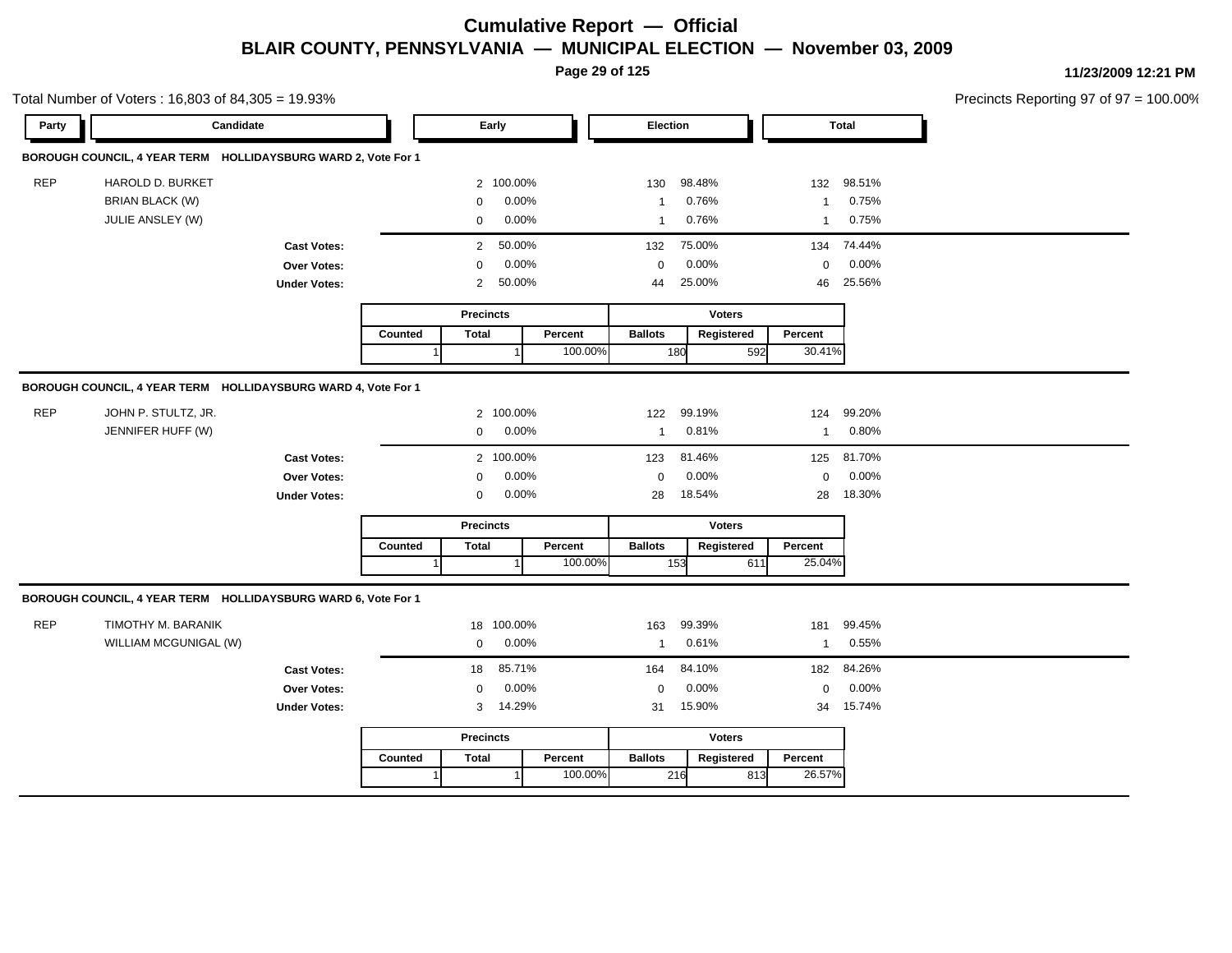# Cumulative Report — Official

## BLAIR COUNTY, PENNSYLVANIA — MUNICIPAL ELECTION — November 03, 2009

11/23/2009 12:21 PM

Total Number of Voters : 16,803 of 84,305 = 19.93%

Precincts Reporting 97 of 97 = 100.00%

### BOROUGH COUNCIL, 4 YEAR TERM HOLLIDAYSBURG WARD 2, Vote For 1

| Party | Candidate | Early | | Election | | Total | |
|---|---|---|---|---|---|---|---|
| REP | HAROLD D. BURKET | 2 | 100.00% | 130 | 98.48% | 132 | 98.51% |
| | BRIAN BLACK (W) | 0 | 0.00% | 1 | 0.76% | 1 | 0.75% |
| | JULIE ANSLEY (W) | 0 | 0.00% | 1 | 0.76% | 1 | 0.75% |
| | **Cast Votes:** | 2 | 50.00% | 132 | 75.00% | 134 | 74.44% |
| | **Over Votes:** | 0 | 0.00% | 0 | 0.00% | 0 | 0.00% |
| | **Under Votes:** | 2 | 50.00% | 44 | 25.00% | 46 | 25.56% |

| Precincts | | | Voters | | |
|---|---|---|---|---|---|
| Counted | Total | Percent | Ballots | Registered | Percent |
| 1 | 1 | 100.00% | 180 | 592 | 30.41% |

### BOROUGH COUNCIL, 4 YEAR TERM HOLLIDAYSBURG WARD 4, Vote For 1

| Party | Candidate | Early | | Election | | Total | |
|---|---|---|---|---|---|---|---|
| REP | JOHN P. STULTZ, JR. | 2 | 100.00% | 122 | 99.19% | 124 | 99.20% |
| | JENNIFER HUFF (W) | 0 | 0.00% | 1 | 0.81% | 1 | 0.80% |
| | **Cast Votes:** | 2 | 100.00% | 123 | 81.46% | 125 | 81.70% |
| | **Over Votes:** | 0 | 0.00% | 0 | 0.00% | 0 | 0.00% |
| | **Under Votes:** | 0 | 0.00% | 28 | 18.54% | 28 | 18.30% |

| Precincts | | | Voters | | |
|---|---|---|---|---|---|
| Counted | Total | Percent | Ballots | Registered | Percent |
| 1 | 1 | 100.00% | 153 | 611 | 25.04% |

### BOROUGH COUNCIL, 4 YEAR TERM HOLLIDAYSBURG WARD 6, Vote For 1

| Party | Candidate | Early | | Election | | Total | |
|---|---|---|---|---|---|---|---|
| REP | TIMOTHY M. BARANIK | 18 | 100.00% | 163 | 99.39% | 181 | 99.45% |
| | WILLIAM MCGUNIGAL (W) | 0 | 0.00% | 1 | 0.61% | 1 | 0.55% |
| | **Cast Votes:** | 18 | 85.71% | 164 | 84.10% | 182 | 84.26% |
| | **Over Votes:** | 0 | 0.00% | 0 | 0.00% | 0 | 0.00% |
| | **Under Votes:** | 3 | 14.29% | 31 | 15.90% | 34 | 15.74% |

| Precincts | | | Voters | | |
|---|---|---|---|---|---|
| Counted | Total | Percent | Ballots | Registered | Percent |
| 1 | 1 | 100.00% | 216 | 813 | 26.57% |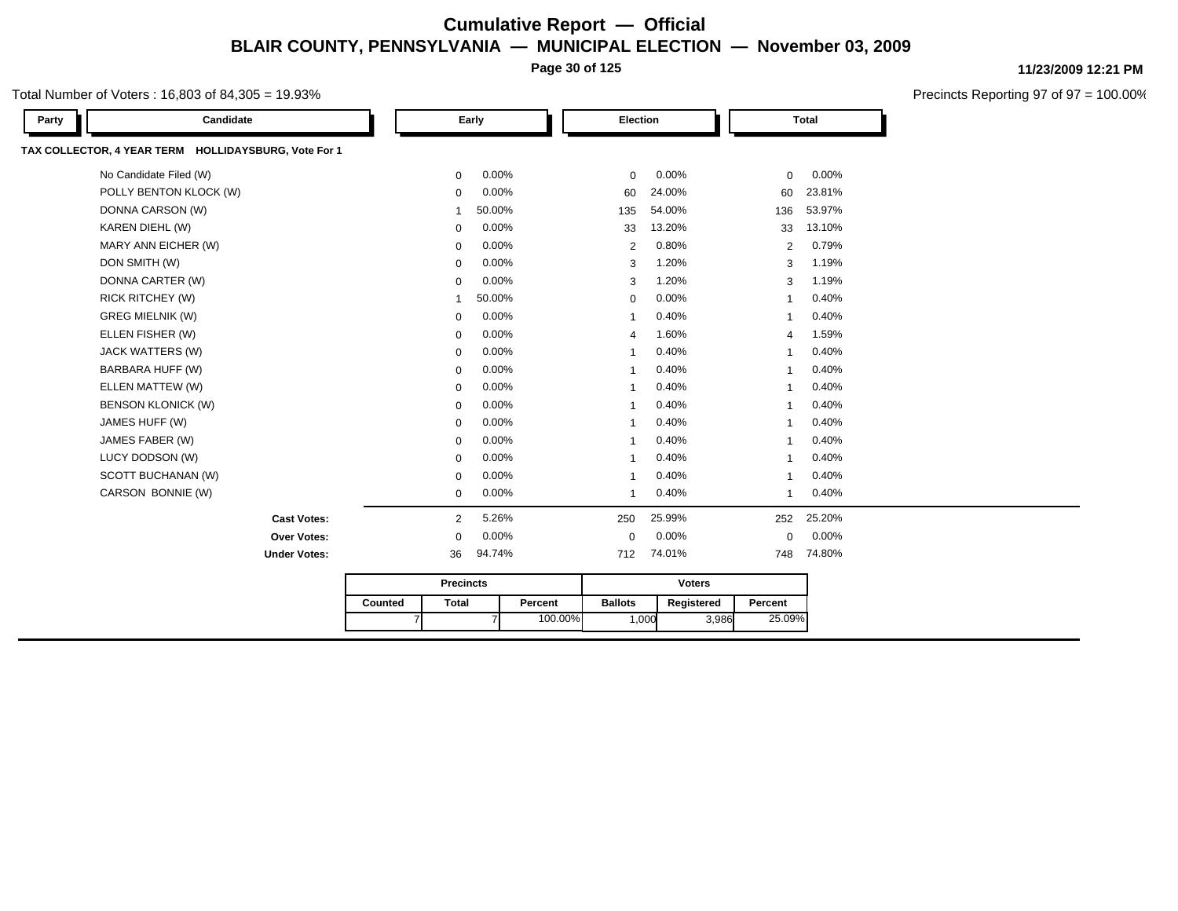# Cumulative Report — Official

## BLAIR COUNTY, PENNSYLVANIA — MUNICIPAL ELECTION — November 03, 2009

11/23/2009 12:21 PM

Total Number of Voters : 16,803 of 84,305 = 19.93%

Precincts Reporting 97 of 97 = 100.00%

### TAX COLLECTOR, 4 YEAR TERM HOLLIDAYSBURG, Vote For 1

| Party | Candidate | Early | | Election | | Total | |
|---|---|---|---|---|---|---|---|
| | No Candidate Filed (W) | 0 | 0.00% | 0 | 0.00% | 0 | 0.00% |
| | POLLY BENTON KLOCK (W) | 0 | 0.00% | 60 | 24.00% | 60 | 23.81% |
| | DONNA CARSON (W) | 1 | 50.00% | 135 | 54.00% | 136 | 53.97% |
| | KAREN DIEHL (W) | 0 | 0.00% | 33 | 13.20% | 33 | 13.10% |
| | MARY ANN EICHER (W) | 0 | 0.00% | 2 | 0.80% | 2 | 0.79% |
| | DON SMITH (W) | 0 | 0.00% | 3 | 1.20% | 3 | 1.19% |
| | DONNA CARTER (W) | 0 | 0.00% | 3 | 1.20% | 3 | 1.19% |
| | RICK RITCHEY (W) | 1 | 50.00% | 0 | 0.00% | 1 | 0.40% |
| | GREG MIELNIK (W) | 0 | 0.00% | 1 | 0.40% | 1 | 0.40% |
| | ELLEN FISHER (W) | 0 | 0.00% | 4 | 1.60% | 4 | 1.59% |
| | JACK WATTERS (W) | 0 | 0.00% | 1 | 0.40% | 1 | 0.40% |
| | BARBARA HUFF (W) | 0 | 0.00% | 1 | 0.40% | 1 | 0.40% |
| | ELLEN MATTEW (W) | 0 | 0.00% | 1 | 0.40% | 1 | 0.40% |
| | BENSON KLONICK (W) | 0 | 0.00% | 1 | 0.40% | 1 | 0.40% |
| | JAMES HUFF (W) | 0 | 0.00% | 1 | 0.40% | 1 | 0.40% |
| | JAMES FABER (W) | 0 | 0.00% | 1 | 0.40% | 1 | 0.40% |
| | LUCY DODSON (W) | 0 | 0.00% | 1 | 0.40% | 1 | 0.40% |
| | SCOTT BUCHANAN (W) | 0 | 0.00% | 1 | 0.40% | 1 | 0.40% |
| | CARSON BONNIE (W) | 0 | 0.00% | 1 | 0.40% | 1 | 0.40% |
| | **Cast Votes:** | 2 | 5.26% | 250 | 25.99% | 252 | 25.20% |
| | **Over Votes:** | 0 | 0.00% | 0 | 0.00% | 0 | 0.00% |
| | **Under Votes:** | 36 | 94.74% | 712 | 74.01% | 748 | 74.80% |

| Precincts | | | Voters | | |
|---|---|---|---|---|---|
| Counted | Total | Percent | Ballots | Registered | Percent |
| 7 | 7 | 100.00% | 1,000 | 3,986 | 25.09% |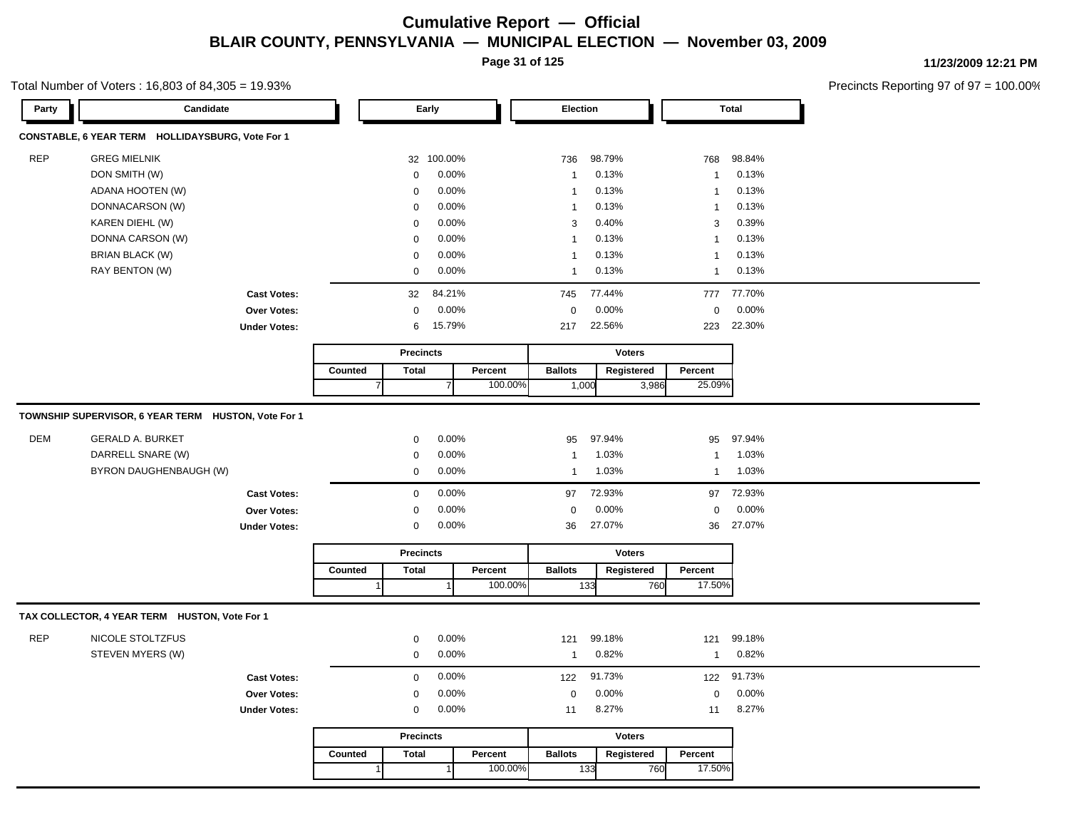# Cumulative Report — Official

## BLAIR COUNTY, PENNSYLVANIA — MUNICIPAL ELECTION — November 03, 2009

11/23/2009 12:21 PM

Total Number of Voters : 16,803 of 84,305 = 19.93%

Precincts Reporting 97 of 97 = 100.00%

### CONSTABLE, 6 YEAR TERM HOLLIDAYSBURG, Vote For 1

| Party | Candidate | Early | | Election | | Total | |
|---|---|---|---|---|---|---|---|
| REP | GREG MIELNIK | 32 | 100.00% | 736 | 98.79% | 768 | 98.84% |
| | DON SMITH (W) | 0 | 0.00% | 1 | 0.13% | 1 | 0.13% |
| | ADANA HOOTEN (W) | 0 | 0.00% | 1 | 0.13% | 1 | 0.13% |
| | DONNACARSON (W) | 0 | 0.00% | 1 | 0.13% | 1 | 0.13% |
| | KAREN DIEHL (W) | 0 | 0.00% | 3 | 0.40% | 3 | 0.39% |
| | DONNA CARSON (W) | 0 | 0.00% | 1 | 0.13% | 1 | 0.13% |
| | BRIAN BLACK (W) | 0 | 0.00% | 1 | 0.13% | 1 | 0.13% |
| | RAY BENTON (W) | 0 | 0.00% | 1 | 0.13% | 1 | 0.13% |
| | **Cast Votes:** | 32 | 84.21% | 745 | 77.44% | 777 | 77.70% |
| | **Over Votes:** | 0 | 0.00% | 0 | 0.00% | 0 | 0.00% |
| | **Under Votes:** | 6 | 15.79% | 217 | 22.56% | 223 | 22.30% |

| Precincts | | | Voters | | |
|---|---|---|---|---|---|
| Counted | Total | Percent | Ballots | Registered | Percent |
| 7 | 7 | 100.00% | 1,000 | 3,986 | 25.09% |

### TOWNSHIP SUPERVISOR, 6 YEAR TERM HUSTON, Vote For 1

| Party | Candidate | Early | | Election | | Total | |
|---|---|---|---|---|---|---|---|
| DEM | GERALD A. BURKET | 0 | 0.00% | 95 | 97.94% | 95 | 97.94% |
| | DARRELL SNARE (W) | 0 | 0.00% | 1 | 1.03% | 1 | 1.03% |
| | BYRON DAUGHENBAUGH (W) | 0 | 0.00% | 1 | 1.03% | 1 | 1.03% |
| | **Cast Votes:** | 0 | 0.00% | 97 | 72.93% | 97 | 72.93% |
| | **Over Votes:** | 0 | 0.00% | 0 | 0.00% | 0 | 0.00% |
| | **Under Votes:** | 0 | 0.00% | 36 | 27.07% | 36 | 27.07% |

| Precincts | | | Voters | | |
|---|---|---|---|---|---|
| Counted | Total | Percent | Ballots | Registered | Percent |
| 1 | 1 | 100.00% | 133 | 760 | 17.50% |

### TAX COLLECTOR, 4 YEAR TERM HUSTON, Vote For 1

| Party | Candidate | Early | | Election | | Total | |
|---|---|---|---|---|---|---|---|
| REP | NICOLE STOLTZFUS | 0 | 0.00% | 121 | 99.18% | 121 | 99.18% |
| | STEVEN MYERS (W) | 0 | 0.00% | 1 | 0.82% | 1 | 0.82% |
| | **Cast Votes:** | 0 | 0.00% | 122 | 91.73% | 122 | 91.73% |
| | **Over Votes:** | 0 | 0.00% | 0 | 0.00% | 0 | 0.00% |
| | **Under Votes:** | 0 | 0.00% | 11 | 8.27% | 11 | 8.27% |

| Precincts | | | Voters | | |
|---|---|---|---|---|---|
| Counted | Total | Percent | Ballots | Registered | Percent |
| 1 | 1 | 100.00% | 133 | 760 | 17.50% |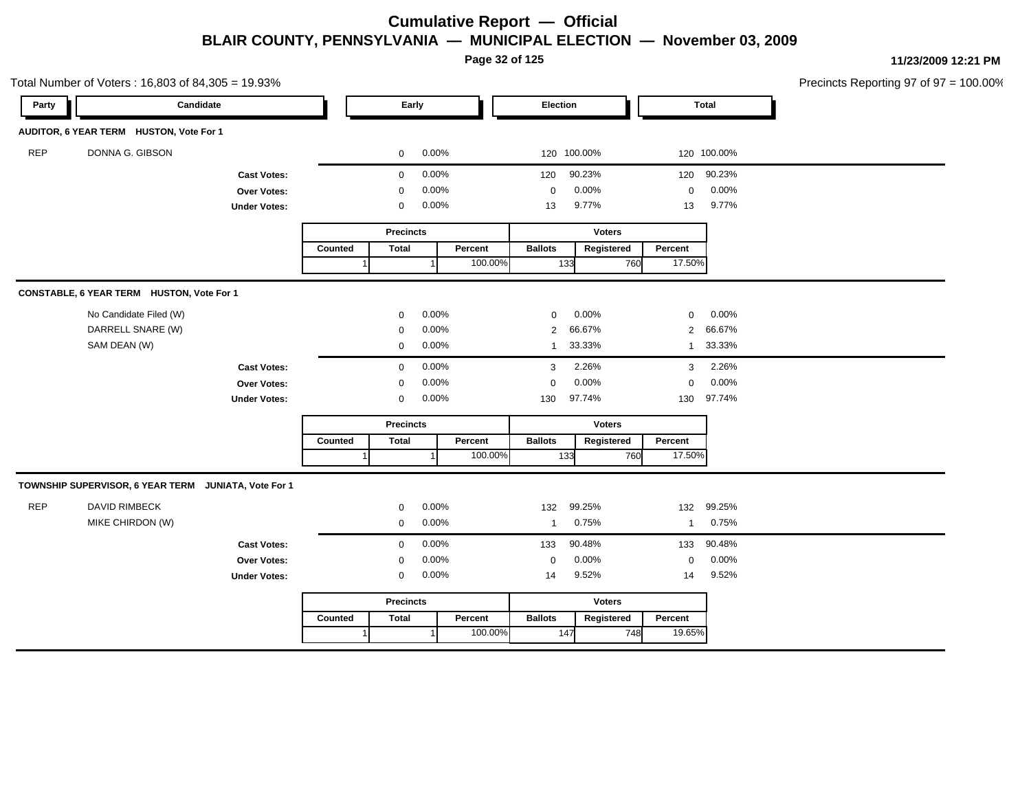# Cumulative Report — Official

## BLAIR COUNTY, PENNSYLVANIA — MUNICIPAL ELECTION — November 03, 2009

11/23/2009 12:21 PM

Total Number of Voters : 16,803 of 84,305 = 19.93%

Precincts Reporting 97 of 97 = 100.00%

### AUDITOR, 6 YEAR TERM HUSTON, Vote For 1

| Party | Candidate | Early | | Election | | Total | |
|---|---|---|---|---|---|---|---|
| REP | DONNA G. GIBSON | 0 | 0.00% | 120 | 100.00% | 120 | 100.00% |
| | Cast Votes: | 0 | 0.00% | 120 | 90.23% | 120 | 90.23% |
| | Over Votes: | 0 | 0.00% | 0 | 0.00% | 0 | 0.00% |
| | Under Votes: | 0 | 0.00% | 13 | 9.77% | 13 | 9.77% |

| Precincts | | | Voters | | |
|---|---|---|---|---|---|
| Counted | Total | Percent | Ballots | Registered | Percent |
| 1 | 1 | 100.00% | 133 | 760 | 17.50% |

### CONSTABLE, 6 YEAR TERM HUSTON, Vote For 1

| Party | Candidate | Early | | Election | | Total | |
|---|---|---|---|---|---|---|---|
| | No Candidate Filed (W) | 0 | 0.00% | 0 | 0.00% | 0 | 0.00% |
| | DARRELL SNARE (W) | 0 | 0.00% | 2 | 66.67% | 2 | 66.67% |
| | SAM DEAN (W) | 0 | 0.00% | 1 | 33.33% | 1 | 33.33% |
| | Cast Votes: | 0 | 0.00% | 3 | 2.26% | 3 | 2.26% |
| | Over Votes: | 0 | 0.00% | 0 | 0.00% | 0 | 0.00% |
| | Under Votes: | 0 | 0.00% | 130 | 97.74% | 130 | 97.74% |

| Precincts | | | Voters | | |
|---|---|---|---|---|---|
| Counted | Total | Percent | Ballots | Registered | Percent |
| 1 | 1 | 100.00% | 133 | 760 | 17.50% |

### TOWNSHIP SUPERVISOR, 6 YEAR TERM JUNIATA, Vote For 1

| Party | Candidate | Early | | Election | | Total | |
|---|---|---|---|---|---|---|---|
| REP | DAVID RIMBECK | 0 | 0.00% | 132 | 99.25% | 132 | 99.25% |
| | MIKE CHIRDON (W) | 0 | 0.00% | 1 | 0.75% | 1 | 0.75% |
| | Cast Votes: | 0 | 0.00% | 133 | 90.48% | 133 | 90.48% |
| | Over Votes: | 0 | 0.00% | 0 | 0.00% | 0 | 0.00% |
| | Under Votes: | 0 | 0.00% | 14 | 9.52% | 14 | 9.52% |

| Precincts | | | Voters | | |
|---|---|---|---|---|---|
| Counted | Total | Percent | Ballots | Registered | Percent |
| 1 | 1 | 100.00% | 147 | 748 | 19.65% |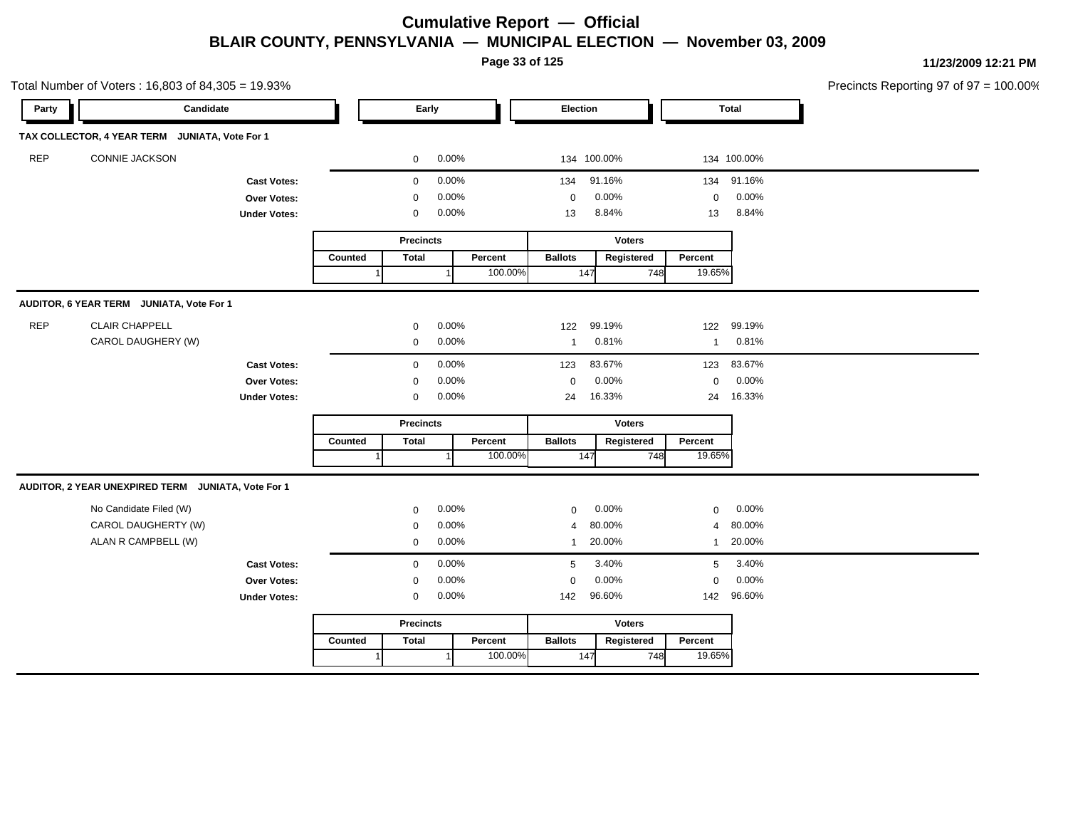# Cumulative Report — Official

## BLAIR COUNTY, PENNSYLVANIA — MUNICIPAL ELECTION — November 03, 2009

11/23/2009 12:21 PM

Total Number of Voters : 16,803 of 84,305 = 19.93%

Precincts Reporting 97 of 97 = 100.00%

### TAX COLLECTOR, 4 YEAR TERM JUNIATA, Vote For 1

| Party | Candidate | Early | | Election | | Total | |
|---|---|---|---|---|---|---|---|
| REP | CONNIE JACKSON | 0 | 0.00% | 134 | 100.00% | 134 | 100.00% |
| | **Cast Votes:** | 0 | 0.00% | 134 | 91.16% | 134 | 91.16% |
| | **Over Votes:** | 0 | 0.00% | 0 | 0.00% | 0 | 0.00% |
| | **Under Votes:** | 0 | 0.00% | 13 | 8.84% | 13 | 8.84% |

| Precincts | | | Voters | | |
|---|---|---|---|---|---|
| Counted | Total | Percent | Ballots | Registered | Percent |
| 1 | 1 | 100.00% | 147 | 748 | 19.65% |

### AUDITOR, 6 YEAR TERM JUNIATA, Vote For 1

| Party | Candidate | Early | | Election | | Total | |
|---|---|---|---|---|---|---|---|
| REP | CLAIR CHAPPELL | 0 | 0.00% | 122 | 99.19% | 122 | 99.19% |
| | CAROL DAUGHERY (W) | 0 | 0.00% | 1 | 0.81% | 1 | 0.81% |
| | **Cast Votes:** | 0 | 0.00% | 123 | 83.67% | 123 | 83.67% |
| | **Over Votes:** | 0 | 0.00% | 0 | 0.00% | 0 | 0.00% |
| | **Under Votes:** | 0 | 0.00% | 24 | 16.33% | 24 | 16.33% |

| Precincts | | | Voters | | |
|---|---|---|---|---|---|
| Counted | Total | Percent | Ballots | Registered | Percent |
| 1 | 1 | 100.00% | 147 | 748 | 19.65% |

### AUDITOR, 2 YEAR UNEXPIRED TERM JUNIATA, Vote For 1

| Party | Candidate | Early | | Election | | Total | |
|---|---|---|---|---|---|---|---|
| | No Candidate Filed (W) | 0 | 0.00% | 0 | 0.00% | 0 | 0.00% |
| | CAROL DAUGHERTY (W) | 0 | 0.00% | 4 | 80.00% | 4 | 80.00% |
| | ALAN R CAMPBELL (W) | 0 | 0.00% | 1 | 20.00% | 1 | 20.00% |
| | **Cast Votes:** | 0 | 0.00% | 5 | 3.40% | 5 | 3.40% |
| | **Over Votes:** | 0 | 0.00% | 0 | 0.00% | 0 | 0.00% |
| | **Under Votes:** | 0 | 0.00% | 142 | 96.60% | 142 | 96.60% |

| Precincts | | | Voters | | |
|---|---|---|---|---|---|
| Counted | Total | Percent | Ballots | Registered | Percent |
| 1 | 1 | 100.00% | 147 | 748 | 19.65% |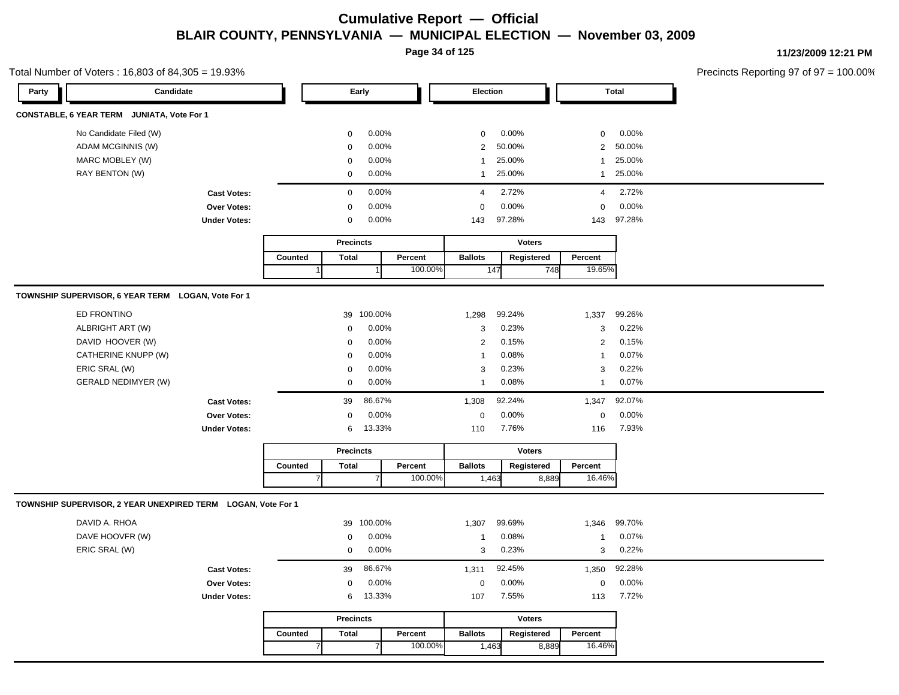# Cumulative Report — Official

## BLAIR COUNTY, PENNSYLVANIA — MUNICIPAL ELECTION — November 03, 2009

11/23/2009 12:21 PM

Total Number of Voters : 16,803 of 84,305 = 19.93%

Precincts Reporting 97 of 97 = 100.00%

### CONSTABLE, 6 YEAR TERM JUNIATA, Vote For 1

| Party | Candidate | Early | | Election | | Total | |
|---|---|---|---|---|---|---|---|
| | No Candidate Filed (W) | 0 | 0.00% | 0 | 0.00% | 0 | 0.00% |
| | ADAM MCGINNIS (W) | 0 | 0.00% | 2 | 50.00% | 2 | 50.00% |
| | MARC MOBLEY (W) | 0 | 0.00% | 1 | 25.00% | 1 | 25.00% |
| | RAY BENTON (W) | 0 | 0.00% | 1 | 25.00% | 1 | 25.00% |
| | **Cast Votes:** | 0 | 0.00% | 4 | 2.72% | 4 | 2.72% |
| | **Over Votes:** | 0 | 0.00% | 0 | 0.00% | 0 | 0.00% |
| | **Under Votes:** | 0 | 0.00% | 143 | 97.28% | 143 | 97.28% |

| Precincts | | | Voters | | |
|---|---|---|---|---|---|
| Counted | Total | Percent | Ballots | Registered | Percent |
| 1 | 1 | 100.00% | 147 | 748 | 19.65% |

### TOWNSHIP SUPERVISOR, 6 YEAR TERM LOGAN, Vote For 1

| Party | Candidate | Early | | Election | | Total | |
|---|---|---|---|---|---|---|---|
| | ED FRONTINO | 39 | 100.00% | 1,298 | 99.24% | 1,337 | 99.26% |
| | ALBRIGHT ART (W) | 0 | 0.00% | 3 | 0.23% | 3 | 0.22% |
| | DAVID HOOVER (W) | 0 | 0.00% | 2 | 0.15% | 2 | 0.15% |
| | CATHERINE KNUPP (W) | 0 | 0.00% | 1 | 0.08% | 1 | 0.07% |
| | ERIC SRAL (W) | 0 | 0.00% | 3 | 0.23% | 3 | 0.22% |
| | GERALD NEDIMYER (W) | 0 | 0.00% | 1 | 0.08% | 1 | 0.07% |
| | **Cast Votes:** | 39 | 86.67% | 1,308 | 92.24% | 1,347 | 92.07% |
| | **Over Votes:** | 0 | 0.00% | 0 | 0.00% | 0 | 0.00% |
| | **Under Votes:** | 6 | 13.33% | 110 | 7.76% | 116 | 7.93% |

| Precincts | | | Voters | | |
|---|---|---|---|---|---|
| Counted | Total | Percent | Ballots | Registered | Percent |
| 7 | 7 | 100.00% | 1,463 | 8,889 | 16.46% |

### TOWNSHIP SUPERVISOR, 2 YEAR UNEXPIRED TERM LOGAN, Vote For 1

| Party | Candidate | Early | | Election | | Total | |
|---|---|---|---|---|---|---|---|
| | DAVID A. RHOA | 39 | 100.00% | 1,307 | 99.69% | 1,346 | 99.70% |
| | DAVE HOOVFR (W) | 0 | 0.00% | 1 | 0.08% | 1 | 0.07% |
| | ERIC SRAL (W) | 0 | 0.00% | 3 | 0.23% | 3 | 0.22% |
| | **Cast Votes:** | 39 | 86.67% | 1,311 | 92.45% | 1,350 | 92.28% |
| | **Over Votes:** | 0 | 0.00% | 0 | 0.00% | 0 | 0.00% |
| | **Under Votes:** | 6 | 13.33% | 107 | 7.55% | 113 | 7.72% |

| Precincts | | | Voters | | |
|---|---|---|---|---|---|
| Counted | Total | Percent | Ballots | Registered | Percent |
| 7 | 7 | 100.00% | 1,463 | 8,889 | 16.46% |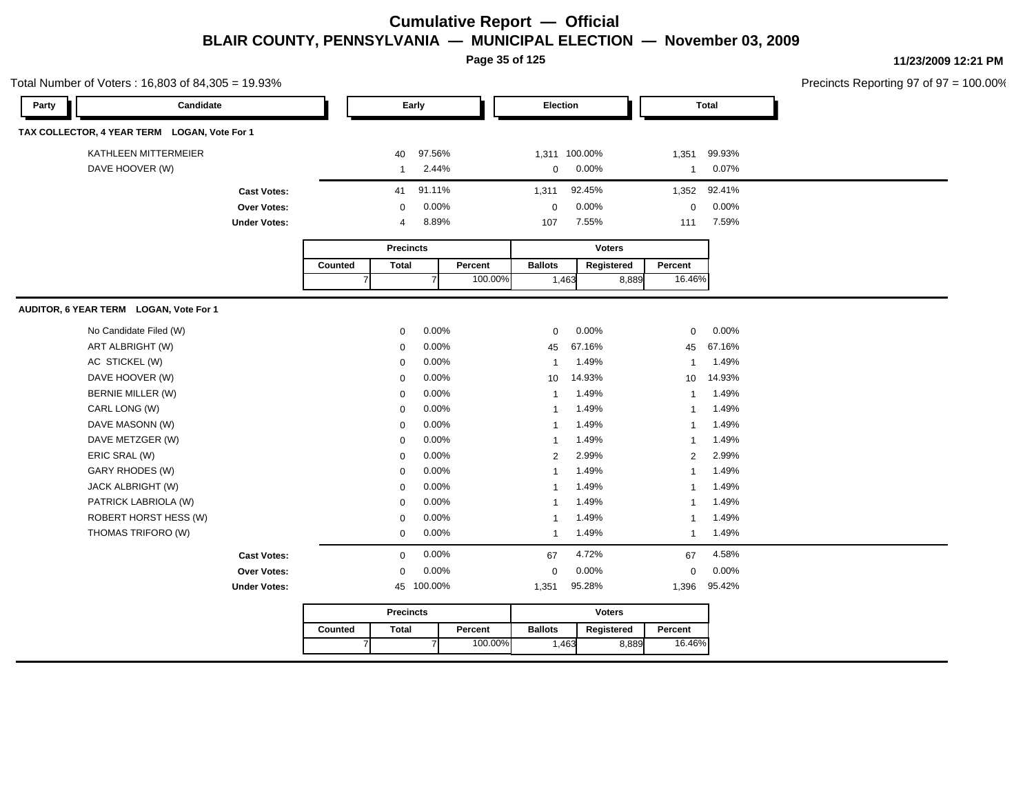# Cumulative Report — Official

## BLAIR COUNTY, PENNSYLVANIA — MUNICIPAL ELECTION — November 03, 2009

11/23/2009 12:21 PM

Total Number of Voters : 16,803 of 84,305 = 19.93%

Precincts Reporting 97 of 97 = 100.00%

### TAX COLLECTOR, 4 YEAR TERM LOGAN, Vote For 1

| Party | Candidate | Early | | Election | | Total | |
|---|---|---|---|---|---|---|---|
| | KATHLEEN MITTERMEIER | 40 | 97.56% | 1,311 | 100.00% | 1,351 | 99.93% |
| | DAVE HOOVER (W) | 1 | 2.44% | 0 | 0.00% | 1 | 0.07% |
| | **Cast Votes:** | 41 | 91.11% | 1,311 | 92.45% | 1,352 | 92.41% |
| | **Over Votes:** | 0 | 0.00% | 0 | 0.00% | 0 | 0.00% |
| | **Under Votes:** | 4 | 8.89% | 107 | 7.55% | 111 | 7.59% |

| Precincts | | | Voters | | |
|---|---|---|---|---|---|
| Counted | Total | Percent | Ballots | Registered | Percent |
| 7 | 7 | 100.00% | 1,463 | 8,889 | 16.46% |

### AUDITOR, 6 YEAR TERM LOGAN, Vote For 1

| Party | Candidate | Early | | Election | | Total | |
|---|---|---|---|---|---|---|---|
| | No Candidate Filed (W) | 0 | 0.00% | 0 | 0.00% | 0 | 0.00% |
| | ART ALBRIGHT (W) | 0 | 0.00% | 45 | 67.16% | 45 | 67.16% |
| | AC STICKEL (W) | 0 | 0.00% | 1 | 1.49% | 1 | 1.49% |
| | DAVE HOOVER (W) | 0 | 0.00% | 10 | 14.93% | 10 | 14.93% |
| | BERNIE MILLER (W) | 0 | 0.00% | 1 | 1.49% | 1 | 1.49% |
| | CARL LONG (W) | 0 | 0.00% | 1 | 1.49% | 1 | 1.49% |
| | DAVE MASONN (W) | 0 | 0.00% | 1 | 1.49% | 1 | 1.49% |
| | DAVE METZGER (W) | 0 | 0.00% | 1 | 1.49% | 1 | 1.49% |
| | ERIC SRAL (W) | 0 | 0.00% | 2 | 2.99% | 2 | 2.99% |
| | GARY RHODES (W) | 0 | 0.00% | 1 | 1.49% | 1 | 1.49% |
| | JACK ALBRIGHT (W) | 0 | 0.00% | 1 | 1.49% | 1 | 1.49% |
| | PATRICK LABRIOLA (W) | 0 | 0.00% | 1 | 1.49% | 1 | 1.49% |
| | ROBERT HORST HESS (W) | 0 | 0.00% | 1 | 1.49% | 1 | 1.49% |
| | THOMAS TRIFORO (W) | 0 | 0.00% | 1 | 1.49% | 1 | 1.49% |
| | **Cast Votes:** | 0 | 0.00% | 67 | 4.72% | 67 | 4.58% |
| | **Over Votes:** | 0 | 0.00% | 0 | 0.00% | 0 | 0.00% |
| | **Under Votes:** | 45 | 100.00% | 1,351 | 95.28% | 1,396 | 95.42% |

| Precincts | | | Voters | | |
|---|---|---|---|---|---|
| Counted | Total | Percent | Ballots | Registered | Percent |
| 7 | 7 | 100.00% | 1,463 | 8,889 | 16.46% |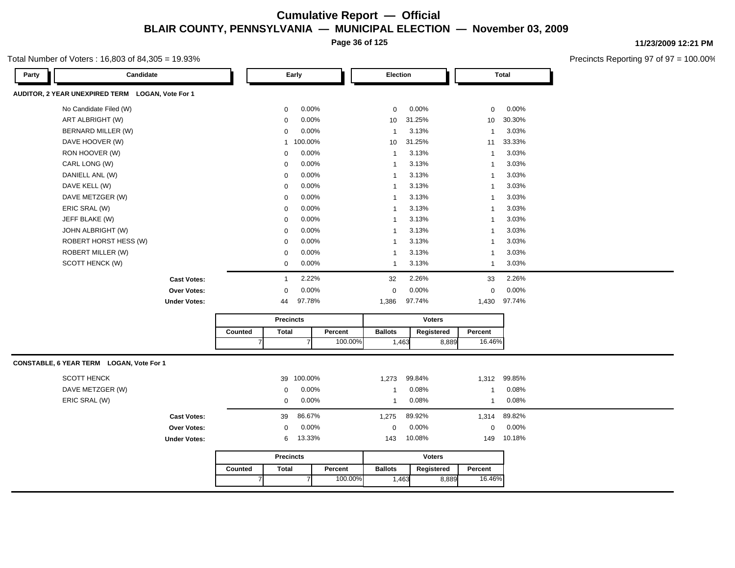# Cumulative Report — Official

## BLAIR COUNTY, PENNSYLVANIA — MUNICIPAL ELECTION — November 03, 2009

11/23/2009 12:21 PM

Total Number of Voters : 16,803 of 84,305 = 19.93%

Precincts Reporting 97 of 97 = 100.00%

### AUDITOR, 2 YEAR UNEXPIRED TERM LOGAN, Vote For 1

| Party | Candidate | Early | | Election | | Total | |
|---|---|---|---|---|---|---|---|
| | No Candidate Filed (W) | 0 | 0.00% | 0 | 0.00% | 0 | 0.00% |
| | ART ALBRIGHT (W) | 0 | 0.00% | 10 | 31.25% | 10 | 30.30% |
| | BERNARD MILLER (W) | 0 | 0.00% | 1 | 3.13% | 1 | 3.03% |
| | DAVE HOOVER (W) | 1 | 100.00% | 10 | 31.25% | 11 | 33.33% |
| | RON HOOVER (W) | 0 | 0.00% | 1 | 3.13% | 1 | 3.03% |
| | CARL LONG (W) | 0 | 0.00% | 1 | 3.13% | 1 | 3.03% |
| | DANIELL ANL (W) | 0 | 0.00% | 1 | 3.13% | 1 | 3.03% |
| | DAVE KELL (W) | 0 | 0.00% | 1 | 3.13% | 1 | 3.03% |
| | DAVE METZGER (W) | 0 | 0.00% | 1 | 3.13% | 1 | 3.03% |
| | ERIC SRAL (W) | 0 | 0.00% | 1 | 3.13% | 1 | 3.03% |
| | JEFF BLAKE (W) | 0 | 0.00% | 1 | 3.13% | 1 | 3.03% |
| | JOHN ALBRIGHT (W) | 0 | 0.00% | 1 | 3.13% | 1 | 3.03% |
| | ROBERT HORST HESS (W) | 0 | 0.00% | 1 | 3.13% | 1 | 3.03% |
| | ROBERT MILLER (W) | 0 | 0.00% | 1 | 3.13% | 1 | 3.03% |
| | SCOTT HENCK (W) | 0 | 0.00% | 1 | 3.13% | 1 | 3.03% |
| | **Cast Votes:** | 1 | 2.22% | 32 | 2.26% | 33 | 2.26% |
| | **Over Votes:** | 0 | 0.00% | 0 | 0.00% | 0 | 0.00% |
| | **Under Votes:** | 44 | 97.78% | 1,386 | 97.74% | 1,430 | 97.74% |

| Precincts | | | Voters | | |
|---|---|---|---|---|---|
| Counted | Total | Percent | Ballots | Registered | Percent |
| 7 | 7 | 100.00% | 1,463 | 8,889 | 16.46% |

### CONSTABLE, 6 YEAR TERM LOGAN, Vote For 1

| Party | Candidate | Early | | Election | | Total | |
|---|---|---|---|---|---|---|---|
| | SCOTT HENCK | 39 | 100.00% | 1,273 | 99.84% | 1,312 | 99.85% |
| | DAVE METZGER (W) | 0 | 0.00% | 1 | 0.08% | 1 | 0.08% |
| | ERIC SRAL (W) | 0 | 0.00% | 1 | 0.08% | 1 | 0.08% |
| | **Cast Votes:** | 39 | 86.67% | 1,275 | 89.92% | 1,314 | 89.82% |
| | **Over Votes:** | 0 | 0.00% | 0 | 0.00% | 0 | 0.00% |
| | **Under Votes:** | 6 | 13.33% | 143 | 10.08% | 149 | 10.18% |

| Precincts | | | Voters | | |
|---|---|---|---|---|---|
| Counted | Total | Percent | Ballots | Registered | Percent |
| 7 | 7 | 100.00% | 1,463 | 8,889 | 16.46% |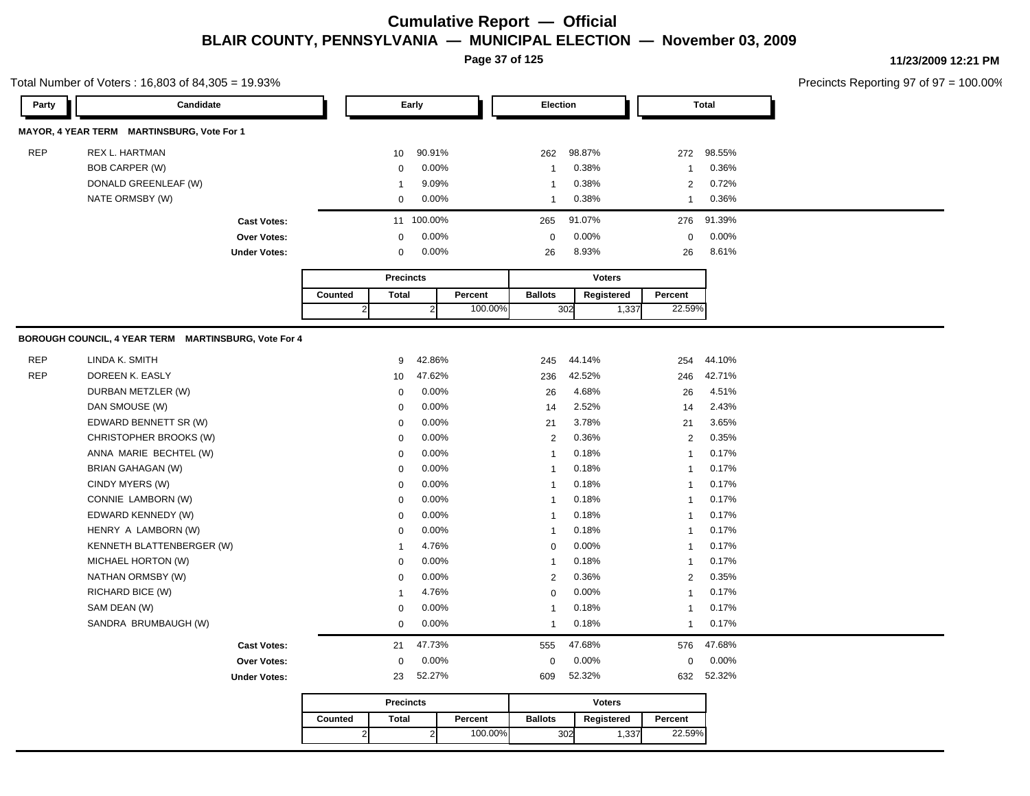# Cumulative Report — Official

## BLAIR COUNTY, PENNSYLVANIA — MUNICIPAL ELECTION — November 03, 2009

11/23/2009 12:21 PM

Total Number of Voters : 16,803 of 84,305 = 19.93%

Precincts Reporting 97 of 97 = 100.00%

### MAYOR, 4 YEAR TERM MARTINSBURG, Vote For 1

| Party | Candidate | Early | | Election | | Total | |
|---|---|---|---|---|---|---|---|
| REP | REX L. HARTMAN | 10 | 90.91% | 262 | 98.87% | 272 | 98.55% |
| | BOB CARPER (W) | 0 | 0.00% | 1 | 0.38% | 1 | 0.36% |
| | DONALD GREENLEAF (W) | 1 | 9.09% | 1 | 0.38% | 2 | 0.72% |
| | NATE ORMSBY (W) | 0 | 0.00% | 1 | 0.38% | 1 | 0.36% |
| | **Cast Votes:** | 11 | 100.00% | 265 | 91.07% | 276 | 91.39% |
| | **Over Votes:** | 0 | 0.00% | 0 | 0.00% | 0 | 0.00% |
| | **Under Votes:** | 0 | 0.00% | 26 | 8.93% | 26 | 8.61% |

| Precincts | | | Voters | | |
|---|---|---|---|---|---|
| Counted | Total | Percent | Ballots | Registered | Percent |
| 2 | 2 | 100.00% | 302 | 1,337 | 22.59% |

### BOROUGH COUNCIL, 4 YEAR TERM MARTINSBURG, Vote For 4

| Party | Candidate | Early | | Election | | Total | |
|---|---|---|---|---|---|---|---|
| REP | LINDA K. SMITH | 9 | 42.86% | 245 | 44.14% | 254 | 44.10% |
| REP | DOREEN K. EASLY | 10 | 47.62% | 236 | 42.52% | 246 | 42.71% |
| | DURBAN METZLER (W) | 0 | 0.00% | 26 | 4.68% | 26 | 4.51% |
| | DAN SMOUSE (W) | 0 | 0.00% | 14 | 2.52% | 14 | 2.43% |
| | EDWARD BENNETT SR (W) | 0 | 0.00% | 21 | 3.78% | 21 | 3.65% |
| | CHRISTOPHER BROOKS (W) | 0 | 0.00% | 2 | 0.36% | 2 | 0.35% |
| | ANNA MARIE BECHTEL (W) | 0 | 0.00% | 1 | 0.18% | 1 | 0.17% |
| | BRIAN GAHAGAN (W) | 0 | 0.00% | 1 | 0.18% | 1 | 0.17% |
| | CINDY MYERS (W) | 0 | 0.00% | 1 | 0.18% | 1 | 0.17% |
| | CONNIE LAMBORN (W) | 0 | 0.00% | 1 | 0.18% | 1 | 0.17% |
| | EDWARD KENNEDY (W) | 0 | 0.00% | 1 | 0.18% | 1 | 0.17% |
| | HENRY A LAMBORN (W) | 0 | 0.00% | 1 | 0.18% | 1 | 0.17% |
| | KENNETH BLATTENBERGER (W) | 1 | 4.76% | 0 | 0.00% | 1 | 0.17% |
| | MICHAEL HORTON (W) | 0 | 0.00% | 1 | 0.18% | 1 | 0.17% |
| | NATHAN ORMSBY (W) | 0 | 0.00% | 2 | 0.36% | 2 | 0.35% |
| | RICHARD BICE (W) | 1 | 4.76% | 0 | 0.00% | 1 | 0.17% |
| | SAM DEAN (W) | 0 | 0.00% | 1 | 0.18% | 1 | 0.17% |
| | SANDRA BRUMBAUGH (W) | 0 | 0.00% | 1 | 0.18% | 1 | 0.17% |
| | **Cast Votes:** | 21 | 47.73% | 555 | 47.68% | 576 | 47.68% |
| | **Over Votes:** | 0 | 0.00% | 0 | 0.00% | 0 | 0.00% |
| | **Under Votes:** | 23 | 52.27% | 609 | 52.32% | 632 | 52.32% |

| Precincts | | | Voters | | |
|---|---|---|---|---|---|
| Counted | Total | Percent | Ballots | Registered | Percent |
| 2 | 2 | 100.00% | 302 | 1,337 | 22.59% |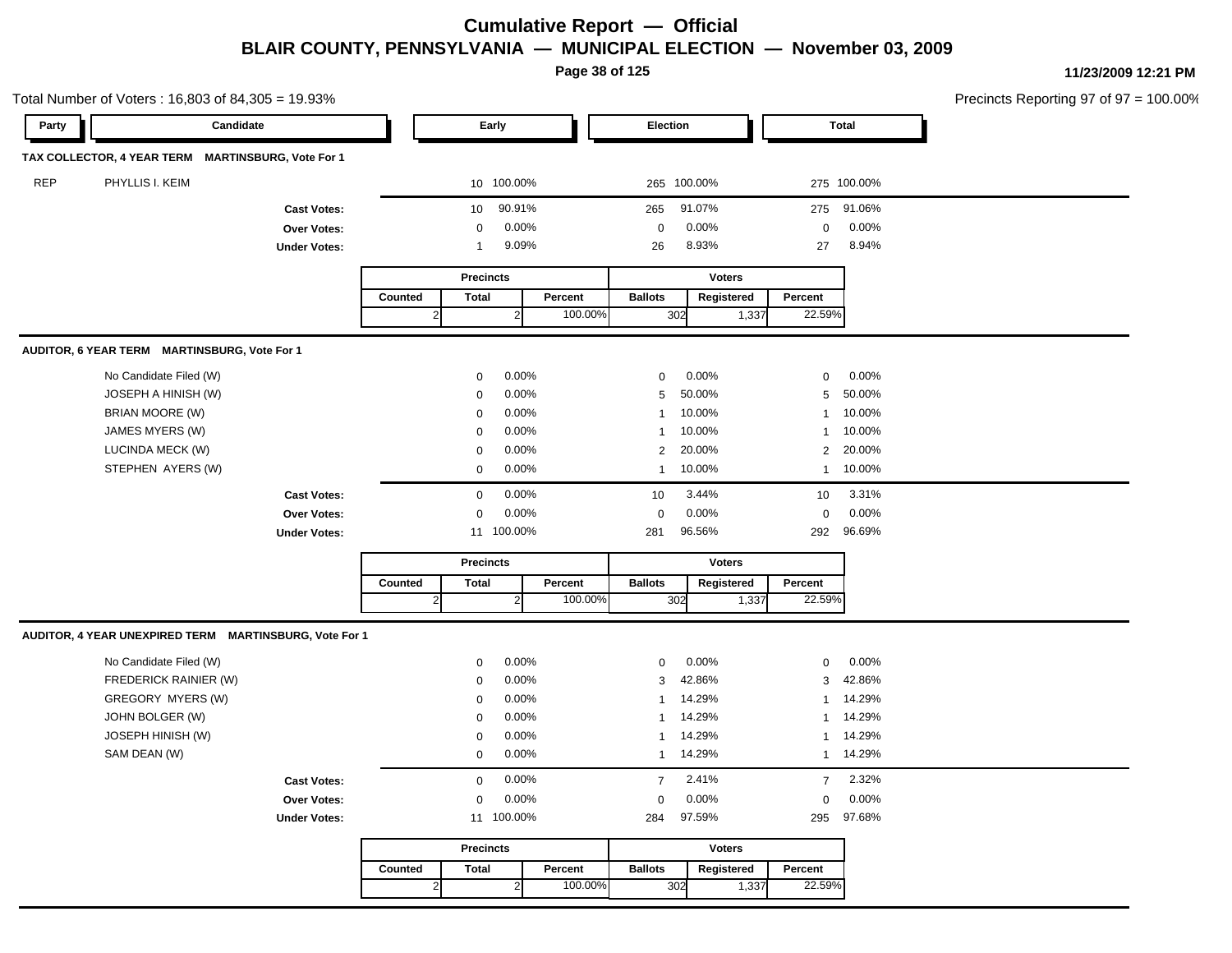# Cumulative Report — Official

## BLAIR COUNTY, PENNSYLVANIA — MUNICIPAL ELECTION — November 03, 2009

11/23/2009 12:21 PM

Total Number of Voters : 16,803 of 84,305 = 19.93%

Precincts Reporting 97 of 97 = 100.00%

### TAX COLLECTOR, 4 YEAR TERM MARTINSBURG, Vote For 1

| Party | Candidate | Early | | Election | | Total | |
|---|---|---|---|---|---|---|---|
| REP | PHYLLIS I. KEIM | 10 | 100.00% | 265 | 100.00% | 275 | 100.00% |
| | **Cast Votes:** | 10 | 90.91% | 265 | 91.07% | 275 | 91.06% |
| | **Over Votes:** | 0 | 0.00% | 0 | 0.00% | 0 | 0.00% |
| | **Under Votes:** | 1 | 9.09% | 26 | 8.93% | 27 | 8.94% |

| Precincts | | | Voters | | |
|---|---|---|---|---|---|
| Counted | Total | Percent | Ballots | Registered | Percent |
| 2 | 2 | 100.00% | 302 | 1,337 | 22.59% |

### AUDITOR, 6 YEAR TERM MARTINSBURG, Vote For 1

| Party | Candidate | Early | | Election | | Total | |
|---|---|---|---|---|---|---|---|
| | No Candidate Filed (W) | 0 | 0.00% | 0 | 0.00% | 0 | 0.00% |
| | JOSEPH A HINISH (W) | 0 | 0.00% | 5 | 50.00% | 5 | 50.00% |
| | BRIAN MOORE (W) | 0 | 0.00% | 1 | 10.00% | 1 | 10.00% |
| | JAMES MYERS (W) | 0 | 0.00% | 1 | 10.00% | 1 | 10.00% |
| | LUCINDA MECK (W) | 0 | 0.00% | 2 | 20.00% | 2 | 20.00% |
| | STEPHEN AYERS (W) | 0 | 0.00% | 1 | 10.00% | 1 | 10.00% |
| | **Cast Votes:** | 0 | 0.00% | 10 | 3.44% | 10 | 3.31% |
| | **Over Votes:** | 0 | 0.00% | 0 | 0.00% | 0 | 0.00% |
| | **Under Votes:** | 11 | 100.00% | 281 | 96.56% | 292 | 96.69% |

| Precincts | | | Voters | | |
|---|---|---|---|---|---|
| Counted | Total | Percent | Ballots | Registered | Percent |
| 2 | 2 | 100.00% | 302 | 1,337 | 22.59% |

### AUDITOR, 4 YEAR UNEXPIRED TERM MARTINSBURG, Vote For 1

| Party | Candidate | Early | | Election | | Total | |
|---|---|---|---|---|---|---|---|
| | No Candidate Filed (W) | 0 | 0.00% | 0 | 0.00% | 0 | 0.00% |
| | FREDERICK RAINIER (W) | 0 | 0.00% | 3 | 42.86% | 3 | 42.86% |
| | GREGORY MYERS (W) | 0 | 0.00% | 1 | 14.29% | 1 | 14.29% |
| | JOHN BOLGER (W) | 0 | 0.00% | 1 | 14.29% | 1 | 14.29% |
| | JOSEPH HINISH (W) | 0 | 0.00% | 1 | 14.29% | 1 | 14.29% |
| | SAM DEAN (W) | 0 | 0.00% | 1 | 14.29% | 1 | 14.29% |
| | **Cast Votes:** | 0 | 0.00% | 7 | 2.41% | 7 | 2.32% |
| | **Over Votes:** | 0 | 0.00% | 0 | 0.00% | 0 | 0.00% |
| | **Under Votes:** | 11 | 100.00% | 284 | 97.59% | 295 | 97.68% |

| Precincts | | | Voters | | |
|---|---|---|---|---|---|
| Counted | Total | Percent | Ballots | Registered | Percent |
| 2 | 2 | 100.00% | 302 | 1,337 | 22.59% |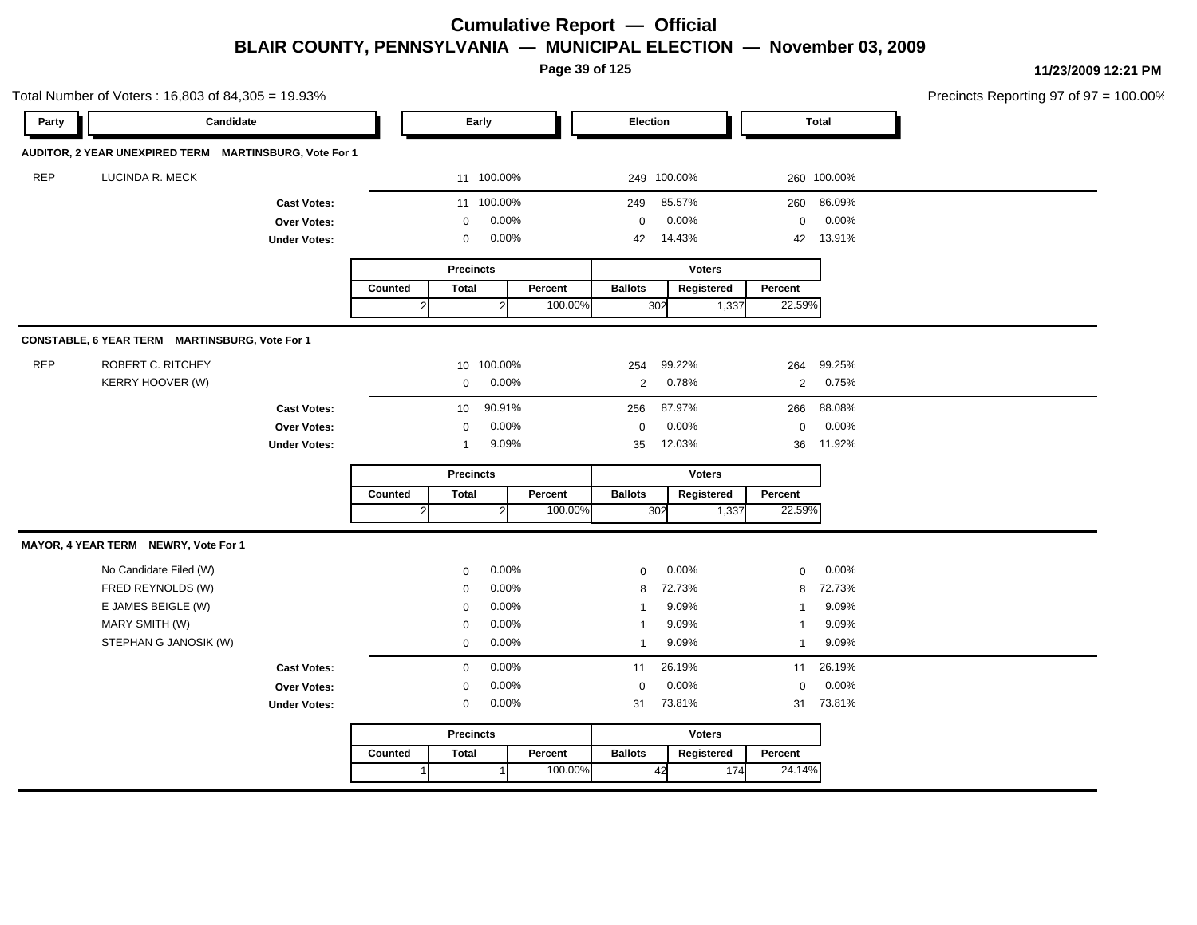# Cumulative Report — Official

## BLAIR COUNTY, PENNSYLVANIA — MUNICIPAL ELECTION — November 03, 2009

11/23/2009 12:21 PM

Total Number of Voters : 16,803 of 84,305 = 19.93%

Precincts Reporting 97 of 97 = 100.00%

### AUDITOR, 2 YEAR UNEXPIRED TERM MARTINSBURG, Vote For 1

| Party | Candidate | Early | | Election | | Total | |
|---|---|---|---|---|---|---|---|
| REP | LUCINDA R. MECK | 11 | 100.00% | 249 | 100.00% | 260 | 100.00% |
| | **Cast Votes:** | 11 | 100.00% | 249 | 85.57% | 260 | 86.09% |
| | **Over Votes:** | 0 | 0.00% | 0 | 0.00% | 0 | 0.00% |
| | **Under Votes:** | 0 | 0.00% | 42 | 14.43% | 42 | 13.91% |

| Precincts | | | Voters | | |
|---|---|---|---|---|---|
| Counted | Total | Percent | Ballots | Registered | Percent |
| 2 | 2 | 100.00% | 302 | 1,337 | 22.59% |

### CONSTABLE, 6 YEAR TERM MARTINSBURG, Vote For 1

| Party | Candidate | Early | | Election | | Total | |
|---|---|---|---|---|---|---|---|
| REP | ROBERT C. RITCHEY | 10 | 100.00% | 254 | 99.22% | 264 | 99.25% |
| | KERRY HOOVER (W) | 0 | 0.00% | 2 | 0.78% | 2 | 0.75% |
| | **Cast Votes:** | 10 | 90.91% | 256 | 87.97% | 266 | 88.08% |
| | **Over Votes:** | 0 | 0.00% | 0 | 0.00% | 0 | 0.00% |
| | **Under Votes:** | 1 | 9.09% | 35 | 12.03% | 36 | 11.92% |

| Precincts | | | Voters | | |
|---|---|---|---|---|---|
| Counted | Total | Percent | Ballots | Registered | Percent |
| 2 | 2 | 100.00% | 302 | 1,337 | 22.59% |

### MAYOR, 4 YEAR TERM NEWRY, Vote For 1

| Party | Candidate | Early | | Election | | Total | |
|---|---|---|---|---|---|---|---|
| | No Candidate Filed (W) | 0 | 0.00% | 0 | 0.00% | 0 | 0.00% |
| | FRED REYNOLDS (W) | 0 | 0.00% | 8 | 72.73% | 8 | 72.73% |
| | E JAMES BEIGLE (W) | 0 | 0.00% | 1 | 9.09% | 1 | 9.09% |
| | MARY SMITH (W) | 0 | 0.00% | 1 | 9.09% | 1 | 9.09% |
| | STEPHAN G JANOSIK (W) | 0 | 0.00% | 1 | 9.09% | 1 | 9.09% |
| | **Cast Votes:** | 0 | 0.00% | 11 | 26.19% | 11 | 26.19% |
| | **Over Votes:** | 0 | 0.00% | 0 | 0.00% | 0 | 0.00% |
| | **Under Votes:** | 0 | 0.00% | 31 | 73.81% | 31 | 73.81% |

| Precincts | | | Voters | | |
|---|---|---|---|---|---|
| Counted | Total | Percent | Ballots | Registered | Percent |
| 1 | 1 | 100.00% | 42 | 174 | 24.14% |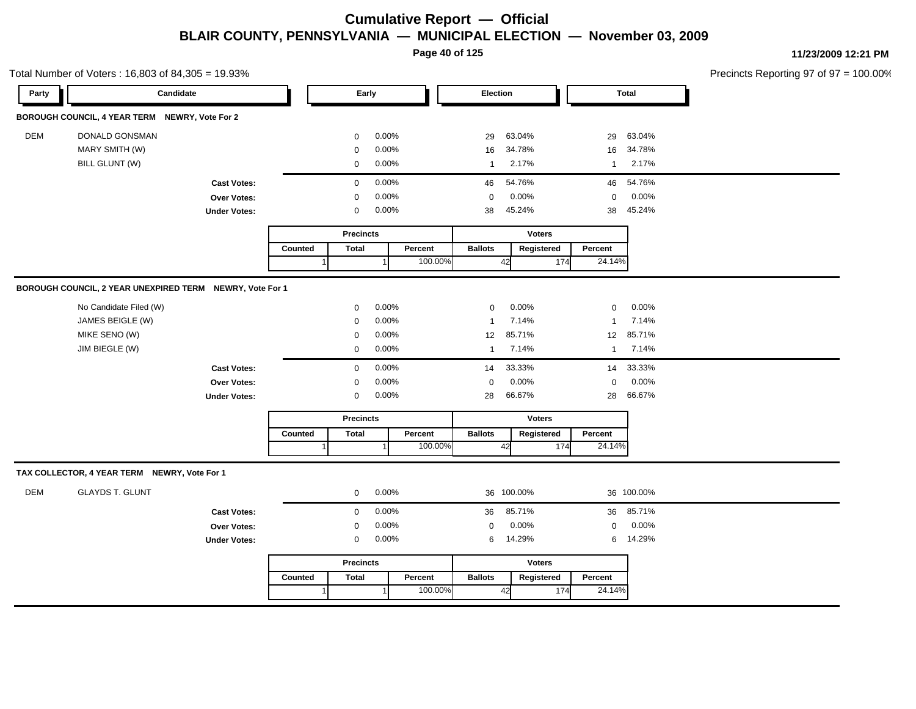# Cumulative Report — Official

## BLAIR COUNTY, PENNSYLVANIA — MUNICIPAL ELECTION — November 03, 2009

11/23/2009 12:21 PM

Total Number of Voters : 16,803 of 84,305 = 19.93%

Precincts Reporting 97 of 97 = 100.00%

### BOROUGH COUNCIL, 4 YEAR TERM NEWRY, Vote For 2

| Party | Candidate | Early | | Election | | Total | |
|---|---|---|---|---|---|---|---|
| DEM | DONALD GONSMAN | 0 | 0.00% | 29 | 63.04% | 29 | 63.04% |
| | MARY SMITH (W) | 0 | 0.00% | 16 | 34.78% | 16 | 34.78% |
| | BILL GLUNT (W) | 0 | 0.00% | 1 | 2.17% | 1 | 2.17% |
| | **Cast Votes:** | 0 | 0.00% | 46 | 54.76% | 46 | 54.76% |
| | **Over Votes:** | 0 | 0.00% | 0 | 0.00% | 0 | 0.00% |
| | **Under Votes:** | 0 | 0.00% | 38 | 45.24% | 38 | 45.24% |

| Precincts | | | Voters | | |
|---|---|---|---|---|---|
| Counted | Total | Percent | Ballots | Registered | Percent |
| 1 | 1 | 100.00% | 42 | 174 | 24.14% |

### BOROUGH COUNCIL, 2 YEAR UNEXPIRED TERM NEWRY, Vote For 1

| Party | Candidate | Early | | Election | | Total | |
|---|---|---|---|---|---|---|---|
| | No Candidate Filed (W) | 0 | 0.00% | 0 | 0.00% | 0 | 0.00% |
| | JAMES BEIGLE (W) | 0 | 0.00% | 1 | 7.14% | 1 | 7.14% |
| | MIKE SENO (W) | 0 | 0.00% | 12 | 85.71% | 12 | 85.71% |
| | JIM BIEGLE (W) | 0 | 0.00% | 1 | 7.14% | 1 | 7.14% |
| | **Cast Votes:** | 0 | 0.00% | 14 | 33.33% | 14 | 33.33% |
| | **Over Votes:** | 0 | 0.00% | 0 | 0.00% | 0 | 0.00% |
| | **Under Votes:** | 0 | 0.00% | 28 | 66.67% | 28 | 66.67% |

| Precincts | | | Voters | | |
|---|---|---|---|---|---|
| Counted | Total | Percent | Ballots | Registered | Percent |
| 1 | 1 | 100.00% | 42 | 174 | 24.14% |

### TAX COLLECTOR, 4 YEAR TERM NEWRY, Vote For 1

| Party | Candidate | Early | | Election | | Total | |
|---|---|---|---|---|---|---|---|
| DEM | GLAYDS T. GLUNT | 0 | 0.00% | 36 | 100.00% | 36 | 100.00% |
| | **Cast Votes:** | 0 | 0.00% | 36 | 85.71% | 36 | 85.71% |
| | **Over Votes:** | 0 | 0.00% | 0 | 0.00% | 0 | 0.00% |
| | **Under Votes:** | 0 | 0.00% | 6 | 14.29% | 6 | 14.29% |

| Precincts | | | Voters | | |
|---|---|---|---|---|---|
| Counted | Total | Percent | Ballots | Registered | Percent |
| 1 | 1 | 100.00% | 42 | 174 | 24.14% |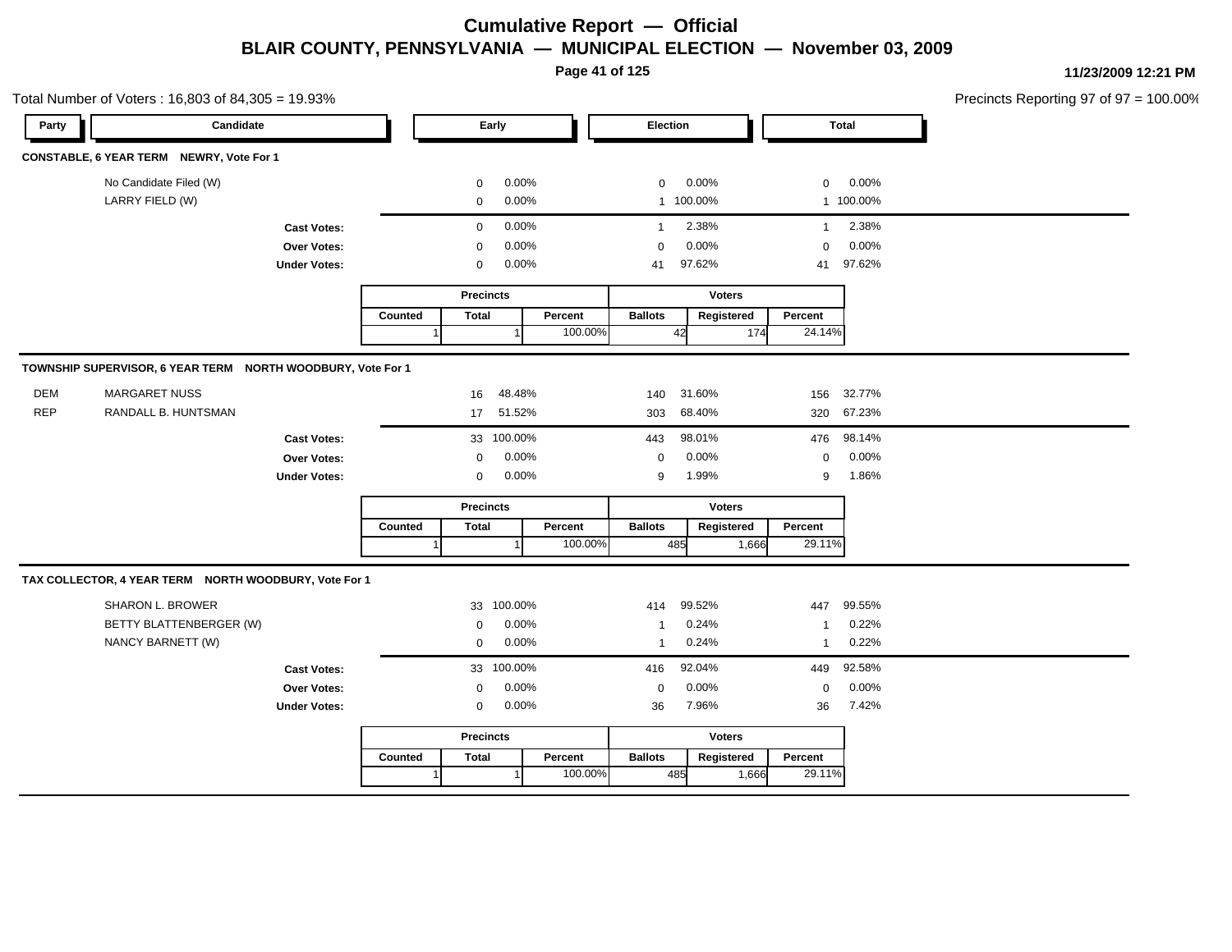# Cumulative Report — Official

## BLAIR COUNTY, PENNSYLVANIA — MUNICIPAL ELECTION — November 03, 2009

11/23/2009 12:21 PM

Total Number of Voters : 16,803 of 84,305 = 19.93%

Precincts Reporting 97 of 97 = 100.00%

### CONSTABLE, 6 YEAR TERM NEWRY, Vote For 1

| Party | Candidate | Early | | Election | | Total | |
|---|---|---|---|---|---|---|---|
| | No Candidate Filed (W) | 0 | 0.00% | 0 | 0.00% | 0 | 0.00% |
| | LARRY FIELD (W) | 0 | 0.00% | 1 | 100.00% | 1 | 100.00% |
| | **Cast Votes:** | 0 | 0.00% | 1 | 2.38% | 1 | 2.38% |
| | **Over Votes:** | 0 | 0.00% | 0 | 0.00% | 0 | 0.00% |
| | **Under Votes:** | 0 | 0.00% | 41 | 97.62% | 41 | 97.62% |

| Precincts | | | Voters | | |
|---|---|---|---|---|---|
| Counted | Total | Percent | Ballots | Registered | Percent |
| 1 | 1 | 100.00% | 42 | 174 | 24.14% |

### TOWNSHIP SUPERVISOR, 6 YEAR TERM NORTH WOODBURY, Vote For 1

| Party | Candidate | Early | | Election | | Total | |
|---|---|---|---|---|---|---|---|
| DEM | MARGARET NUSS | 16 | 48.48% | 140 | 31.60% | 156 | 32.77% |
| REP | RANDALL B. HUNTSMAN | 17 | 51.52% | 303 | 68.40% | 320 | 67.23% |
| | **Cast Votes:** | 33 | 100.00% | 443 | 98.01% | 476 | 98.14% |
| | **Over Votes:** | 0 | 0.00% | 0 | 0.00% | 0 | 0.00% |
| | **Under Votes:** | 0 | 0.00% | 9 | 1.99% | 9 | 1.86% |

| Precincts | | | Voters | | |
|---|---|---|---|---|---|
| Counted | Total | Percent | Ballots | Registered | Percent |
| 1 | 1 | 100.00% | 485 | 1,666 | 29.11% |

### TAX COLLECTOR, 4 YEAR TERM NORTH WOODBURY, Vote For 1

| Party | Candidate | Early | | Election | | Total | |
|---|---|---|---|---|---|---|---|
| | SHARON L. BROWER | 33 | 100.00% | 414 | 99.52% | 447 | 99.55% |
| | BETTY BLATTENBERGER (W) | 0 | 0.00% | 1 | 0.24% | 1 | 0.22% |
| | NANCY BARNETT (W) | 0 | 0.00% | 1 | 0.24% | 1 | 0.22% |
| | **Cast Votes:** | 33 | 100.00% | 416 | 92.04% | 449 | 92.58% |
| | **Over Votes:** | 0 | 0.00% | 0 | 0.00% | 0 | 0.00% |
| | **Under Votes:** | 0 | 0.00% | 36 | 7.96% | 36 | 7.42% |

| Precincts | | | Voters | | |
|---|---|---|---|---|---|
| Counted | Total | Percent | Ballots | Registered | Percent |
| 1 | 1 | 100.00% | 485 | 1,666 | 29.11% |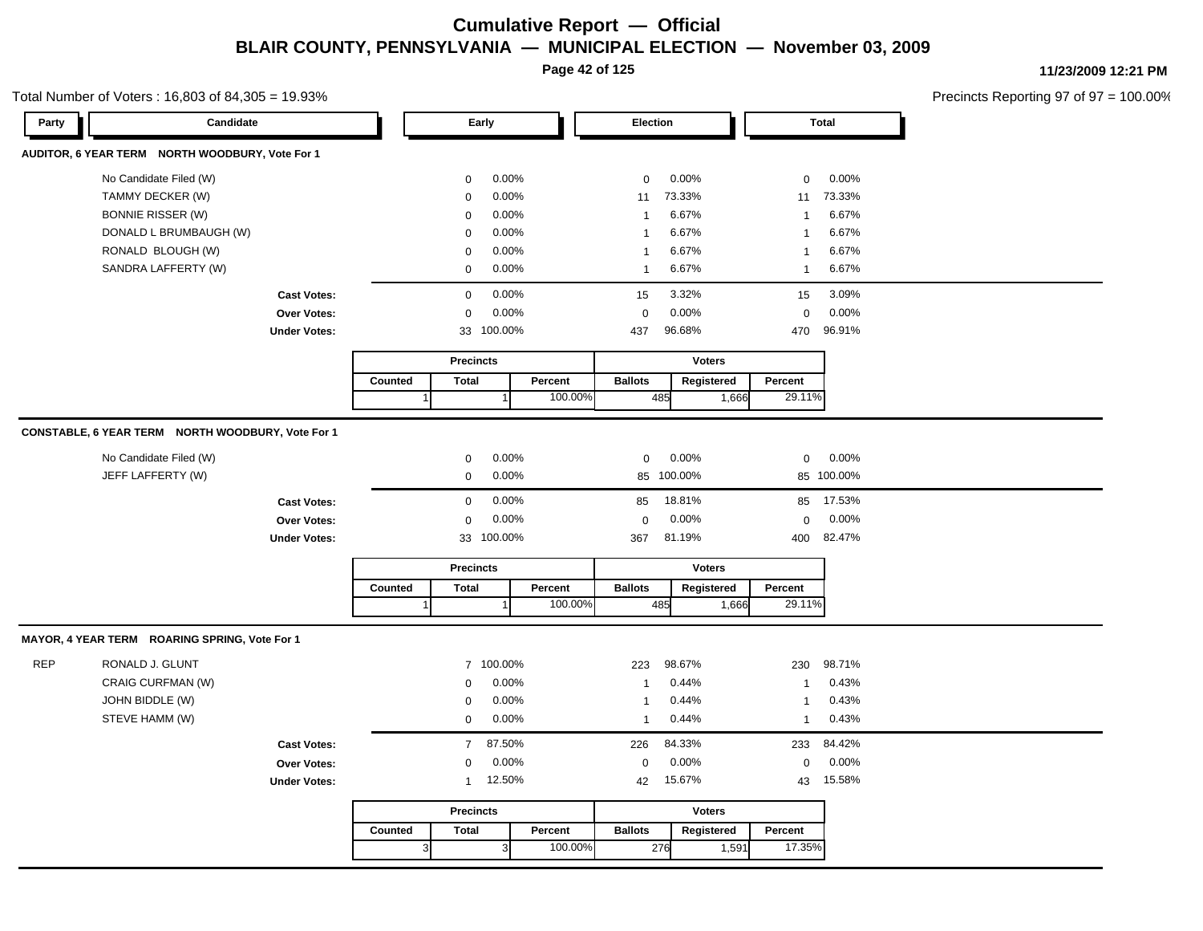# Cumulative Report — Official

## BLAIR COUNTY, PENNSYLVANIA — MUNICIPAL ELECTION — November 03, 2009

11/23/2009 12:21 PM

Total Number of Voters : 16,803 of 84,305 = 19.93%

Precincts Reporting 97 of 97 = 100.00%

### AUDITOR, 6 YEAR TERM NORTH WOODBURY, Vote For 1

| Party | Candidate | Early | | Election | | Total | |
|---|---|---|---|---|---|---|---|
| | No Candidate Filed (W) | 0 | 0.00% | 0 | 0.00% | 0 | 0.00% |
| | TAMMY DECKER (W) | 0 | 0.00% | 11 | 73.33% | 11 | 73.33% |
| | BONNIE RISSER (W) | 0 | 0.00% | 1 | 6.67% | 1 | 6.67% |
| | DONALD L BRUMBAUGH (W) | 0 | 0.00% | 1 | 6.67% | 1 | 6.67% |
| | RONALD BLOUGH (W) | 0 | 0.00% | 1 | 6.67% | 1 | 6.67% |
| | SANDRA LAFFERTY (W) | 0 | 0.00% | 1 | 6.67% | 1 | 6.67% |
| | **Cast Votes:** | 0 | 0.00% | 15 | 3.32% | 15 | 3.09% |
| | **Over Votes:** | 0 | 0.00% | 0 | 0.00% | 0 | 0.00% |
| | **Under Votes:** | 33 | 100.00% | 437 | 96.68% | 470 | 96.91% |

| Precincts | | | Voters | | |
|---|---|---|---|---|---|
| Counted | Total | Percent | Ballots | Registered | Percent |
| 1 | 1 | 100.00% | 485 | 1,666 | 29.11% |

### CONSTABLE, 6 YEAR TERM NORTH WOODBURY, Vote For 1

| Party | Candidate | Early | | Election | | Total | |
|---|---|---|---|---|---|---|---|
| | No Candidate Filed (W) | 0 | 0.00% | 0 | 0.00% | 0 | 0.00% |
| | JEFF LAFFERTY (W) | 0 | 0.00% | 85 | 100.00% | 85 | 100.00% |
| | **Cast Votes:** | 0 | 0.00% | 85 | 18.81% | 85 | 17.53% |
| | **Over Votes:** | 0 | 0.00% | 0 | 0.00% | 0 | 0.00% |
| | **Under Votes:** | 33 | 100.00% | 367 | 81.19% | 400 | 82.47% |

| Precincts | | | Voters | | |
|---|---|---|---|---|---|
| Counted | Total | Percent | Ballots | Registered | Percent |
| 1 | 1 | 100.00% | 485 | 1,666 | 29.11% |

### MAYOR, 4 YEAR TERM ROARING SPRING, Vote For 1

| Party | Candidate | Early | | Election | | Total | |
|---|---|---|---|---|---|---|---|
| REP | RONALD J. GLUNT | 7 | 100.00% | 223 | 98.67% | 230 | 98.71% |
| | CRAIG CURFMAN (W) | 0 | 0.00% | 1 | 0.44% | 1 | 0.43% |
| | JOHN BIDDLE (W) | 0 | 0.00% | 1 | 0.44% | 1 | 0.43% |
| | STEVE HAMM (W) | 0 | 0.00% | 1 | 0.44% | 1 | 0.43% |
| | **Cast Votes:** | 7 | 87.50% | 226 | 84.33% | 233 | 84.42% |
| | **Over Votes:** | 0 | 0.00% | 0 | 0.00% | 0 | 0.00% |
| | **Under Votes:** | 1 | 12.50% | 42 | 15.67% | 43 | 15.58% |

| Precincts | | | Voters | | |
|---|---|---|---|---|---|
| Counted | Total | Percent | Ballots | Registered | Percent |
| 3 | 3 | 100.00% | 276 | 1,591 | 17.35% |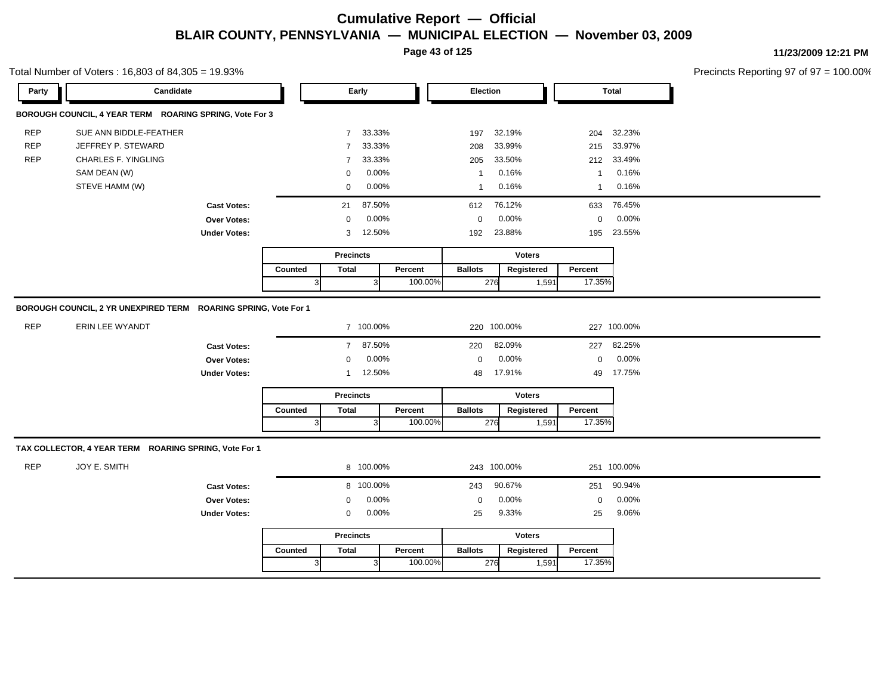# Cumulative Report — Official

## BLAIR COUNTY, PENNSYLVANIA — MUNICIPAL ELECTION — November 03, 2009

11/23/2009 12:21 PM

Total Number of Voters : 16,803 of 84,305 = 19.93%

Precincts Reporting 97 of 97 = 100.00%

### BOROUGH COUNCIL, 4 YEAR TERM ROARING SPRING, Vote For 3

| Party | Candidate | Early | | Election | | Total | |
|---|---|---|---|---|---|---|---|
| REP | SUE ANN BIDDLE-FEATHER | 7 | 33.33% | 197 | 32.19% | 204 | 32.23% |
| REP | JEFFREY P. STEWARD | 7 | 33.33% | 208 | 33.99% | 215 | 33.97% |
| REP | CHARLES F. YINGLING | 7 | 33.33% | 205 | 33.50% | 212 | 33.49% |
| | SAM DEAN (W) | 0 | 0.00% | 1 | 0.16% | 1 | 0.16% |
| | STEVE HAMM (W) | 0 | 0.00% | 1 | 0.16% | 1 | 0.16% |
| | **Cast Votes:** | 21 | 87.50% | 612 | 76.12% | 633 | 76.45% |
| | **Over Votes:** | 0 | 0.00% | 0 | 0.00% | 0 | 0.00% |
| | **Under Votes:** | 3 | 12.50% | 192 | 23.88% | 195 | 23.55% |

| Precincts | | | Voters | | |
|---|---|---|---|---|---|
| Counted | Total | Percent | Ballots | Registered | Percent |
| 3 | 3 | 100.00% | 276 | 1,591 | 17.35% |

### BOROUGH COUNCIL, 2 YR UNEXPIRED TERM ROARING SPRING, Vote For 1

| Party | Candidate | Early | | Election | | Total | |
|---|---|---|---|---|---|---|---|
| REP | ERIN LEE WYANDT | 7 | 100.00% | 220 | 100.00% | 227 | 100.00% |
| | **Cast Votes:** | 7 | 87.50% | 220 | 82.09% | 227 | 82.25% |
| | **Over Votes:** | 0 | 0.00% | 0 | 0.00% | 0 | 0.00% |
| | **Under Votes:** | 1 | 12.50% | 48 | 17.91% | 49 | 17.75% |

| Precincts | | | Voters | | |
|---|---|---|---|---|---|
| Counted | Total | Percent | Ballots | Registered | Percent |
| 3 | 3 | 100.00% | 276 | 1,591 | 17.35% |

### TAX COLLECTOR, 4 YEAR TERM ROARING SPRING, Vote For 1

| Party | Candidate | Early | | Election | | Total | |
|---|---|---|---|---|---|---|---|
| REP | JOY E. SMITH | 8 | 100.00% | 243 | 100.00% | 251 | 100.00% |
| | **Cast Votes:** | 8 | 100.00% | 243 | 90.67% | 251 | 90.94% |
| | **Over Votes:** | 0 | 0.00% | 0 | 0.00% | 0 | 0.00% |
| | **Under Votes:** | 0 | 0.00% | 25 | 9.33% | 25 | 9.06% |

| Precincts | | | Voters | | |
|---|---|---|---|---|---|
| Counted | Total | Percent | Ballots | Registered | Percent |
| 3 | 3 | 100.00% | 276 | 1,591 | 17.35% |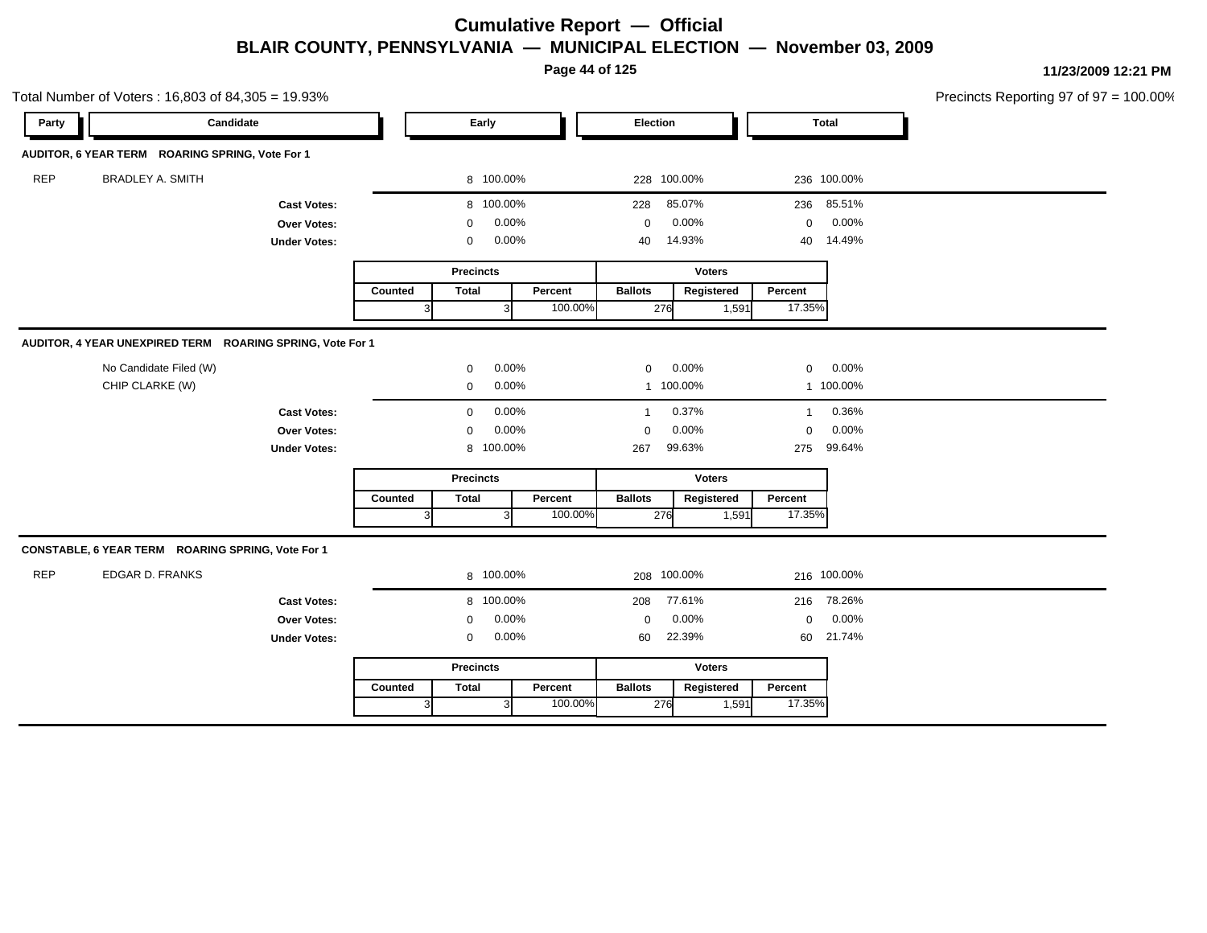# Cumulative Report — Official

## BLAIR COUNTY, PENNSYLVANIA — MUNICIPAL ELECTION — November 03, 2009

11/23/2009 12:21 PM

Total Number of Voters : 16,803 of 84,305 = 19.93%

Precincts Reporting 97 of 97 = 100.00%

### AUDITOR, 6 YEAR TERM ROARING SPRING, Vote For 1

| Party | Candidate | Early | | Election | | Total | |
|---|---|---|---|---|---|---|---|
| REP | BRADLEY A. SMITH | 8 | 100.00% | 228 | 100.00% | 236 | 100.00% |
| | **Cast Votes:** | 8 | 100.00% | 228 | 85.07% | 236 | 85.51% |
| | **Over Votes:** | 0 | 0.00% | 0 | 0.00% | 0 | 0.00% |
| | **Under Votes:** | 0 | 0.00% | 40 | 14.93% | 40 | 14.49% |

| Precincts | | | Voters | | |
|---|---|---|---|---|---|
| Counted | Total | Percent | Ballots | Registered | Percent |
| 3 | 3 | 100.00% | 276 | 1,591 | 17.35% |

### AUDITOR, 4 YEAR UNEXPIRED TERM ROARING SPRING, Vote For 1

| Party | Candidate | Early | | Election | | Total | |
|---|---|---|---|---|---|---|---|
| | No Candidate Filed (W) | 0 | 0.00% | 0 | 0.00% | 0 | 0.00% |
| | CHIP CLARKE (W) | 0 | 0.00% | 1 | 100.00% | 1 | 100.00% |
| | **Cast Votes:** | 0 | 0.00% | 1 | 0.37% | 1 | 0.36% |
| | **Over Votes:** | 0 | 0.00% | 0 | 0.00% | 0 | 0.00% |
| | **Under Votes:** | 8 | 100.00% | 267 | 99.63% | 275 | 99.64% |

| Precincts | | | Voters | | |
|---|---|---|---|---|---|
| Counted | Total | Percent | Ballots | Registered | Percent |
| 3 | 3 | 100.00% | 276 | 1,591 | 17.35% |

### CONSTABLE, 6 YEAR TERM ROARING SPRING, Vote For 1

| Party | Candidate | Early | | Election | | Total | |
|---|---|---|---|---|---|---|---|
| REP | EDGAR D. FRANKS | 8 | 100.00% | 208 | 100.00% | 216 | 100.00% |
| | **Cast Votes:** | 8 | 100.00% | 208 | 77.61% | 216 | 78.26% |
| | **Over Votes:** | 0 | 0.00% | 0 | 0.00% | 0 | 0.00% |
| | **Under Votes:** | 0 | 0.00% | 60 | 22.39% | 60 | 21.74% |

| Precincts | | | Voters | | |
|---|---|---|---|---|---|
| Counted | Total | Percent | Ballots | Registered | Percent |
| 3 | 3 | 100.00% | 276 | 1,591 | 17.35% |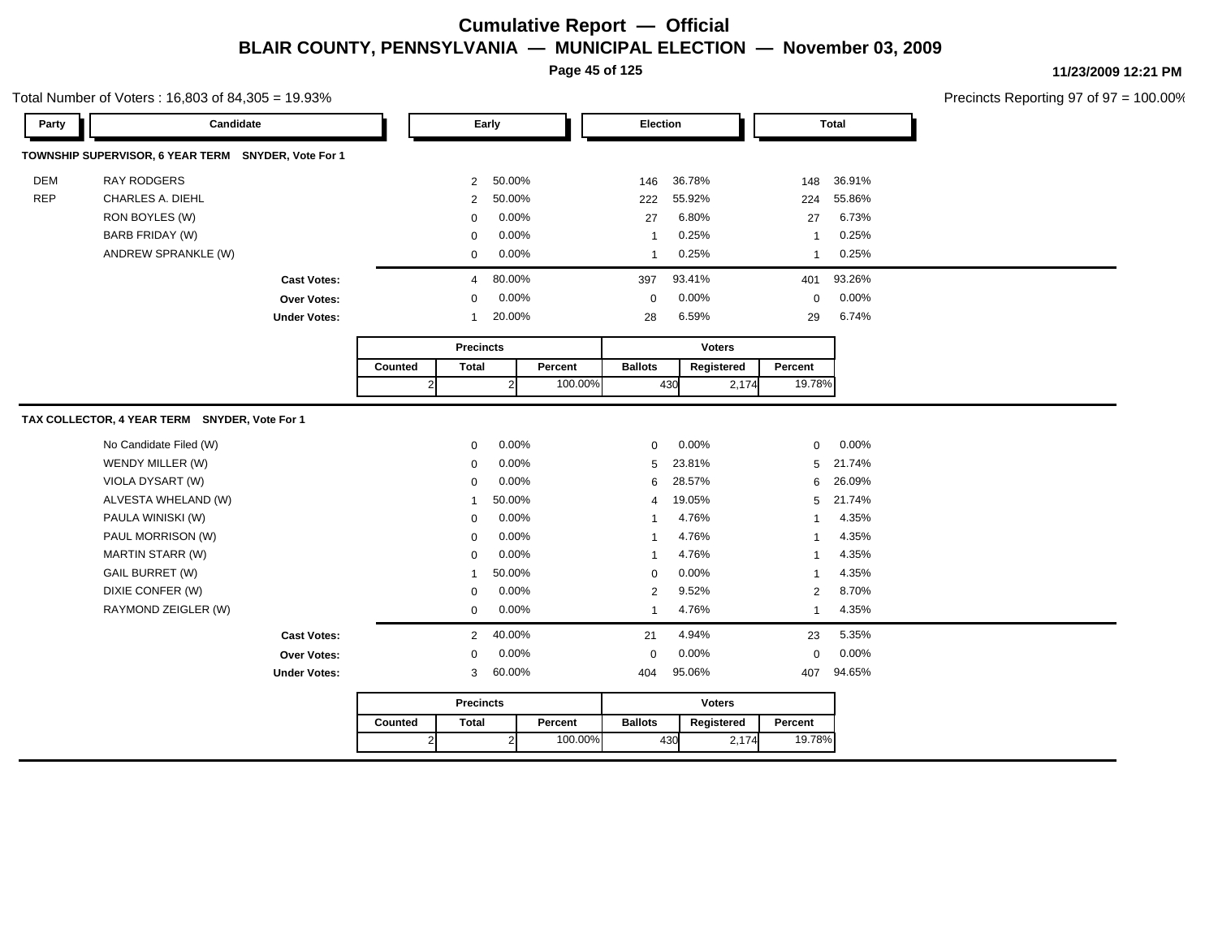# Cumulative Report — Official

## BLAIR COUNTY, PENNSYLVANIA — MUNICIPAL ELECTION — November 03, 2009

11/23/2009 12:21 PM

Total Number of Voters : 16,803 of 84,305 = 19.93%

Precincts Reporting 97 of 97 = 100.00%

### TOWNSHIP SUPERVISOR, 6 YEAR TERM SNYDER, Vote For 1

| Party | Candidate | Early | | Election | | Total | |
|---|---|---|---|---|---|---|---|
| DEM | RAY RODGERS | 2 | 50.00% | 146 | 36.78% | 148 | 36.91% |
| REP | CHARLES A. DIEHL | 2 | 50.00% | 222 | 55.92% | 224 | 55.86% |
| | RON BOYLES (W) | 0 | 0.00% | 27 | 6.80% | 27 | 6.73% |
| | BARB FRIDAY (W) | 0 | 0.00% | 1 | 0.25% | 1 | 0.25% |
| | ANDREW SPRANKLE (W) | 0 | 0.00% | 1 | 0.25% | 1 | 0.25% |
| | **Cast Votes:** | 4 | 80.00% | 397 | 93.41% | 401 | 93.26% |
| | **Over Votes:** | 0 | 0.00% | 0 | 0.00% | 0 | 0.00% |
| | **Under Votes:** | 1 | 20.00% | 28 | 6.59% | 29 | 6.74% |

| Precincts | | | Voters | | |
|---|---|---|---|---|---|
| Counted | Total | Percent | Ballots | Registered | Percent |
| 2 | 2 | 100.00% | 430 | 2,174 | 19.78% |

### TAX COLLECTOR, 4 YEAR TERM SNYDER, Vote For 1

| Party | Candidate | Early | | Election | | Total | |
|---|---|---|---|---|---|---|---|
| | No Candidate Filed (W) | 0 | 0.00% | 0 | 0.00% | 0 | 0.00% |
| | WENDY MILLER (W) | 0 | 0.00% | 5 | 23.81% | 5 | 21.74% |
| | VIOLA DYSART (W) | 0 | 0.00% | 6 | 28.57% | 6 | 26.09% |
| | ALVESTA WHELAND (W) | 1 | 50.00% | 4 | 19.05% | 5 | 21.74% |
| | PAULA WINISKI (W) | 0 | 0.00% | 1 | 4.76% | 1 | 4.35% |
| | PAUL MORRISON (W) | 0 | 0.00% | 1 | 4.76% | 1 | 4.35% |
| | MARTIN STARR (W) | 0 | 0.00% | 1 | 4.76% | 1 | 4.35% |
| | GAIL BURRET (W) | 1 | 50.00% | 0 | 0.00% | 1 | 4.35% |
| | DIXIE CONFER (W) | 0 | 0.00% | 2 | 9.52% | 2 | 8.70% |
| | RAYMOND ZEIGLER (W) | 0 | 0.00% | 1 | 4.76% | 1 | 4.35% |
| | **Cast Votes:** | 2 | 40.00% | 21 | 4.94% | 23 | 5.35% |
| | **Over Votes:** | 0 | 0.00% | 0 | 0.00% | 0 | 0.00% |
| | **Under Votes:** | 3 | 60.00% | 404 | 95.06% | 407 | 94.65% |

| Precincts | | | Voters | | |
|---|---|---|---|---|---|
| Counted | Total | Percent | Ballots | Registered | Percent |
| 2 | 2 | 100.00% | 430 | 2,174 | 19.78% |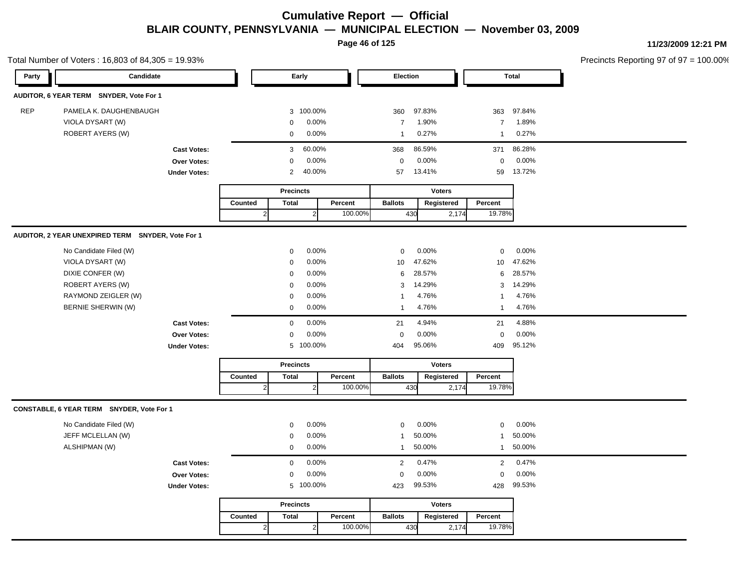# Cumulative Report — Official

## BLAIR COUNTY, PENNSYLVANIA — MUNICIPAL ELECTION — November 03, 2009

11/23/2009 12:21 PM

Total Number of Voters : 16,803 of 84,305 = 19.93%

Precincts Reporting 97 of 97 = 100.00%

### AUDITOR, 6 YEAR TERM SNYDER, Vote For 1

| Party | Candidate | Early | | Election | | Total | |
|---|---|---|---|---|---|---|---|
| REP | PAMELA K. DAUGHENBAUGH | 3 | 100.00% | 360 | 97.83% | 363 | 97.84% |
| | VIOLA DYSART (W) | 0 | 0.00% | 7 | 1.90% | 7 | 1.89% |
| | ROBERT AYERS (W) | 0 | 0.00% | 1 | 0.27% | 1 | 0.27% |
| | **Cast Votes:** | 3 | 60.00% | 368 | 86.59% | 371 | 86.28% |
| | **Over Votes:** | 0 | 0.00% | 0 | 0.00% | 0 | 0.00% |
| | **Under Votes:** | 2 | 40.00% | 57 | 13.41% | 59 | 13.72% |

| Precincts | | | Voters | | |
|---|---|---|---|---|---|
| Counted | Total | Percent | Ballots | Registered | Percent |
| 2 | 2 | 100.00% | 430 | 2,174 | 19.78% |

### AUDITOR, 2 YEAR UNEXPIRED TERM SNYDER, Vote For 1

| Party | Candidate | Early | | Election | | Total | |
|---|---|---|---|---|---|---|---|
| | No Candidate Filed (W) | 0 | 0.00% | 0 | 0.00% | 0 | 0.00% |
| | VIOLA DYSART (W) | 0 | 0.00% | 10 | 47.62% | 10 | 47.62% |
| | DIXIE CONFER (W) | 0 | 0.00% | 6 | 28.57% | 6 | 28.57% |
| | ROBERT AYERS (W) | 0 | 0.00% | 3 | 14.29% | 3 | 14.29% |
| | RAYMOND ZEIGLER (W) | 0 | 0.00% | 1 | 4.76% | 1 | 4.76% |
| | BERNIE SHERWIN (W) | 0 | 0.00% | 1 | 4.76% | 1 | 4.76% |
| | **Cast Votes:** | 0 | 0.00% | 21 | 4.94% | 21 | 4.88% |
| | **Over Votes:** | 0 | 0.00% | 0 | 0.00% | 0 | 0.00% |
| | **Under Votes:** | 5 | 100.00% | 404 | 95.06% | 409 | 95.12% |

| Precincts | | | Voters | | |
|---|---|---|---|---|---|
| Counted | Total | Percent | Ballots | Registered | Percent |
| 2 | 2 | 100.00% | 430 | 2,174 | 19.78% |

### CONSTABLE, 6 YEAR TERM SNYDER, Vote For 1

| Party | Candidate | Early | | Election | | Total | |
|---|---|---|---|---|---|---|---|
| | No Candidate Filed (W) | 0 | 0.00% | 0 | 0.00% | 0 | 0.00% |
| | JEFF MCLELLAN (W) | 0 | 0.00% | 1 | 50.00% | 1 | 50.00% |
| | ALSHIPMAN (W) | 0 | 0.00% | 1 | 50.00% | 1 | 50.00% |
| | **Cast Votes:** | 0 | 0.00% | 2 | 0.47% | 2 | 0.47% |
| | **Over Votes:** | 0 | 0.00% | 0 | 0.00% | 0 | 0.00% |
| | **Under Votes:** | 5 | 100.00% | 423 | 99.53% | 428 | 99.53% |

| Precincts | | | Voters | | |
|---|---|---|---|---|---|
| Counted | Total | Percent | Ballots | Registered | Percent |
| 2 | 2 | 100.00% | 430 | 2,174 | 19.78% |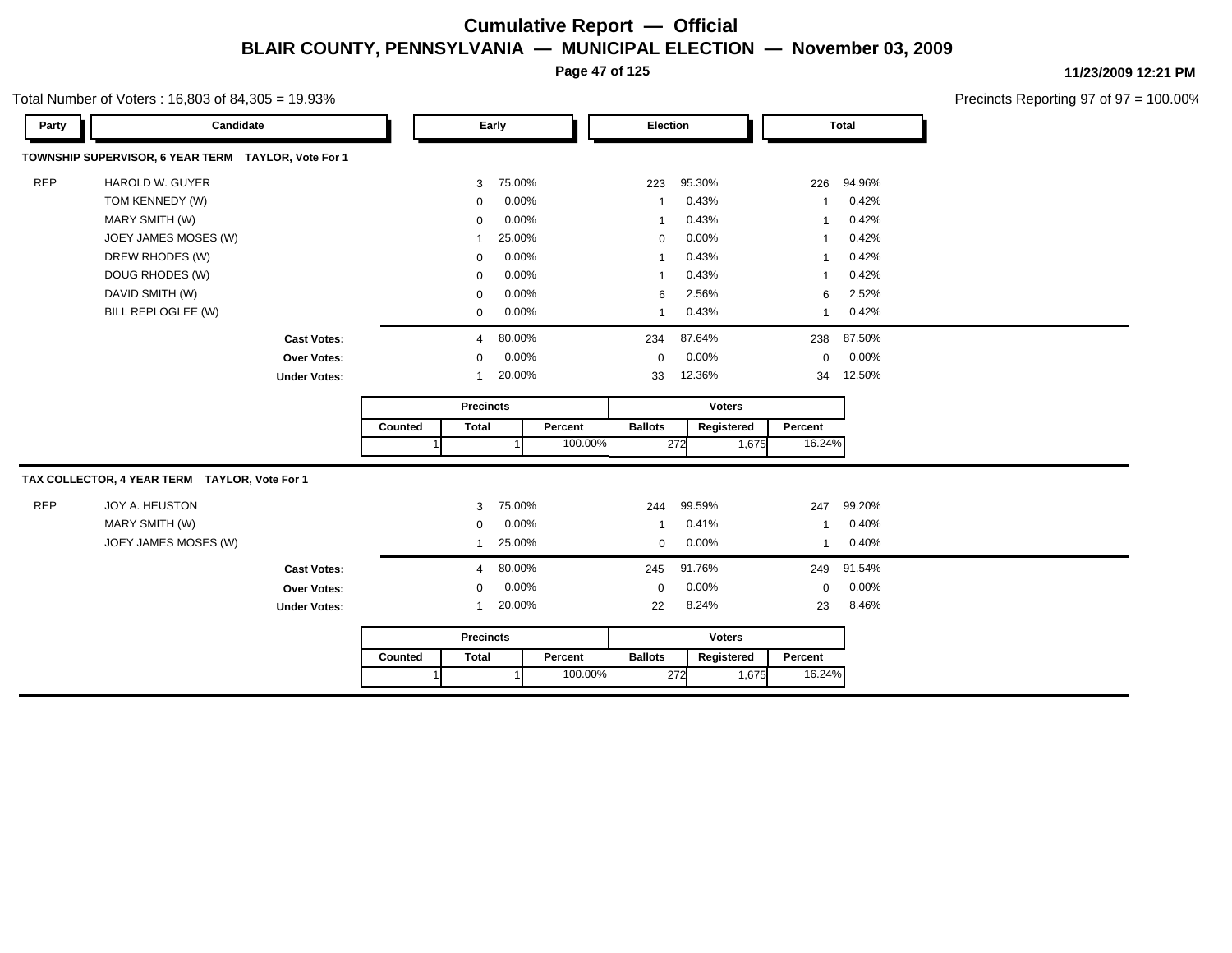# Cumulative Report — Official

## BLAIR COUNTY, PENNSYLVANIA — MUNICIPAL ELECTION — November 03, 2009

11/23/2009 12:21 PM

Total Number of Voters : 16,803 of 84,305 = 19.93%

Precincts Reporting 97 of 97 = 100.00%

| Party | Candidate | Early | | Election | | Total | |
|---|---|---|---|---|---|---|---|

### TOWNSHIP SUPERVISOR, 6 YEAR TERM TAYLOR, Vote For 1

| Party | Candidate | Early | Early % | Election | Election % | Total | Total % |
|---|---|---|---|---|---|---|---|
| REP | HAROLD W. GUYER | 3 | 75.00% | 223 | 95.30% | 226 | 94.96% |
| | TOM KENNEDY (W) | 0 | 0.00% | 1 | 0.43% | 1 | 0.42% |
| | MARY SMITH (W) | 0 | 0.00% | 1 | 0.43% | 1 | 0.42% |
| | JOEY JAMES MOSES (W) | 1 | 25.00% | 0 | 0.00% | 1 | 0.42% |
| | DREW RHODES (W) | 0 | 0.00% | 1 | 0.43% | 1 | 0.42% |
| | DOUG RHODES (W) | 0 | 0.00% | 1 | 0.43% | 1 | 0.42% |
| | DAVID SMITH (W) | 0 | 0.00% | 6 | 2.56% | 6 | 2.52% |
| | BILL REPLOGLEE (W) | 0 | 0.00% | 1 | 0.43% | 1 | 0.42% |
| | **Cast Votes:** | 4 | 80.00% | 234 | 87.64% | 238 | 87.50% |
| | **Over Votes:** | 0 | 0.00% | 0 | 0.00% | 0 | 0.00% |
| | **Under Votes:** | 1 | 20.00% | 33 | 12.36% | 34 | 12.50% |

| Precincts | | | Voters | | |
|---|---|---|---|---|---|
| Counted | Total | Percent | Ballots | Registered | Percent |
| 1 | 1 | 100.00% | 272 | 1,675 | 16.24% |

### TAX COLLECTOR, 4 YEAR TERM TAYLOR, Vote For 1

| Party | Candidate | Early | Early % | Election | Election % | Total | Total % |
|---|---|---|---|---|---|---|---|
| REP | JOY A. HEUSTON | 3 | 75.00% | 244 | 99.59% | 247 | 99.20% |
| | MARY SMITH (W) | 0 | 0.00% | 1 | 0.41% | 1 | 0.40% |
| | JOEY JAMES MOSES (W) | 1 | 25.00% | 0 | 0.00% | 1 | 0.40% |
| | **Cast Votes:** | 4 | 80.00% | 245 | 91.76% | 249 | 91.54% |
| | **Over Votes:** | 0 | 0.00% | 0 | 0.00% | 0 | 0.00% |
| | **Under Votes:** | 1 | 20.00% | 22 | 8.24% | 23 | 8.46% |

| Precincts | | | Voters | | |
|---|---|---|---|---|---|
| Counted | Total | Percent | Ballots | Registered | Percent |
| 1 | 1 | 100.00% | 272 | 1,675 | 16.24% |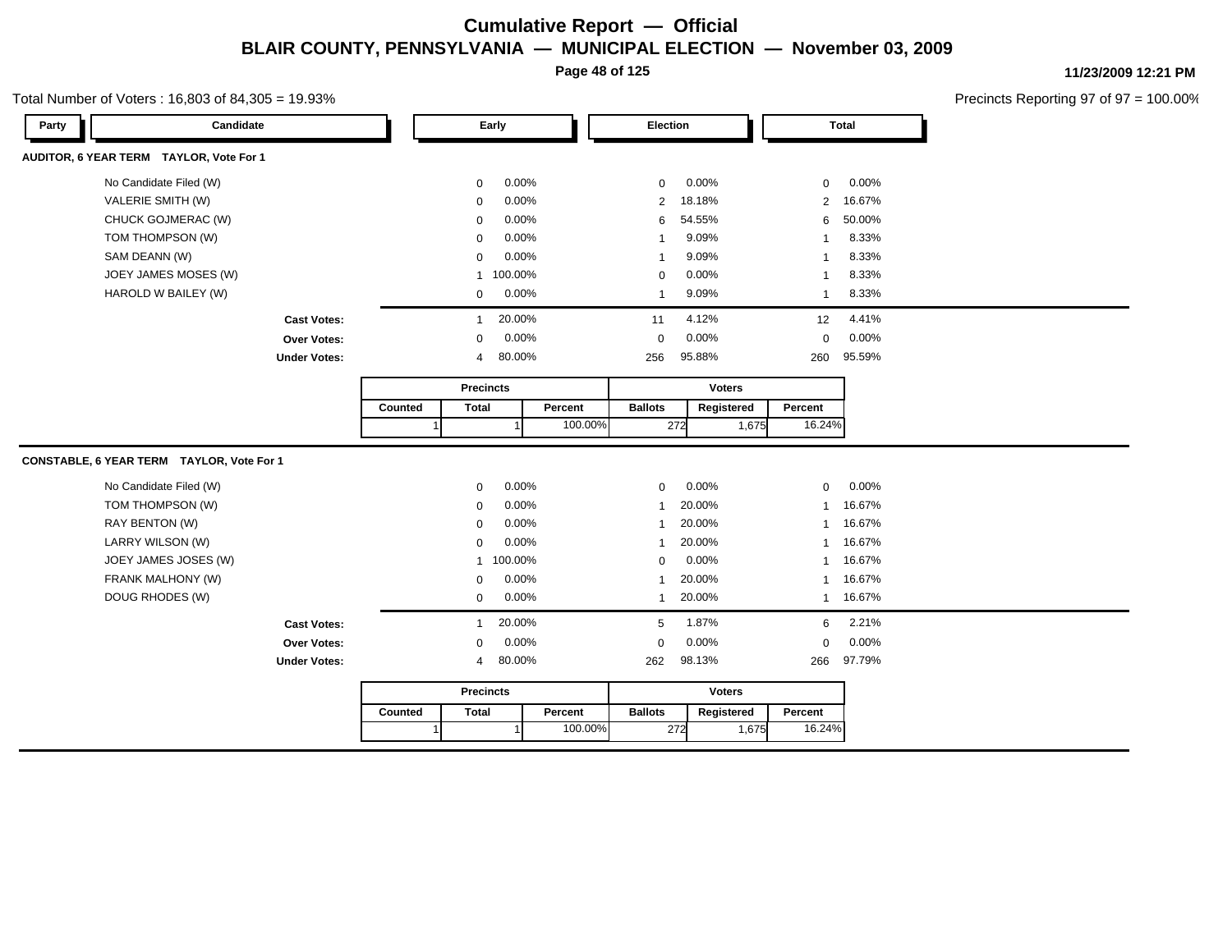# Cumulative Report — Official

## BLAIR COUNTY, PENNSYLVANIA — MUNICIPAL ELECTION — November 03, 2009

11/23/2009 12:21 PM

Total Number of Voters : 16,803 of 84,305 = 19.93%

Precincts Reporting 97 of 97 = 100.00%

### AUDITOR, 6 YEAR TERM TAYLOR, Vote For 1

| Party | Candidate | Early | | Election | | Total | |
|---|---|---|---|---|---|---|---|
| | No Candidate Filed (W) | 0 | 0.00% | 0 | 0.00% | 0 | 0.00% |
| | VALERIE SMITH (W) | 0 | 0.00% | 2 | 18.18% | 2 | 16.67% |
| | CHUCK GOJMERAC (W) | 0 | 0.00% | 6 | 54.55% | 6 | 50.00% |
| | TOM THOMPSON (W) | 0 | 0.00% | 1 | 9.09% | 1 | 8.33% |
| | SAM DEANN (W) | 0 | 0.00% | 1 | 9.09% | 1 | 8.33% |
| | JOEY JAMES MOSES (W) | 1 | 100.00% | 0 | 0.00% | 1 | 8.33% |
| | HAROLD W BAILEY (W) | 0 | 0.00% | 1 | 9.09% | 1 | 8.33% |
| | **Cast Votes:** | 1 | 20.00% | 11 | 4.12% | 12 | 4.41% |
| | **Over Votes:** | 0 | 0.00% | 0 | 0.00% | 0 | 0.00% |
| | **Under Votes:** | 4 | 80.00% | 256 | 95.88% | 260 | 95.59% |

| Precincts | | | Voters | | |
|---|---|---|---|---|---|
| Counted | Total | Percent | Ballots | Registered | Percent |
| 1 | 1 | 100.00% | 272 | 1,675 | 16.24% |

### CONSTABLE, 6 YEAR TERM TAYLOR, Vote For 1

| Party | Candidate | Early | | Election | | Total | |
|---|---|---|---|---|---|---|---|
| | No Candidate Filed (W) | 0 | 0.00% | 0 | 0.00% | 0 | 0.00% |
| | TOM THOMPSON (W) | 0 | 0.00% | 1 | 20.00% | 1 | 16.67% |
| | RAY BENTON (W) | 0 | 0.00% | 1 | 20.00% | 1 | 16.67% |
| | LARRY WILSON (W) | 0 | 0.00% | 1 | 20.00% | 1 | 16.67% |
| | JOEY JAMES JOSES (W) | 1 | 100.00% | 0 | 0.00% | 1 | 16.67% |
| | FRANK MALHONY (W) | 0 | 0.00% | 1 | 20.00% | 1 | 16.67% |
| | DOUG RHODES (W) | 0 | 0.00% | 1 | 20.00% | 1 | 16.67% |
| | **Cast Votes:** | 1 | 20.00% | 5 | 1.87% | 6 | 2.21% |
| | **Over Votes:** | 0 | 0.00% | 0 | 0.00% | 0 | 0.00% |
| | **Under Votes:** | 4 | 80.00% | 262 | 98.13% | 266 | 97.79% |

| Precincts | | | Voters | | |
|---|---|---|---|---|---|
| Counted | Total | Percent | Ballots | Registered | Percent |
| 1 | 1 | 100.00% | 272 | 1,675 | 16.24% |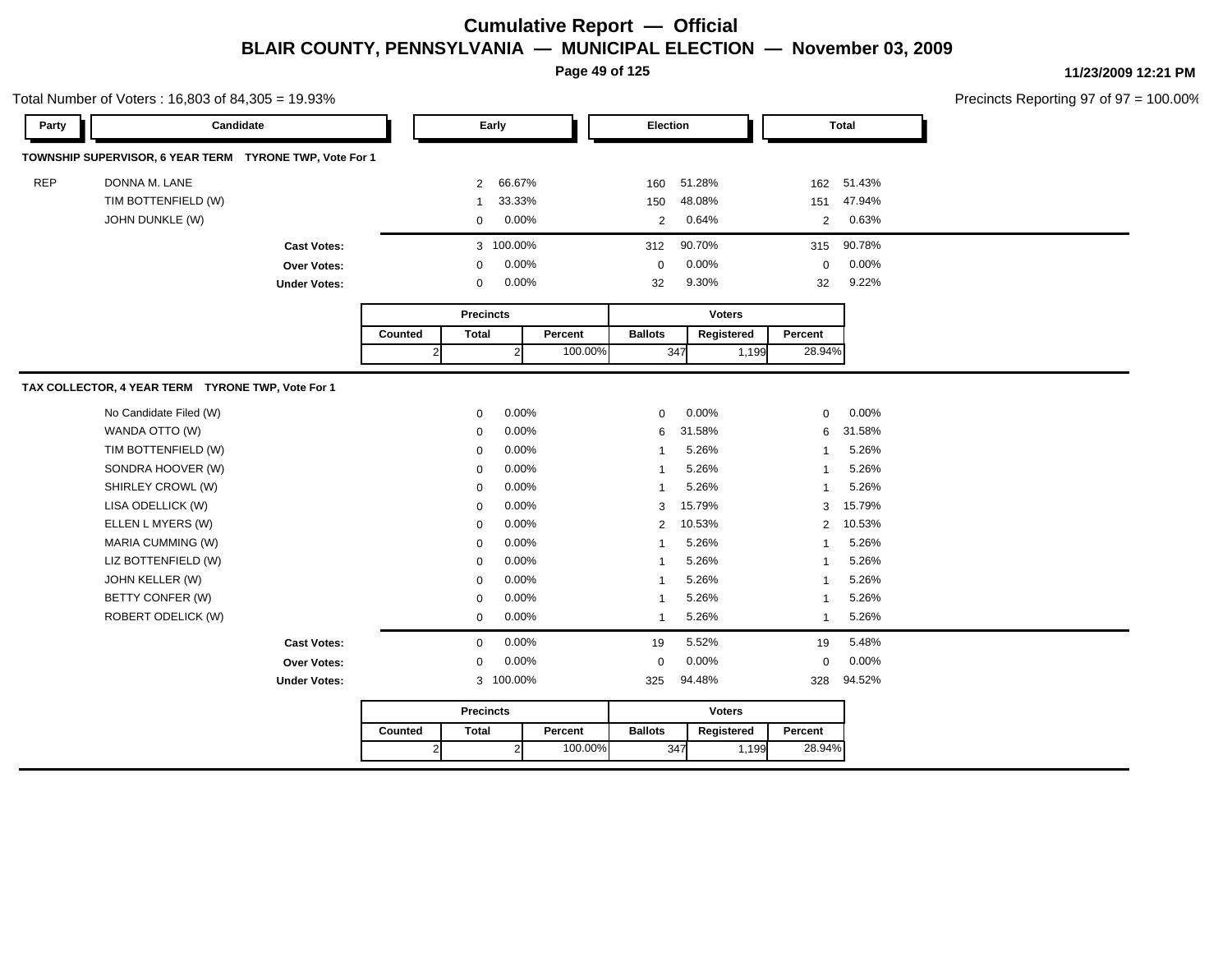# Cumulative Report — Official

## BLAIR COUNTY, PENNSYLVANIA — MUNICIPAL ELECTION — November 03, 2009

11/23/2009 12:21 PM

Total Number of Voters : 16,803 of 84,305 = 19.93%

Precincts Reporting 97 of 97 = 100.00%

### TOWNSHIP SUPERVISOR, 6 YEAR TERM TYRONE TWP, Vote For 1

| Party | Candidate | Early | | Election | | Total | |
|---|---|---|---|---|---|---|---|
| REP | DONNA M. LANE | 2 | 66.67% | 160 | 51.28% | 162 | 51.43% |
| | TIM BOTTENFIELD (W) | 1 | 33.33% | 150 | 48.08% | 151 | 47.94% |
| | JOHN DUNKLE (W) | 0 | 0.00% | 2 | 0.64% | 2 | 0.63% |
| | **Cast Votes:** | 3 | 100.00% | 312 | 90.70% | 315 | 90.78% |
| | **Over Votes:** | 0 | 0.00% | 0 | 0.00% | 0 | 0.00% |
| | **Under Votes:** | 0 | 0.00% | 32 | 9.30% | 32 | 9.22% |

| Precincts | | | Voters | | |
|---|---|---|---|---|---|
| Counted | Total | Percent | Ballots | Registered | Percent |
| 2 | 2 | 100.00% | 347 | 1,199 | 28.94% |

### TAX COLLECTOR, 4 YEAR TERM TYRONE TWP, Vote For 1

| Party | Candidate | Early | | Election | | Total | |
|---|---|---|---|---|---|---|---|
| | No Candidate Filed (W) | 0 | 0.00% | 0 | 0.00% | 0 | 0.00% |
| | WANDA OTTO (W) | 0 | 0.00% | 6 | 31.58% | 6 | 31.58% |
| | TIM BOTTENFIELD (W) | 0 | 0.00% | 1 | 5.26% | 1 | 5.26% |
| | SONDRA HOOVER (W) | 0 | 0.00% | 1 | 5.26% | 1 | 5.26% |
| | SHIRLEY CROWL (W) | 0 | 0.00% | 1 | 5.26% | 1 | 5.26% |
| | LISA ODELLICK (W) | 0 | 0.00% | 3 | 15.79% | 3 | 15.79% |
| | ELLEN L MYERS (W) | 0 | 0.00% | 2 | 10.53% | 2 | 10.53% |
| | MARIA CUMMING (W) | 0 | 0.00% | 1 | 5.26% | 1 | 5.26% |
| | LIZ BOTTENFIELD (W) | 0 | 0.00% | 1 | 5.26% | 1 | 5.26% |
| | JOHN KELLER (W) | 0 | 0.00% | 1 | 5.26% | 1 | 5.26% |
| | BETTY CONFER (W) | 0 | 0.00% | 1 | 5.26% | 1 | 5.26% |
| | ROBERT ODELICK (W) | 0 | 0.00% | 1 | 5.26% | 1 | 5.26% |
| | **Cast Votes:** | 0 | 0.00% | 19 | 5.52% | 19 | 5.48% |
| | **Over Votes:** | 0 | 0.00% | 0 | 0.00% | 0 | 0.00% |
| | **Under Votes:** | 3 | 100.00% | 325 | 94.48% | 328 | 94.52% |

| Precincts | | | Voters | | |
|---|---|---|---|---|---|
| Counted | Total | Percent | Ballots | Registered | Percent |
| 2 | 2 | 100.00% | 347 | 1,199 | 28.94% |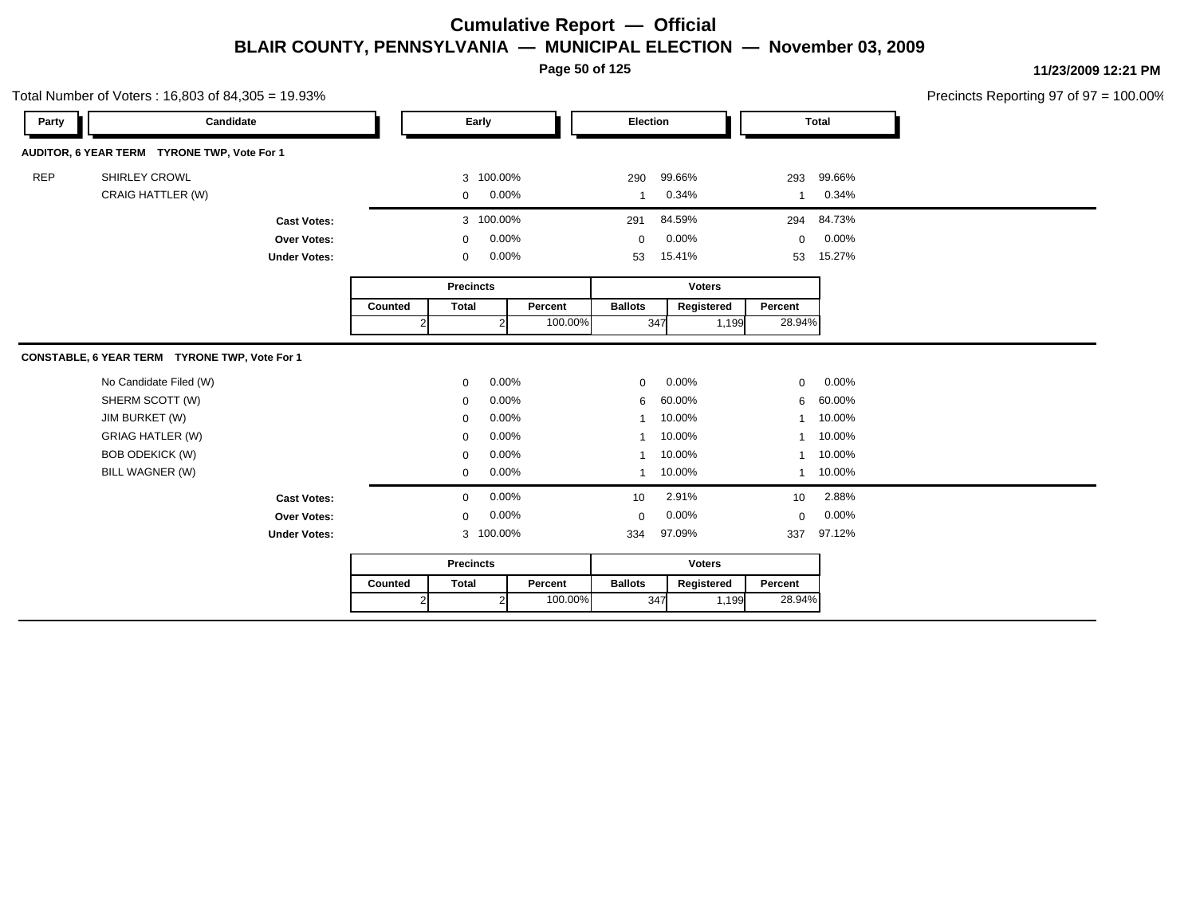# Cumulative Report — Official

## BLAIR COUNTY, PENNSYLVANIA — MUNICIPAL ELECTION — November 03, 2009

11/23/2009 12:21 PM

Total Number of Voters : 16,803 of 84,305 = 19.93%

Precincts Reporting 97 of 97 = 100.00%

### AUDITOR, 6 YEAR TERM TYRONE TWP, Vote For 1

| Party | Candidate | Early | | Election | | Total | |
|---|---|---|---|---|---|---|---|
| REP | SHIRLEY CROWL | 3 | 100.00% | 290 | 99.66% | 293 | 99.66% |
| | CRAIG HATTLER (W) | 0 | 0.00% | 1 | 0.34% | 1 | 0.34% |
| | **Cast Votes:** | 3 | 100.00% | 291 | 84.59% | 294 | 84.73% |
| | **Over Votes:** | 0 | 0.00% | 0 | 0.00% | 0 | 0.00% |
| | **Under Votes:** | 0 | 0.00% | 53 | 15.41% | 53 | 15.27% |

| Precincts | | | Voters | | |
|---|---|---|---|---|---|
| Counted | Total | Percent | Ballots | Registered | Percent |
| 2 | 2 | 100.00% | 347 | 1,199 | 28.94% |

### CONSTABLE, 6 YEAR TERM TYRONE TWP, Vote For 1

| Party | Candidate | Early | | Election | | Total | |
|---|---|---|---|---|---|---|---|
| | No Candidate Filed (W) | 0 | 0.00% | 0 | 0.00% | 0 | 0.00% |
| | SHERM SCOTT (W) | 0 | 0.00% | 6 | 60.00% | 6 | 60.00% |
| | JIM BURKET (W) | 0 | 0.00% | 1 | 10.00% | 1 | 10.00% |
| | GRIAG HATLER (W) | 0 | 0.00% | 1 | 10.00% | 1 | 10.00% |
| | BOB ODEKICK (W) | 0 | 0.00% | 1 | 10.00% | 1 | 10.00% |
| | BILL WAGNER (W) | 0 | 0.00% | 1 | 10.00% | 1 | 10.00% |
| | **Cast Votes:** | 0 | 0.00% | 10 | 2.91% | 10 | 2.88% |
| | **Over Votes:** | 0 | 0.00% | 0 | 0.00% | 0 | 0.00% |
| | **Under Votes:** | 3 | 100.00% | 334 | 97.09% | 337 | 97.12% |

| Precincts | | | Voters | | |
|---|---|---|---|---|---|
| Counted | Total | Percent | Ballots | Registered | Percent |
| 2 | 2 | 100.00% | 347 | 1,199 | 28.94% |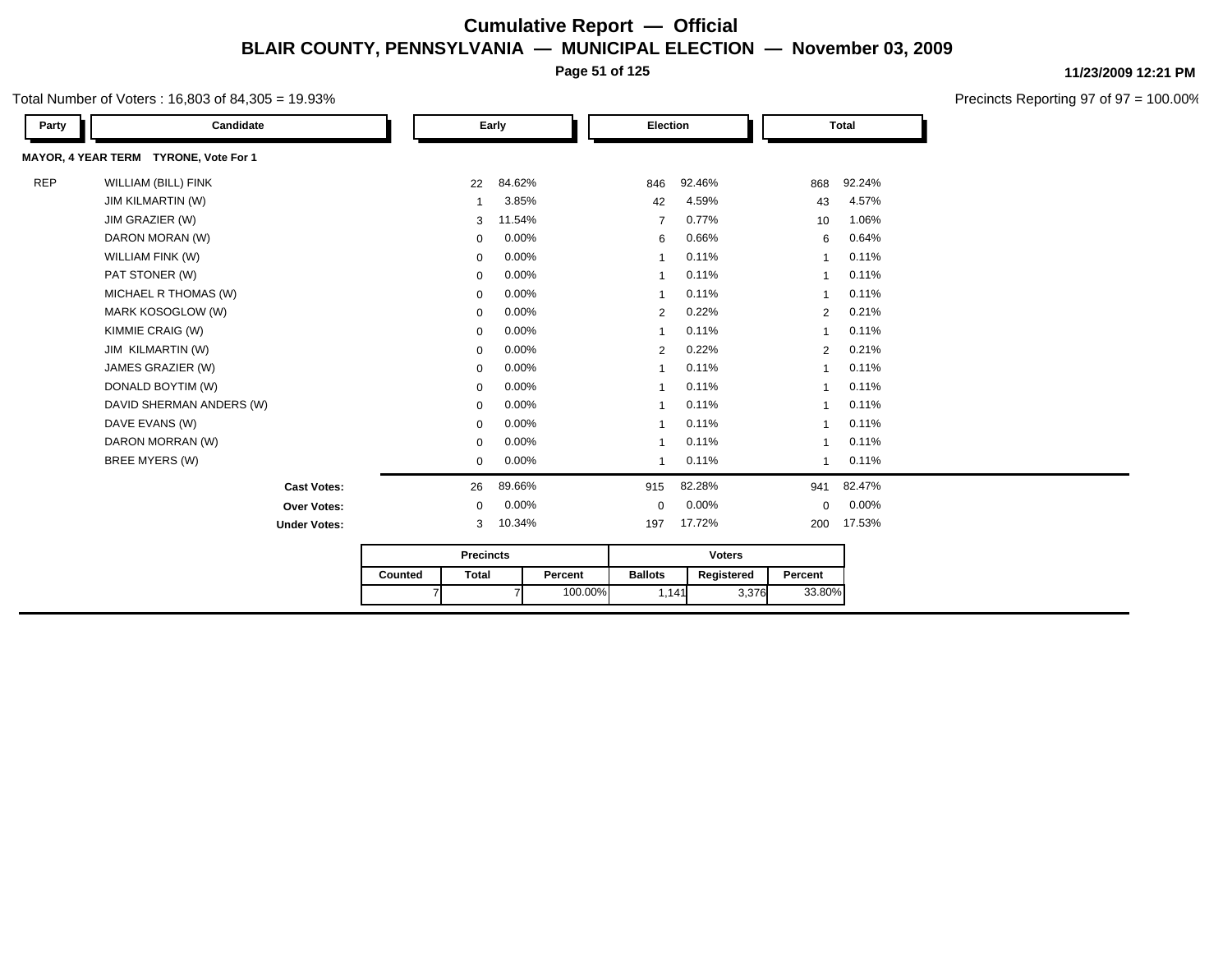# Cumulative Report — Official

## BLAIR COUNTY, PENNSYLVANIA — MUNICIPAL ELECTION — November 03, 2009

11/23/2009 12:21 PM

Total Number of Voters : 16,803 of 84,305 = 19.93%

Precincts Reporting 97 of 97 = 100.00%

### MAYOR, 4 YEAR TERM TYRONE, Vote For 1

| Party | Candidate | Early | | Election | | Total | |
|---|---|---|---|---|---|---|---|
| REP | WILLIAM (BILL) FINK | 22 | 84.62% | 846 | 92.46% | 868 | 92.24% |
| | JIM KILMARTIN (W) | 1 | 3.85% | 42 | 4.59% | 43 | 4.57% |
| | JIM GRAZIER (W) | 3 | 11.54% | 7 | 0.77% | 10 | 1.06% |
| | DARON MORAN (W) | 0 | 0.00% | 6 | 0.66% | 6 | 0.64% |
| | WILLIAM FINK (W) | 0 | 0.00% | 1 | 0.11% | 1 | 0.11% |
| | PAT STONER (W) | 0 | 0.00% | 1 | 0.11% | 1 | 0.11% |
| | MICHAEL R THOMAS (W) | 0 | 0.00% | 1 | 0.11% | 1 | 0.11% |
| | MARK KOSOGLOW (W) | 0 | 0.00% | 2 | 0.22% | 2 | 0.21% |
| | KIMMIE CRAIG (W) | 0 | 0.00% | 1 | 0.11% | 1 | 0.11% |
| | JIM KILMARTIN (W) | 0 | 0.00% | 2 | 0.22% | 2 | 0.21% |
| | JAMES GRAZIER (W) | 0 | 0.00% | 1 | 0.11% | 1 | 0.11% |
| | DONALD BOYTIM (W) | 0 | 0.00% | 1 | 0.11% | 1 | 0.11% |
| | DAVID SHERMAN ANDERS (W) | 0 | 0.00% | 1 | 0.11% | 1 | 0.11% |
| | DAVE EVANS (W) | 0 | 0.00% | 1 | 0.11% | 1 | 0.11% |
| | DARON MORRAN (W) | 0 | 0.00% | 1 | 0.11% | 1 | 0.11% |
| | BREE MYERS (W) | 0 | 0.00% | 1 | 0.11% | 1 | 0.11% |
| | **Cast Votes:** | 26 | 89.66% | 915 | 82.28% | 941 | 82.47% |
| | **Over Votes:** | 0 | 0.00% | 0 | 0.00% | 0 | 0.00% |
| | **Under Votes:** | 3 | 10.34% | 197 | 17.72% | 200 | 17.53% |

| Precincts | | | Voters | | |
|---|---|---|---|---|---|
| Counted | Total | Percent | Ballots | Registered | Percent |
| 7 | 7 | 100.00% | 1,141 | 3,376 | 33.80% |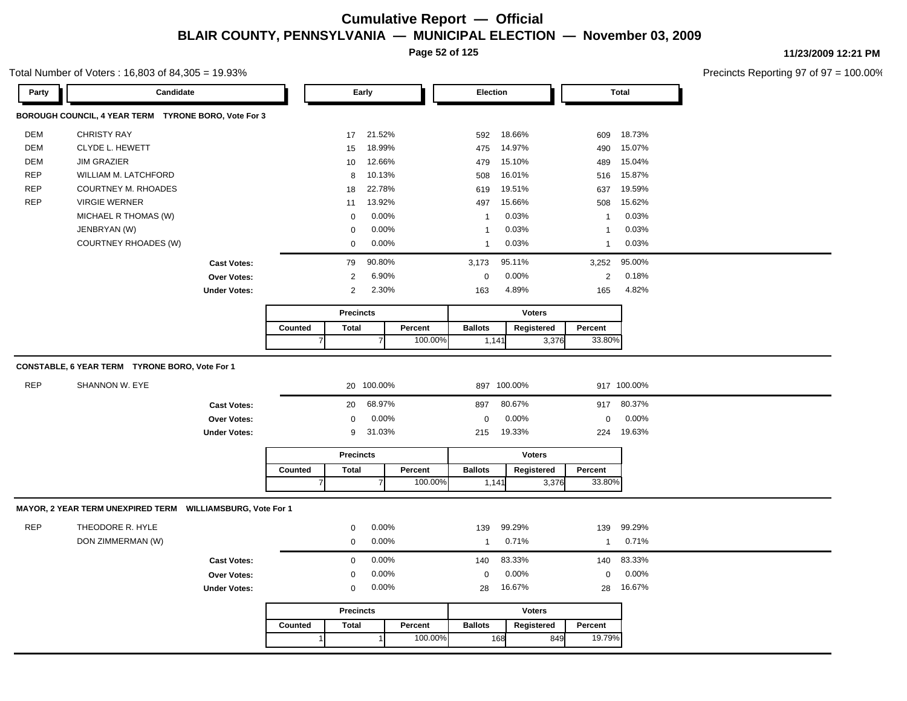# Cumulative Report — Official
## BLAIR COUNTY, PENNSYLVANIA — MUNICIPAL ELECTION — November 03, 2009

11/23/2009 12:21 PM

Total Number of Voters : 16,803 of 84,305 = 19.93%

Precincts Reporting 97 of 97 = 100.00%

### BOROUGH COUNCIL, 4 YEAR TERM TYRONE BORO, Vote For 3

| Party | Candidate | Early | | Election | | Total | |
|---|---|---|---|---|---|---|---|
| DEM | CHRISTY RAY | 17 | 21.52% | 592 | 18.66% | 609 | 18.73% |
| DEM | CLYDE L. HEWETT | 15 | 18.99% | 475 | 14.97% | 490 | 15.07% |
| DEM | JIM GRAZIER | 10 | 12.66% | 479 | 15.10% | 489 | 15.04% |
| REP | WILLIAM M. LATCHFORD | 8 | 10.13% | 508 | 16.01% | 516 | 15.87% |
| REP | COURTNEY M. RHOADES | 18 | 22.78% | 619 | 19.51% | 637 | 19.59% |
| REP | VIRGIE WERNER | 11 | 13.92% | 497 | 15.66% | 508 | 15.62% |
| | MICHAEL R THOMAS (W) | 0 | 0.00% | 1 | 0.03% | 1 | 0.03% |
| | JENBRYAN (W) | 0 | 0.00% | 1 | 0.03% | 1 | 0.03% |
| | COURTNEY RHOADES (W) | 0 | 0.00% | 1 | 0.03% | 1 | 0.03% |
| | **Cast Votes:** | 79 | 90.80% | 3,173 | 95.11% | 3,252 | 95.00% |
| | **Over Votes:** | 2 | 6.90% | 0 | 0.00% | 2 | 0.18% |
| | **Under Votes:** | 2 | 2.30% | 163 | 4.89% | 165 | 4.82% |

| Precincts | | | Voters | | |
|---|---|---|---|---|---|
| Counted | Total | Percent | Ballots | Registered | Percent |
| 7 | 7 | 100.00% | 1,141 | 3,376 | 33.80% |

### CONSTABLE, 6 YEAR TERM TYRONE BORO, Vote For 1

| Party | Candidate | Early | | Election | | Total | |
|---|---|---|---|---|---|---|---|
| REP | SHANNON W. EYE | 20 | 100.00% | 897 | 100.00% | 917 | 100.00% |
| | **Cast Votes:** | 20 | 68.97% | 897 | 80.67% | 917 | 80.37% |
| | **Over Votes:** | 0 | 0.00% | 0 | 0.00% | 0 | 0.00% |
| | **Under Votes:** | 9 | 31.03% | 215 | 19.33% | 224 | 19.63% |

| Precincts | | | Voters | | |
|---|---|---|---|---|---|
| Counted | Total | Percent | Ballots | Registered | Percent |
| 7 | 7 | 100.00% | 1,141 | 3,376 | 33.80% |

### MAYOR, 2 YEAR TERM UNEXPIRED TERM WILLIAMSBURG, Vote For 1

| Party | Candidate | Early | | Election | | Total | |
|---|---|---|---|---|---|---|---|
| REP | THEODORE R. HYLE | 0 | 0.00% | 139 | 99.29% | 139 | 99.29% |
| | DON ZIMMERMAN (W) | 0 | 0.00% | 1 | 0.71% | 1 | 0.71% |
| | **Cast Votes:** | 0 | 0.00% | 140 | 83.33% | 140 | 83.33% |
| | **Over Votes:** | 0 | 0.00% | 0 | 0.00% | 0 | 0.00% |
| | **Under Votes:** | 0 | 0.00% | 28 | 16.67% | 28 | 16.67% |

| Precincts | | | Voters | | |
|---|---|---|---|---|---|
| Counted | Total | Percent | Ballots | Registered | Percent |
| 1 | 1 | 100.00% | 168 | 849 | 19.79% |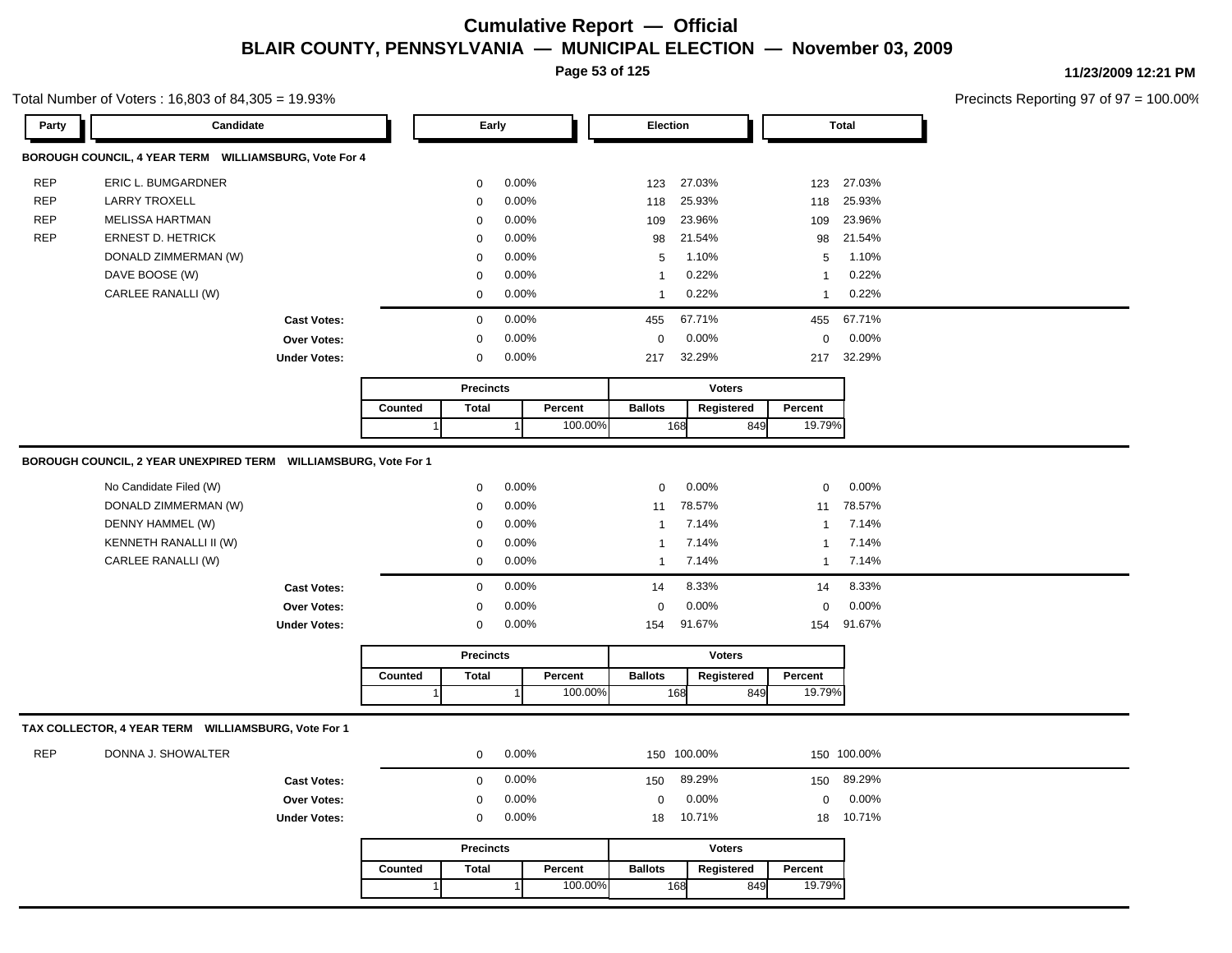# Cumulative Report — Official

## BLAIR COUNTY, PENNSYLVANIA — MUNICIPAL ELECTION — November 03, 2009

11/23/2009 12:21 PM

Total Number of Voters : 16,803 of 84,305 = 19.93%

Precincts Reporting 97 of 97 = 100.00%

### BOROUGH COUNCIL, 4 YEAR TERM WILLIAMSBURG, Vote For 4

| Party | Candidate | Early | | Election | | Total | |
|---|---|---|---|---|---|---|---|
| REP | ERIC L. BUMGARDNER | 0 | 0.00% | 123 | 27.03% | 123 | 27.03% |
| REP | LARRY TROXELL | 0 | 0.00% | 118 | 25.93% | 118 | 25.93% |
| REP | MELISSA HARTMAN | 0 | 0.00% | 109 | 23.96% | 109 | 23.96% |
| REP | ERNEST D. HETRICK | 0 | 0.00% | 98 | 21.54% | 98 | 21.54% |
| | DONALD ZIMMERMAN (W) | 0 | 0.00% | 5 | 1.10% | 5 | 1.10% |
| | DAVE BOOSE (W) | 0 | 0.00% | 1 | 0.22% | 1 | 0.22% |
| | CARLEE RANALLI (W) | 0 | 0.00% | 1 | 0.22% | 1 | 0.22% |
| | **Cast Votes:** | 0 | 0.00% | 455 | 67.71% | 455 | 67.71% |
| | **Over Votes:** | 0 | 0.00% | 0 | 0.00% | 0 | 0.00% |
| | **Under Votes:** | 0 | 0.00% | 217 | 32.29% | 217 | 32.29% |

| Precincts | | | Voters | | |
|---|---|---|---|---|---|
| Counted | Total | Percent | Ballots | Registered | Percent |
| 1 | 1 | 100.00% | 168 | 849 | 19.79% |

### BOROUGH COUNCIL, 2 YEAR UNEXPIRED TERM WILLIAMSBURG, Vote For 1

| Party | Candidate | Early | | Election | | Total | |
|---|---|---|---|---|---|---|---|
| | No Candidate Filed (W) | 0 | 0.00% | 0 | 0.00% | 0 | 0.00% |
| | DONALD ZIMMERMAN (W) | 0 | 0.00% | 11 | 78.57% | 11 | 78.57% |
| | DENNY HAMMEL (W) | 0 | 0.00% | 1 | 7.14% | 1 | 7.14% |
| | KENNETH RANALLI II (W) | 0 | 0.00% | 1 | 7.14% | 1 | 7.14% |
| | CARLEE RANALLI (W) | 0 | 0.00% | 1 | 7.14% | 1 | 7.14% |
| | **Cast Votes:** | 0 | 0.00% | 14 | 8.33% | 14 | 8.33% |
| | **Over Votes:** | 0 | 0.00% | 0 | 0.00% | 0 | 0.00% |
| | **Under Votes:** | 0 | 0.00% | 154 | 91.67% | 154 | 91.67% |

| Precincts | | | Voters | | |
|---|---|---|---|---|---|
| Counted | Total | Percent | Ballots | Registered | Percent |
| 1 | 1 | 100.00% | 168 | 849 | 19.79% |

### TAX COLLECTOR, 4 YEAR TERM WILLIAMSBURG, Vote For 1

| Party | Candidate | Early | | Election | | Total | |
|---|---|---|---|---|---|---|---|
| REP | DONNA J. SHOWALTER | 0 | 0.00% | 150 | 100.00% | 150 | 100.00% |
| | **Cast Votes:** | 0 | 0.00% | 150 | 89.29% | 150 | 89.29% |
| | **Over Votes:** | 0 | 0.00% | 0 | 0.00% | 0 | 0.00% |
| | **Under Votes:** | 0 | 0.00% | 18 | 10.71% | 18 | 10.71% |

| Precincts | | | Voters | | |
|---|---|---|---|---|---|
| Counted | Total | Percent | Ballots | Registered | Percent |
| 1 | 1 | 100.00% | 168 | 849 | 19.79% |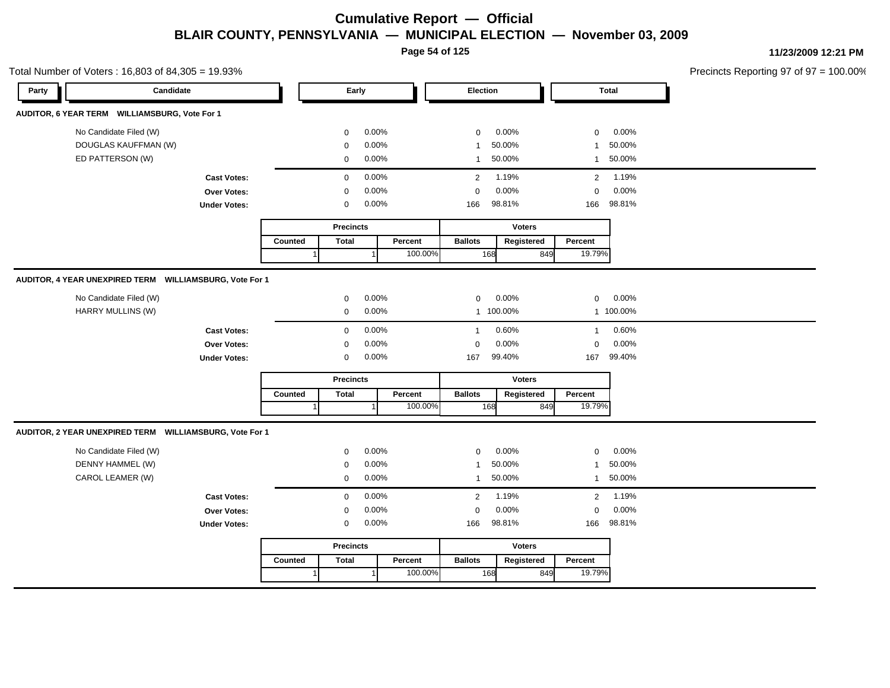# Cumulative Report — Official

## BLAIR COUNTY, PENNSYLVANIA — MUNICIPAL ELECTION — November 03, 2009

11/23/2009 12:21 PM

Total Number of Voters : 16,803 of 84,305 = 19.93%

Precincts Reporting 97 of 97 = 100.00%

### AUDITOR, 6 YEAR TERM WILLIAMSBURG, Vote For 1

| Party | Candidate | Early | | Election | | Total | |
|---|---|---|---|---|---|---|---|
| | No Candidate Filed (W) | 0 | 0.00% | 0 | 0.00% | 0 | 0.00% |
| | DOUGLAS KAUFFMAN (W) | 0 | 0.00% | 1 | 50.00% | 1 | 50.00% |
| | ED PATTERSON (W) | 0 | 0.00% | 1 | 50.00% | 1 | 50.00% |
| | **Cast Votes:** | 0 | 0.00% | 2 | 1.19% | 2 | 1.19% |
| | **Over Votes:** | 0 | 0.00% | 0 | 0.00% | 0 | 0.00% |
| | **Under Votes:** | 0 | 0.00% | 166 | 98.81% | 166 | 98.81% |

| Precincts | | | Voters | | |
|---|---|---|---|---|---|
| Counted | Total | Percent | Ballots | Registered | Percent |
| 1 | 1 | 100.00% | 168 | 849 | 19.79% |

### AUDITOR, 4 YEAR UNEXPIRED TERM WILLIAMSBURG, Vote For 1

| Party | Candidate | Early | | Election | | Total | |
|---|---|---|---|---|---|---|---|
| | No Candidate Filed (W) | 0 | 0.00% | 0 | 0.00% | 0 | 0.00% |
| | HARRY MULLINS (W) | 0 | 0.00% | 1 | 100.00% | 1 | 100.00% |
| | **Cast Votes:** | 0 | 0.00% | 1 | 0.60% | 1 | 0.60% |
| | **Over Votes:** | 0 | 0.00% | 0 | 0.00% | 0 | 0.00% |
| | **Under Votes:** | 0 | 0.00% | 167 | 99.40% | 167 | 99.40% |

| Precincts | | | Voters | | |
|---|---|---|---|---|---|
| Counted | Total | Percent | Ballots | Registered | Percent |
| 1 | 1 | 100.00% | 168 | 849 | 19.79% |

### AUDITOR, 2 YEAR UNEXPIRED TERM WILLIAMSBURG, Vote For 1

| Party | Candidate | Early | | Election | | Total | |
|---|---|---|---|---|---|---|---|
| | No Candidate Filed (W) | 0 | 0.00% | 0 | 0.00% | 0 | 0.00% |
| | DENNY HAMMEL (W) | 0 | 0.00% | 1 | 50.00% | 1 | 50.00% |
| | CAROL LEAMER (W) | 0 | 0.00% | 1 | 50.00% | 1 | 50.00% |
| | **Cast Votes:** | 0 | 0.00% | 2 | 1.19% | 2 | 1.19% |
| | **Over Votes:** | 0 | 0.00% | 0 | 0.00% | 0 | 0.00% |
| | **Under Votes:** | 0 | 0.00% | 166 | 98.81% | 166 | 98.81% |

| Precincts | | | Voters | | |
|---|---|---|---|---|---|
| Counted | Total | Percent | Ballots | Registered | Percent |
| 1 | 1 | 100.00% | 168 | 849 | 19.79% |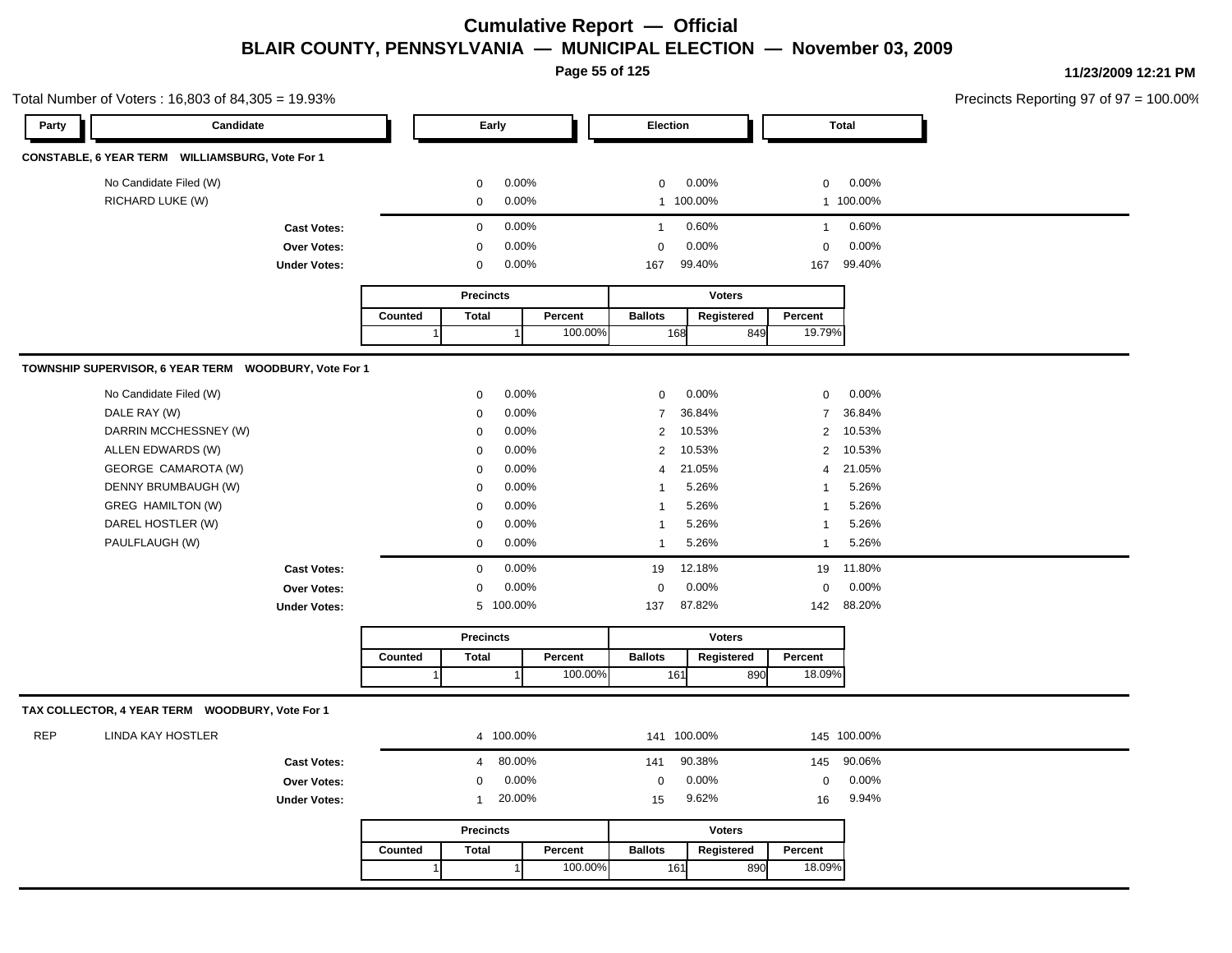# Cumulative Report — Official

## BLAIR COUNTY, PENNSYLVANIA — MUNICIPAL ELECTION — November 03, 2009

11/23/2009 12:21 PM

Total Number of Voters : 16,803 of 84,305 = 19.93%

Precincts Reporting 97 of 97 = 100.00%

### CONSTABLE, 6 YEAR TERM WILLIAMSBURG, Vote For 1

| Party | Candidate | Early | | Election | | Total | |
|---|---|---|---|---|---|---|---|
| | No Candidate Filed (W) | 0 | 0.00% | 0 | 0.00% | 0 | 0.00% |
| | RICHARD LUKE (W) | 0 | 0.00% | 1 | 100.00% | 1 | 100.00% |
| | **Cast Votes:** | 0 | 0.00% | 1 | 0.60% | 1 | 0.60% |
| | **Over Votes:** | 0 | 0.00% | 0 | 0.00% | 0 | 0.00% |
| | **Under Votes:** | 0 | 0.00% | 167 | 99.40% | 167 | 99.40% |

| Precincts | | | Voters | | |
|---|---|---|---|---|---|
| Counted | Total | Percent | Ballots | Registered | Percent |
| 1 | 1 | 100.00% | 168 | 849 | 19.79% |

### TOWNSHIP SUPERVISOR, 6 YEAR TERM WOODBURY, Vote For 1

| Party | Candidate | Early | | Election | | Total | |
|---|---|---|---|---|---|---|---|
| | No Candidate Filed (W) | 0 | 0.00% | 0 | 0.00% | 0 | 0.00% |
| | DALE RAY (W) | 0 | 0.00% | 7 | 36.84% | 7 | 36.84% |
| | DARRIN MCCHESSNEY (W) | 0 | 0.00% | 2 | 10.53% | 2 | 10.53% |
| | ALLEN EDWARDS (W) | 0 | 0.00% | 2 | 10.53% | 2 | 10.53% |
| | GEORGE CAMAROTA (W) | 0 | 0.00% | 4 | 21.05% | 4 | 21.05% |
| | DENNY BRUMBAUGH (W) | 0 | 0.00% | 1 | 5.26% | 1 | 5.26% |
| | GREG HAMILTON (W) | 0 | 0.00% | 1 | 5.26% | 1 | 5.26% |
| | DAREL HOSTLER (W) | 0 | 0.00% | 1 | 5.26% | 1 | 5.26% |
| | PAULFLAUGH (W) | 0 | 0.00% | 1 | 5.26% | 1 | 5.26% |
| | **Cast Votes:** | 0 | 0.00% | 19 | 12.18% | 19 | 11.80% |
| | **Over Votes:** | 0 | 0.00% | 0 | 0.00% | 0 | 0.00% |
| | **Under Votes:** | 5 | 100.00% | 137 | 87.82% | 142 | 88.20% |

| Precincts | | | Voters | | |
|---|---|---|---|---|---|
| Counted | Total | Percent | Ballots | Registered | Percent |
| 1 | 1 | 100.00% | 161 | 890 | 18.09% |

### TAX COLLECTOR, 4 YEAR TERM WOODBURY, Vote For 1

| Party | Candidate | Early | | Election | | Total | |
|---|---|---|---|---|---|---|---|
| REP | LINDA KAY HOSTLER | 4 | 100.00% | 141 | 100.00% | 145 | 100.00% |
| | **Cast Votes:** | 4 | 80.00% | 141 | 90.38% | 145 | 90.06% |
| | **Over Votes:** | 0 | 0.00% | 0 | 0.00% | 0 | 0.00% |
| | **Under Votes:** | 1 | 20.00% | 15 | 9.62% | 16 | 9.94% |

| Precincts | | | Voters | | |
|---|---|---|---|---|---|
| Counted | Total | Percent | Ballots | Registered | Percent |
| 1 | 1 | 100.00% | 161 | 890 | 18.09% |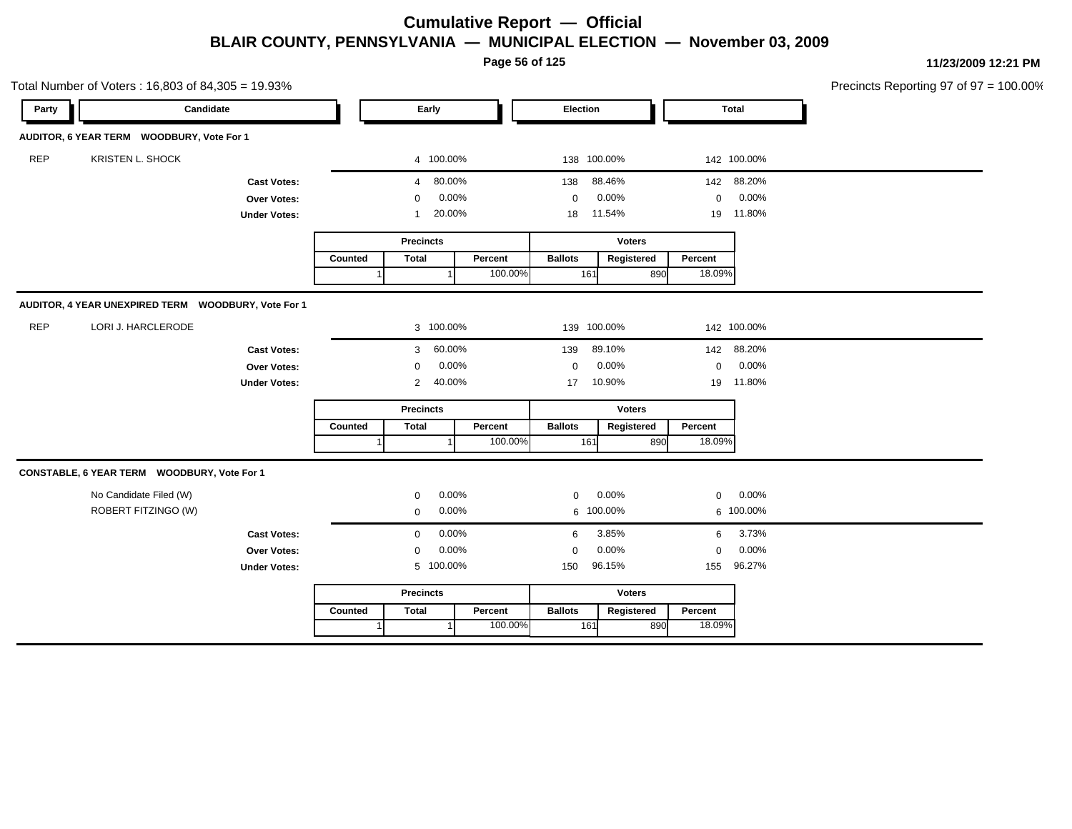# Cumulative Report — Official

## BLAIR COUNTY, PENNSYLVANIA — MUNICIPAL ELECTION — November 03, 2009

11/23/2009 12:21 PM

Total Number of Voters : 16,803 of 84,305 = 19.93%

Precincts Reporting 97 of 97 = 100.00%

### AUDITOR, 6 YEAR TERM WOODBURY, Vote For 1

| Party | Candidate | Early | | Election | | Total | |
|---|---|---|---|---|---|---|---|
| REP | KRISTEN L. SHOCK | 4 | 100.00% | 138 | 100.00% | 142 | 100.00% |
| | **Cast Votes:** | 4 | 80.00% | 138 | 88.46% | 142 | 88.20% |
| | **Over Votes:** | 0 | 0.00% | 0 | 0.00% | 0 | 0.00% |
| | **Under Votes:** | 1 | 20.00% | 18 | 11.54% | 19 | 11.80% |

| Precincts | | | Voters | | |
|---|---|---|---|---|---|
| Counted | Total | Percent | Ballots | Registered | Percent |
| 1 | 1 | 100.00% | 161 | 890 | 18.09% |

### AUDITOR, 4 YEAR UNEXPIRED TERM WOODBURY, Vote For 1

| Party | Candidate | Early | | Election | | Total | |
|---|---|---|---|---|---|---|---|
| REP | LORI J. HARCLERODE | 3 | 100.00% | 139 | 100.00% | 142 | 100.00% |
| | **Cast Votes:** | 3 | 60.00% | 139 | 89.10% | 142 | 88.20% |
| | **Over Votes:** | 0 | 0.00% | 0 | 0.00% | 0 | 0.00% |
| | **Under Votes:** | 2 | 40.00% | 17 | 10.90% | 19 | 11.80% |

| Precincts | | | Voters | | |
|---|---|---|---|---|---|
| Counted | Total | Percent | Ballots | Registered | Percent |
| 1 | 1 | 100.00% | 161 | 890 | 18.09% |

### CONSTABLE, 6 YEAR TERM WOODBURY, Vote For 1

| Party | Candidate | Early | | Election | | Total | |
|---|---|---|---|---|---|---|---|
| | No Candidate Filed (W) | 0 | 0.00% | 0 | 0.00% | 0 | 0.00% |
| | ROBERT FITZINGO (W) | 0 | 0.00% | 6 | 100.00% | 6 | 100.00% |
| | **Cast Votes:** | 0 | 0.00% | 6 | 3.85% | 6 | 3.73% |
| | **Over Votes:** | 0 | 0.00% | 0 | 0.00% | 0 | 0.00% |
| | **Under Votes:** | 5 | 100.00% | 150 | 96.15% | 155 | 96.27% |

| Precincts | | | Voters | | |
|---|---|---|---|---|---|
| Counted | Total | Percent | Ballots | Registered | Percent |
| 1 | 1 | 100.00% | 161 | 890 | 18.09% |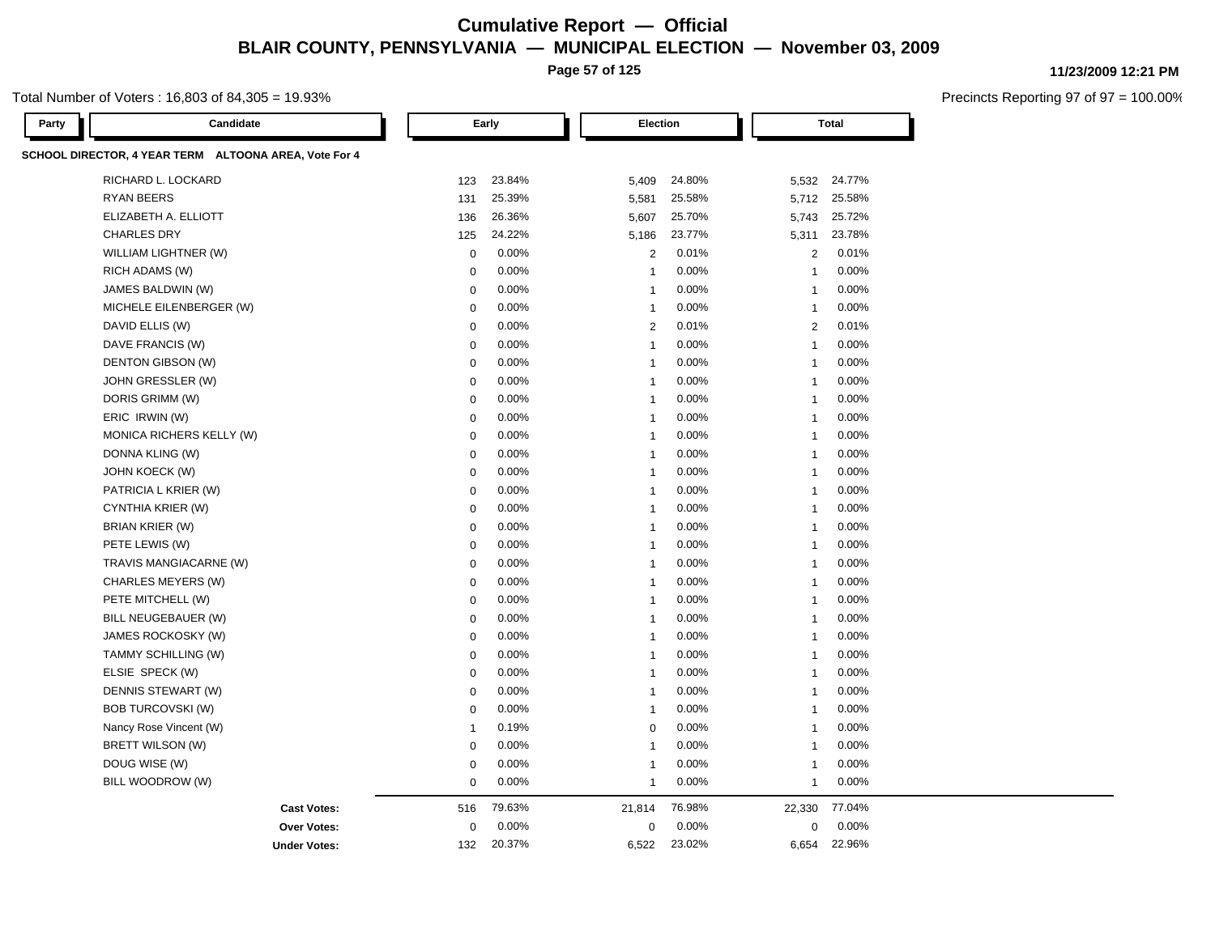# Cumulative Report — Official

## BLAIR COUNTY, PENNSYLVANIA — MUNICIPAL ELECTION — November 03, 2009

Total Number of Voters : 16,803 of 84,305 = 19.93%

Precincts Reporting 97 of 97 = 100.00%

| Party | Candidate | Early | | Election | | Total | |
|---|---|---|---|---|---|---|---|
| **SCHOOL DIRECTOR, 4 YEAR TERM ALTOONA AREA, Vote For 4** | | | | | | | |
| | RICHARD L. LOCKARD | 123 | 23.84% | 5,409 | 24.80% | 5,532 | 24.77% |
| | RYAN BEERS | 131 | 25.39% | 5,581 | 25.58% | 5,712 | 25.58% |
| | ELIZABETH A. ELLIOTT | 136 | 26.36% | 5,607 | 25.70% | 5,743 | 25.72% |
| | CHARLES DRY | 125 | 24.22% | 5,186 | 23.77% | 5,311 | 23.78% |
| | WILLIAM LIGHTNER (W) | 0 | 0.00% | 2 | 0.01% | 2 | 0.01% |
| | RICH ADAMS (W) | 0 | 0.00% | 1 | 0.00% | 1 | 0.00% |
| | JAMES BALDWIN (W) | 0 | 0.00% | 1 | 0.00% | 1 | 0.00% |
| | MICHELE EILENBERGER (W) | 0 | 0.00% | 1 | 0.00% | 1 | 0.00% |
| | DAVID ELLIS (W) | 0 | 0.00% | 2 | 0.01% | 2 | 0.01% |
| | DAVE FRANCIS (W) | 0 | 0.00% | 1 | 0.00% | 1 | 0.00% |
| | DENTON GIBSON (W) | 0 | 0.00% | 1 | 0.00% | 1 | 0.00% |
| | JOHN GRESSLER (W) | 0 | 0.00% | 1 | 0.00% | 1 | 0.00% |
| | DORIS GRIMM (W) | 0 | 0.00% | 1 | 0.00% | 1 | 0.00% |
| | ERIC IRWIN (W) | 0 | 0.00% | 1 | 0.00% | 1 | 0.00% |
| | MONICA RICHERS KELLY (W) | 0 | 0.00% | 1 | 0.00% | 1 | 0.00% |
| | DONNA KLING (W) | 0 | 0.00% | 1 | 0.00% | 1 | 0.00% |
| | JOHN KOECK (W) | 0 | 0.00% | 1 | 0.00% | 1 | 0.00% |
| | PATRICIA L KRIER (W) | 0 | 0.00% | 1 | 0.00% | 1 | 0.00% |
| | CYNTHIA KRIER (W) | 0 | 0.00% | 1 | 0.00% | 1 | 0.00% |
| | BRIAN KRIER (W) | 0 | 0.00% | 1 | 0.00% | 1 | 0.00% |
| | PETE LEWIS (W) | 0 | 0.00% | 1 | 0.00% | 1 | 0.00% |
| | TRAVIS MANGIACARNE (W) | 0 | 0.00% | 1 | 0.00% | 1 | 0.00% |
| | CHARLES MEYERS (W) | 0 | 0.00% | 1 | 0.00% | 1 | 0.00% |
| | PETE MITCHELL (W) | 0 | 0.00% | 1 | 0.00% | 1 | 0.00% |
| | BILL NEUGEBAUER (W) | 0 | 0.00% | 1 | 0.00% | 1 | 0.00% |
| | JAMES ROCKOSKY (W) | 0 | 0.00% | 1 | 0.00% | 1 | 0.00% |
| | TAMMY SCHILLING (W) | 0 | 0.00% | 1 | 0.00% | 1 | 0.00% |
| | ELSIE SPECK (W) | 0 | 0.00% | 1 | 0.00% | 1 | 0.00% |
| | DENNIS STEWART (W) | 0 | 0.00% | 1 | 0.00% | 1 | 0.00% |
| | BOB TURCOVSKI (W) | 0 | 0.00% | 1 | 0.00% | 1 | 0.00% |
| | Nancy Rose Vincent (W) | 1 | 0.19% | 0 | 0.00% | 1 | 0.00% |
| | BRETT WILSON (W) | 0 | 0.00% | 1 | 0.00% | 1 | 0.00% |
| | DOUG WISE (W) | 0 | 0.00% | 1 | 0.00% | 1 | 0.00% |
| | BILL WOODROW (W) | 0 | 0.00% | 1 | 0.00% | 1 | 0.00% |
| | **Cast Votes:** | 516 | 79.63% | 21,814 | 76.98% | 22,330 | 77.04% |
| | **Over Votes:** | 0 | 0.00% | 0 | 0.00% | 0 | 0.00% |
| | **Under Votes:** | 132 | 20.37% | 6,522 | 23.02% | 6,654 | 22.96% |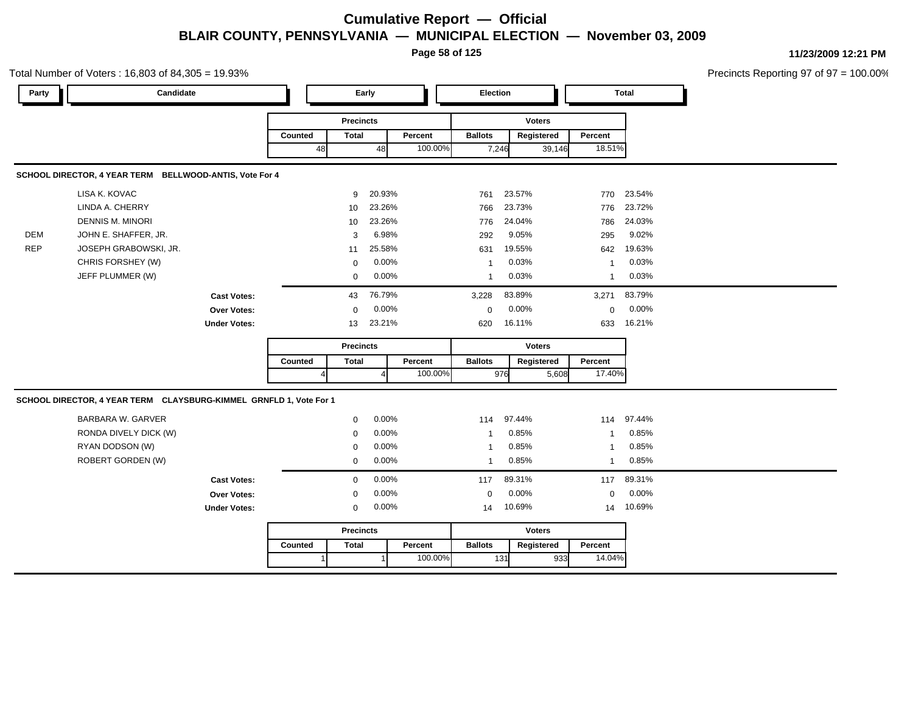# Cumulative Report — Official

## BLAIR COUNTY, PENNSYLVANIA — MUNICIPAL ELECTION — November 03, 2009

11/23/2009 12:21 PM

Total Number of Voters : 16,803 of 84,305 = 19.93%

Precincts Reporting 97 of 97 = 100.00%

| Party | Candidate | Early | | Election | | Total | |
|---|---|---|---|---|---|---|---|

| Precincts Counted | Precincts Total | Precincts Percent | Voters Ballots | Voters Registered | Voters Percent |
|---|---|---|---|---|---|
| 48 | 48 | 100.00% | 7,246 | 39,146 | 18.51% |

### SCHOOL DIRECTOR, 4 YEAR TERM BELLWOOD-ANTIS, Vote For 4

| Party | Candidate | Early | Early % | Election | Election % | Total | Total % |
|---|---|---|---|---|---|---|---|
| | LISA K. KOVAC | 9 | 20.93% | 761 | 23.57% | 770 | 23.54% |
| | LINDA A. CHERRY | 10 | 23.26% | 766 | 23.73% | 776 | 23.72% |
| | DENNIS M. MINORI | 10 | 23.26% | 776 | 24.04% | 786 | 24.03% |
| DEM | JOHN E. SHAFFER, JR. | 3 | 6.98% | 292 | 9.05% | 295 | 9.02% |
| REP | JOSEPH GRABOWSKI, JR. | 11 | 25.58% | 631 | 19.55% | 642 | 19.63% |
| | CHRIS FORSHEY (W) | 0 | 0.00% | 1 | 0.03% | 1 | 0.03% |
| | JEFF PLUMMER (W) | 0 | 0.00% | 1 | 0.03% | 1 | 0.03% |
| | **Cast Votes:** | 43 | 76.79% | 3,228 | 83.89% | 3,271 | 83.79% |
| | **Over Votes:** | 0 | 0.00% | 0 | 0.00% | 0 | 0.00% |
| | **Under Votes:** | 13 | 23.21% | 620 | 16.11% | 633 | 16.21% |

| Precincts Counted | Precincts Total | Precincts Percent | Voters Ballots | Voters Registered | Voters Percent |
|---|---|---|---|---|---|
| 4 | 4 | 100.00% | 976 | 5,608 | 17.40% |

### SCHOOL DIRECTOR, 4 YEAR TERM CLAYSBURG-KIMMEL GRNFLD 1, Vote For 1

| Party | Candidate | Early | Early % | Election | Election % | Total | Total % |
|---|---|---|---|---|---|---|---|
| | BARBARA W. GARVER | 0 | 0.00% | 114 | 97.44% | 114 | 97.44% |
| | RONDA DIVELY DICK (W) | 0 | 0.00% | 1 | 0.85% | 1 | 0.85% |
| | RYAN DODSON (W) | 0 | 0.00% | 1 | 0.85% | 1 | 0.85% |
| | ROBERT GORDEN (W) | 0 | 0.00% | 1 | 0.85% | 1 | 0.85% |
| | **Cast Votes:** | 0 | 0.00% | 117 | 89.31% | 117 | 89.31% |
| | **Over Votes:** | 0 | 0.00% | 0 | 0.00% | 0 | 0.00% |
| | **Under Votes:** | 0 | 0.00% | 14 | 10.69% | 14 | 10.69% |

| Precincts Counted | Precincts Total | Precincts Percent | Voters Ballots | Voters Registered | Voters Percent |
|---|---|---|---|---|---|
| 1 | 1 | 100.00% | 131 | 933 | 14.04% |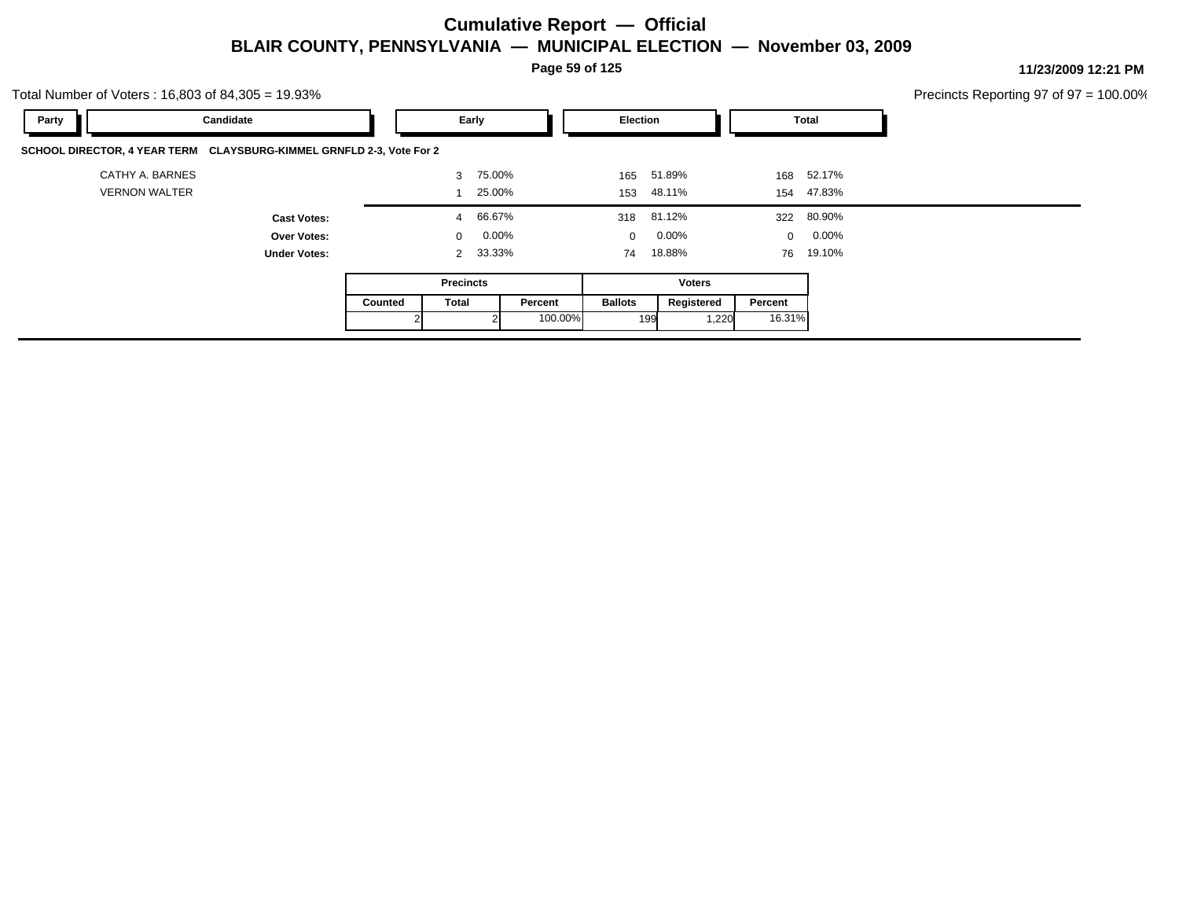# Cumulative Report — Official

## BLAIR COUNTY, PENNSYLVANIA — MUNICIPAL ELECTION — November 03, 2009

11/23/2009 12:21 PM

Total Number of Voters : 16,803 of 84,305 = 19.93%

Precincts Reporting 97 of 97 = 100.00%

| Party | Candidate | Early | | Election | | Total | |
|---|---|---|---|---|---|---|---|

**SCHOOL DIRECTOR, 4 YEAR TERM CLAYSBURG-KIMMEL GRNFLD 2-3, Vote For 2**

| Party | Candidate | Early | | Election | | Total | |
|---|---|---|---|---|---|---|---|
| | CATHY A. BARNES | 3 | 75.00% | 165 | 51.89% | 168 | 52.17% |
| | VERNON WALTER | 1 | 25.00% | 153 | 48.11% | 154 | 47.83% |
| | **Cast Votes:** | 4 | 66.67% | 318 | 81.12% | 322 | 80.90% |
| | **Over Votes:** | 0 | 0.00% | 0 | 0.00% | 0 | 0.00% |
| | **Under Votes:** | 2 | 33.33% | 74 | 18.88% | 76 | 19.10% |

| Precincts | | | Voters | | |
|---|---|---|---|---|---|
| Counted | Total | Percent | Ballots | Registered | Percent |
| 2 | 2 | 100.00% | 199 | 1,220 | 16.31% |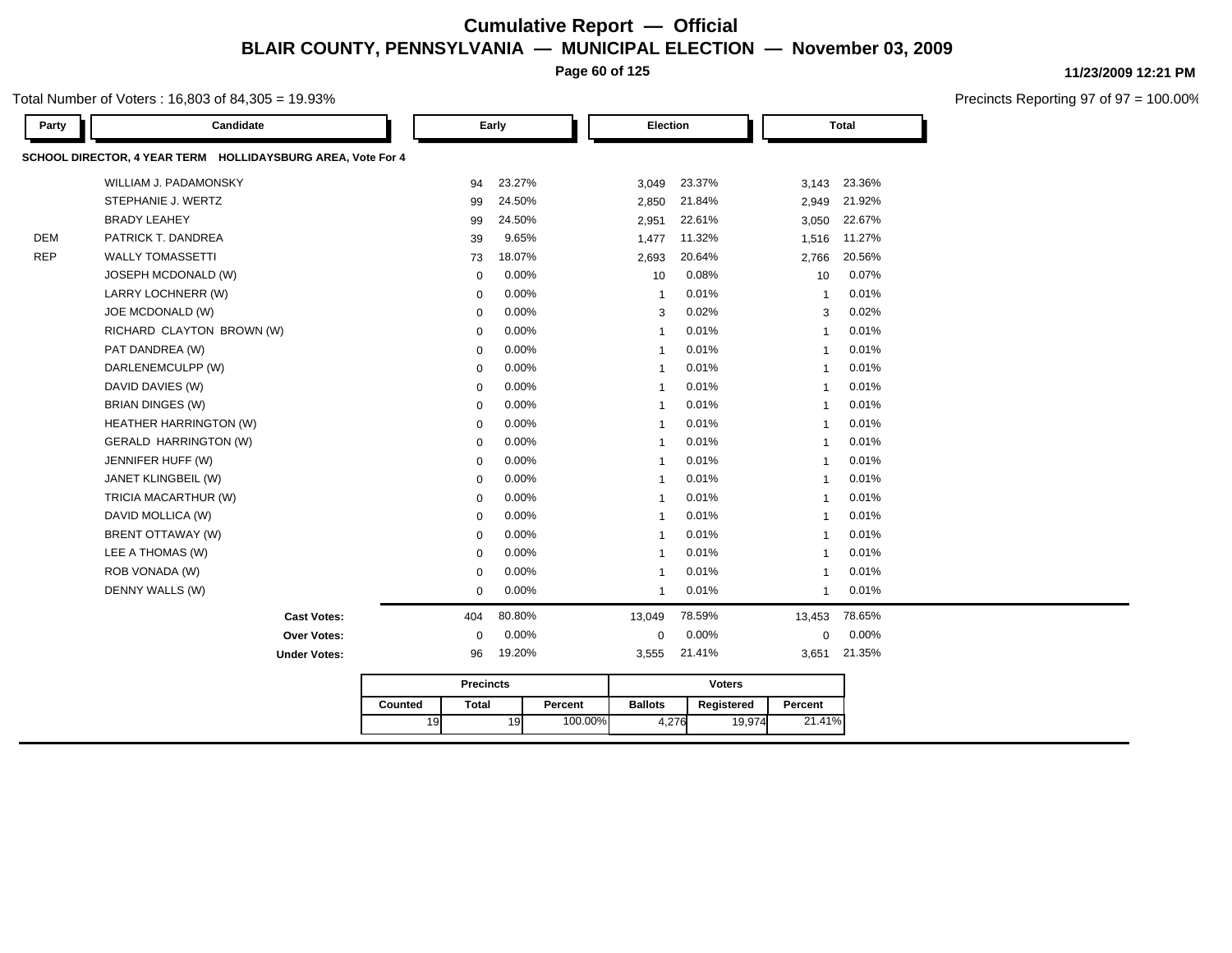# Cumulative Report — Official

## BLAIR COUNTY, PENNSYLVANIA — MUNICIPAL ELECTION — November 03, 2009

11/23/2009 12:21 PM

Total Number of Voters : 16,803 of 84,305 = 19.93%

Precincts Reporting 97 of 97 = 100.00%

### SCHOOL DIRECTOR, 4 YEAR TERM HOLLIDAYSBURG AREA, Vote For 4

| Party | Candidate | Early | | Election | | Total | |
|---|---|---|---|---|---|---|---|
| | WILLIAM J. PADAMONSKY | 94 | 23.27% | 3,049 | 23.37% | 3,143 | 23.36% |
| | STEPHANIE J. WERTZ | 99 | 24.50% | 2,850 | 21.84% | 2,949 | 21.92% |
| | BRADY LEAHEY | 99 | 24.50% | 2,951 | 22.61% | 3,050 | 22.67% |
| DEM | PATRICK T. DANDREA | 39 | 9.65% | 1,477 | 11.32% | 1,516 | 11.27% |
| REP | WALLY TOMASSETTI | 73 | 18.07% | 2,693 | 20.64% | 2,766 | 20.56% |
| | JOSEPH MCDONALD (W) | 0 | 0.00% | 10 | 0.08% | 10 | 0.07% |
| | LARRY LOCHNERR (W) | 0 | 0.00% | 1 | 0.01% | 1 | 0.01% |
| | JOE MCDONALD (W) | 0 | 0.00% | 3 | 0.02% | 3 | 0.02% |
| | RICHARD CLAYTON BROWN (W) | 0 | 0.00% | 1 | 0.01% | 1 | 0.01% |
| | PAT DANDREA (W) | 0 | 0.00% | 1 | 0.01% | 1 | 0.01% |
| | DARLENEMCULPP (W) | 0 | 0.00% | 1 | 0.01% | 1 | 0.01% |
| | DAVID DAVIES (W) | 0 | 0.00% | 1 | 0.01% | 1 | 0.01% |
| | BRIAN DINGES (W) | 0 | 0.00% | 1 | 0.01% | 1 | 0.01% |
| | HEATHER HARRINGTON (W) | 0 | 0.00% | 1 | 0.01% | 1 | 0.01% |
| | GERALD HARRINGTON (W) | 0 | 0.00% | 1 | 0.01% | 1 | 0.01% |
| | JENNIFER HUFF (W) | 0 | 0.00% | 1 | 0.01% | 1 | 0.01% |
| | JANET KLINGBEIL (W) | 0 | 0.00% | 1 | 0.01% | 1 | 0.01% |
| | TRICIA MACARTHUR (W) | 0 | 0.00% | 1 | 0.01% | 1 | 0.01% |
| | DAVID MOLLICA (W) | 0 | 0.00% | 1 | 0.01% | 1 | 0.01% |
| | BRENT OTTAWAY (W) | 0 | 0.00% | 1 | 0.01% | 1 | 0.01% |
| | LEE A THOMAS (W) | 0 | 0.00% | 1 | 0.01% | 1 | 0.01% |
| | ROB VONADA (W) | 0 | 0.00% | 1 | 0.01% | 1 | 0.01% |
| | DENNY WALLS (W) | 0 | 0.00% | 1 | 0.01% | 1 | 0.01% |
| | **Cast Votes:** | 404 | 80.80% | 13,049 | 78.59% | 13,453 | 78.65% |
| | **Over Votes:** | 0 | 0.00% | 0 | 0.00% | 0 | 0.00% |
| | **Under Votes:** | 96 | 19.20% | 3,555 | 21.41% | 3,651 | 21.35% |

| Precincts | | | Voters | | |
|---|---|---|---|---|---|
| Counted | Total | Percent | Ballots | Registered | Percent |
| 19 | 19 | 100.00% | 4,276 | 19,974 | 21.41% |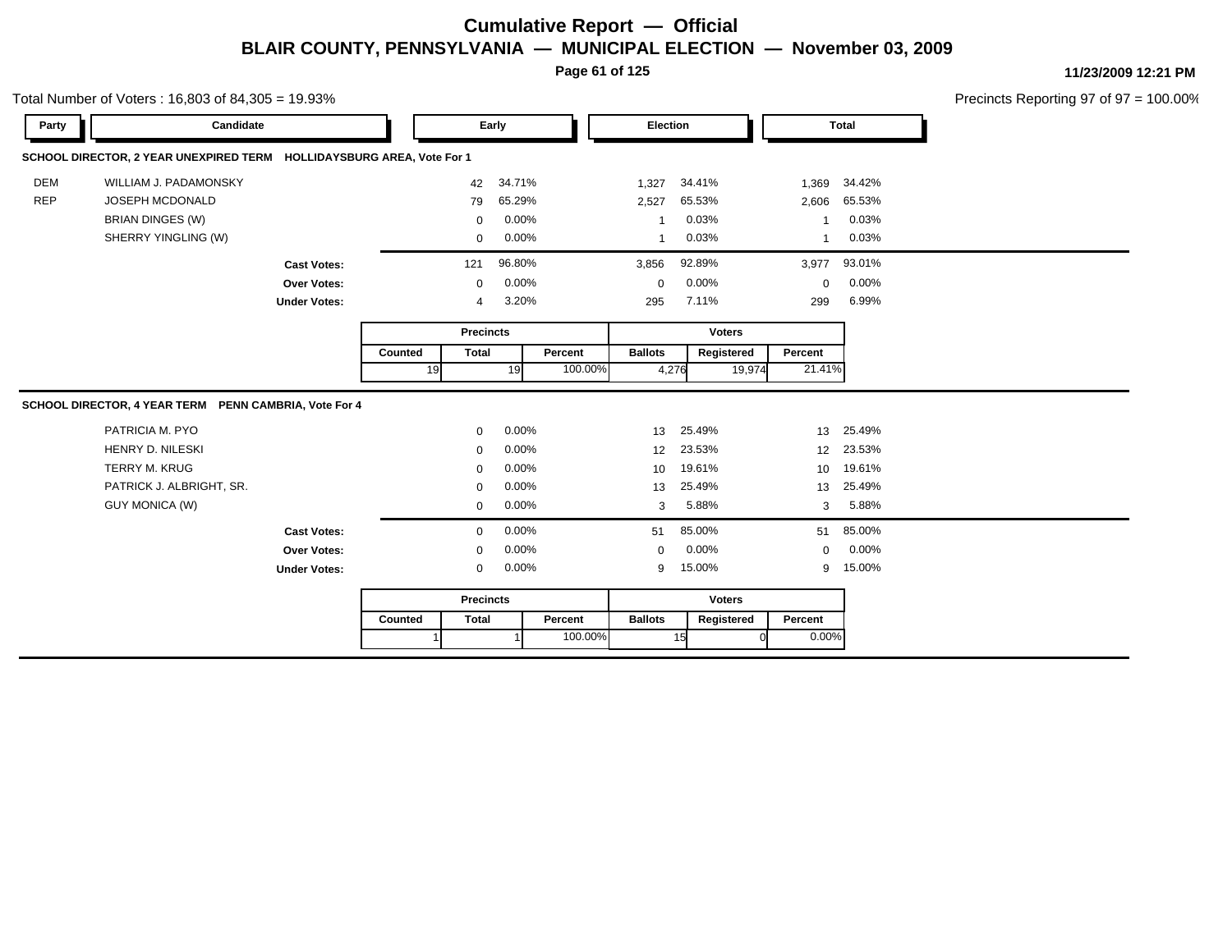# Cumulative Report — Official

## BLAIR COUNTY, PENNSYLVANIA — MUNICIPAL ELECTION — November 03, 2009

11/23/2009 12:21 PM

Total Number of Voters : 16,803 of 84,305 = 19.93%

Precincts Reporting 97 of 97 = 100.00%

### SCHOOL DIRECTOR, 2 YEAR UNEXPIRED TERM HOLLIDAYSBURG AREA, Vote For 1

| Party | Candidate | Early | | Election | | Total | |
|---|---|---|---|---|---|---|---|
| DEM | WILLIAM J. PADAMONSKY | 42 | 34.71% | 1,327 | 34.41% | 1,369 | 34.42% |
| REP | JOSEPH MCDONALD | 79 | 65.29% | 2,527 | 65.53% | 2,606 | 65.53% |
| | BRIAN DINGES (W) | 0 | 0.00% | 1 | 0.03% | 1 | 0.03% |
| | SHERRY YINGLING (W) | 0 | 0.00% | 1 | 0.03% | 1 | 0.03% |
| | **Cast Votes:** | 121 | 96.80% | 3,856 | 92.89% | 3,977 | 93.01% |
| | **Over Votes:** | 0 | 0.00% | 0 | 0.00% | 0 | 0.00% |
| | **Under Votes:** | 4 | 3.20% | 295 | 7.11% | 299 | 6.99% |

| Precincts | | | Voters | | |
|---|---|---|---|---|---|
| Counted | Total | Percent | Ballots | Registered | Percent |
| 19 | 19 | 100.00% | 4,276 | 19,974 | 21.41% |

### SCHOOL DIRECTOR, 4 YEAR TERM PENN CAMBRIA, Vote For 4

| Party | Candidate | Early | | Election | | Total | |
|---|---|---|---|---|---|---|---|
| | PATRICIA M. PYO | 0 | 0.00% | 13 | 25.49% | 13 | 25.49% |
| | HENRY D. NILESKI | 0 | 0.00% | 12 | 23.53% | 12 | 23.53% |
| | TERRY M. KRUG | 0 | 0.00% | 10 | 19.61% | 10 | 19.61% |
| | PATRICK J. ALBRIGHT, SR. | 0 | 0.00% | 13 | 25.49% | 13 | 25.49% |
| | GUY MONICA (W) | 0 | 0.00% | 3 | 5.88% | 3 | 5.88% |
| | **Cast Votes:** | 0 | 0.00% | 51 | 85.00% | 51 | 85.00% |
| | **Over Votes:** | 0 | 0.00% | 0 | 0.00% | 0 | 0.00% |
| | **Under Votes:** | 0 | 0.00% | 9 | 15.00% | 9 | 15.00% |

| Precincts | | | Voters | | |
|---|---|---|---|---|---|
| Counted | Total | Percent | Ballots | Registered | Percent |
| 1 | 1 | 100.00% | 15 | 0 | 0.00% |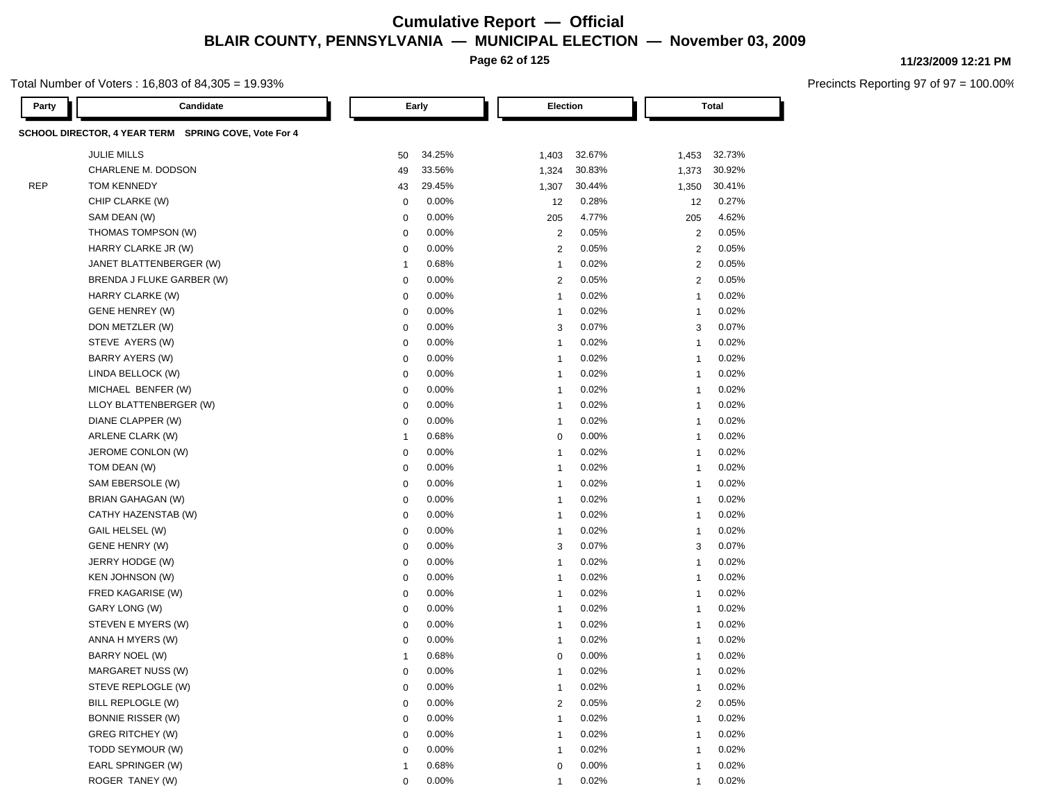# Cumulative Report — Official

## BLAIR COUNTY, PENNSYLVANIA — MUNICIPAL ELECTION — November 03, 2009

11/23/2009 12:21 PM

Total Number of Voters : 16,803 of 84,305 = 19.93%

Precincts Reporting 97 of 97 = 100.00%

**SCHOOL DIRECTOR, 4 YEAR TERM SPRING COVE, Vote For 4**

| Party | Candidate | Early | | Election | | Total | |
|---|---|---|---|---|---|---|---|
| | JULIE MILLS | 50 | 34.25% | 1,403 | 32.67% | 1,453 | 32.73% |
| | CHARLENE M. DODSON | 49 | 33.56% | 1,324 | 30.83% | 1,373 | 30.92% |
| REP | TOM KENNEDY | 43 | 29.45% | 1,307 | 30.44% | 1,350 | 30.41% |
| | CHIP CLARKE (W) | 0 | 0.00% | 12 | 0.28% | 12 | 0.27% |
| | SAM DEAN (W) | 0 | 0.00% | 205 | 4.77% | 205 | 4.62% |
| | THOMAS TOMPSON (W) | 0 | 0.00% | 2 | 0.05% | 2 | 0.05% |
| | HARRY CLARKE JR (W) | 0 | 0.00% | 2 | 0.05% | 2 | 0.05% |
| | JANET BLATTENBERGER (W) | 1 | 0.68% | 1 | 0.02% | 2 | 0.05% |
| | BRENDA J FLUKE GARBER (W) | 0 | 0.00% | 2 | 0.05% | 2 | 0.05% |
| | HARRY CLARKE (W) | 0 | 0.00% | 1 | 0.02% | 1 | 0.02% |
| | GENE HENREY (W) | 0 | 0.00% | 1 | 0.02% | 1 | 0.02% |
| | DON METZLER (W) | 0 | 0.00% | 3 | 0.07% | 3 | 0.07% |
| | STEVE AYERS (W) | 0 | 0.00% | 1 | 0.02% | 1 | 0.02% |
| | BARRY AYERS (W) | 0 | 0.00% | 1 | 0.02% | 1 | 0.02% |
| | LINDA BELLOCK (W) | 0 | 0.00% | 1 | 0.02% | 1 | 0.02% |
| | MICHAEL BENFER (W) | 0 | 0.00% | 1 | 0.02% | 1 | 0.02% |
| | LLOY BLATTENBERGER (W) | 0 | 0.00% | 1 | 0.02% | 1 | 0.02% |
| | DIANE CLAPPER (W) | 0 | 0.00% | 1 | 0.02% | 1 | 0.02% |
| | ARLENE CLARK (W) | 1 | 0.68% | 0 | 0.00% | 1 | 0.02% |
| | JEROME CONLON (W) | 0 | 0.00% | 1 | 0.02% | 1 | 0.02% |
| | TOM DEAN (W) | 0 | 0.00% | 1 | 0.02% | 1 | 0.02% |
| | SAM EBERSOLE (W) | 0 | 0.00% | 1 | 0.02% | 1 | 0.02% |
| | BRIAN GAHAGAN (W) | 0 | 0.00% | 1 | 0.02% | 1 | 0.02% |
| | CATHY HAZENSTAB (W) | 0 | 0.00% | 1 | 0.02% | 1 | 0.02% |
| | GAIL HELSEL (W) | 0 | 0.00% | 1 | 0.02% | 1 | 0.02% |
| | GENE HENRY (W) | 0 | 0.00% | 3 | 0.07% | 3 | 0.07% |
| | JERRY HODGE (W) | 0 | 0.00% | 1 | 0.02% | 1 | 0.02% |
| | KEN JOHNSON (W) | 0 | 0.00% | 1 | 0.02% | 1 | 0.02% |
| | FRED KAGARISE (W) | 0 | 0.00% | 1 | 0.02% | 1 | 0.02% |
| | GARY LONG (W) | 0 | 0.00% | 1 | 0.02% | 1 | 0.02% |
| | STEVEN E MYERS (W) | 0 | 0.00% | 1 | 0.02% | 1 | 0.02% |
| | ANNA H MYERS (W) | 0 | 0.00% | 1 | 0.02% | 1 | 0.02% |
| | BARRY NOEL (W) | 1 | 0.68% | 0 | 0.00% | 1 | 0.02% |
| | MARGARET NUSS (W) | 0 | 0.00% | 1 | 0.02% | 1 | 0.02% |
| | STEVE REPLOGLE (W) | 0 | 0.00% | 1 | 0.02% | 1 | 0.02% |
| | BILL REPLOGLE (W) | 0 | 0.00% | 2 | 0.05% | 2 | 0.05% |
| | BONNIE RISSER (W) | 0 | 0.00% | 1 | 0.02% | 1 | 0.02% |
| | GREG RITCHEY (W) | 0 | 0.00% | 1 | 0.02% | 1 | 0.02% |
| | TODD SEYMOUR (W) | 0 | 0.00% | 1 | 0.02% | 1 | 0.02% |
| | EARL SPRINGER (W) | 1 | 0.68% | 0 | 0.00% | 1 | 0.02% |
| | ROGER TANEY (W) | 0 | 0.00% | 1 | 0.02% | 1 | 0.02% |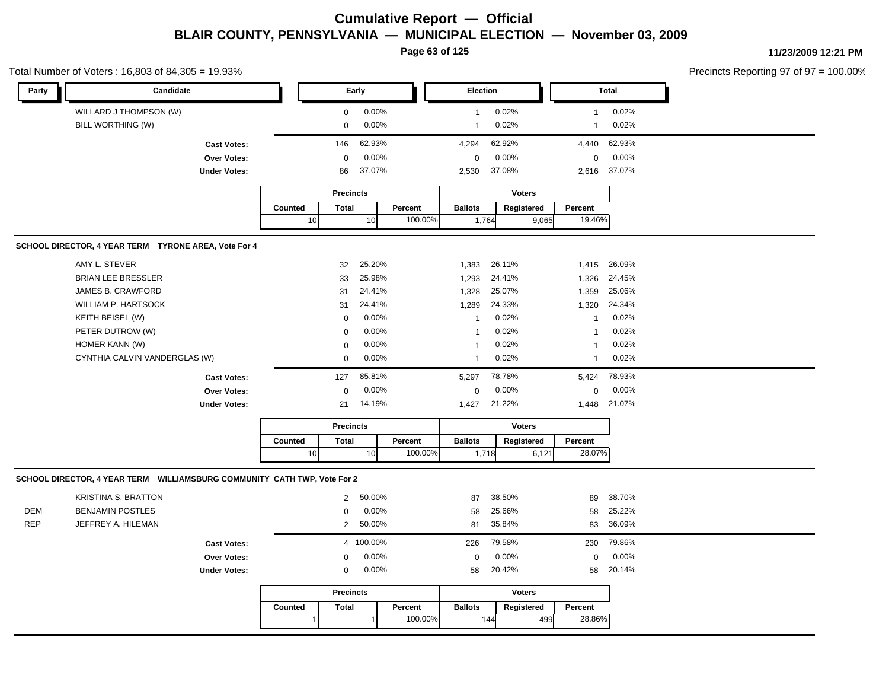# Cumulative Report — Official

## BLAIR COUNTY, PENNSYLVANIA — MUNICIPAL ELECTION — November 03, 2009

11/23/2009 12:21 PM

Total Number of Voters : 16,803 of 84,305 = 19.93%

Precincts Reporting 97 of 97 = 100.00%

| Party | Candidate | Early | | Election | | Total | |
|---|---|---|---|---|---|---|---|
| | WILLARD J THOMPSON (W) | 0 | 0.00% | 1 | 0.02% | 1 | 0.02% |
| | BILL WORTHING (W) | 0 | 0.00% | 1 | 0.02% | 1 | 0.02% |
| | **Cast Votes:** | 146 | 62.93% | 4,294 | 62.92% | 4,440 | 62.93% |
| | **Over Votes:** | 0 | 0.00% | 0 | 0.00% | 0 | 0.00% |
| | **Under Votes:** | 86 | 37.07% | 2,530 | 37.08% | 2,616 | 37.07% |

| Precincts | | | Voters | | |
|---|---|---|---|---|---|
| Counted | Total | Percent | Ballots | Registered | Percent |
| 10 | 10 | 100.00% | 1,764 | 9,065 | 19.46% |

### SCHOOL DIRECTOR, 4 YEAR TERM TYRONE AREA, Vote For 4

| Party | Candidate | Early | | Election | | Total | |
|---|---|---|---|---|---|---|---|
| | AMY L. STEVER | 32 | 25.20% | 1,383 | 26.11% | 1,415 | 26.09% |
| | BRIAN LEE BRESSLER | 33 | 25.98% | 1,293 | 24.41% | 1,326 | 24.45% |
| | JAMES B. CRAWFORD | 31 | 24.41% | 1,328 | 25.07% | 1,359 | 25.06% |
| | WILLIAM P. HARTSOCK | 31 | 24.41% | 1,289 | 24.33% | 1,320 | 24.34% |
| | KEITH BEISEL (W) | 0 | 0.00% | 1 | 0.02% | 1 | 0.02% |
| | PETER DUTROW (W) | 0 | 0.00% | 1 | 0.02% | 1 | 0.02% |
| | HOMER KANN (W) | 0 | 0.00% | 1 | 0.02% | 1 | 0.02% |
| | CYNTHIA CALVIN VANDERGLAS (W) | 0 | 0.00% | 1 | 0.02% | 1 | 0.02% |
| | **Cast Votes:** | 127 | 85.81% | 5,297 | 78.78% | 5,424 | 78.93% |
| | **Over Votes:** | 0 | 0.00% | 0 | 0.00% | 0 | 0.00% |
| | **Under Votes:** | 21 | 14.19% | 1,427 | 21.22% | 1,448 | 21.07% |

| Precincts | | | Voters | | |
|---|---|---|---|---|---|
| Counted | Total | Percent | Ballots | Registered | Percent |
| 10 | 10 | 100.00% | 1,718 | 6,121 | 28.07% |

### SCHOOL DIRECTOR, 4 YEAR TERM WILLIAMSBURG COMMUNITY CATH TWP, Vote For 2

| Party | Candidate | Early | | Election | | Total | |
|---|---|---|---|---|---|---|---|
| | KRISTINA S. BRATTON | 2 | 50.00% | 87 | 38.50% | 89 | 38.70% |
| DEM | BENJAMIN POSTLES | 0 | 0.00% | 58 | 25.66% | 58 | 25.22% |
| REP | JEFFREY A. HILEMAN | 2 | 50.00% | 81 | 35.84% | 83 | 36.09% |
| | **Cast Votes:** | 4 | 100.00% | 226 | 79.58% | 230 | 79.86% |
| | **Over Votes:** | 0 | 0.00% | 0 | 0.00% | 0 | 0.00% |
| | **Under Votes:** | 0 | 0.00% | 58 | 20.42% | 58 | 20.14% |

| Precincts | | | Voters | | |
|---|---|---|---|---|---|
| Counted | Total | Percent | Ballots | Registered | Percent |
| 1 | 1 | 100.00% | 144 | 499 | 28.86% |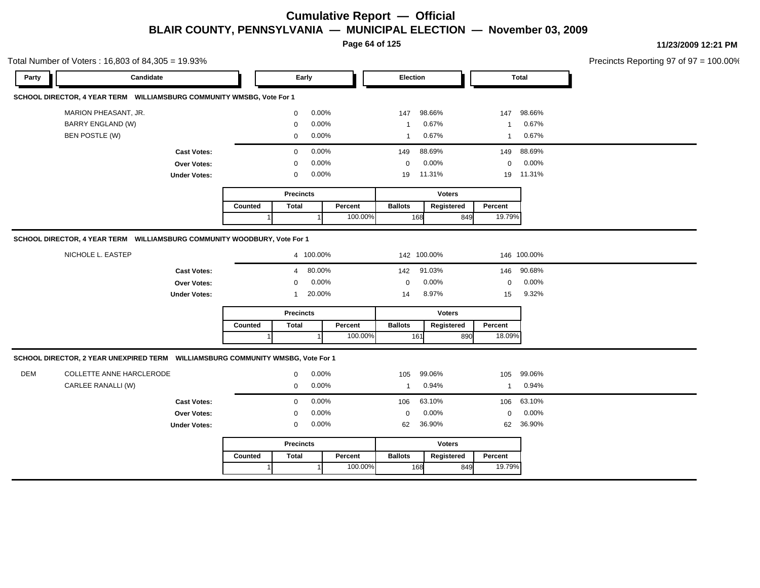# Cumulative Report — Official

## BLAIR COUNTY, PENNSYLVANIA — MUNICIPAL ELECTION — November 03, 2009

11/23/2009 12:21 PM

Total Number of Voters : 16,803 of 84,305 = 19.93%

Precincts Reporting 97 of 97 = 100.00%

### SCHOOL DIRECTOR, 4 YEAR TERM WILLIAMSBURG COMMUNITY WMSBG, Vote For 1

| Party | Candidate | Early | | Election | | Total | |
|---|---|---|---|---|---|---|---|
| | MARION PHEASANT, JR. | 0 | 0.00% | 147 | 98.66% | 147 | 98.66% |
| | BARRY ENGLAND (W) | 0 | 0.00% | 1 | 0.67% | 1 | 0.67% |
| | BEN POSTLE (W) | 0 | 0.00% | 1 | 0.67% | 1 | 0.67% |
| | **Cast Votes:** | 0 | 0.00% | 149 | 88.69% | 149 | 88.69% |
| | **Over Votes:** | 0 | 0.00% | 0 | 0.00% | 0 | 0.00% |
| | **Under Votes:** | 0 | 0.00% | 19 | 11.31% | 19 | 11.31% |

| Precincts | | | Voters | | |
|---|---|---|---|---|---|
| Counted | Total | Percent | Ballots | Registered | Percent |
| 1 | 1 | 100.00% | 168 | 849 | 19.79% |

### SCHOOL DIRECTOR, 4 YEAR TERM WILLIAMSBURG COMMUNITY WOODBURY, Vote For 1

| Party | Candidate | Early | | Election | | Total | |
|---|---|---|---|---|---|---|---|
| | NICHOLE L. EASTEP | 4 | 100.00% | 142 | 100.00% | 146 | 100.00% |
| | **Cast Votes:** | 4 | 80.00% | 142 | 91.03% | 146 | 90.68% |
| | **Over Votes:** | 0 | 0.00% | 0 | 0.00% | 0 | 0.00% |
| | **Under Votes:** | 1 | 20.00% | 14 | 8.97% | 15 | 9.32% |

| Precincts | | | Voters | | |
|---|---|---|---|---|---|
| Counted | Total | Percent | Ballots | Registered | Percent |
| 1 | 1 | 100.00% | 161 | 890 | 18.09% |

### SCHOOL DIRECTOR, 2 YEAR UNEXPIRED TERM WILLIAMSBURG COMMUNITY WMSBG, Vote For 1

| Party | Candidate | Early | | Election | | Total | |
|---|---|---|---|---|---|---|---|
| DEM | COLLETTE ANNE HARCLERODE | 0 | 0.00% | 105 | 99.06% | 105 | 99.06% |
| | CARLEE RANALLI (W) | 0 | 0.00% | 1 | 0.94% | 1 | 0.94% |
| | **Cast Votes:** | 0 | 0.00% | 106 | 63.10% | 106 | 63.10% |
| | **Over Votes:** | 0 | 0.00% | 0 | 0.00% | 0 | 0.00% |
| | **Under Votes:** | 0 | 0.00% | 62 | 36.90% | 62 | 36.90% |

| Precincts | | | Voters | | |
|---|---|---|---|---|---|
| Counted | Total | Percent | Ballots | Registered | Percent |
| 1 | 1 | 100.00% | 168 | 849 | 19.79% |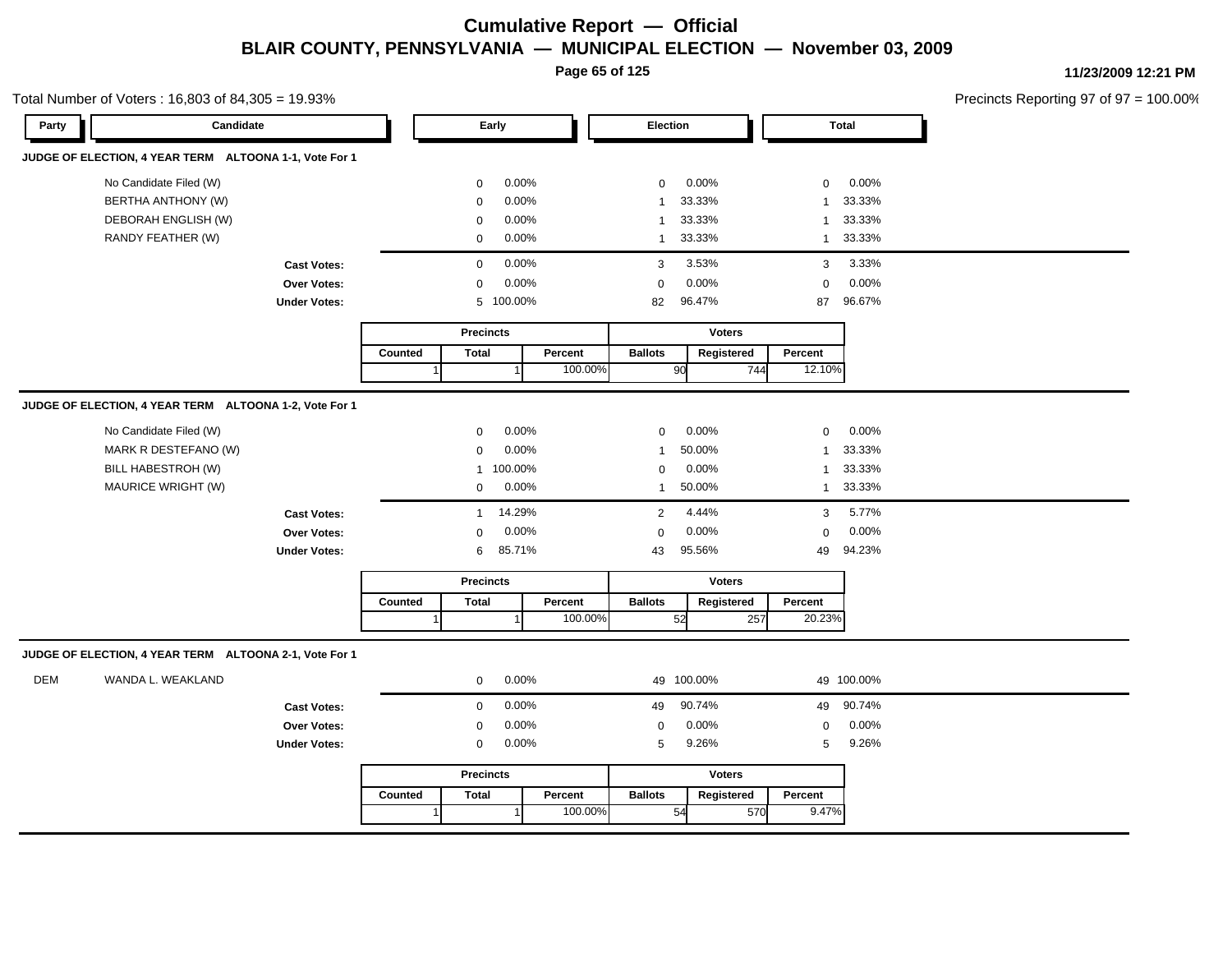# Cumulative Report — Official

## BLAIR COUNTY, PENNSYLVANIA — MUNICIPAL ELECTION — November 03, 2009

11/23/2009 12:21 PM

Total Number of Voters : 16,803 of 84,305 = 19.93%

Precincts Reporting 97 of 97 = 100.00%

### JUDGE OF ELECTION, 4 YEAR TERM ALTOONA 1-1, Vote For 1

| Party | Candidate | Early | | Election | | Total | |
|---|---|---|---|---|---|---|---|
| | No Candidate Filed (W) | 0 | 0.00% | 0 | 0.00% | 0 | 0.00% |
| | BERTHA ANTHONY (W) | 0 | 0.00% | 1 | 33.33% | 1 | 33.33% |
| | DEBORAH ENGLISH (W) | 0 | 0.00% | 1 | 33.33% | 1 | 33.33% |
| | RANDY FEATHER (W) | 0 | 0.00% | 1 | 33.33% | 1 | 33.33% |
| | **Cast Votes:** | 0 | 0.00% | 3 | 3.53% | 3 | 3.33% |
| | **Over Votes:** | 0 | 0.00% | 0 | 0.00% | 0 | 0.00% |
| | **Under Votes:** | 5 | 100.00% | 82 | 96.47% | 87 | 96.67% |

| Precincts | | | Voters | | |
|---|---|---|---|---|---|
| Counted | Total | Percent | Ballots | Registered | Percent |
| 1 | 1 | 100.00% | 90 | 744 | 12.10% |

### JUDGE OF ELECTION, 4 YEAR TERM ALTOONA 1-2, Vote For 1

| Party | Candidate | Early | | Election | | Total | |
|---|---|---|---|---|---|---|---|
| | No Candidate Filed (W) | 0 | 0.00% | 0 | 0.00% | 0 | 0.00% |
| | MARK R DESTEFANO (W) | 0 | 0.00% | 1 | 50.00% | 1 | 33.33% |
| | BILL HABESTROH (W) | 1 | 100.00% | 0 | 0.00% | 1 | 33.33% |
| | MAURICE WRIGHT (W) | 0 | 0.00% | 1 | 50.00% | 1 | 33.33% |
| | **Cast Votes:** | 1 | 14.29% | 2 | 4.44% | 3 | 5.77% |
| | **Over Votes:** | 0 | 0.00% | 0 | 0.00% | 0 | 0.00% |
| | **Under Votes:** | 6 | 85.71% | 43 | 95.56% | 49 | 94.23% |

| Precincts | | | Voters | | |
|---|---|---|---|---|---|
| Counted | Total | Percent | Ballots | Registered | Percent |
| 1 | 1 | 100.00% | 52 | 257 | 20.23% |

### JUDGE OF ELECTION, 4 YEAR TERM ALTOONA 2-1, Vote For 1

| Party | Candidate | Early | | Election | | Total | |
|---|---|---|---|---|---|---|---|
| DEM | WANDA L. WEAKLAND | 0 | 0.00% | 49 | 100.00% | 49 | 100.00% |
| | **Cast Votes:** | 0 | 0.00% | 49 | 90.74% | 49 | 90.74% |
| | **Over Votes:** | 0 | 0.00% | 0 | 0.00% | 0 | 0.00% |
| | **Under Votes:** | 0 | 0.00% | 5 | 9.26% | 5 | 9.26% |

| Precincts | | | Voters | | |
|---|---|---|---|---|---|
| Counted | Total | Percent | Ballots | Registered | Percent |
| 1 | 1 | 100.00% | 54 | 570 | 9.47% |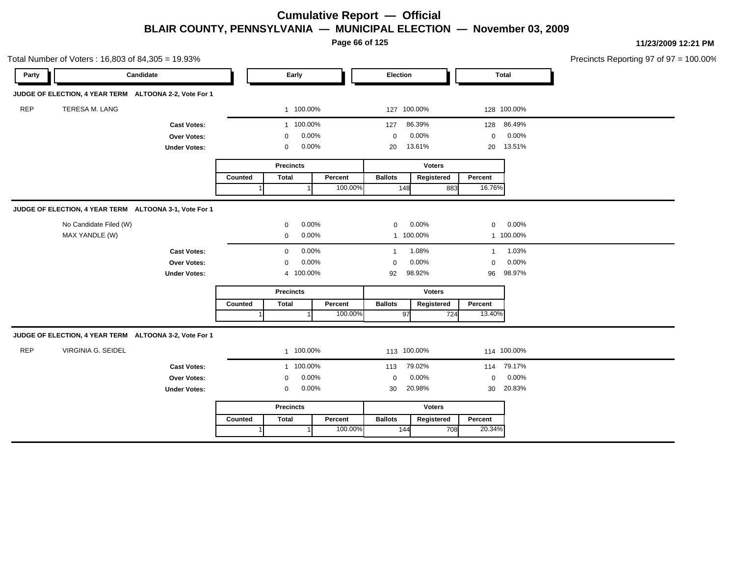# Cumulative Report — Official

## BLAIR COUNTY, PENNSYLVANIA — MUNICIPAL ELECTION — November 03, 2009

11/23/2009 12:21 PM

Total Number of Voters : 16,803 of 84,305 = 19.93%

Precincts Reporting 97 of 97 = 100.00%

### JUDGE OF ELECTION, 4 YEAR TERM ALTOONA 2-2, Vote For 1

| Party | Candidate | Early | | Election | | Total | |
|---|---|---|---|---|---|---|---|
| REP | TERESA M. LANG | 1 | 100.00% | 127 | 100.00% | 128 | 100.00% |
| | **Cast Votes:** | 1 | 100.00% | 127 | 86.39% | 128 | 86.49% |
| | **Over Votes:** | 0 | 0.00% | 0 | 0.00% | 0 | 0.00% |
| | **Under Votes:** | 0 | 0.00% | 20 | 13.61% | 20 | 13.51% |

| Precincts | | | Voters | | |
|---|---|---|---|---|---|
| Counted | Total | Percent | Ballots | Registered | Percent |
| 1 | 1 | 100.00% | 148 | 883 | 16.76% |

### JUDGE OF ELECTION, 4 YEAR TERM ALTOONA 3-1, Vote For 1

| Party | Candidate | Early | | Election | | Total | |
|---|---|---|---|---|---|---|---|
| | No Candidate Filed (W) | 0 | 0.00% | 0 | 0.00% | 0 | 0.00% |
| | MAX YANDLE (W) | 0 | 0.00% | 1 | 100.00% | 1 | 100.00% |
| | **Cast Votes:** | 0 | 0.00% | 1 | 1.08% | 1 | 1.03% |
| | **Over Votes:** | 0 | 0.00% | 0 | 0.00% | 0 | 0.00% |
| | **Under Votes:** | 4 | 100.00% | 92 | 98.92% | 96 | 98.97% |

| Precincts | | | Voters | | |
|---|---|---|---|---|---|
| Counted | Total | Percent | Ballots | Registered | Percent |
| 1 | 1 | 100.00% | 97 | 724 | 13.40% |

### JUDGE OF ELECTION, 4 YEAR TERM ALTOONA 3-2, Vote For 1

| Party | Candidate | Early | | Election | | Total | |
|---|---|---|---|---|---|---|---|
| REP | VIRGINIA G. SEIDEL | 1 | 100.00% | 113 | 100.00% | 114 | 100.00% |
| | **Cast Votes:** | 1 | 100.00% | 113 | 79.02% | 114 | 79.17% |
| | **Over Votes:** | 0 | 0.00% | 0 | 0.00% | 0 | 0.00% |
| | **Under Votes:** | 0 | 0.00% | 30 | 20.98% | 30 | 20.83% |

| Precincts | | | Voters | | |
|---|---|---|---|---|---|
| Counted | Total | Percent | Ballots | Registered | Percent |
| 1 | 1 | 100.00% | 144 | 708 | 20.34% |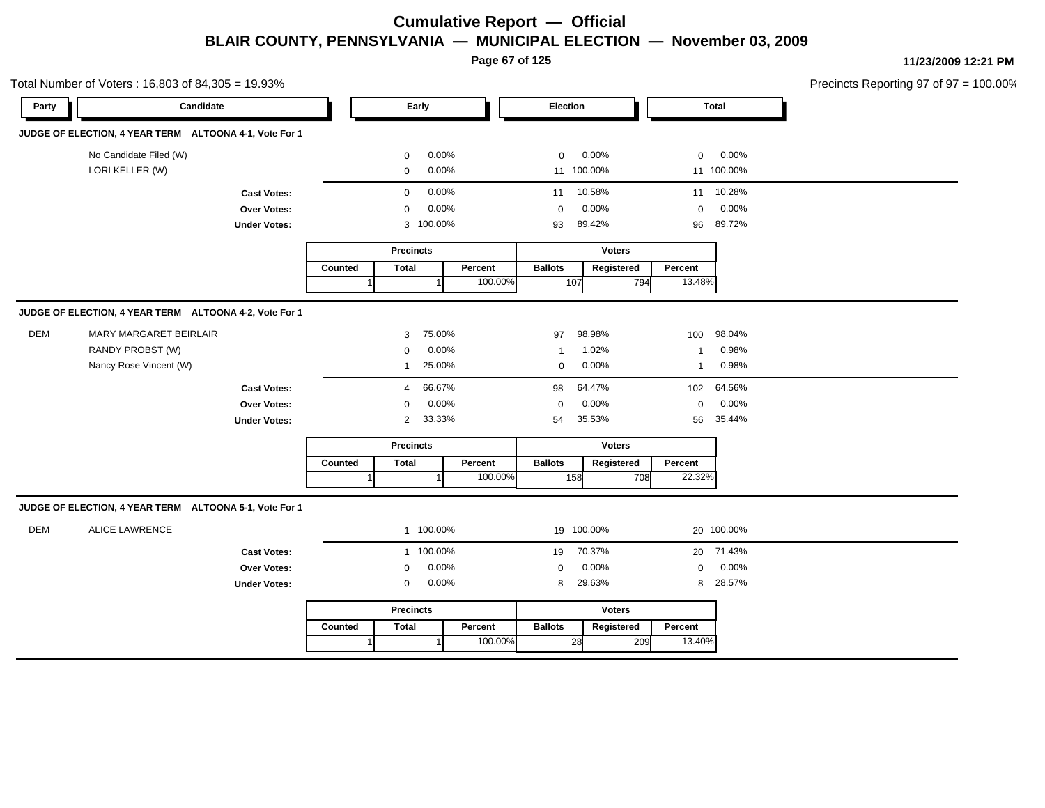# Cumulative Report — Official

## BLAIR COUNTY, PENNSYLVANIA — MUNICIPAL ELECTION — November 03, 2009

11/23/2009 12:21 PM

Total Number of Voters : 16,803 of 84,305 = 19.93%

Precincts Reporting 97 of 97 = 100.00%

### JUDGE OF ELECTION, 4 YEAR TERM ALTOONA 4-1, Vote For 1

| Party | Candidate | Early | | Election | | Total | |
|---|---|---|---|---|---|---|---|
| | No Candidate Filed (W) | 0 | 0.00% | 0 | 0.00% | 0 | 0.00% |
| | LORI KELLER (W) | 0 | 0.00% | 11 | 100.00% | 11 | 100.00% |
| | **Cast Votes:** | 0 | 0.00% | 11 | 10.58% | 11 | 10.28% |
| | **Over Votes:** | 0 | 0.00% | 0 | 0.00% | 0 | 0.00% |
| | **Under Votes:** | 3 | 100.00% | 93 | 89.42% | 96 | 89.72% |

| Precincts | | | Voters | | |
|---|---|---|---|---|---|
| Counted | Total | Percent | Ballots | Registered | Percent |
| 1 | 1 | 100.00% | 107 | 794 | 13.48% |

### JUDGE OF ELECTION, 4 YEAR TERM ALTOONA 4-2, Vote For 1

| Party | Candidate | Early | | Election | | Total | |
|---|---|---|---|---|---|---|---|
| DEM | MARY MARGARET BEIRLAIR | 3 | 75.00% | 97 | 98.98% | 100 | 98.04% |
| | RANDY PROBST (W) | 0 | 0.00% | 1 | 1.02% | 1 | 0.98% |
| | Nancy Rose Vincent (W) | 1 | 25.00% | 0 | 0.00% | 1 | 0.98% |
| | **Cast Votes:** | 4 | 66.67% | 98 | 64.47% | 102 | 64.56% |
| | **Over Votes:** | 0 | 0.00% | 0 | 0.00% | 0 | 0.00% |
| | **Under Votes:** | 2 | 33.33% | 54 | 35.53% | 56 | 35.44% |

| Precincts | | | Voters | | |
|---|---|---|---|---|---|
| Counted | Total | Percent | Ballots | Registered | Percent |
| 1 | 1 | 100.00% | 158 | 708 | 22.32% |

### JUDGE OF ELECTION, 4 YEAR TERM ALTOONA 5-1, Vote For 1

| Party | Candidate | Early | | Election | | Total | |
|---|---|---|---|---|---|---|---|
| DEM | ALICE LAWRENCE | 1 | 100.00% | 19 | 100.00% | 20 | 100.00% |
| | **Cast Votes:** | 1 | 100.00% | 19 | 70.37% | 20 | 71.43% |
| | **Over Votes:** | 0 | 0.00% | 0 | 0.00% | 0 | 0.00% |
| | **Under Votes:** | 0 | 0.00% | 8 | 29.63% | 8 | 28.57% |

| Precincts | | | Voters | | |
|---|---|---|---|---|---|
| Counted | Total | Percent | Ballots | Registered | Percent |
| 1 | 1 | 100.00% | 28 | 209 | 13.40% |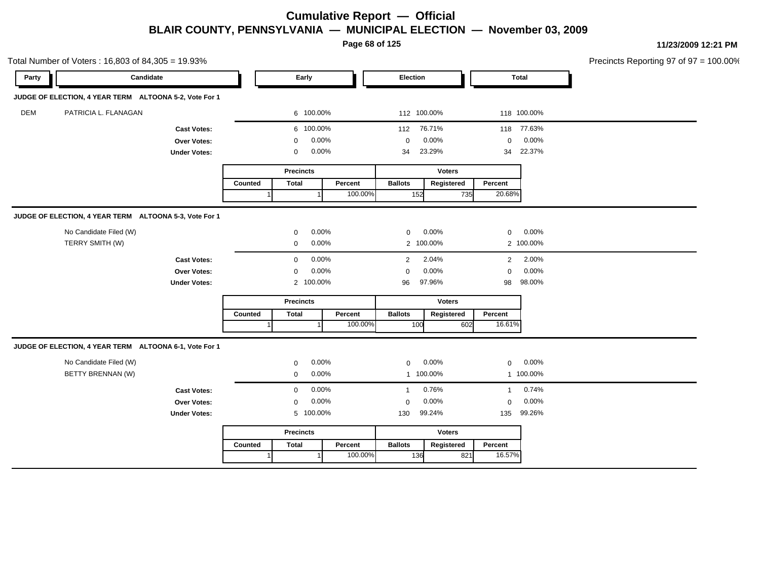# Cumulative Report — Official

## BLAIR COUNTY, PENNSYLVANIA — MUNICIPAL ELECTION — November 03, 2009

11/23/2009 12:21 PM

Total Number of Voters : 16,803 of 84,305 = 19.93%

Precincts Reporting 97 of 97 = 100.00%

### JUDGE OF ELECTION, 4 YEAR TERM ALTOONA 5-2, Vote For 1

| Party | Candidate | Early | | Election | | Total | |
|---|---|---|---|---|---|---|---|
| DEM | PATRICIA L. FLANAGAN | 6 | 100.00% | 112 | 100.00% | 118 | 100.00% |
| | **Cast Votes:** | 6 | 100.00% | 112 | 76.71% | 118 | 77.63% |
| | **Over Votes:** | 0 | 0.00% | 0 | 0.00% | 0 | 0.00% |
| | **Under Votes:** | 0 | 0.00% | 34 | 23.29% | 34 | 22.37% |

| Precincts | | | Voters | | |
|---|---|---|---|---|---|
| Counted | Total | Percent | Ballots | Registered | Percent |
| 1 | 1 | 100.00% | 152 | 735 | 20.68% |

### JUDGE OF ELECTION, 4 YEAR TERM ALTOONA 5-3, Vote For 1

| Party | Candidate | Early | | Election | | Total | |
|---|---|---|---|---|---|---|---|
| | No Candidate Filed (W) | 0 | 0.00% | 0 | 0.00% | 0 | 0.00% |
| | TERRY SMITH (W) | 0 | 0.00% | 2 | 100.00% | 2 | 100.00% |
| | **Cast Votes:** | 0 | 0.00% | 2 | 2.04% | 2 | 2.00% |
| | **Over Votes:** | 0 | 0.00% | 0 | 0.00% | 0 | 0.00% |
| | **Under Votes:** | 2 | 100.00% | 96 | 97.96% | 98 | 98.00% |

| Precincts | | | Voters | | |
|---|---|---|---|---|---|
| Counted | Total | Percent | Ballots | Registered | Percent |
| 1 | 1 | 100.00% | 100 | 602 | 16.61% |

### JUDGE OF ELECTION, 4 YEAR TERM ALTOONA 6-1, Vote For 1

| Party | Candidate | Early | | Election | | Total | |
|---|---|---|---|---|---|---|---|
| | No Candidate Filed (W) | 0 | 0.00% | 0 | 0.00% | 0 | 0.00% |
| | BETTY BRENNAN (W) | 0 | 0.00% | 1 | 100.00% | 1 | 100.00% |
| | **Cast Votes:** | 0 | 0.00% | 1 | 0.76% | 1 | 0.74% |
| | **Over Votes:** | 0 | 0.00% | 0 | 0.00% | 0 | 0.00% |
| | **Under Votes:** | 5 | 100.00% | 130 | 99.24% | 135 | 99.26% |

| Precincts | | | Voters | | |
|---|---|---|---|---|---|
| Counted | Total | Percent | Ballots | Registered | Percent |
| 1 | 1 | 100.00% | 136 | 821 | 16.57% |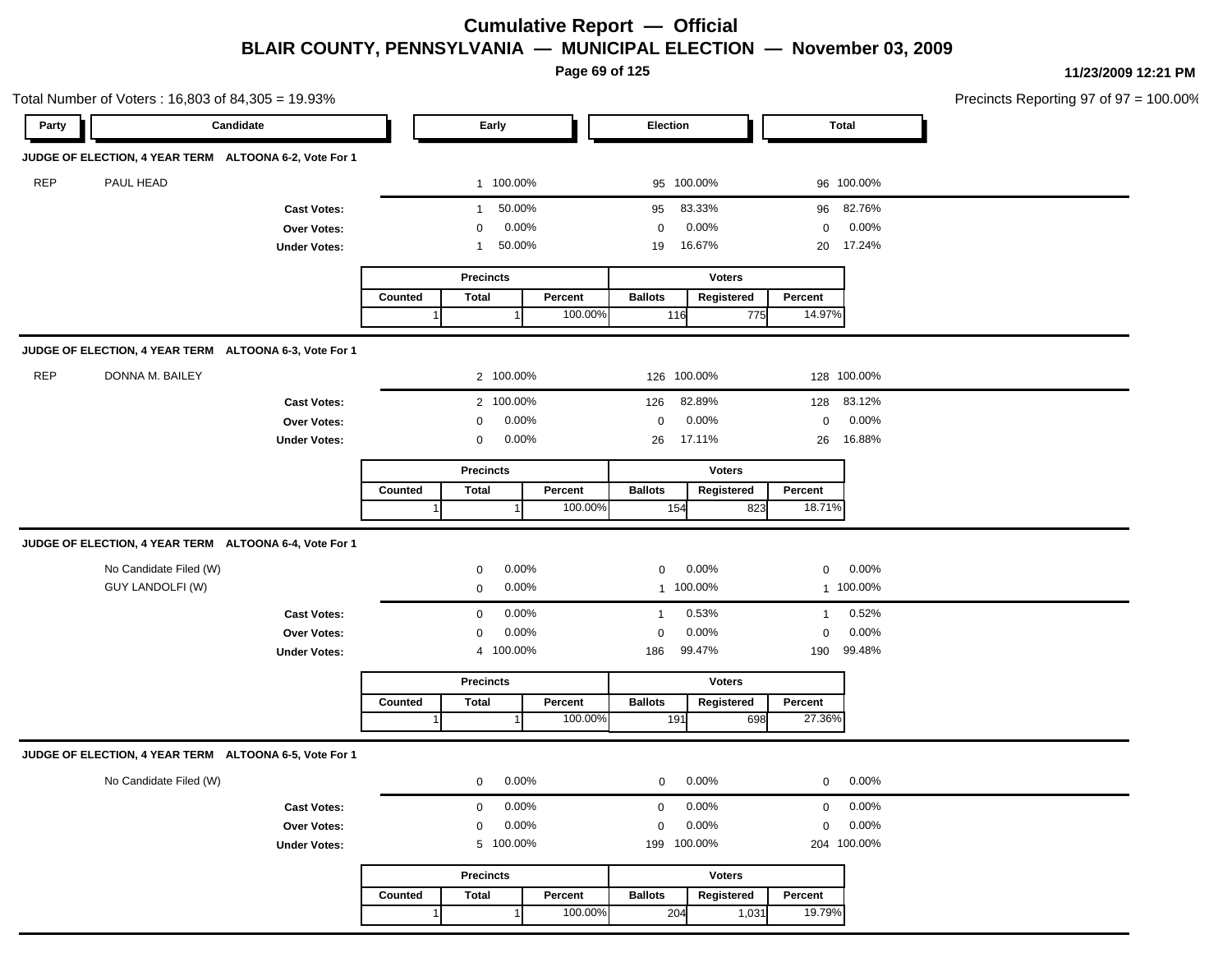# Cumulative Report — Official

## BLAIR COUNTY, PENNSYLVANIA — MUNICIPAL ELECTION — November 03, 2009

11/23/2009 12:21 PM

Total Number of Voters : 16,803 of 84,305 = 19.93%

Precincts Reporting 97 of 97 = 100.00%

### JUDGE OF ELECTION, 4 YEAR TERM ALTOONA 6-2, Vote For 1

| Party | Candidate | Early | | Election | | Total | |
|---|---|---|---|---|---|---|---|
| REP | PAUL HEAD | 1 | 100.00% | 95 | 100.00% | 96 | 100.00% |
| | **Cast Votes:** | 1 | 50.00% | 95 | 83.33% | 96 | 82.76% |
| | **Over Votes:** | 0 | 0.00% | 0 | 0.00% | 0 | 0.00% |
| | **Under Votes:** | 1 | 50.00% | 19 | 16.67% | 20 | 17.24% |

| Precincts | | | Voters | | |
|---|---|---|---|---|---|
| Counted | Total | Percent | Ballots | Registered | Percent |
| 1 | 1 | 100.00% | 116 | 775 | 14.97% |

### JUDGE OF ELECTION, 4 YEAR TERM ALTOONA 6-3, Vote For 1

| Party | Candidate | Early | | Election | | Total | |
|---|---|---|---|---|---|---|---|
| REP | DONNA M. BAILEY | 2 | 100.00% | 126 | 100.00% | 128 | 100.00% |
| | **Cast Votes:** | 2 | 100.00% | 126 | 82.89% | 128 | 83.12% |
| | **Over Votes:** | 0 | 0.00% | 0 | 0.00% | 0 | 0.00% |
| | **Under Votes:** | 0 | 0.00% | 26 | 17.11% | 26 | 16.88% |

| Precincts | | | Voters | | |
|---|---|---|---|---|---|
| Counted | Total | Percent | Ballots | Registered | Percent |
| 1 | 1 | 100.00% | 154 | 823 | 18.71% |

### JUDGE OF ELECTION, 4 YEAR TERM ALTOONA 6-4, Vote For 1

| Party | Candidate | Early | | Election | | Total | |
|---|---|---|---|---|---|---|---|
| | No Candidate Filed (W) | 0 | 0.00% | 0 | 0.00% | 0 | 0.00% |
| | GUY LANDOLFI (W) | 0 | 0.00% | 1 | 100.00% | 1 | 100.00% |
| | **Cast Votes:** | 0 | 0.00% | 1 | 0.53% | 1 | 0.52% |
| | **Over Votes:** | 0 | 0.00% | 0 | 0.00% | 0 | 0.00% |
| | **Under Votes:** | 4 | 100.00% | 186 | 99.47% | 190 | 99.48% |

| Precincts | | | Voters | | |
|---|---|---|---|---|---|
| Counted | Total | Percent | Ballots | Registered | Percent |
| 1 | 1 | 100.00% | 191 | 698 | 27.36% |

### JUDGE OF ELECTION, 4 YEAR TERM ALTOONA 6-5, Vote For 1

| Party | Candidate | Early | | Election | | Total | |
|---|---|---|---|---|---|---|---|
| | No Candidate Filed (W) | 0 | 0.00% | 0 | 0.00% | 0 | 0.00% |
| | **Cast Votes:** | 0 | 0.00% | 0 | 0.00% | 0 | 0.00% |
| | **Over Votes:** | 0 | 0.00% | 0 | 0.00% | 0 | 0.00% |
| | **Under Votes:** | 5 | 100.00% | 199 | 100.00% | 204 | 100.00% |

| Precincts | | | Voters | | |
|---|---|---|---|---|---|
| Counted | Total | Percent | Ballots | Registered | Percent |
| 1 | 1 | 100.00% | 204 | 1,031 | 19.79% |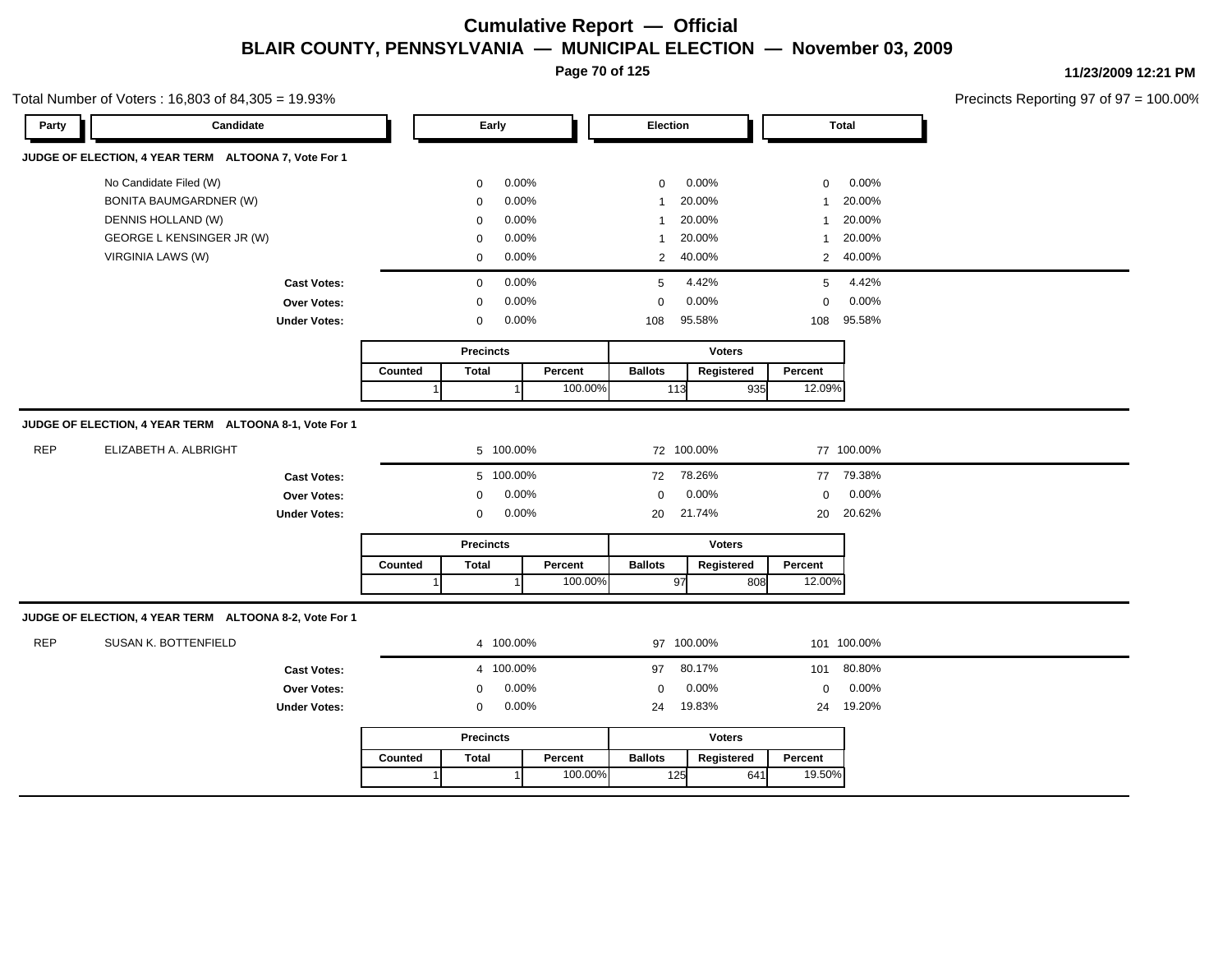# Cumulative Report — Official

## BLAIR COUNTY, PENNSYLVANIA — MUNICIPAL ELECTION — November 03, 2009

11/23/2009 12:21 PM

Total Number of Voters : 16,803 of 84,305 = 19.93%

Precincts Reporting 97 of 97 = 100.00%

### JUDGE OF ELECTION, 4 YEAR TERM ALTOONA 7, Vote For 1

| Party | Candidate | Early | | Election | | Total | |
|---|---|---|---|---|---|---|---|
| | No Candidate Filed (W) | 0 | 0.00% | 0 | 0.00% | 0 | 0.00% |
| | BONITA BAUMGARDNER (W) | 0 | 0.00% | 1 | 20.00% | 1 | 20.00% |
| | DENNIS HOLLAND (W) | 0 | 0.00% | 1 | 20.00% | 1 | 20.00% |
| | GEORGE L KENSINGER JR (W) | 0 | 0.00% | 1 | 20.00% | 1 | 20.00% |
| | VIRGINIA LAWS (W) | 0 | 0.00% | 2 | 40.00% | 2 | 40.00% |
| | **Cast Votes:** | 0 | 0.00% | 5 | 4.42% | 5 | 4.42% |
| | **Over Votes:** | 0 | 0.00% | 0 | 0.00% | 0 | 0.00% |
| | **Under Votes:** | 0 | 0.00% | 108 | 95.58% | 108 | 95.58% |

| Precincts | | | Voters | | |
|---|---|---|---|---|---|
| Counted | Total | Percent | Ballots | Registered | Percent |
| 1 | 1 | 100.00% | 113 | 935 | 12.09% |

### JUDGE OF ELECTION, 4 YEAR TERM ALTOONA 8-1, Vote For 1

| Party | Candidate | Early | | Election | | Total | |
|---|---|---|---|---|---|---|---|
| REP | ELIZABETH A. ALBRIGHT | 5 | 100.00% | 72 | 100.00% | 77 | 100.00% |
| | **Cast Votes:** | 5 | 100.00% | 72 | 78.26% | 77 | 79.38% |
| | **Over Votes:** | 0 | 0.00% | 0 | 0.00% | 0 | 0.00% |
| | **Under Votes:** | 0 | 0.00% | 20 | 21.74% | 20 | 20.62% |

| Precincts | | | Voters | | |
|---|---|---|---|---|---|
| Counted | Total | Percent | Ballots | Registered | Percent |
| 1 | 1 | 100.00% | 97 | 808 | 12.00% |

### JUDGE OF ELECTION, 4 YEAR TERM ALTOONA 8-2, Vote For 1

| Party | Candidate | Early | | Election | | Total | |
|---|---|---|---|---|---|---|---|
| REP | SUSAN K. BOTTENFIELD | 4 | 100.00% | 97 | 100.00% | 101 | 100.00% |
| | **Cast Votes:** | 4 | 100.00% | 97 | 80.17% | 101 | 80.80% |
| | **Over Votes:** | 0 | 0.00% | 0 | 0.00% | 0 | 0.00% |
| | **Under Votes:** | 0 | 0.00% | 24 | 19.83% | 24 | 19.20% |

| Precincts | | | Voters | | |
|---|---|---|---|---|---|
| Counted | Total | Percent | Ballots | Registered | Percent |
| 1 | 1 | 100.00% | 125 | 641 | 19.50% |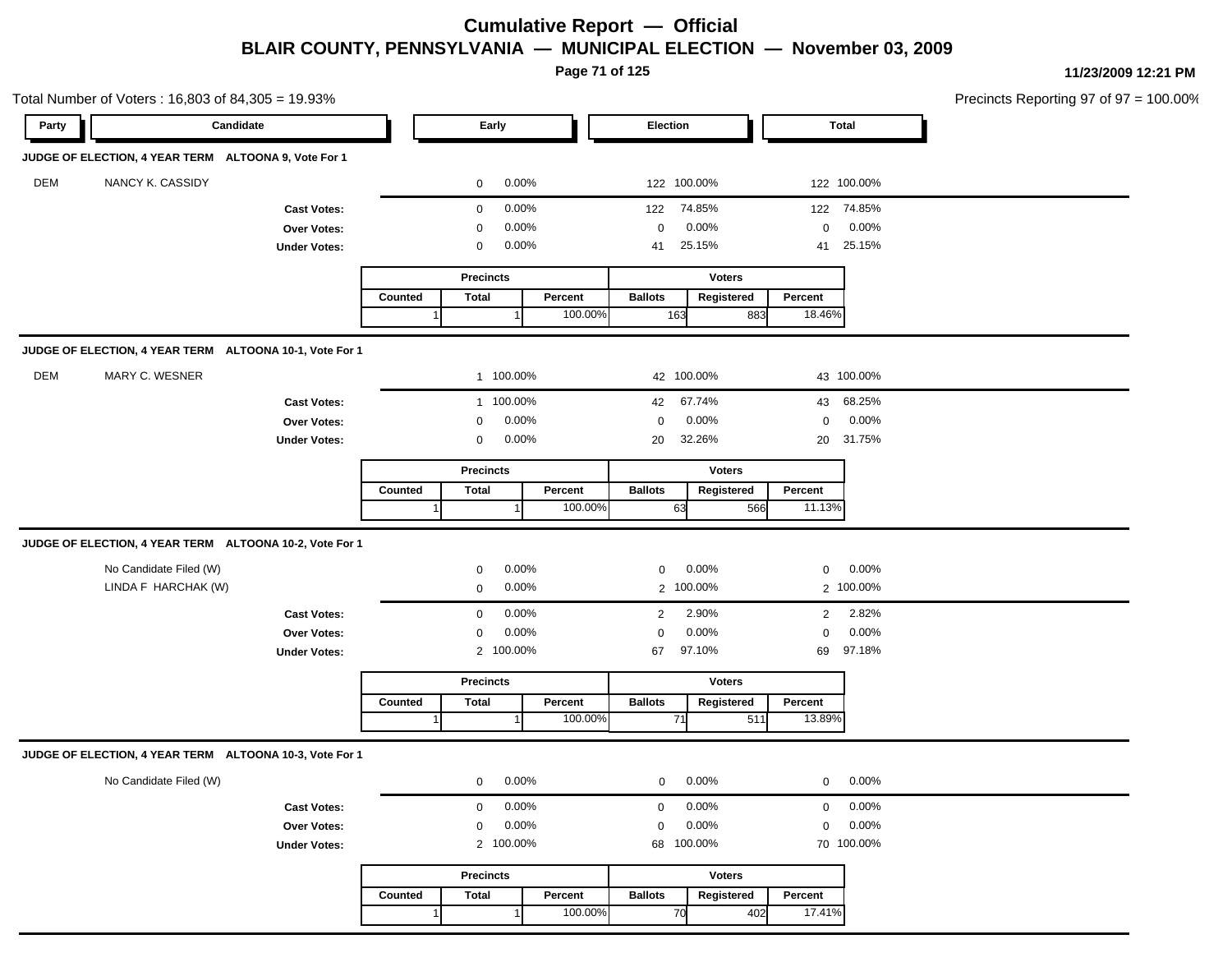# Cumulative Report — Official

## BLAIR COUNTY, PENNSYLVANIA — MUNICIPAL ELECTION — November 03, 2009

11/23/2009 12:21 PM

Total Number of Voters : 16,803 of 84,305 = 19.93%

Precincts Reporting 97 of 97 = 100.00%

### JUDGE OF ELECTION, 4 YEAR TERM ALTOONA 9, Vote For 1

| Party | Candidate | Early | | Election | | Total | |
|---|---|---|---|---|---|---|---|
| DEM | NANCY K. CASSIDY | 0 | 0.00% | 122 | 100.00% | 122 | 100.00% |
| | **Cast Votes:** | 0 | 0.00% | 122 | 74.85% | 122 | 74.85% |
| | **Over Votes:** | 0 | 0.00% | 0 | 0.00% | 0 | 0.00% |
| | **Under Votes:** | 0 | 0.00% | 41 | 25.15% | 41 | 25.15% |

| Precincts | | | Voters | | |
|---|---|---|---|---|---|
| Counted | Total | Percent | Ballots | Registered | Percent |
| 1 | 1 | 100.00% | 163 | 883 | 18.46% |

### JUDGE OF ELECTION, 4 YEAR TERM ALTOONA 10-1, Vote For 1

| Party | Candidate | Early | | Election | | Total | |
|---|---|---|---|---|---|---|---|
| DEM | MARY C. WESNER | 1 | 100.00% | 42 | 100.00% | 43 | 100.00% |
| | **Cast Votes:** | 1 | 100.00% | 42 | 67.74% | 43 | 68.25% |
| | **Over Votes:** | 0 | 0.00% | 0 | 0.00% | 0 | 0.00% |
| | **Under Votes:** | 0 | 0.00% | 20 | 32.26% | 20 | 31.75% |

| Precincts | | | Voters | | |
|---|---|---|---|---|---|
| Counted | Total | Percent | Ballots | Registered | Percent |
| 1 | 1 | 100.00% | 63 | 566 | 11.13% |

### JUDGE OF ELECTION, 4 YEAR TERM ALTOONA 10-2, Vote For 1

| Party | Candidate | Early | | Election | | Total | |
|---|---|---|---|---|---|---|---|
| | No Candidate Filed (W) | 0 | 0.00% | 0 | 0.00% | 0 | 0.00% |
| | LINDA F HARCHAK (W) | 0 | 0.00% | 2 | 100.00% | 2 | 100.00% |
| | **Cast Votes:** | 0 | 0.00% | 2 | 2.90% | 2 | 2.82% |
| | **Over Votes:** | 0 | 0.00% | 0 | 0.00% | 0 | 0.00% |
| | **Under Votes:** | 2 | 100.00% | 67 | 97.10% | 69 | 97.18% |

| Precincts | | | Voters | | |
|---|---|---|---|---|---|
| Counted | Total | Percent | Ballots | Registered | Percent |
| 1 | 1 | 100.00% | 71 | 511 | 13.89% |

### JUDGE OF ELECTION, 4 YEAR TERM ALTOONA 10-3, Vote For 1

| Party | Candidate | Early | | Election | | Total | |
|---|---|---|---|---|---|---|---|
| | No Candidate Filed (W) | 0 | 0.00% | 0 | 0.00% | 0 | 0.00% |
| | **Cast Votes:** | 0 | 0.00% | 0 | 0.00% | 0 | 0.00% |
| | **Over Votes:** | 0 | 0.00% | 0 | 0.00% | 0 | 0.00% |
| | **Under Votes:** | 2 | 100.00% | 68 | 100.00% | 70 | 100.00% |

| Precincts | | | Voters | | |
|---|---|---|---|---|---|
| Counted | Total | Percent | Ballots | Registered | Percent |
| 1 | 1 | 100.00% | 70 | 402 | 17.41% |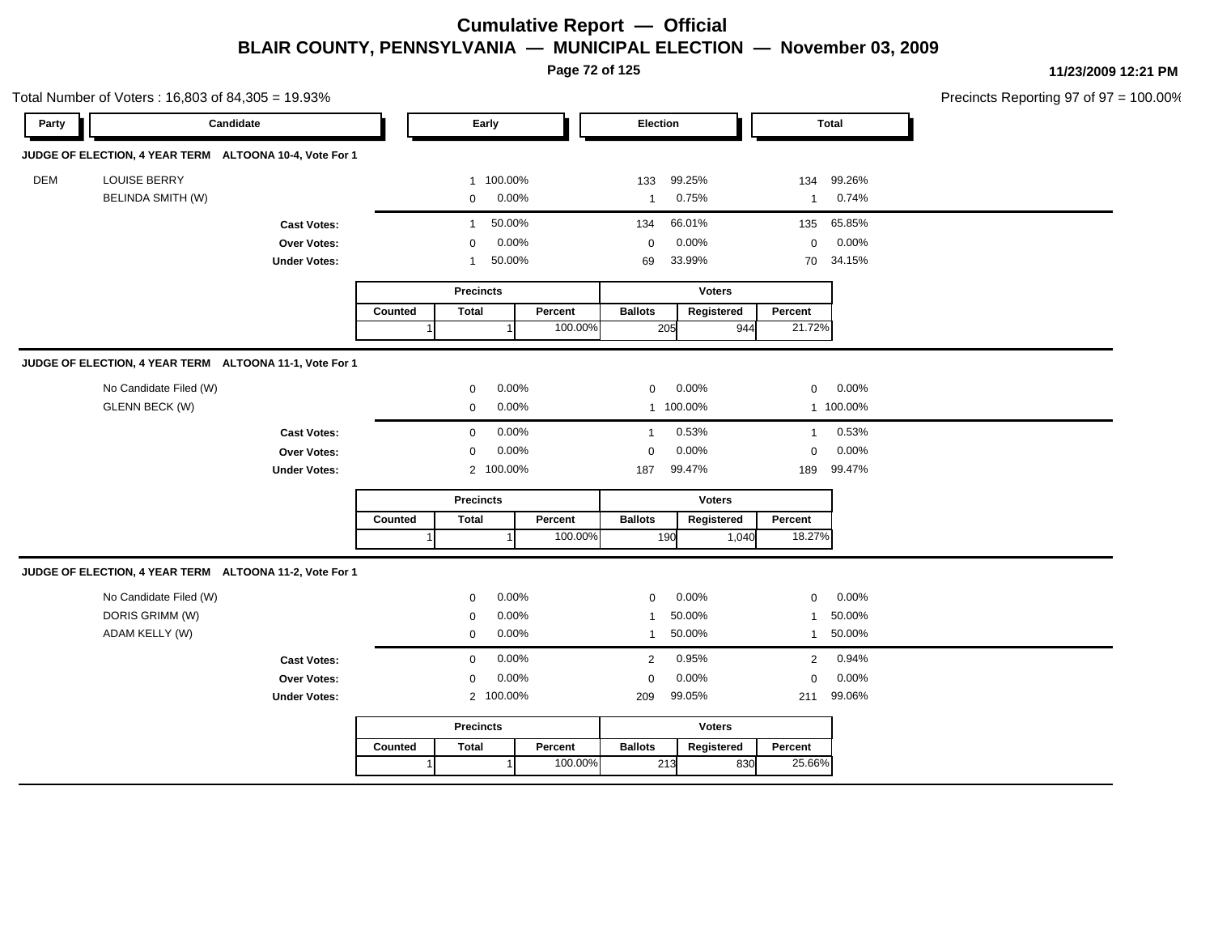# Cumulative Report — Official

## BLAIR COUNTY, PENNSYLVANIA — MUNICIPAL ELECTION — November 03, 2009

11/23/2009 12:21 PM

Total Number of Voters : 16,803 of 84,305 = 19.93%

Precincts Reporting 97 of 97 = 100.00%

### JUDGE OF ELECTION, 4 YEAR TERM ALTOONA 10-4, Vote For 1

| Party | Candidate | Early | | Election | | Total | |
|---|---|---|---|---|---|---|---|
| DEM | LOUISE BERRY | 1 | 100.00% | 133 | 99.25% | 134 | 99.26% |
| | BELINDA SMITH (W) | 0 | 0.00% | 1 | 0.75% | 1 | 0.74% |
| | **Cast Votes:** | 1 | 50.00% | 134 | 66.01% | 135 | 65.85% |
| | **Over Votes:** | 0 | 0.00% | 0 | 0.00% | 0 | 0.00% |
| | **Under Votes:** | 1 | 50.00% | 69 | 33.99% | 70 | 34.15% |

| Precincts | | | Voters | | |
|---|---|---|---|---|---|
| Counted | Total | Percent | Ballots | Registered | Percent |
| 1 | 1 | 100.00% | 205 | 944 | 21.72% |

### JUDGE OF ELECTION, 4 YEAR TERM ALTOONA 11-1, Vote For 1

| Party | Candidate | Early | | Election | | Total | |
|---|---|---|---|---|---|---|---|
| | No Candidate Filed (W) | 0 | 0.00% | 0 | 0.00% | 0 | 0.00% |
| | GLENN BECK (W) | 0 | 0.00% | 1 | 100.00% | 1 | 100.00% |
| | **Cast Votes:** | 0 | 0.00% | 1 | 0.53% | 1 | 0.53% |
| | **Over Votes:** | 0 | 0.00% | 0 | 0.00% | 0 | 0.00% |
| | **Under Votes:** | 2 | 100.00% | 187 | 99.47% | 189 | 99.47% |

| Precincts | | | Voters | | |
|---|---|---|---|---|---|
| Counted | Total | Percent | Ballots | Registered | Percent |
| 1 | 1 | 100.00% | 190 | 1,040 | 18.27% |

### JUDGE OF ELECTION, 4 YEAR TERM ALTOONA 11-2, Vote For 1

| Party | Candidate | Early | | Election | | Total | |
|---|---|---|---|---|---|---|---|
| | No Candidate Filed (W) | 0 | 0.00% | 0 | 0.00% | 0 | 0.00% |
| | DORIS GRIMM (W) | 0 | 0.00% | 1 | 50.00% | 1 | 50.00% |
| | ADAM KELLY (W) | 0 | 0.00% | 1 | 50.00% | 1 | 50.00% |
| | **Cast Votes:** | 0 | 0.00% | 2 | 0.95% | 2 | 0.94% |
| | **Over Votes:** | 0 | 0.00% | 0 | 0.00% | 0 | 0.00% |
| | **Under Votes:** | 2 | 100.00% | 209 | 99.05% | 211 | 99.06% |

| Precincts | | | Voters | | |
|---|---|---|---|---|---|
| Counted | Total | Percent | Ballots | Registered | Percent |
| 1 | 1 | 100.00% | 213 | 830 | 25.66% |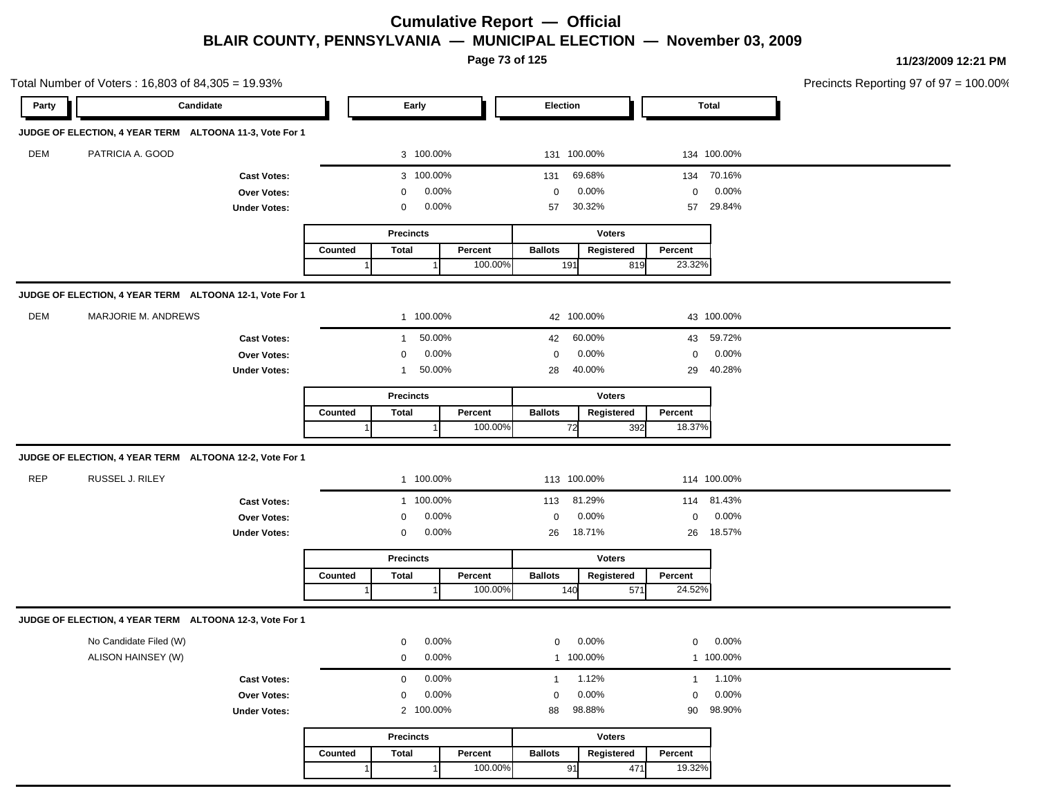# Cumulative Report — Official

## BLAIR COUNTY, PENNSYLVANIA — MUNICIPAL ELECTION — November 03, 2009

11/23/2009 12:21 PM

Total Number of Voters : 16,803 of 84,305 = 19.93%

Precincts Reporting 97 of 97 = 100.00%

### JUDGE OF ELECTION, 4 YEAR TERM ALTOONA 11-3, Vote For 1

| Party | Candidate | Early | | Election | | Total | |
|---|---|---|---|---|---|---|---|
| DEM | PATRICIA A. GOOD | 3 | 100.00% | 131 | 100.00% | 134 | 100.00% |
| | **Cast Votes:** | 3 | 100.00% | 131 | 69.68% | 134 | 70.16% |
| | **Over Votes:** | 0 | 0.00% | 0 | 0.00% | 0 | 0.00% |
| | **Under Votes:** | 0 | 0.00% | 57 | 30.32% | 57 | 29.84% |

| Precincts | | | Voters | | |
|---|---|---|---|---|---|
| Counted | Total | Percent | Ballots | Registered | Percent |
| 1 | 1 | 100.00% | 191 | 819 | 23.32% |

### JUDGE OF ELECTION, 4 YEAR TERM ALTOONA 12-1, Vote For 1

| Party | Candidate | Early | | Election | | Total | |
|---|---|---|---|---|---|---|---|
| DEM | MARJORIE M. ANDREWS | 1 | 100.00% | 42 | 100.00% | 43 | 100.00% |
| | **Cast Votes:** | 1 | 50.00% | 42 | 60.00% | 43 | 59.72% |
| | **Over Votes:** | 0 | 0.00% | 0 | 0.00% | 0 | 0.00% |
| | **Under Votes:** | 1 | 50.00% | 28 | 40.00% | 29 | 40.28% |

| Precincts | | | Voters | | |
|---|---|---|---|---|---|
| Counted | Total | Percent | Ballots | Registered | Percent |
| 1 | 1 | 100.00% | 72 | 392 | 18.37% |

### JUDGE OF ELECTION, 4 YEAR TERM ALTOONA 12-2, Vote For 1

| Party | Candidate | Early | | Election | | Total | |
|---|---|---|---|---|---|---|---|
| REP | RUSSEL J. RILEY | 1 | 100.00% | 113 | 100.00% | 114 | 100.00% |
| | **Cast Votes:** | 1 | 100.00% | 113 | 81.29% | 114 | 81.43% |
| | **Over Votes:** | 0 | 0.00% | 0 | 0.00% | 0 | 0.00% |
| | **Under Votes:** | 0 | 0.00% | 26 | 18.71% | 26 | 18.57% |

| Precincts | | | Voters | | |
|---|---|---|---|---|---|
| Counted | Total | Percent | Ballots | Registered | Percent |
| 1 | 1 | 100.00% | 140 | 571 | 24.52% |

### JUDGE OF ELECTION, 4 YEAR TERM ALTOONA 12-3, Vote For 1

| Party | Candidate | Early | | Election | | Total | |
|---|---|---|---|---|---|---|---|
| | No Candidate Filed (W) | 0 | 0.00% | 0 | 0.00% | 0 | 0.00% |
| | ALISON HAINSEY (W) | 0 | 0.00% | 1 | 100.00% | 1 | 100.00% |
| | **Cast Votes:** | 0 | 0.00% | 1 | 1.12% | 1 | 1.10% |
| | **Over Votes:** | 0 | 0.00% | 0 | 0.00% | 0 | 0.00% |
| | **Under Votes:** | 2 | 100.00% | 88 | 98.88% | 90 | 98.90% |

| Precincts | | | Voters | | |
|---|---|---|---|---|---|
| Counted | Total | Percent | Ballots | Registered | Percent |
| 1 | 1 | 100.00% | 91 | 471 | 19.32% |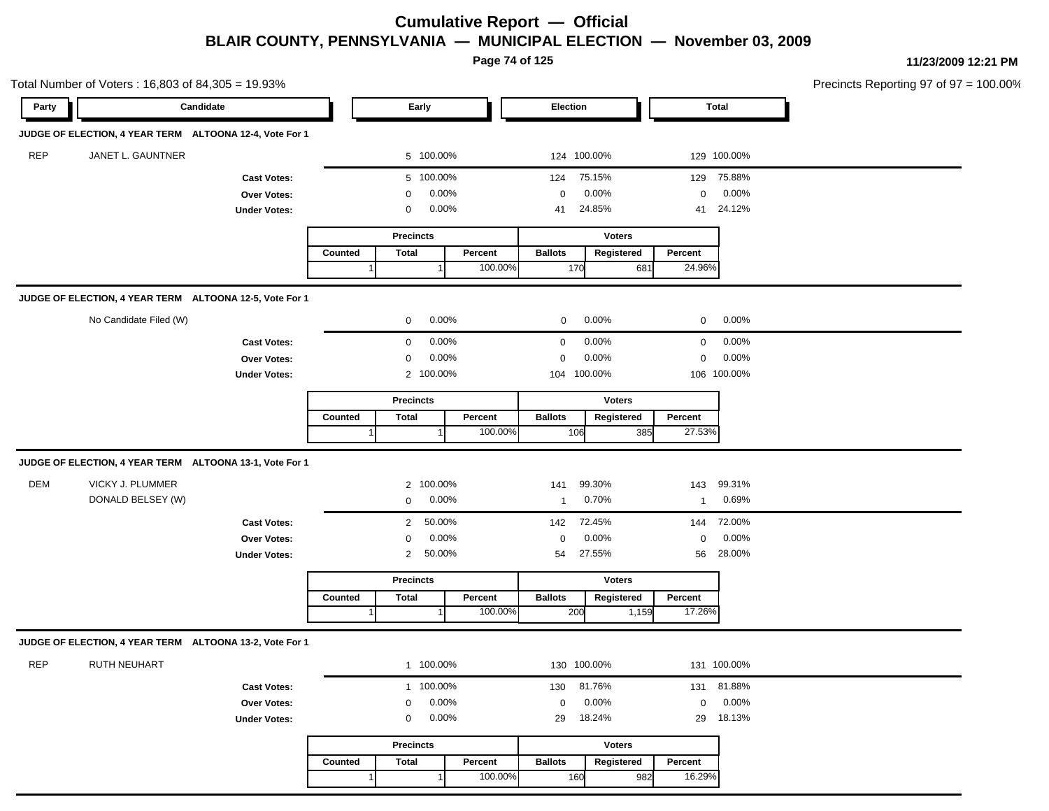# Cumulative Report — Official

## BLAIR COUNTY, PENNSYLVANIA — MUNICIPAL ELECTION — November 03, 2009

11/23/2009 12:21 PM

Total Number of Voters : 16,803 of 84,305 = 19.93%

Precincts Reporting 97 of 97 = 100.00%

### JUDGE OF ELECTION, 4 YEAR TERM ALTOONA 12-4, Vote For 1

| Party | Candidate | Early | | Election | | Total | |
|---|---|---|---|---|---|---|---|
| REP | JANET L. GAUNTNER | 5 | 100.00% | 124 | 100.00% | 129 | 100.00% |
| | **Cast Votes:** | 5 | 100.00% | 124 | 75.15% | 129 | 75.88% |
| | **Over Votes:** | 0 | 0.00% | 0 | 0.00% | 0 | 0.00% |
| | **Under Votes:** | 0 | 0.00% | 41 | 24.85% | 41 | 24.12% |

| Precincts | | | Voters | | |
|---|---|---|---|---|---|
| Counted | Total | Percent | Ballots | Registered | Percent |
| 1 | 1 | 100.00% | 170 | 681 | 24.96% |

### JUDGE OF ELECTION, 4 YEAR TERM ALTOONA 12-5, Vote For 1

| Party | Candidate | Early | | Election | | Total | |
|---|---|---|---|---|---|---|---|
| | No Candidate Filed (W) | 0 | 0.00% | 0 | 0.00% | 0 | 0.00% |
| | **Cast Votes:** | 0 | 0.00% | 0 | 0.00% | 0 | 0.00% |
| | **Over Votes:** | 0 | 0.00% | 0 | 0.00% | 0 | 0.00% |
| | **Under Votes:** | 2 | 100.00% | 104 | 100.00% | 106 | 100.00% |

| Precincts | | | Voters | | |
|---|---|---|---|---|---|
| Counted | Total | Percent | Ballots | Registered | Percent |
| 1 | 1 | 100.00% | 106 | 385 | 27.53% |

### JUDGE OF ELECTION, 4 YEAR TERM ALTOONA 13-1, Vote For 1

| Party | Candidate | Early | | Election | | Total | |
|---|---|---|---|---|---|---|---|
| DEM | VICKY J. PLUMMER | 2 | 100.00% | 141 | 99.30% | 143 | 99.31% |
| | DONALD BELSEY (W) | 0 | 0.00% | 1 | 0.70% | 1 | 0.69% |
| | **Cast Votes:** | 2 | 50.00% | 142 | 72.45% | 144 | 72.00% |
| | **Over Votes:** | 0 | 0.00% | 0 | 0.00% | 0 | 0.00% |
| | **Under Votes:** | 2 | 50.00% | 54 | 27.55% | 56 | 28.00% |

| Precincts | | | Voters | | |
|---|---|---|---|---|---|
| Counted | Total | Percent | Ballots | Registered | Percent |
| 1 | 1 | 100.00% | 200 | 1,159 | 17.26% |

### JUDGE OF ELECTION, 4 YEAR TERM ALTOONA 13-2, Vote For 1

| Party | Candidate | Early | | Election | | Total | |
|---|---|---|---|---|---|---|---|
| REP | RUTH NEUHART | 1 | 100.00% | 130 | 100.00% | 131 | 100.00% |
| | **Cast Votes:** | 1 | 100.00% | 130 | 81.76% | 131 | 81.88% |
| | **Over Votes:** | 0 | 0.00% | 0 | 0.00% | 0 | 0.00% |
| | **Under Votes:** | 0 | 0.00% | 29 | 18.24% | 29 | 18.13% |

| Precincts | | | Voters | | |
|---|---|---|---|---|---|
| Counted | Total | Percent | Ballots | Registered | Percent |
| 1 | 1 | 100.00% | 160 | 982 | 16.29% |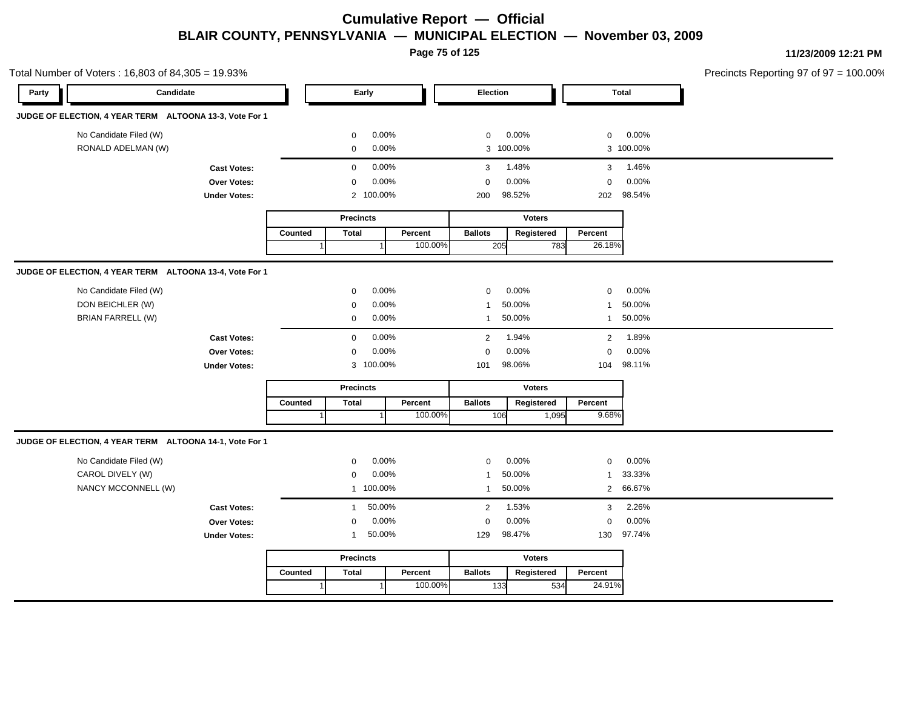# Cumulative Report — Official

## BLAIR COUNTY, PENNSYLVANIA — MUNICIPAL ELECTION — November 03, 2009

11/23/2009 12:21 PM

Total Number of Voters : 16,803 of 84,305 = 19.93%

Precincts Reporting 97 of 97 = 100.00%

### JUDGE OF ELECTION, 4 YEAR TERM ALTOONA 13-3, Vote For 1

| Party | Candidate | Early | | Election | | Total | |
|---|---|---|---|---|---|---|---|
| | No Candidate Filed (W) | 0 | 0.00% | 0 | 0.00% | 0 | 0.00% |
| | RONALD ADELMAN (W) | 0 | 0.00% | 3 | 100.00% | 3 | 100.00% |
| | **Cast Votes:** | 0 | 0.00% | 3 | 1.48% | 3 | 1.46% |
| | **Over Votes:** | 0 | 0.00% | 0 | 0.00% | 0 | 0.00% |
| | **Under Votes:** | 2 | 100.00% | 200 | 98.52% | 202 | 98.54% |

| Precincts | | | Voters | | |
|---|---|---|---|---|---|
| Counted | Total | Percent | Ballots | Registered | Percent |
| 1 | 1 | 100.00% | 205 | 783 | 26.18% |

### JUDGE OF ELECTION, 4 YEAR TERM ALTOONA 13-4, Vote For 1

| Party | Candidate | Early | | Election | | Total | |
|---|---|---|---|---|---|---|---|
| | No Candidate Filed (W) | 0 | 0.00% | 0 | 0.00% | 0 | 0.00% |
| | DON BEICHLER (W) | 0 | 0.00% | 1 | 50.00% | 1 | 50.00% |
| | BRIAN FARRELL (W) | 0 | 0.00% | 1 | 50.00% | 1 | 50.00% |
| | **Cast Votes:** | 0 | 0.00% | 2 | 1.94% | 2 | 1.89% |
| | **Over Votes:** | 0 | 0.00% | 0 | 0.00% | 0 | 0.00% |
| | **Under Votes:** | 3 | 100.00% | 101 | 98.06% | 104 | 98.11% |

| Precincts | | | Voters | | |
|---|---|---|---|---|---|
| Counted | Total | Percent | Ballots | Registered | Percent |
| 1 | 1 | 100.00% | 106 | 1,095 | 9.68% |

### JUDGE OF ELECTION, 4 YEAR TERM ALTOONA 14-1, Vote For 1

| Party | Candidate | Early | | Election | | Total | |
|---|---|---|---|---|---|---|---|
| | No Candidate Filed (W) | 0 | 0.00% | 0 | 0.00% | 0 | 0.00% |
| | CAROL DIVELY (W) | 0 | 0.00% | 1 | 50.00% | 1 | 33.33% |
| | NANCY MCCONNELL (W) | 1 | 100.00% | 1 | 50.00% | 2 | 66.67% |
| | **Cast Votes:** | 1 | 50.00% | 2 | 1.53% | 3 | 2.26% |
| | **Over Votes:** | 0 | 0.00% | 0 | 0.00% | 0 | 0.00% |
| | **Under Votes:** | 1 | 50.00% | 129 | 98.47% | 130 | 97.74% |

| Precincts | | | Voters | | |
|---|---|---|---|---|---|
| Counted | Total | Percent | Ballots | Registered | Percent |
| 1 | 1 | 100.00% | 133 | 534 | 24.91% |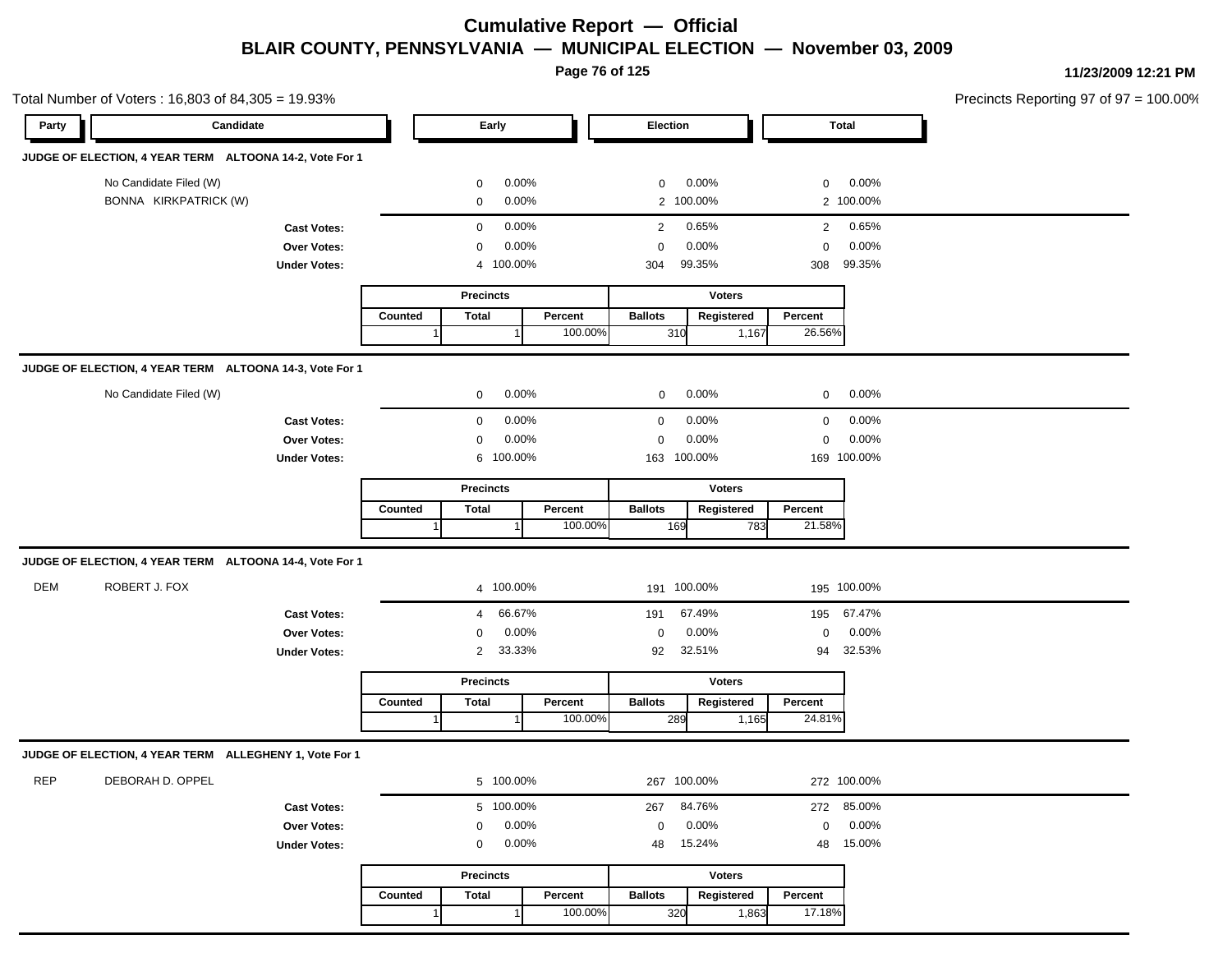# Cumulative Report — Official

## BLAIR COUNTY, PENNSYLVANIA — MUNICIPAL ELECTION — November 03, 2009

11/23/2009 12:21 PM

Total Number of Voters : 16,803 of 84,305 = 19.93%

Precincts Reporting 97 of 97 = 100.00%

| Party | Candidate | Early | | Election | | Total | |
|---|---|---|---|---|---|---|---|

### JUDGE OF ELECTION, 4 YEAR TERM ALTOONA 14-2, Vote For 1

| Party | Candidate | Early | Early % | Election | Election % | Total | Total % |
|---|---|---|---|---|---|---|---|
| | No Candidate Filed (W) | 0 | 0.00% | 0 | 0.00% | 0 | 0.00% |
| | BONNA KIRKPATRICK (W) | 0 | 0.00% | 2 | 100.00% | 2 | 100.00% |
| | **Cast Votes:** | 0 | 0.00% | 2 | 0.65% | 2 | 0.65% |
| | **Over Votes:** | 0 | 0.00% | 0 | 0.00% | 0 | 0.00% |
| | **Under Votes:** | 4 | 100.00% | 304 | 99.35% | 308 | 99.35% |

| Precincts | | | Voters | | |
|---|---|---|---|---|---|
| Counted | Total | Percent | Ballots | Registered | Percent |
| 1 | 1 | 100.00% | 310 | 1,167 | 26.56% |

### JUDGE OF ELECTION, 4 YEAR TERM ALTOONA 14-3, Vote For 1

| Party | Candidate | Early | Early % | Election | Election % | Total | Total % |
|---|---|---|---|---|---|---|---|
| | No Candidate Filed (W) | 0 | 0.00% | 0 | 0.00% | 0 | 0.00% |
| | **Cast Votes:** | 0 | 0.00% | 0 | 0.00% | 0 | 0.00% |
| | **Over Votes:** | 0 | 0.00% | 0 | 0.00% | 0 | 0.00% |
| | **Under Votes:** | 6 | 100.00% | 163 | 100.00% | 169 | 100.00% |

| Precincts | | | Voters | | |
|---|---|---|---|---|---|
| Counted | Total | Percent | Ballots | Registered | Percent |
| 1 | 1 | 100.00% | 169 | 783 | 21.58% |

### JUDGE OF ELECTION, 4 YEAR TERM ALTOONA 14-4, Vote For 1

| Party | Candidate | Early | Early % | Election | Election % | Total | Total % |
|---|---|---|---|---|---|---|---|
| DEM | ROBERT J. FOX | 4 | 100.00% | 191 | 100.00% | 195 | 100.00% |
| | **Cast Votes:** | 4 | 66.67% | 191 | 67.49% | 195 | 67.47% |
| | **Over Votes:** | 0 | 0.00% | 0 | 0.00% | 0 | 0.00% |
| | **Under Votes:** | 2 | 33.33% | 92 | 32.51% | 94 | 32.53% |

| Precincts | | | Voters | | |
|---|---|---|---|---|---|
| Counted | Total | Percent | Ballots | Registered | Percent |
| 1 | 1 | 100.00% | 289 | 1,165 | 24.81% |

### JUDGE OF ELECTION, 4 YEAR TERM ALLEGHENY 1, Vote For 1

| Party | Candidate | Early | Early % | Election | Election % | Total | Total % |
|---|---|---|---|---|---|---|---|
| REP | DEBORAH D. OPPEL | 5 | 100.00% | 267 | 100.00% | 272 | 100.00% |
| | **Cast Votes:** | 5 | 100.00% | 267 | 84.76% | 272 | 85.00% |
| | **Over Votes:** | 0 | 0.00% | 0 | 0.00% | 0 | 0.00% |
| | **Under Votes:** | 0 | 0.00% | 48 | 15.24% | 48 | 15.00% |

| Precincts | | | Voters | | |
|---|---|---|---|---|---|
| Counted | Total | Percent | Ballots | Registered | Percent |
| 1 | 1 | 100.00% | 320 | 1,863 | 17.18% |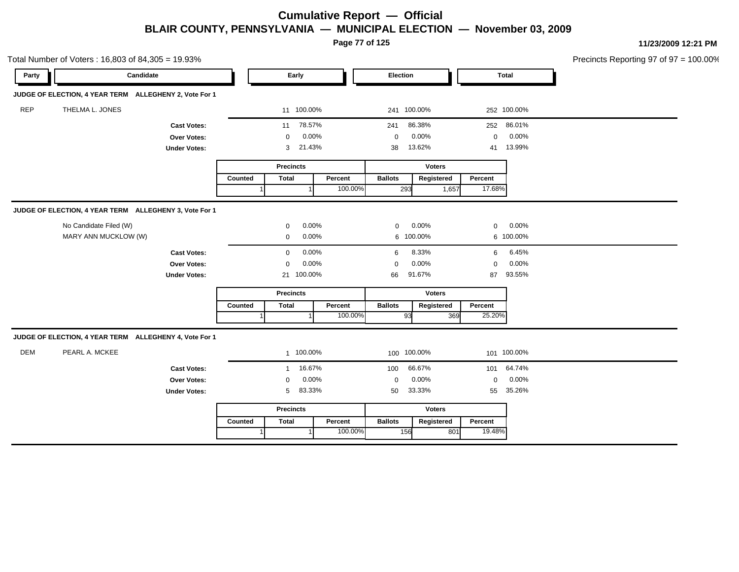# Cumulative Report — Official

## BLAIR COUNTY, PENNSYLVANIA — MUNICIPAL ELECTION — November 03, 2009

11/23/2009 12:21 PM

Total Number of Voters : 16,803 of 84,305 = 19.93%

Precincts Reporting 97 of 97 = 100.00%

### JUDGE OF ELECTION, 4 YEAR TERM ALLEGHENY 2, Vote For 1

| Party | Candidate | Early | | Election | | Total | |
|---|---|---|---|---|---|---|---|
| REP | THELMA L. JONES | 11 | 100.00% | 241 | 100.00% | 252 | 100.00% |
| | Cast Votes: | 11 | 78.57% | 241 | 86.38% | 252 | 86.01% |
| | Over Votes: | 0 | 0.00% | 0 | 0.00% | 0 | 0.00% |
| | Under Votes: | 3 | 21.43% | 38 | 13.62% | 41 | 13.99% |

| Precincts | | | Voters | | |
|---|---|---|---|---|---|
| Counted | Total | Percent | Ballots | Registered | Percent |
| 1 | 1 | 100.00% | 293 | 1,657 | 17.68% |

### JUDGE OF ELECTION, 4 YEAR TERM ALLEGHENY 3, Vote For 1

| Party | Candidate | Early | | Election | | Total | |
|---|---|---|---|---|---|---|---|
| | No Candidate Filed (W) | 0 | 0.00% | 0 | 0.00% | 0 | 0.00% |
| | MARY ANN MUCKLOW (W) | 0 | 0.00% | 6 | 100.00% | 6 | 100.00% |
| | Cast Votes: | 0 | 0.00% | 6 | 8.33% | 6 | 6.45% |
| | Over Votes: | 0 | 0.00% | 0 | 0.00% | 0 | 0.00% |
| | Under Votes: | 21 | 100.00% | 66 | 91.67% | 87 | 93.55% |

| Precincts | | | Voters | | |
|---|---|---|---|---|---|
| Counted | Total | Percent | Ballots | Registered | Percent |
| 1 | 1 | 100.00% | 93 | 369 | 25.20% |

### JUDGE OF ELECTION, 4 YEAR TERM ALLEGHENY 4, Vote For 1

| Party | Candidate | Early | | Election | | Total | |
|---|---|---|---|---|---|---|---|
| DEM | PEARL A. MCKEE | 1 | 100.00% | 100 | 100.00% | 101 | 100.00% |
| | Cast Votes: | 1 | 16.67% | 100 | 66.67% | 101 | 64.74% |
| | Over Votes: | 0 | 0.00% | 0 | 0.00% | 0 | 0.00% |
| | Under Votes: | 5 | 83.33% | 50 | 33.33% | 55 | 35.26% |

| Precincts | | | Voters | | |
|---|---|---|---|---|---|
| Counted | Total | Percent | Ballots | Registered | Percent |
| 1 | 1 | 100.00% | 156 | 801 | 19.48% |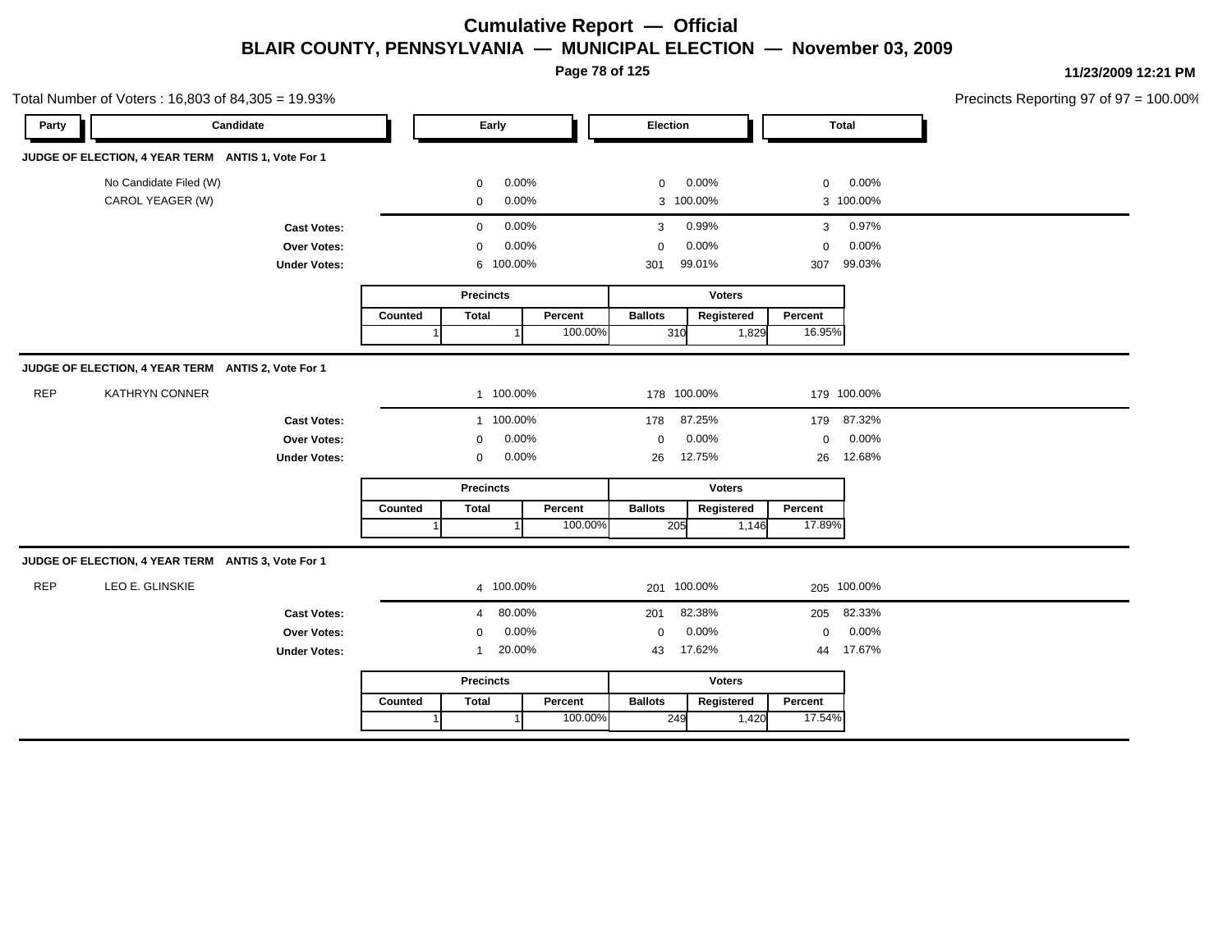# Cumulative Report — Official

## BLAIR COUNTY, PENNSYLVANIA — MUNICIPAL ELECTION — November 03, 2009

11/23/2009 12:21 PM

Total Number of Voters : 16,803 of 84,305 = 19.93%

Precincts Reporting 97 of 97 = 100.00%

| Party | Candidate | Early | | Election | | Total | |
|---|---|---|---|---|---|---|---|

### JUDGE OF ELECTION, 4 YEAR TERM ANTIS 1, Vote For 1

| Party | Candidate | Early | | Election | | Total | |
|---|---|---|---|---|---|---|---|
| | No Candidate Filed (W) | 0 | 0.00% | 0 | 0.00% | 0 | 0.00% |
| | CAROL YEAGER (W) | 0 | 0.00% | 3 | 100.00% | 3 | 100.00% |
| | **Cast Votes:** | 0 | 0.00% | 3 | 0.99% | 3 | 0.97% |
| | **Over Votes:** | 0 | 0.00% | 0 | 0.00% | 0 | 0.00% |
| | **Under Votes:** | 6 | 100.00% | 301 | 99.01% | 307 | 99.03% |

| Precincts | | | Voters | | |
|---|---|---|---|---|---|
| Counted | Total | Percent | Ballots | Registered | Percent |
| 1 | 1 | 100.00% | 310 | 1,829 | 16.95% |

### JUDGE OF ELECTION, 4 YEAR TERM ANTIS 2, Vote For 1

| Party | Candidate | Early | | Election | | Total | |
|---|---|---|---|---|---|---|---|
| REP | KATHRYN CONNER | 1 | 100.00% | 178 | 100.00% | 179 | 100.00% |
| | **Cast Votes:** | 1 | 100.00% | 178 | 87.25% | 179 | 87.32% |
| | **Over Votes:** | 0 | 0.00% | 0 | 0.00% | 0 | 0.00% |
| | **Under Votes:** | 0 | 0.00% | 26 | 12.75% | 26 | 12.68% |

| Precincts | | | Voters | | |
|---|---|---|---|---|---|
| Counted | Total | Percent | Ballots | Registered | Percent |
| 1 | 1 | 100.00% | 205 | 1,146 | 17.89% |

### JUDGE OF ELECTION, 4 YEAR TERM ANTIS 3, Vote For 1

| Party | Candidate | Early | | Election | | Total | |
|---|---|---|---|---|---|---|---|
| REP | LEO E. GLINSKIE | 4 | 100.00% | 201 | 100.00% | 205 | 100.00% |
| | **Cast Votes:** | 4 | 80.00% | 201 | 82.38% | 205 | 82.33% |
| | **Over Votes:** | 0 | 0.00% | 0 | 0.00% | 0 | 0.00% |
| | **Under Votes:** | 1 | 20.00% | 43 | 17.62% | 44 | 17.67% |

| Precincts | | | Voters | | |
|---|---|---|---|---|---|
| Counted | Total | Percent | Ballots | Registered | Percent |
| 1 | 1 | 100.00% | 249 | 1,420 | 17.54% |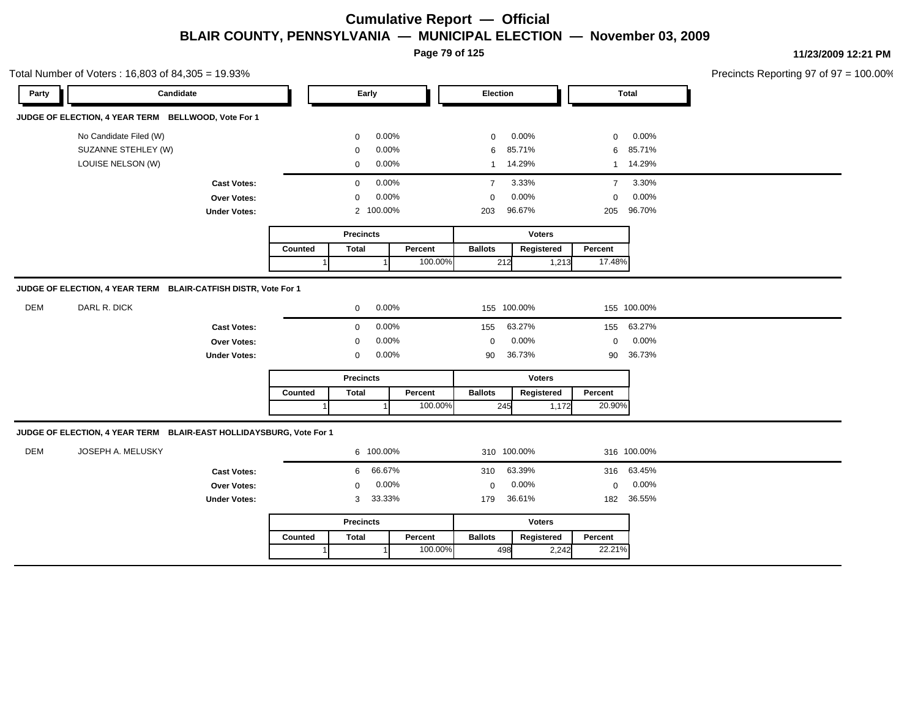# Cumulative Report — Official

## BLAIR COUNTY, PENNSYLVANIA — MUNICIPAL ELECTION — November 03, 2009

11/23/2009 12:21 PM

Total Number of Voters : 16,803 of 84,305 = 19.93%

Precincts Reporting 97 of 97 = 100.00%

### JUDGE OF ELECTION, 4 YEAR TERM BELLWOOD, Vote For 1

| Party | Candidate | Early | | Election | | Total | |
|---|---|---|---|---|---|---|---|
| | No Candidate Filed (W) | 0 | 0.00% | 0 | 0.00% | 0 | 0.00% |
| | SUZANNE STEHLEY (W) | 0 | 0.00% | 6 | 85.71% | 6 | 85.71% |
| | LOUISE NELSON (W) | 0 | 0.00% | 1 | 14.29% | 1 | 14.29% |
| | **Cast Votes:** | 0 | 0.00% | 7 | 3.33% | 7 | 3.30% |
| | **Over Votes:** | 0 | 0.00% | 0 | 0.00% | 0 | 0.00% |
| | **Under Votes:** | 2 | 100.00% | 203 | 96.67% | 205 | 96.70% |

| Precincts | | | Voters | | |
|---|---|---|---|---|---|
| Counted | Total | Percent | Ballots | Registered | Percent |
| 1 | 1 | 100.00% | 212 | 1,213 | 17.48% |

### JUDGE OF ELECTION, 4 YEAR TERM BLAIR-CATFISH DISTR, Vote For 1

| Party | Candidate | Early | | Election | | Total | |
|---|---|---|---|---|---|---|---|
| DEM | DARL R. DICK | 0 | 0.00% | 155 | 100.00% | 155 | 100.00% |
| | **Cast Votes:** | 0 | 0.00% | 155 | 63.27% | 155 | 63.27% |
| | **Over Votes:** | 0 | 0.00% | 0 | 0.00% | 0 | 0.00% |
| | **Under Votes:** | 0 | 0.00% | 90 | 36.73% | 90 | 36.73% |

| Precincts | | | Voters | | |
|---|---|---|---|---|---|
| Counted | Total | Percent | Ballots | Registered | Percent |
| 1 | 1 | 100.00% | 245 | 1,172 | 20.90% |

### JUDGE OF ELECTION, 4 YEAR TERM BLAIR-EAST HOLLIDAYSBURG, Vote For 1

| Party | Candidate | Early | | Election | | Total | |
|---|---|---|---|---|---|---|---|
| DEM | JOSEPH A. MELUSKY | 6 | 100.00% | 310 | 100.00% | 316 | 100.00% |
| | **Cast Votes:** | 6 | 66.67% | 310 | 63.39% | 316 | 63.45% |
| | **Over Votes:** | 0 | 0.00% | 0 | 0.00% | 0 | 0.00% |
| | **Under Votes:** | 3 | 33.33% | 179 | 36.61% | 182 | 36.55% |

| Precincts | | | Voters | | |
|---|---|---|---|---|---|
| Counted | Total | Percent | Ballots | Registered | Percent |
| 1 | 1 | 100.00% | 498 | 2,242 | 22.21% |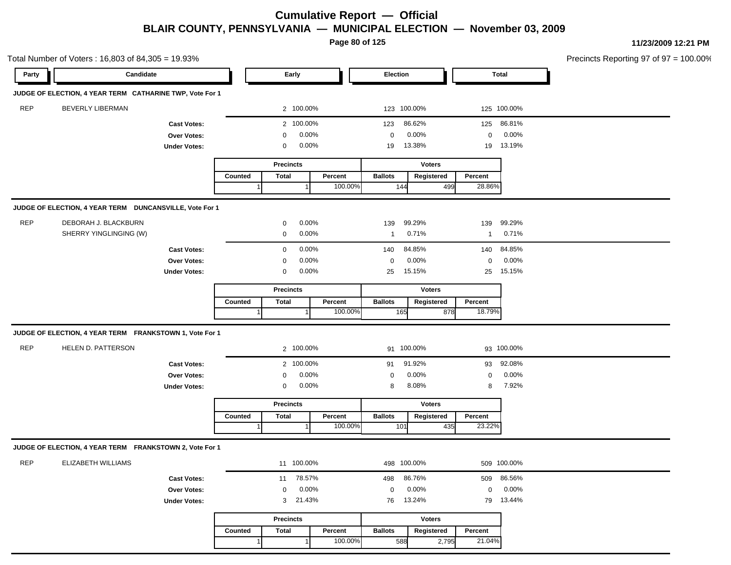# Cumulative Report — Official

## BLAIR COUNTY, PENNSYLVANIA — MUNICIPAL ELECTION — November 03, 2009

11/23/2009 12:21 PM

Total Number of Voters : 16,803 of 84,305 = 19.93%

Precincts Reporting 97 of 97 = 100.00%

### JUDGE OF ELECTION, 4 YEAR TERM CATHARINE TWP, Vote For 1

| Party | Candidate | Early | | Election | | Total | |
|---|---|---|---|---|---|---|---|
| REP | BEVERLY LIBERMAN | 2 | 100.00% | 123 | 100.00% | 125 | 100.00% |
| | **Cast Votes:** | 2 | 100.00% | 123 | 86.62% | 125 | 86.81% |
| | **Over Votes:** | 0 | 0.00% | 0 | 0.00% | 0 | 0.00% |
| | **Under Votes:** | 0 | 0.00% | 19 | 13.38% | 19 | 13.19% |

| Precincts | | | Voters | | |
|---|---|---|---|---|---|
| Counted | Total | Percent | Ballots | Registered | Percent |
| 1 | 1 | 100.00% | 144 | 499 | 28.86% |

### JUDGE OF ELECTION, 4 YEAR TERM DUNCANSVILLE, Vote For 1

| Party | Candidate | Early | | Election | | Total | |
|---|---|---|---|---|---|---|---|
| REP | DEBORAH J. BLACKBURN | 0 | 0.00% | 139 | 99.29% | 139 | 99.29% |
| | SHERRY YINGLINGING (W) | 0 | 0.00% | 1 | 0.71% | 1 | 0.71% |
| | **Cast Votes:** | 0 | 0.00% | 140 | 84.85% | 140 | 84.85% |
| | **Over Votes:** | 0 | 0.00% | 0 | 0.00% | 0 | 0.00% |
| | **Under Votes:** | 0 | 0.00% | 25 | 15.15% | 25 | 15.15% |

| Precincts | | | Voters | | |
|---|---|---|---|---|---|
| Counted | Total | Percent | Ballots | Registered | Percent |
| 1 | 1 | 100.00% | 165 | 878 | 18.79% |

### JUDGE OF ELECTION, 4 YEAR TERM FRANKSTOWN 1, Vote For 1

| Party | Candidate | Early | | Election | | Total | |
|---|---|---|---|---|---|---|---|
| REP | HELEN D. PATTERSON | 2 | 100.00% | 91 | 100.00% | 93 | 100.00% |
| | **Cast Votes:** | 2 | 100.00% | 91 | 91.92% | 93 | 92.08% |
| | **Over Votes:** | 0 | 0.00% | 0 | 0.00% | 0 | 0.00% |
| | **Under Votes:** | 0 | 0.00% | 8 | 8.08% | 8 | 7.92% |

| Precincts | | | Voters | | |
|---|---|---|---|---|---|
| Counted | Total | Percent | Ballots | Registered | Percent |
| 1 | 1 | 100.00% | 101 | 435 | 23.22% |

### JUDGE OF ELECTION, 4 YEAR TERM FRANKSTOWN 2, Vote For 1

| Party | Candidate | Early | | Election | | Total | |
|---|---|---|---|---|---|---|---|
| REP | ELIZABETH WILLIAMS | 11 | 100.00% | 498 | 100.00% | 509 | 100.00% |
| | **Cast Votes:** | 11 | 78.57% | 498 | 86.76% | 509 | 86.56% |
| | **Over Votes:** | 0 | 0.00% | 0 | 0.00% | 0 | 0.00% |
| | **Under Votes:** | 3 | 21.43% | 76 | 13.24% | 79 | 13.44% |

| Precincts | | | Voters | | |
|---|---|---|---|---|---|
| Counted | Total | Percent | Ballots | Registered | Percent |
| 1 | 1 | 100.00% | 588 | 2,795 | 21.04% |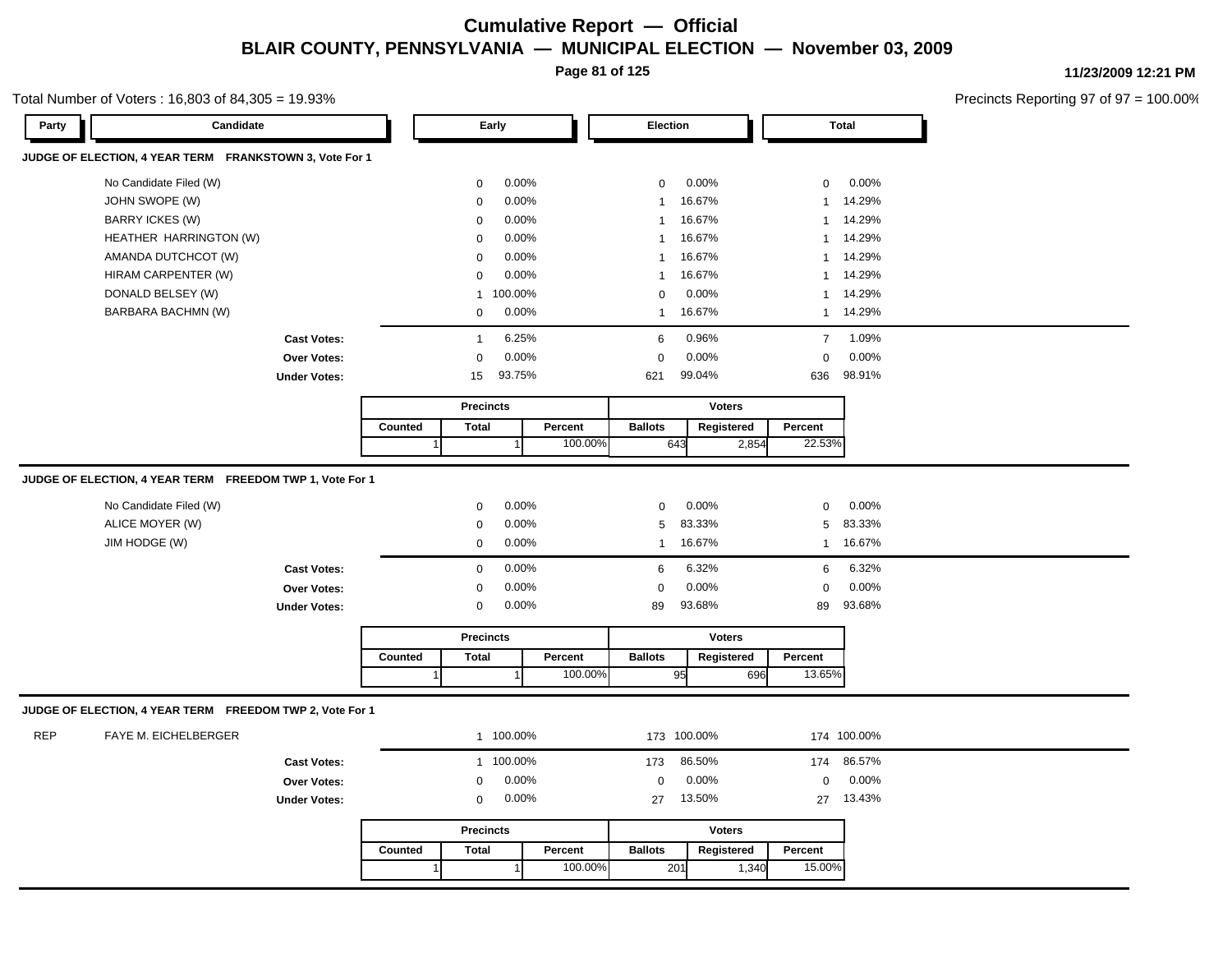# Cumulative Report — Official

## BLAIR COUNTY, PENNSYLVANIA — MUNICIPAL ELECTION — November 03, 2009

11/23/2009 12:21 PM

Total Number of Voters : 16,803 of 84,305 = 19.93%

Precincts Reporting 97 of 97 = 100.00%

### JUDGE OF ELECTION, 4 YEAR TERM FRANKSTOWN 3, Vote For 1

| Party | Candidate | Early | | Election | | Total | |
|---|---|---|---|---|---|---|---|
| | No Candidate Filed (W) | 0 | 0.00% | 0 | 0.00% | 0 | 0.00% |
| | JOHN SWOPE (W) | 0 | 0.00% | 1 | 16.67% | 1 | 14.29% |
| | BARRY ICKES (W) | 0 | 0.00% | 1 | 16.67% | 1 | 14.29% |
| | HEATHER HARRINGTON (W) | 0 | 0.00% | 1 | 16.67% | 1 | 14.29% |
| | AMANDA DUTCHCOT (W) | 0 | 0.00% | 1 | 16.67% | 1 | 14.29% |
| | HIRAM CARPENTER (W) | 0 | 0.00% | 1 | 16.67% | 1 | 14.29% |
| | DONALD BELSEY (W) | 1 | 100.00% | 0 | 0.00% | 1 | 14.29% |
| | BARBARA BACHMN (W) | 0 | 0.00% | 1 | 16.67% | 1 | 14.29% |
| | **Cast Votes:** | 1 | 6.25% | 6 | 0.96% | 7 | 1.09% |
| | **Over Votes:** | 0 | 0.00% | 0 | 0.00% | 0 | 0.00% |
| | **Under Votes:** | 15 | 93.75% | 621 | 99.04% | 636 | 98.91% |

| Precincts | | | Voters | | |
|---|---|---|---|---|---|
| Counted | Total | Percent | Ballots | Registered | Percent |
| 1 | 1 | 100.00% | 643 | 2,854 | 22.53% |

### JUDGE OF ELECTION, 4 YEAR TERM FREEDOM TWP 1, Vote For 1

| Party | Candidate | Early | | Election | | Total | |
|---|---|---|---|---|---|---|---|
| | No Candidate Filed (W) | 0 | 0.00% | 0 | 0.00% | 0 | 0.00% |
| | ALICE MOYER (W) | 0 | 0.00% | 5 | 83.33% | 5 | 83.33% |
| | JIM HODGE (W) | 0 | 0.00% | 1 | 16.67% | 1 | 16.67% |
| | **Cast Votes:** | 0 | 0.00% | 6 | 6.32% | 6 | 6.32% |
| | **Over Votes:** | 0 | 0.00% | 0 | 0.00% | 0 | 0.00% |
| | **Under Votes:** | 0 | 0.00% | 89 | 93.68% | 89 | 93.68% |

| Precincts | | | Voters | | |
|---|---|---|---|---|---|
| Counted | Total | Percent | Ballots | Registered | Percent |
| 1 | 1 | 100.00% | 95 | 696 | 13.65% |

### JUDGE OF ELECTION, 4 YEAR TERM FREEDOM TWP 2, Vote For 1

| Party | Candidate | Early | | Election | | Total | |
|---|---|---|---|---|---|---|---|
| REP | FAYE M. EICHELBERGER | 1 | 100.00% | 173 | 100.00% | 174 | 100.00% |
| | **Cast Votes:** | 1 | 100.00% | 173 | 86.50% | 174 | 86.57% |
| | **Over Votes:** | 0 | 0.00% | 0 | 0.00% | 0 | 0.00% |
| | **Under Votes:** | 0 | 0.00% | 27 | 13.50% | 27 | 13.43% |

| Precincts | | | Voters | | |
|---|---|---|---|---|---|
| Counted | Total | Percent | Ballots | Registered | Percent |
| 1 | 1 | 100.00% | 201 | 1,340 | 15.00% |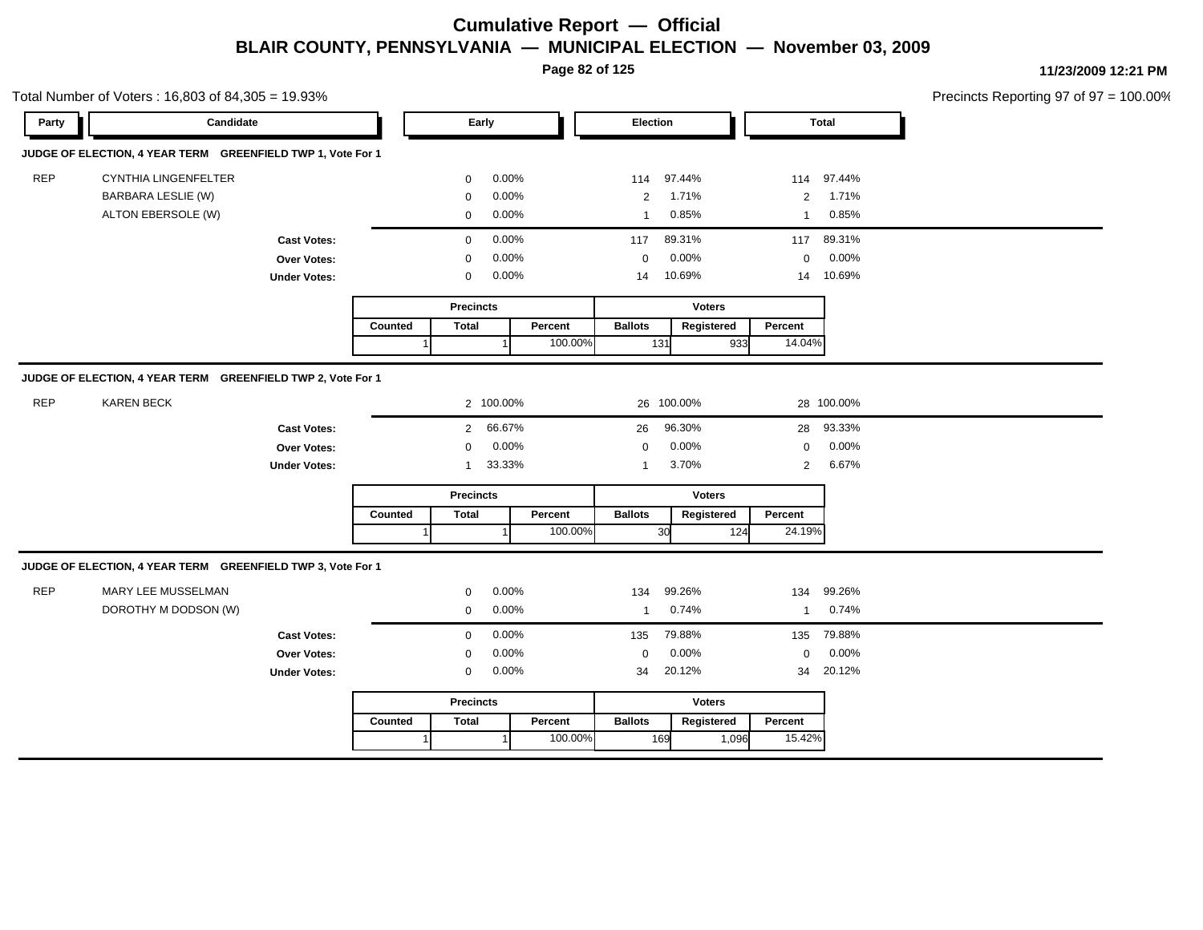# Cumulative Report — Official

## BLAIR COUNTY, PENNSYLVANIA — MUNICIPAL ELECTION — November 03, 2009

11/23/2009 12:21 PM

Total Number of Voters : 16,803 of 84,305 = 19.93%

Precincts Reporting 97 of 97 = 100.00%

### JUDGE OF ELECTION, 4 YEAR TERM GREENFIELD TWP 1, Vote For 1

| Party | Candidate | Early | | Election | | Total | |
|---|---|---|---|---|---|---|---|
| REP | CYNTHIA LINGENFELTER | 0 | 0.00% | 114 | 97.44% | 114 | 97.44% |
| | BARBARA LESLIE (W) | 0 | 0.00% | 2 | 1.71% | 2 | 1.71% |
| | ALTON EBERSOLE (W) | 0 | 0.00% | 1 | 0.85% | 1 | 0.85% |
| | **Cast Votes:** | 0 | 0.00% | 117 | 89.31% | 117 | 89.31% |
| | **Over Votes:** | 0 | 0.00% | 0 | 0.00% | 0 | 0.00% |
| | **Under Votes:** | 0 | 0.00% | 14 | 10.69% | 14 | 10.69% |

| Precincts | | | Voters | | |
|---|---|---|---|---|---|
| Counted | Total | Percent | Ballots | Registered | Percent |
| 1 | 1 | 100.00% | 131 | 933 | 14.04% |

### JUDGE OF ELECTION, 4 YEAR TERM GREENFIELD TWP 2, Vote For 1

| Party | Candidate | Early | | Election | | Total | |
|---|---|---|---|---|---|---|---|
| REP | KAREN BECK | 2 | 100.00% | 26 | 100.00% | 28 | 100.00% |
| | **Cast Votes:** | 2 | 66.67% | 26 | 96.30% | 28 | 93.33% |
| | **Over Votes:** | 0 | 0.00% | 0 | 0.00% | 0 | 0.00% |
| | **Under Votes:** | 1 | 33.33% | 1 | 3.70% | 2 | 6.67% |

| Precincts | | | Voters | | |
|---|---|---|---|---|---|
| Counted | Total | Percent | Ballots | Registered | Percent |
| 1 | 1 | 100.00% | 30 | 124 | 24.19% |

### JUDGE OF ELECTION, 4 YEAR TERM GREENFIELD TWP 3, Vote For 1

| Party | Candidate | Early | | Election | | Total | |
|---|---|---|---|---|---|---|---|
| REP | MARY LEE MUSSELMAN | 0 | 0.00% | 134 | 99.26% | 134 | 99.26% |
| | DOROTHY M DODSON (W) | 0 | 0.00% | 1 | 0.74% | 1 | 0.74% |
| | **Cast Votes:** | 0 | 0.00% | 135 | 79.88% | 135 | 79.88% |
| | **Over Votes:** | 0 | 0.00% | 0 | 0.00% | 0 | 0.00% |
| | **Under Votes:** | 0 | 0.00% | 34 | 20.12% | 34 | 20.12% |

| Precincts | | | Voters | | |
|---|---|---|---|---|---|
| Counted | Total | Percent | Ballots | Registered | Percent |
| 1 | 1 | 100.00% | 169 | 1,096 | 15.42% |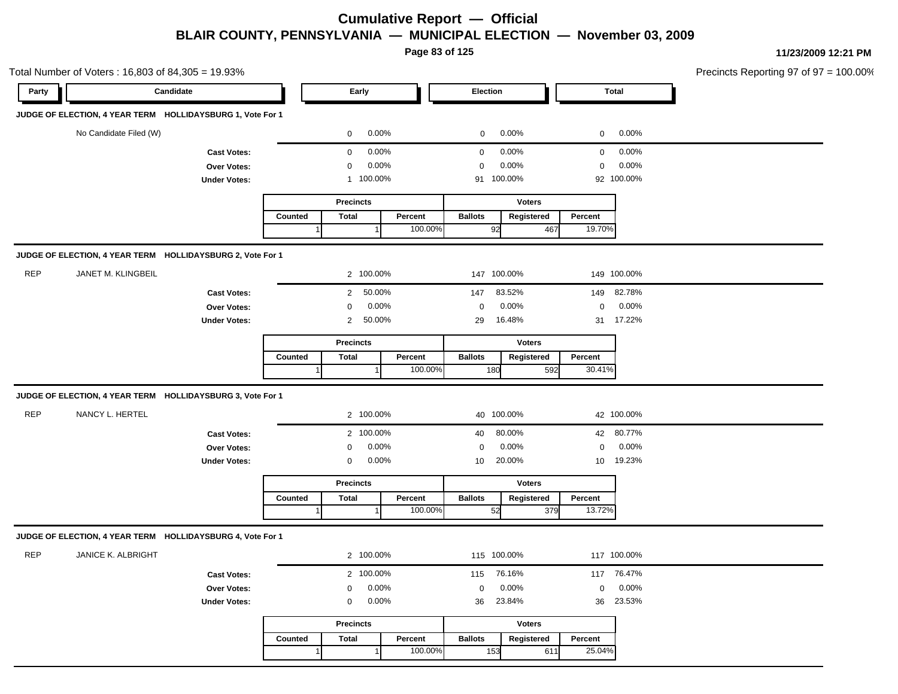# Cumulative Report — Official

## BLAIR COUNTY, PENNSYLVANIA — MUNICIPAL ELECTION — November 03, 2009

11/23/2009 12:21 PM

Total Number of Voters : 16,803 of 84,305 = 19.93%

Precincts Reporting 97 of 97 = 100.00%

### JUDGE OF ELECTION, 4 YEAR TERM HOLLIDAYSBURG 1, Vote For 1

| Party | Candidate | Early | | Election | | Total | |
|---|---|---|---|---|---|---|---|
| | No Candidate Filed (W) | 0 | 0.00% | 0 | 0.00% | 0 | 0.00% |
| | **Cast Votes:** | 0 | 0.00% | 0 | 0.00% | 0 | 0.00% |
| | **Over Votes:** | 0 | 0.00% | 0 | 0.00% | 0 | 0.00% |
| | **Under Votes:** | 1 | 100.00% | 91 | 100.00% | 92 | 100.00% |

| Precincts | | | Voters | | |
|---|---|---|---|---|---|
| Counted | Total | Percent | Ballots | Registered | Percent |
| 1 | 1 | 100.00% | 92 | 467 | 19.70% |

### JUDGE OF ELECTION, 4 YEAR TERM HOLLIDAYSBURG 2, Vote For 1

| Party | Candidate | Early | | Election | | Total | |
|---|---|---|---|---|---|---|---|
| REP | JANET M. KLINGBEIL | 2 | 100.00% | 147 | 100.00% | 149 | 100.00% |
| | **Cast Votes:** | 2 | 50.00% | 147 | 83.52% | 149 | 82.78% |
| | **Over Votes:** | 0 | 0.00% | 0 | 0.00% | 0 | 0.00% |
| | **Under Votes:** | 2 | 50.00% | 29 | 16.48% | 31 | 17.22% |

| Precincts | | | Voters | | |
|---|---|---|---|---|---|
| Counted | Total | Percent | Ballots | Registered | Percent |
| 1 | 1 | 100.00% | 180 | 592 | 30.41% |

### JUDGE OF ELECTION, 4 YEAR TERM HOLLIDAYSBURG 3, Vote For 1

| Party | Candidate | Early | | Election | | Total | |
|---|---|---|---|---|---|---|---|
| REP | NANCY L. HERTEL | 2 | 100.00% | 40 | 100.00% | 42 | 100.00% |
| | **Cast Votes:** | 2 | 100.00% | 40 | 80.00% | 42 | 80.77% |
| | **Over Votes:** | 0 | 0.00% | 0 | 0.00% | 0 | 0.00% |
| | **Under Votes:** | 0 | 0.00% | 10 | 20.00% | 10 | 19.23% |

| Precincts | | | Voters | | |
|---|---|---|---|---|---|
| Counted | Total | Percent | Ballots | Registered | Percent |
| 1 | 1 | 100.00% | 52 | 379 | 13.72% |

### JUDGE OF ELECTION, 4 YEAR TERM HOLLIDAYSBURG 4, Vote For 1

| Party | Candidate | Early | | Election | | Total | |
|---|---|---|---|---|---|---|---|
| REP | JANICE K. ALBRIGHT | 2 | 100.00% | 115 | 100.00% | 117 | 100.00% |
| | **Cast Votes:** | 2 | 100.00% | 115 | 76.16% | 117 | 76.47% |
| | **Over Votes:** | 0 | 0.00% | 0 | 0.00% | 0 | 0.00% |
| | **Under Votes:** | 0 | 0.00% | 36 | 23.84% | 36 | 23.53% |

| Precincts | | | Voters | | |
|---|---|---|---|---|---|
| Counted | Total | Percent | Ballots | Registered | Percent |
| 1 | 1 | 100.00% | 153 | 611 | 25.04% |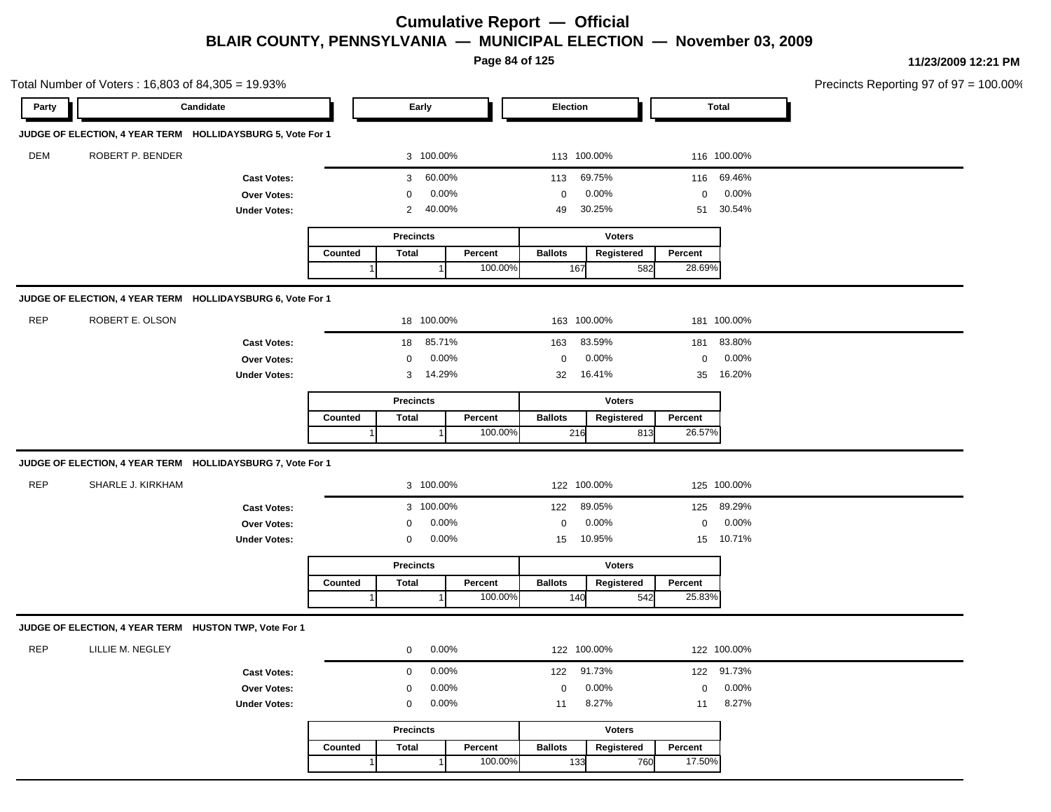# Cumulative Report — Official

## BLAIR COUNTY, PENNSYLVANIA — MUNICIPAL ELECTION — November 03, 2009

11/23/2009 12:21 PM

Total Number of Voters : 16,803 of 84,305 = 19.93%

Precincts Reporting 97 of 97 = 100.00%

### JUDGE OF ELECTION, 4 YEAR TERM HOLLIDAYSBURG 5, Vote For 1

| Party | Candidate | Early | | Election | | Total | |
|---|---|---|---|---|---|---|---|
| DEM | ROBERT P. BENDER | 3 | 100.00% | 113 | 100.00% | 116 | 100.00% |
| | **Cast Votes:** | 3 | 60.00% | 113 | 69.75% | 116 | 69.46% |
| | **Over Votes:** | 0 | 0.00% | 0 | 0.00% | 0 | 0.00% |
| | **Under Votes:** | 2 | 40.00% | 49 | 30.25% | 51 | 30.54% |

| Precincts | | | Voters | | |
|---|---|---|---|---|---|
| Counted | Total | Percent | Ballots | Registered | Percent |
| 1 | 1 | 100.00% | 167 | 582 | 28.69% |

### JUDGE OF ELECTION, 4 YEAR TERM HOLLIDAYSBURG 6, Vote For 1

| Party | Candidate | Early | | Election | | Total | |
|---|---|---|---|---|---|---|---|
| REP | ROBERT E. OLSON | 18 | 100.00% | 163 | 100.00% | 181 | 100.00% |
| | **Cast Votes:** | 18 | 85.71% | 163 | 83.59% | 181 | 83.80% |
| | **Over Votes:** | 0 | 0.00% | 0 | 0.00% | 0 | 0.00% |
| | **Under Votes:** | 3 | 14.29% | 32 | 16.41% | 35 | 16.20% |

| Precincts | | | Voters | | |
|---|---|---|---|---|---|
| Counted | Total | Percent | Ballots | Registered | Percent |
| 1 | 1 | 100.00% | 216 | 813 | 26.57% |

### JUDGE OF ELECTION, 4 YEAR TERM HOLLIDAYSBURG 7, Vote For 1

| Party | Candidate | Early | | Election | | Total | |
|---|---|---|---|---|---|---|---|
| REP | SHARLE J. KIRKHAM | 3 | 100.00% | 122 | 100.00% | 125 | 100.00% |
| | **Cast Votes:** | 3 | 100.00% | 122 | 89.05% | 125 | 89.29% |
| | **Over Votes:** | 0 | 0.00% | 0 | 0.00% | 0 | 0.00% |
| | **Under Votes:** | 0 | 0.00% | 15 | 10.95% | 15 | 10.71% |

| Precincts | | | Voters | | |
|---|---|---|---|---|---|
| Counted | Total | Percent | Ballots | Registered | Percent |
| 1 | 1 | 100.00% | 140 | 542 | 25.83% |

### JUDGE OF ELECTION, 4 YEAR TERM HUSTON TWP, Vote For 1

| Party | Candidate | Early | | Election | | Total | |
|---|---|---|---|---|---|---|---|
| REP | LILLIE M. NEGLEY | 0 | 0.00% | 122 | 100.00% | 122 | 100.00% |
| | **Cast Votes:** | 0 | 0.00% | 122 | 91.73% | 122 | 91.73% |
| | **Over Votes:** | 0 | 0.00% | 0 | 0.00% | 0 | 0.00% |
| | **Under Votes:** | 0 | 0.00% | 11 | 8.27% | 11 | 8.27% |

| Precincts | | | Voters | | |
|---|---|---|---|---|---|
| Counted | Total | Percent | Ballots | Registered | Percent |
| 1 | 1 | 100.00% | 133 | 760 | 17.50% |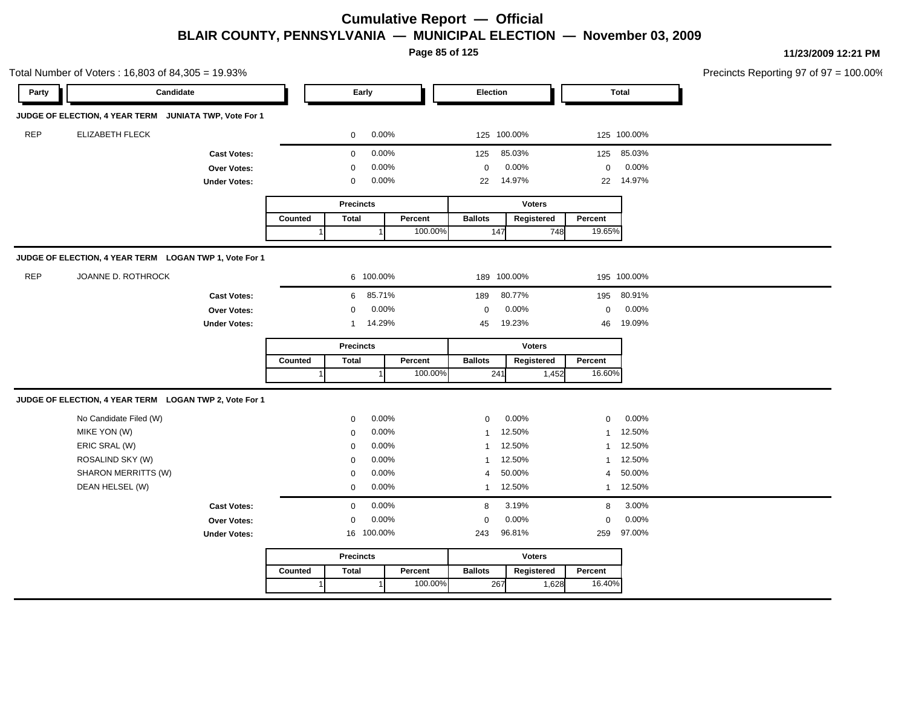# Cumulative Report — Official

## BLAIR COUNTY, PENNSYLVANIA — MUNICIPAL ELECTION — November 03, 2009

11/23/2009 12:21 PM

Total Number of Voters : 16,803 of 84,305 = 19.93%

Precincts Reporting 97 of 97 = 100.00%

### JUDGE OF ELECTION, 4 YEAR TERM JUNIATA TWP, Vote For 1

| Party | Candidate | Early | | Election | | Total | |
|---|---|---|---|---|---|---|---|
| REP | ELIZABETH FLECK | 0 | 0.00% | 125 | 100.00% | 125 | 100.00% |
| | **Cast Votes:** | 0 | 0.00% | 125 | 85.03% | 125 | 85.03% |
| | **Over Votes:** | 0 | 0.00% | 0 | 0.00% | 0 | 0.00% |
| | **Under Votes:** | 0 | 0.00% | 22 | 14.97% | 22 | 14.97% |

| Precincts | | | Voters | | |
|---|---|---|---|---|---|
| Counted | Total | Percent | Ballots | Registered | Percent |
| 1 | 1 | 100.00% | 147 | 748 | 19.65% |

### JUDGE OF ELECTION, 4 YEAR TERM LOGAN TWP 1, Vote For 1

| Party | Candidate | Early | | Election | | Total | |
|---|---|---|---|---|---|---|---|
| REP | JOANNE D. ROTHROCK | 6 | 100.00% | 189 | 100.00% | 195 | 100.00% |
| | **Cast Votes:** | 6 | 85.71% | 189 | 80.77% | 195 | 80.91% |
| | **Over Votes:** | 0 | 0.00% | 0 | 0.00% | 0 | 0.00% |
| | **Under Votes:** | 1 | 14.29% | 45 | 19.23% | 46 | 19.09% |

| Precincts | | | Voters | | |
|---|---|---|---|---|---|
| Counted | Total | Percent | Ballots | Registered | Percent |
| 1 | 1 | 100.00% | 241 | 1,452 | 16.60% |

### JUDGE OF ELECTION, 4 YEAR TERM LOGAN TWP 2, Vote For 1

| Party | Candidate | Early | | Election | | Total | |
|---|---|---|---|---|---|---|---|
| | No Candidate Filed (W) | 0 | 0.00% | 0 | 0.00% | 0 | 0.00% |
| | MIKE YON (W) | 0 | 0.00% | 1 | 12.50% | 1 | 12.50% |
| | ERIC SRAL (W) | 0 | 0.00% | 1 | 12.50% | 1 | 12.50% |
| | ROSALIND SKY (W) | 0 | 0.00% | 1 | 12.50% | 1 | 12.50% |
| | SHARON MERRITTS (W) | 0 | 0.00% | 4 | 50.00% | 4 | 50.00% |
| | DEAN HELSEL (W) | 0 | 0.00% | 1 | 12.50% | 1 | 12.50% |
| | **Cast Votes:** | 0 | 0.00% | 8 | 3.19% | 8 | 3.00% |
| | **Over Votes:** | 0 | 0.00% | 0 | 0.00% | 0 | 0.00% |
| | **Under Votes:** | 16 | 100.00% | 243 | 96.81% | 259 | 97.00% |

| Precincts | | | Voters | | |
|---|---|---|---|---|---|
| Counted | Total | Percent | Ballots | Registered | Percent |
| 1 | 1 | 100.00% | 267 | 1,628 | 16.40% |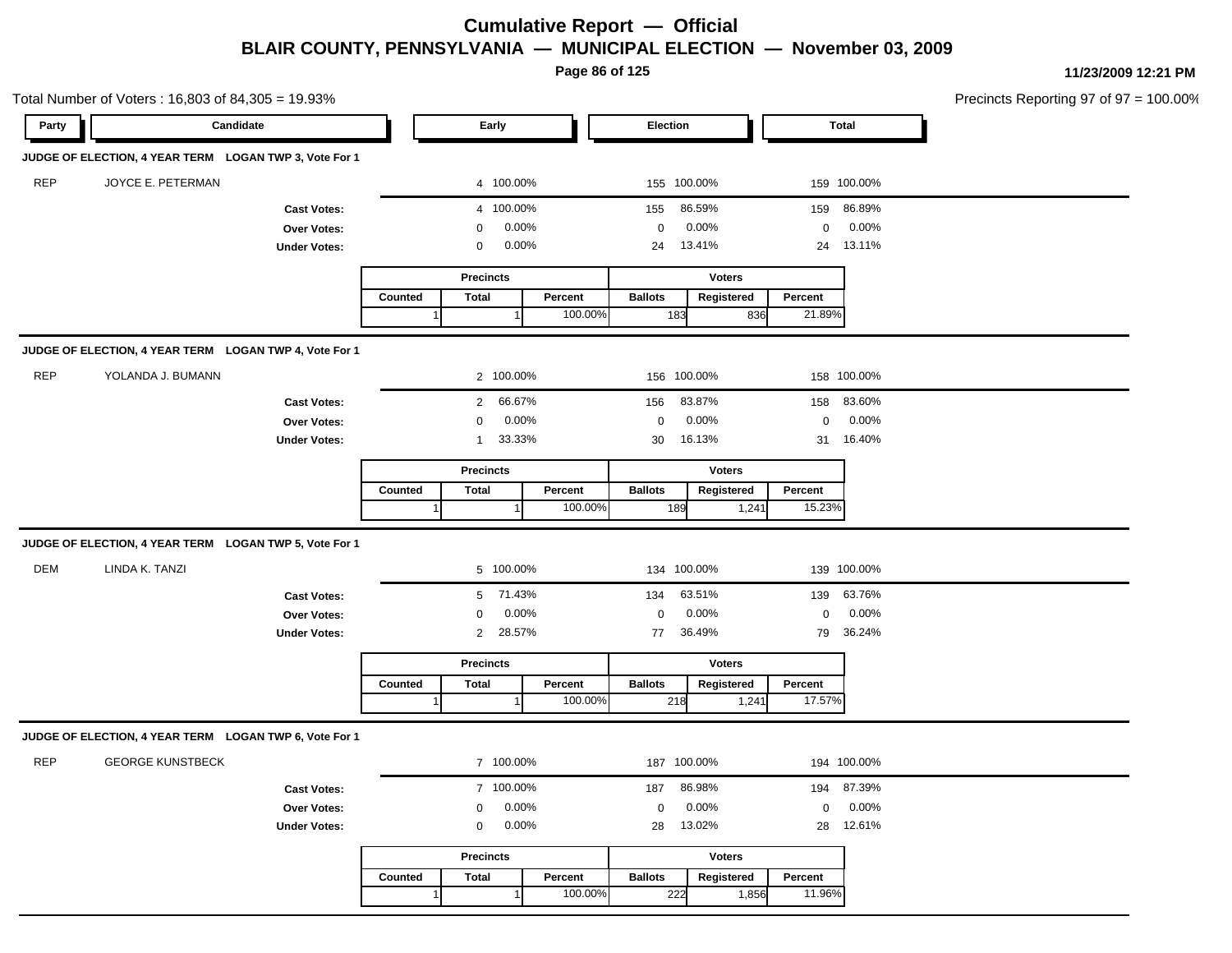# Cumulative Report — Official

## BLAIR COUNTY, PENNSYLVANIA — MUNICIPAL ELECTION — November 03, 2009

Total Number of Voters : 16,803 of 84,305 = 19.93%

Precincts Reporting 97 of 97 = 100.00%

### JUDGE OF ELECTION, 4 YEAR TERM LOGAN TWP 3, Vote For 1

| Party | Candidate | Early | | Election | | Total | |
|---|---|---|---|---|---|---|---|
| REP | JOYCE E. PETERMAN | 4 | 100.00% | 155 | 100.00% | 159 | 100.00% |
| | **Cast Votes:** | 4 | 100.00% | 155 | 86.59% | 159 | 86.89% |
| | **Over Votes:** | 0 | 0.00% | 0 | 0.00% | 0 | 0.00% |
| | **Under Votes:** | 0 | 0.00% | 24 | 13.41% | 24 | 13.11% |

| Precincts | | | Voters | | |
|---|---|---|---|---|---|
| Counted | Total | Percent | Ballots | Registered | Percent |
| 1 | 1 | 100.00% | 183 | 836 | 21.89% |

### JUDGE OF ELECTION, 4 YEAR TERM LOGAN TWP 4, Vote For 1

| Party | Candidate | Early | | Election | | Total | |
|---|---|---|---|---|---|---|---|
| REP | YOLANDA J. BUMANN | 2 | 100.00% | 156 | 100.00% | 158 | 100.00% |
| | **Cast Votes:** | 2 | 66.67% | 156 | 83.87% | 158 | 83.60% |
| | **Over Votes:** | 0 | 0.00% | 0 | 0.00% | 0 | 0.00% |
| | **Under Votes:** | 1 | 33.33% | 30 | 16.13% | 31 | 16.40% |

| Precincts | | | Voters | | |
|---|---|---|---|---|---|
| Counted | Total | Percent | Ballots | Registered | Percent |
| 1 | 1 | 100.00% | 189 | 1,241 | 15.23% |

### JUDGE OF ELECTION, 4 YEAR TERM LOGAN TWP 5, Vote For 1

| Party | Candidate | Early | | Election | | Total | |
|---|---|---|---|---|---|---|---|
| DEM | LINDA K. TANZI | 5 | 100.00% | 134 | 100.00% | 139 | 100.00% |
| | **Cast Votes:** | 5 | 71.43% | 134 | 63.51% | 139 | 63.76% |
| | **Over Votes:** | 0 | 0.00% | 0 | 0.00% | 0 | 0.00% |
| | **Under Votes:** | 2 | 28.57% | 77 | 36.49% | 79 | 36.24% |

| Precincts | | | Voters | | |
|---|---|---|---|---|---|
| Counted | Total | Percent | Ballots | Registered | Percent |
| 1 | 1 | 100.00% | 218 | 1,241 | 17.57% |

### JUDGE OF ELECTION, 4 YEAR TERM LOGAN TWP 6, Vote For 1

| Party | Candidate | Early | | Election | | Total | |
|---|---|---|---|---|---|---|---|
| REP | GEORGE KUNSTBECK | 7 | 100.00% | 187 | 100.00% | 194 | 100.00% |
| | **Cast Votes:** | 7 | 100.00% | 187 | 86.98% | 194 | 87.39% |
| | **Over Votes:** | 0 | 0.00% | 0 | 0.00% | 0 | 0.00% |
| | **Under Votes:** | 0 | 0.00% | 28 | 13.02% | 28 | 12.61% |

| Precincts | | | Voters | | |
|---|---|---|---|---|---|
| Counted | Total | Percent | Ballots | Registered | Percent |
| 1 | 1 | 100.00% | 222 | 1,856 | 11.96% |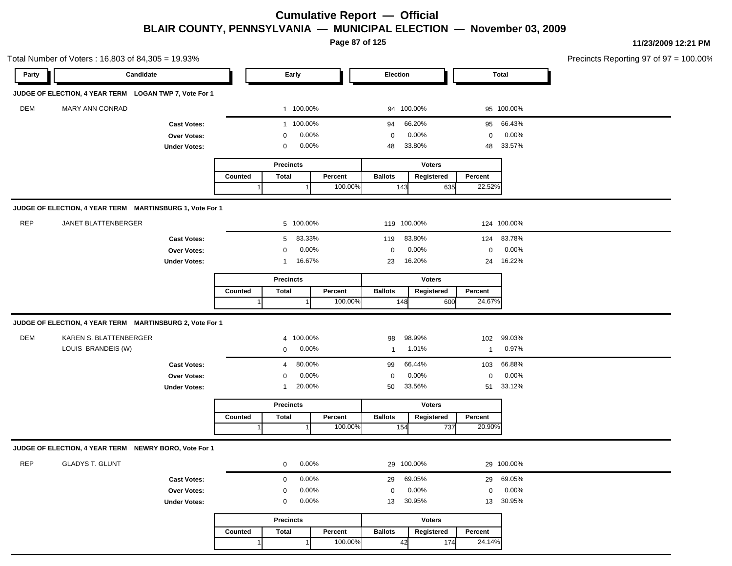# Cumulative Report — Official

## BLAIR COUNTY, PENNSYLVANIA — MUNICIPAL ELECTION — November 03, 2009

11/23/2009 12:21 PM

Total Number of Voters : 16,803 of 84,305 = 19.93%

Precincts Reporting 97 of 97 = 100.00%

### JUDGE OF ELECTION, 4 YEAR TERM LOGAN TWP 7, Vote For 1

| Party | Candidate | Early | | Election | | Total | |
|---|---|---|---|---|---|---|---|
| DEM | MARY ANN CONRAD | 1 | 100.00% | 94 | 100.00% | 95 | 100.00% |
| | **Cast Votes:** | 1 | 100.00% | 94 | 66.20% | 95 | 66.43% |
| | **Over Votes:** | 0 | 0.00% | 0 | 0.00% | 0 | 0.00% |
| | **Under Votes:** | 0 | 0.00% | 48 | 33.80% | 48 | 33.57% |

| Precincts | | | Voters | | |
|---|---|---|---|---|---|
| Counted | Total | Percent | Ballots | Registered | Percent |
| 1 | 1 | 100.00% | 143 | 635 | 22.52% |

### JUDGE OF ELECTION, 4 YEAR TERM MARTINSBURG 1, Vote For 1

| Party | Candidate | Early | | Election | | Total | |
|---|---|---|---|---|---|---|---|
| REP | JANET BLATTENBERGER | 5 | 100.00% | 119 | 100.00% | 124 | 100.00% |
| | **Cast Votes:** | 5 | 83.33% | 119 | 83.80% | 124 | 83.78% |
| | **Over Votes:** | 0 | 0.00% | 0 | 0.00% | 0 | 0.00% |
| | **Under Votes:** | 1 | 16.67% | 23 | 16.20% | 24 | 16.22% |

| Precincts | | | Voters | | |
|---|---|---|---|---|---|
| Counted | Total | Percent | Ballots | Registered | Percent |
| 1 | 1 | 100.00% | 148 | 600 | 24.67% |

### JUDGE OF ELECTION, 4 YEAR TERM MARTINSBURG 2, Vote For 1

| Party | Candidate | Early | | Election | | Total | |
|---|---|---|---|---|---|---|---|
| DEM | KAREN S. BLATTENBERGER | 4 | 100.00% | 98 | 98.99% | 102 | 99.03% |
| | LOUIS BRANDEIS (W) | 0 | 0.00% | 1 | 1.01% | 1 | 0.97% |
| | **Cast Votes:** | 4 | 80.00% | 99 | 66.44% | 103 | 66.88% |
| | **Over Votes:** | 0 | 0.00% | 0 | 0.00% | 0 | 0.00% |
| | **Under Votes:** | 1 | 20.00% | 50 | 33.56% | 51 | 33.12% |

| Precincts | | | Voters | | |
|---|---|---|---|---|---|
| Counted | Total | Percent | Ballots | Registered | Percent |
| 1 | 1 | 100.00% | 154 | 737 | 20.90% |

### JUDGE OF ELECTION, 4 YEAR TERM NEWRY BORO, Vote For 1

| Party | Candidate | Early | | Election | | Total | |
|---|---|---|---|---|---|---|---|
| REP | GLADYS T. GLUNT | 0 | 0.00% | 29 | 100.00% | 29 | 100.00% |
| | **Cast Votes:** | 0 | 0.00% | 29 | 69.05% | 29 | 69.05% |
| | **Over Votes:** | 0 | 0.00% | 0 | 0.00% | 0 | 0.00% |
| | **Under Votes:** | 0 | 0.00% | 13 | 30.95% | 13 | 30.95% |

| Precincts | | | Voters | | |
|---|---|---|---|---|---|
| Counted | Total | Percent | Ballots | Registered | Percent |
| 1 | 1 | 100.00% | 42 | 174 | 24.14% |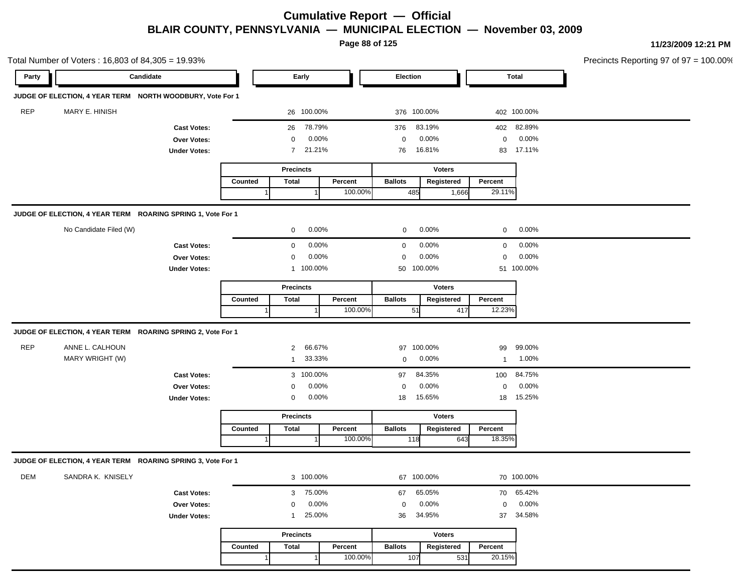# Cumulative Report — Official

## BLAIR COUNTY, PENNSYLVANIA — MUNICIPAL ELECTION — November 03, 2009

11/23/2009 12:21 PM

Total Number of Voters : 16,803 of 84,305 = 19.93%

Precincts Reporting 97 of 97 = 100.00%

### JUDGE OF ELECTION, 4 YEAR TERM NORTH WOODBURY, Vote For 1

| Party | Candidate | Early | | Election | | Total | |
|---|---|---|---|---|---|---|---|
| REP | MARY E. HINISH | 26 | 100.00% | 376 | 100.00% | 402 | 100.00% |
| | **Cast Votes:** | 26 | 78.79% | 376 | 83.19% | 402 | 82.89% |
| | **Over Votes:** | 0 | 0.00% | 0 | 0.00% | 0 | 0.00% |
| | **Under Votes:** | 7 | 21.21% | 76 | 16.81% | 83 | 17.11% |

| Precincts | | | Voters | | |
|---|---|---|---|---|---|
| Counted | Total | Percent | Ballots | Registered | Percent |
| 1 | 1 | 100.00% | 485 | 1,666 | 29.11% |

### JUDGE OF ELECTION, 4 YEAR TERM ROARING SPRING 1, Vote For 1

| Party | Candidate | Early | | Election | | Total | |
|---|---|---|---|---|---|---|---|
| | No Candidate Filed (W) | 0 | 0.00% | 0 | 0.00% | 0 | 0.00% |
| | **Cast Votes:** | 0 | 0.00% | 0 | 0.00% | 0 | 0.00% |
| | **Over Votes:** | 0 | 0.00% | 0 | 0.00% | 0 | 0.00% |
| | **Under Votes:** | 1 | 100.00% | 50 | 100.00% | 51 | 100.00% |

| Precincts | | | Voters | | |
|---|---|---|---|---|---|
| Counted | Total | Percent | Ballots | Registered | Percent |
| 1 | 1 | 100.00% | 51 | 417 | 12.23% |

### JUDGE OF ELECTION, 4 YEAR TERM ROARING SPRING 2, Vote For 1

| Party | Candidate | Early | | Election | | Total | |
|---|---|---|---|---|---|---|---|
| REP | ANNE L. CALHOUN | 2 | 66.67% | 97 | 100.00% | 99 | 99.00% |
| | MARY WRIGHT (W) | 1 | 33.33% | 0 | 0.00% | 1 | 1.00% |
| | **Cast Votes:** | 3 | 100.00% | 97 | 84.35% | 100 | 84.75% |
| | **Over Votes:** | 0 | 0.00% | 0 | 0.00% | 0 | 0.00% |
| | **Under Votes:** | 0 | 0.00% | 18 | 15.65% | 18 | 15.25% |

| Precincts | | | Voters | | |
|---|---|---|---|---|---|
| Counted | Total | Percent | Ballots | Registered | Percent |
| 1 | 1 | 100.00% | 118 | 643 | 18.35% |

### JUDGE OF ELECTION, 4 YEAR TERM ROARING SPRING 3, Vote For 1

| Party | Candidate | Early | | Election | | Total | |
|---|---|---|---|---|---|---|---|
| DEM | SANDRA K. KNISELY | 3 | 100.00% | 67 | 100.00% | 70 | 100.00% |
| | **Cast Votes:** | 3 | 75.00% | 67 | 65.05% | 70 | 65.42% |
| | **Over Votes:** | 0 | 0.00% | 0 | 0.00% | 0 | 0.00% |
| | **Under Votes:** | 1 | 25.00% | 36 | 34.95% | 37 | 34.58% |

| Precincts | | | Voters | | |
|---|---|---|---|---|---|
| Counted | Total | Percent | Ballots | Registered | Percent |
| 1 | 1 | 100.00% | 107 | 531 | 20.15% |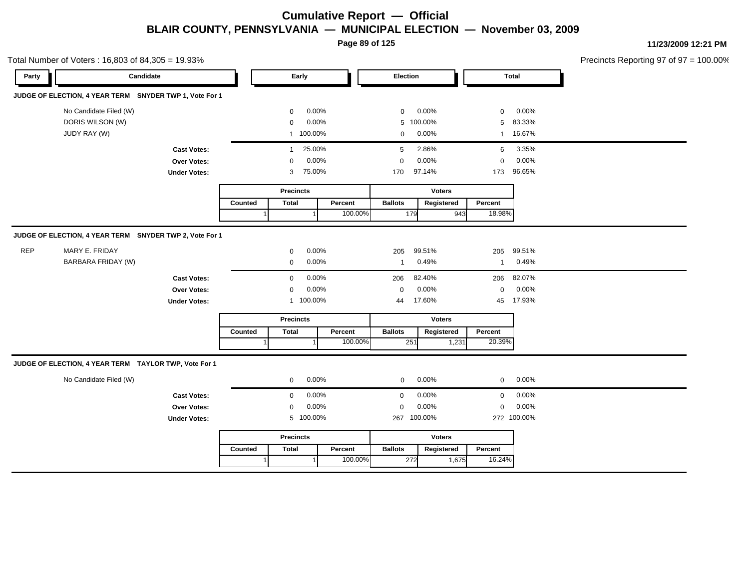# Cumulative Report — Official

## BLAIR COUNTY, PENNSYLVANIA — MUNICIPAL ELECTION — November 03, 2009

11/23/2009 12:21 PM

Total Number of Voters : 16,803 of 84,305 = 19.93%

Precincts Reporting 97 of 97 = 100.00%

### JUDGE OF ELECTION, 4 YEAR TERM SNYDER TWP 1, Vote For 1

| Party | Candidate | Early | | Election | | Total | |
|---|---|---|---|---|---|---|---|
| | No Candidate Filed (W) | 0 | 0.00% | 0 | 0.00% | 0 | 0.00% |
| | DORIS WILSON (W) | 0 | 0.00% | 5 | 100.00% | 5 | 83.33% |
| | JUDY RAY (W) | 1 | 100.00% | 0 | 0.00% | 1 | 16.67% |
| | **Cast Votes:** | 1 | 25.00% | 5 | 2.86% | 6 | 3.35% |
| | **Over Votes:** | 0 | 0.00% | 0 | 0.00% | 0 | 0.00% |
| | **Under Votes:** | 3 | 75.00% | 170 | 97.14% | 173 | 96.65% |

| Precincts | | | Voters | | |
|---|---|---|---|---|---|
| Counted | Total | Percent | Ballots | Registered | Percent |
| 1 | 1 | 100.00% | 179 | 943 | 18.98% |

### JUDGE OF ELECTION, 4 YEAR TERM SNYDER TWP 2, Vote For 1

| Party | Candidate | Early | | Election | | Total | |
|---|---|---|---|---|---|---|---|
| REP | MARY E. FRIDAY | 0 | 0.00% | 205 | 99.51% | 205 | 99.51% |
| | BARBARA FRIDAY (W) | 0 | 0.00% | 1 | 0.49% | 1 | 0.49% |
| | **Cast Votes:** | 0 | 0.00% | 206 | 82.40% | 206 | 82.07% |
| | **Over Votes:** | 0 | 0.00% | 0 | 0.00% | 0 | 0.00% |
| | **Under Votes:** | 1 | 100.00% | 44 | 17.60% | 45 | 17.93% |

| Precincts | | | Voters | | |
|---|---|---|---|---|---|
| Counted | Total | Percent | Ballots | Registered | Percent |
| 1 | 1 | 100.00% | 251 | 1,231 | 20.39% |

### JUDGE OF ELECTION, 4 YEAR TERM TAYLOR TWP, Vote For 1

| Party | Candidate | Early | | Election | | Total | |
|---|---|---|---|---|---|---|---|
| | No Candidate Filed (W) | 0 | 0.00% | 0 | 0.00% | 0 | 0.00% |
| | **Cast Votes:** | 0 | 0.00% | 0 | 0.00% | 0 | 0.00% |
| | **Over Votes:** | 0 | 0.00% | 0 | 0.00% | 0 | 0.00% |
| | **Under Votes:** | 5 | 100.00% | 267 | 100.00% | 272 | 100.00% |

| Precincts | | | Voters | | |
|---|---|---|---|---|---|
| Counted | Total | Percent | Ballots | Registered | Percent |
| 1 | 1 | 100.00% | 272 | 1,675 | 16.24% |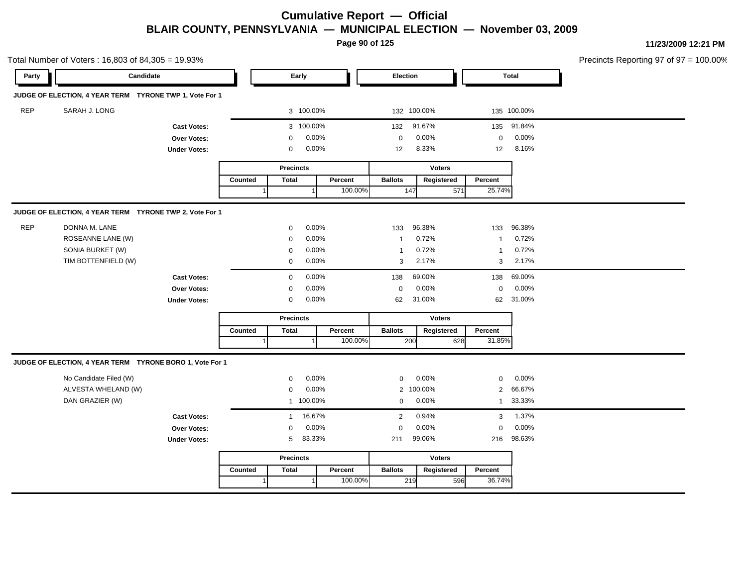# Cumulative Report — Official

## BLAIR COUNTY, PENNSYLVANIA — MUNICIPAL ELECTION — November 03, 2009

11/23/2009 12:21 PM

Total Number of Voters : 16,803 of 84,305 = 19.93%

Precincts Reporting 97 of 97 = 100.00%

### JUDGE OF ELECTION, 4 YEAR TERM TYRONE TWP 1, Vote For 1

| Party | Candidate | Early | | Election | | Total | |
|---|---|---|---|---|---|---|---|
| REP | SARAH J. LONG | 3 | 100.00% | 132 | 100.00% | 135 | 100.00% |
| | **Cast Votes:** | 3 | 100.00% | 132 | 91.67% | 135 | 91.84% |
| | **Over Votes:** | 0 | 0.00% | 0 | 0.00% | 0 | 0.00% |
| | **Under Votes:** | 0 | 0.00% | 12 | 8.33% | 12 | 8.16% |

| Precincts | | | Voters | | |
|---|---|---|---|---|---|
| Counted | Total | Percent | Ballots | Registered | Percent |
| 1 | 1 | 100.00% | 147 | 571 | 25.74% |

### JUDGE OF ELECTION, 4 YEAR TERM TYRONE TWP 2, Vote For 1

| Party | Candidate | Early | | Election | | Total | |
|---|---|---|---|---|---|---|---|
| REP | DONNA M. LANE | 0 | 0.00% | 133 | 96.38% | 133 | 96.38% |
| | ROSEANNE LANE (W) | 0 | 0.00% | 1 | 0.72% | 1 | 0.72% |
| | SONIA BURKET (W) | 0 | 0.00% | 1 | 0.72% | 1 | 0.72% |
| | TIM BOTTENFIELD (W) | 0 | 0.00% | 3 | 2.17% | 3 | 2.17% |
| | **Cast Votes:** | 0 | 0.00% | 138 | 69.00% | 138 | 69.00% |
| | **Over Votes:** | 0 | 0.00% | 0 | 0.00% | 0 | 0.00% |
| | **Under Votes:** | 0 | 0.00% | 62 | 31.00% | 62 | 31.00% |

| Precincts | | | Voters | | |
|---|---|---|---|---|---|
| Counted | Total | Percent | Ballots | Registered | Percent |
| 1 | 1 | 100.00% | 200 | 628 | 31.85% |

### JUDGE OF ELECTION, 4 YEAR TERM TYRONE BORO 1, Vote For 1

| Party | Candidate | Early | | Election | | Total | |
|---|---|---|---|---|---|---|---|
| | No Candidate Filed (W) | 0 | 0.00% | 0 | 0.00% | 0 | 0.00% |
| | ALVESTA WHELAND (W) | 0 | 0.00% | 2 | 100.00% | 2 | 66.67% |
| | DAN GRAZIER (W) | 1 | 100.00% | 0 | 0.00% | 1 | 33.33% |
| | **Cast Votes:** | 1 | 16.67% | 2 | 0.94% | 3 | 1.37% |
| | **Over Votes:** | 0 | 0.00% | 0 | 0.00% | 0 | 0.00% |
| | **Under Votes:** | 5 | 83.33% | 211 | 99.06% | 216 | 98.63% |

| Precincts | | | Voters | | |
|---|---|---|---|---|---|
| Counted | Total | Percent | Ballots | Registered | Percent |
| 1 | 1 | 100.00% | 219 | 596 | 36.74% |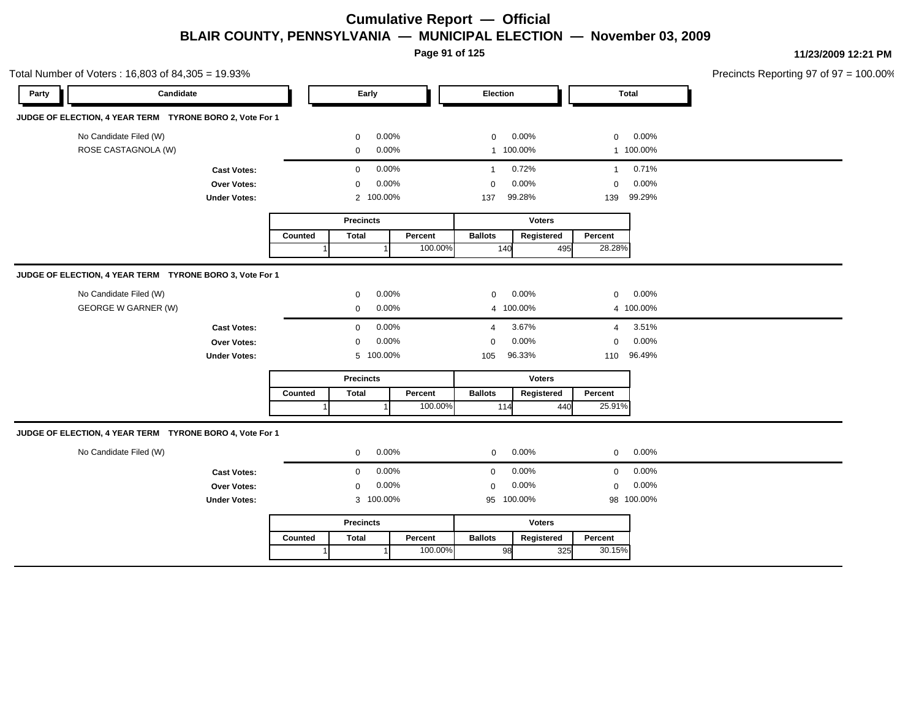# Cumulative Report — Official

## BLAIR COUNTY, PENNSYLVANIA — MUNICIPAL ELECTION — November 03, 2009

11/23/2009 12:21 PM

Total Number of Voters : 16,803 of 84,305 = 19.93%

Precincts Reporting 97 of 97 = 100.00%

### JUDGE OF ELECTION, 4 YEAR TERM TYRONE BORO 2, Vote For 1

| Party | Candidate | Early | | Election | | Total | |
|---|---|---|---|---|---|---|---|
| | No Candidate Filed (W) | 0 | 0.00% | 0 | 0.00% | 0 | 0.00% |
| | ROSE CASTAGNOLA (W) | 0 | 0.00% | 1 | 100.00% | 1 | 100.00% |
| | **Cast Votes:** | 0 | 0.00% | 1 | 0.72% | 1 | 0.71% |
| | **Over Votes:** | 0 | 0.00% | 0 | 0.00% | 0 | 0.00% |
| | **Under Votes:** | 2 | 100.00% | 137 | 99.28% | 139 | 99.29% |

| Precincts | | | Voters | | |
|---|---|---|---|---|---|
| Counted | Total | Percent | Ballots | Registered | Percent |
| 1 | 1 | 100.00% | 140 | 495 | 28.28% |

### JUDGE OF ELECTION, 4 YEAR TERM TYRONE BORO 3, Vote For 1

| Party | Candidate | Early | | Election | | Total | |
|---|---|---|---|---|---|---|---|
| | No Candidate Filed (W) | 0 | 0.00% | 0 | 0.00% | 0 | 0.00% |
| | GEORGE W GARNER (W) | 0 | 0.00% | 4 | 100.00% | 4 | 100.00% |
| | **Cast Votes:** | 0 | 0.00% | 4 | 3.67% | 4 | 3.51% |
| | **Over Votes:** | 0 | 0.00% | 0 | 0.00% | 0 | 0.00% |
| | **Under Votes:** | 5 | 100.00% | 105 | 96.33% | 110 | 96.49% |

| Precincts | | | Voters | | |
|---|---|---|---|---|---|
| Counted | Total | Percent | Ballots | Registered | Percent |
| 1 | 1 | 100.00% | 114 | 440 | 25.91% |

### JUDGE OF ELECTION, 4 YEAR TERM TYRONE BORO 4, Vote For 1

| Party | Candidate | Early | | Election | | Total | |
|---|---|---|---|---|---|---|---|
| | No Candidate Filed (W) | 0 | 0.00% | 0 | 0.00% | 0 | 0.00% |
| | **Cast Votes:** | 0 | 0.00% | 0 | 0.00% | 0 | 0.00% |
| | **Over Votes:** | 0 | 0.00% | 0 | 0.00% | 0 | 0.00% |
| | **Under Votes:** | 3 | 100.00% | 95 | 100.00% | 98 | 100.00% |

| Precincts | | | Voters | | |
|---|---|---|---|---|---|
| Counted | Total | Percent | Ballots | Registered | Percent |
| 1 | 1 | 100.00% | 98 | 325 | 30.15% |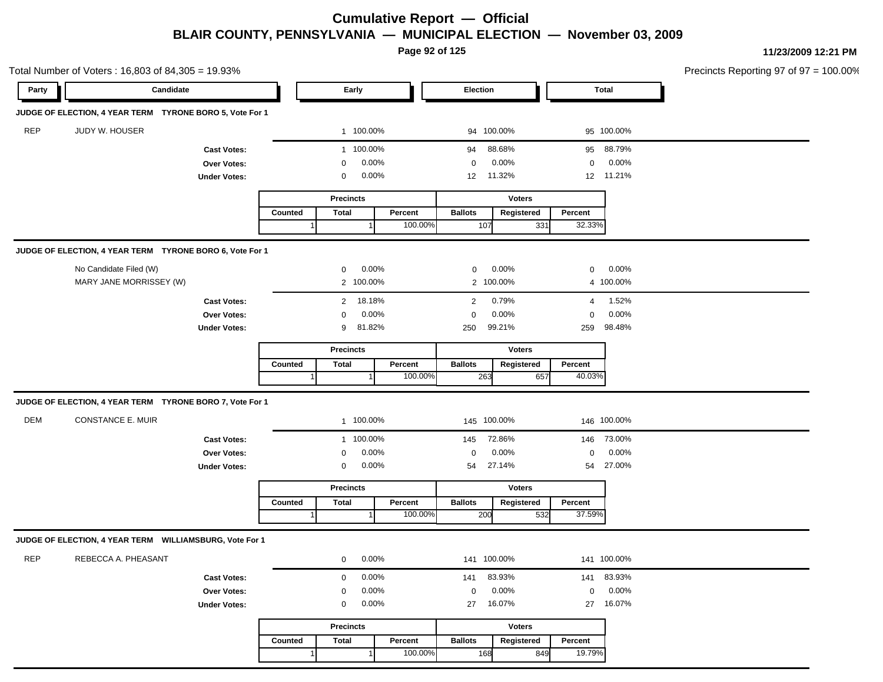# Cumulative Report — Official

## BLAIR COUNTY, PENNSYLVANIA — MUNICIPAL ELECTION — November 03, 2009

11/23/2009 12:21 PM

Total Number of Voters : 16,803 of 84,305 = 19.93%

Precincts Reporting 97 of 97 = 100.00%

| Party | Candidate | Early | | Election | | Total | |
|---|---|---|---|---|---|---|---|

### JUDGE OF ELECTION, 4 YEAR TERM TYRONE BORO 5, Vote For 1

| Party | Candidate | Early | | Election | | Total | |
|---|---|---|---|---|---|---|---|
| REP | JUDY W. HOUSER | 1 | 100.00% | 94 | 100.00% | 95 | 100.00% |
| | **Cast Votes:** | 1 | 100.00% | 94 | 88.68% | 95 | 88.79% |
| | **Over Votes:** | 0 | 0.00% | 0 | 0.00% | 0 | 0.00% |
| | **Under Votes:** | 0 | 0.00% | 12 | 11.32% | 12 | 11.21% |

| Precincts | | | Voters | | |
|---|---|---|---|---|---|
| Counted | Total | Percent | Ballots | Registered | Percent |
| 1 | 1 | 100.00% | 107 | 331 | 32.33% |

### JUDGE OF ELECTION, 4 YEAR TERM TYRONE BORO 6, Vote For 1

| Party | Candidate | Early | | Election | | Total | |
|---|---|---|---|---|---|---|---|
| | No Candidate Filed (W) | 0 | 0.00% | 0 | 0.00% | 0 | 0.00% |
| | MARY JANE MORRISSEY (W) | 2 | 100.00% | 2 | 100.00% | 4 | 100.00% |
| | **Cast Votes:** | 2 | 18.18% | 2 | 0.79% | 4 | 1.52% |
| | **Over Votes:** | 0 | 0.00% | 0 | 0.00% | 0 | 0.00% |
| | **Under Votes:** | 9 | 81.82% | 250 | 99.21% | 259 | 98.48% |

| Precincts | | | Voters | | |
|---|---|---|---|---|---|
| Counted | Total | Percent | Ballots | Registered | Percent |
| 1 | 1 | 100.00% | 263 | 657 | 40.03% |

### JUDGE OF ELECTION, 4 YEAR TERM TYRONE BORO 7, Vote For 1

| Party | Candidate | Early | | Election | | Total | |
|---|---|---|---|---|---|---|---|
| DEM | CONSTANCE E. MUIR | 1 | 100.00% | 145 | 100.00% | 146 | 100.00% |
| | **Cast Votes:** | 1 | 100.00% | 145 | 72.86% | 146 | 73.00% |
| | **Over Votes:** | 0 | 0.00% | 0 | 0.00% | 0 | 0.00% |
| | **Under Votes:** | 0 | 0.00% | 54 | 27.14% | 54 | 27.00% |

| Precincts | | | Voters | | |
|---|---|---|---|---|---|
| Counted | Total | Percent | Ballots | Registered | Percent |
| 1 | 1 | 100.00% | 200 | 532 | 37.59% |

### JUDGE OF ELECTION, 4 YEAR TERM WILLIAMSBURG, Vote For 1

| Party | Candidate | Early | | Election | | Total | |
|---|---|---|---|---|---|---|---|
| REP | REBECCA A. PHEASANT | 0 | 0.00% | 141 | 100.00% | 141 | 100.00% |
| | **Cast Votes:** | 0 | 0.00% | 141 | 83.93% | 141 | 83.93% |
| | **Over Votes:** | 0 | 0.00% | 0 | 0.00% | 0 | 0.00% |
| | **Under Votes:** | 0 | 0.00% | 27 | 16.07% | 27 | 16.07% |

| Precincts | | | Voters | | |
|---|---|---|---|---|---|
| Counted | Total | Percent | Ballots | Registered | Percent |
| 1 | 1 | 100.00% | 168 | 849 | 19.79% |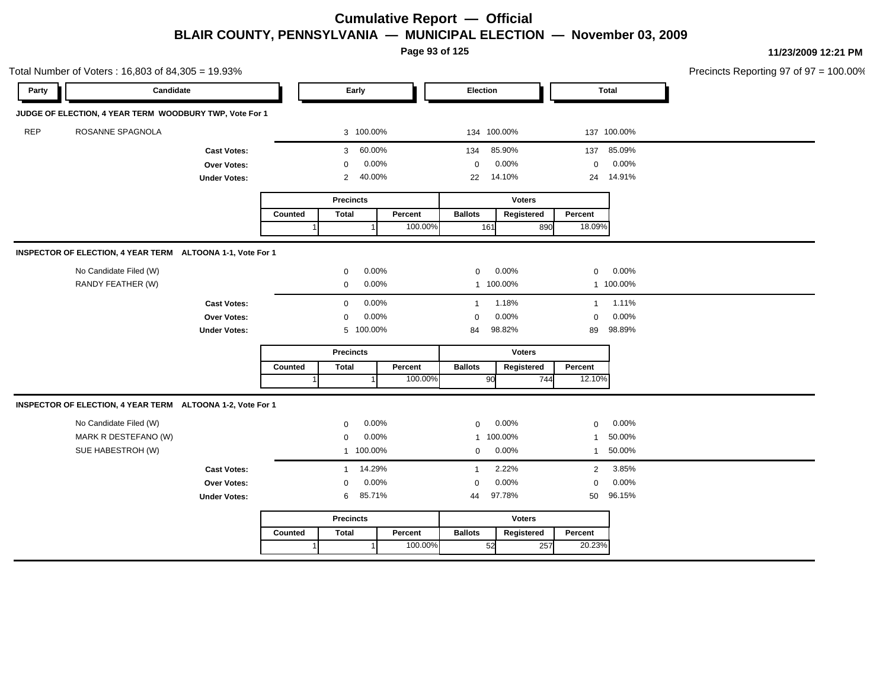# Cumulative Report — Official

## BLAIR COUNTY, PENNSYLVANIA — MUNICIPAL ELECTION — November 03, 2009

11/23/2009 12:21 PM

Total Number of Voters : 16,803 of 84,305 = 19.93%

Precincts Reporting 97 of 97 = 100.00%

### JUDGE OF ELECTION, 4 YEAR TERM WOODBURY TWP, Vote For 1

| Party | Candidate | Early | | Election | | Total | |
|---|---|---|---|---|---|---|---|
| REP | ROSANNE SPAGNOLA | 3 | 100.00% | 134 | 100.00% | 137 | 100.00% |
| | **Cast Votes:** | 3 | 60.00% | 134 | 85.90% | 137 | 85.09% |
| | **Over Votes:** | 0 | 0.00% | 0 | 0.00% | 0 | 0.00% |
| | **Under Votes:** | 2 | 40.00% | 22 | 14.10% | 24 | 14.91% |

| Precincts | | | Voters | | |
|---|---|---|---|---|---|
| Counted | Total | Percent | Ballots | Registered | Percent |
| 1 | 1 | 100.00% | 161 | 890 | 18.09% |

### INSPECTOR OF ELECTION, 4 YEAR TERM ALTOONA 1-1, Vote For 1

| Party | Candidate | Early | | Election | | Total | |
|---|---|---|---|---|---|---|---|
| | No Candidate Filed (W) | 0 | 0.00% | 0 | 0.00% | 0 | 0.00% |
| | RANDY FEATHER (W) | 0 | 0.00% | 1 | 100.00% | 1 | 100.00% |
| | **Cast Votes:** | 0 | 0.00% | 1 | 1.18% | 1 | 1.11% |
| | **Over Votes:** | 0 | 0.00% | 0 | 0.00% | 0 | 0.00% |
| | **Under Votes:** | 5 | 100.00% | 84 | 98.82% | 89 | 98.89% |

| Precincts | | | Voters | | |
|---|---|---|---|---|---|
| Counted | Total | Percent | Ballots | Registered | Percent |
| 1 | 1 | 100.00% | 90 | 744 | 12.10% |

### INSPECTOR OF ELECTION, 4 YEAR TERM ALTOONA 1-2, Vote For 1

| Party | Candidate | Early | | Election | | Total | |
|---|---|---|---|---|---|---|---|
| | No Candidate Filed (W) | 0 | 0.00% | 0 | 0.00% | 0 | 0.00% |
| | MARK R DESTEFANO (W) | 0 | 0.00% | 1 | 100.00% | 1 | 50.00% |
| | SUE HABESTROH (W) | 1 | 100.00% | 0 | 0.00% | 1 | 50.00% |
| | **Cast Votes:** | 1 | 14.29% | 1 | 2.22% | 2 | 3.85% |
| | **Over Votes:** | 0 | 0.00% | 0 | 0.00% | 0 | 0.00% |
| | **Under Votes:** | 6 | 85.71% | 44 | 97.78% | 50 | 96.15% |

| Precincts | | | Voters | | |
|---|---|---|---|---|---|
| Counted | Total | Percent | Ballots | Registered | Percent |
| 1 | 1 | 100.00% | 52 | 257 | 20.23% |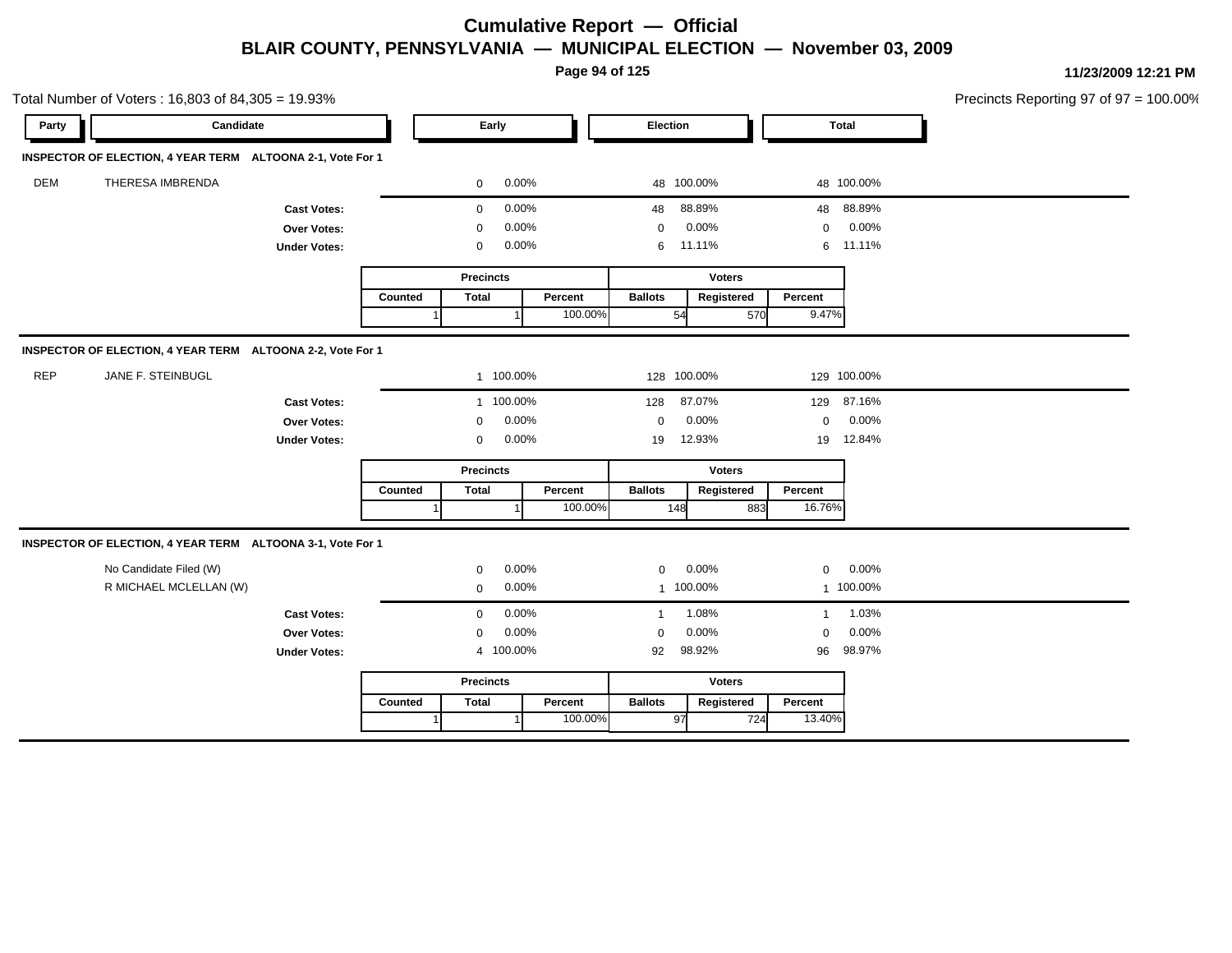# Cumulative Report — Official

## BLAIR COUNTY, PENNSYLVANIA — MUNICIPAL ELECTION — November 03, 2009

11/23/2009 12:21 PM

Total Number of Voters : 16,803 of 84,305 = 19.93%

Precincts Reporting 97 of 97 = 100.00%

### INSPECTOR OF ELECTION, 4 YEAR TERM ALTOONA 2-1, Vote For 1

| Party | Candidate | Early | | Election | | Total | |
|---|---|---|---|---|---|---|---|
| DEM | THERESA IMBRENDA | 0 | 0.00% | 48 | 100.00% | 48 | 100.00% |
| | **Cast Votes:** | 0 | 0.00% | 48 | 88.89% | 48 | 88.89% |
| | **Over Votes:** | 0 | 0.00% | 0 | 0.00% | 0 | 0.00% |
| | **Under Votes:** | 0 | 0.00% | 6 | 11.11% | 6 | 11.11% |

| Precincts | | | Voters | | |
|---|---|---|---|---|---|
| Counted | Total | Percent | Ballots | Registered | Percent |
| 1 | 1 | 100.00% | 54 | 570 | 9.47% |

### INSPECTOR OF ELECTION, 4 YEAR TERM ALTOONA 2-2, Vote For 1

| Party | Candidate | Early | | Election | | Total | |
|---|---|---|---|---|---|---|---|
| REP | JANE F. STEINBUGL | 1 | 100.00% | 128 | 100.00% | 129 | 100.00% |
| | **Cast Votes:** | 1 | 100.00% | 128 | 87.07% | 129 | 87.16% |
| | **Over Votes:** | 0 | 0.00% | 0 | 0.00% | 0 | 0.00% |
| | **Under Votes:** | 0 | 0.00% | 19 | 12.93% | 19 | 12.84% |

| Precincts | | | Voters | | |
|---|---|---|---|---|---|
| Counted | Total | Percent | Ballots | Registered | Percent |
| 1 | 1 | 100.00% | 148 | 883 | 16.76% |

### INSPECTOR OF ELECTION, 4 YEAR TERM ALTOONA 3-1, Vote For 1

| Party | Candidate | Early | | Election | | Total | |
|---|---|---|---|---|---|---|---|
| | No Candidate Filed (W) | 0 | 0.00% | 0 | 0.00% | 0 | 0.00% |
| | R MICHAEL MCLELLAN (W) | 0 | 0.00% | 1 | 100.00% | 1 | 100.00% |
| | **Cast Votes:** | 0 | 0.00% | 1 | 1.08% | 1 | 1.03% |
| | **Over Votes:** | 0 | 0.00% | 0 | 0.00% | 0 | 0.00% |
| | **Under Votes:** | 4 | 100.00% | 92 | 98.92% | 96 | 98.97% |

| Precincts | | | Voters | | |
|---|---|---|---|---|---|
| Counted | Total | Percent | Ballots | Registered | Percent |
| 1 | 1 | 100.00% | 97 | 724 | 13.40% |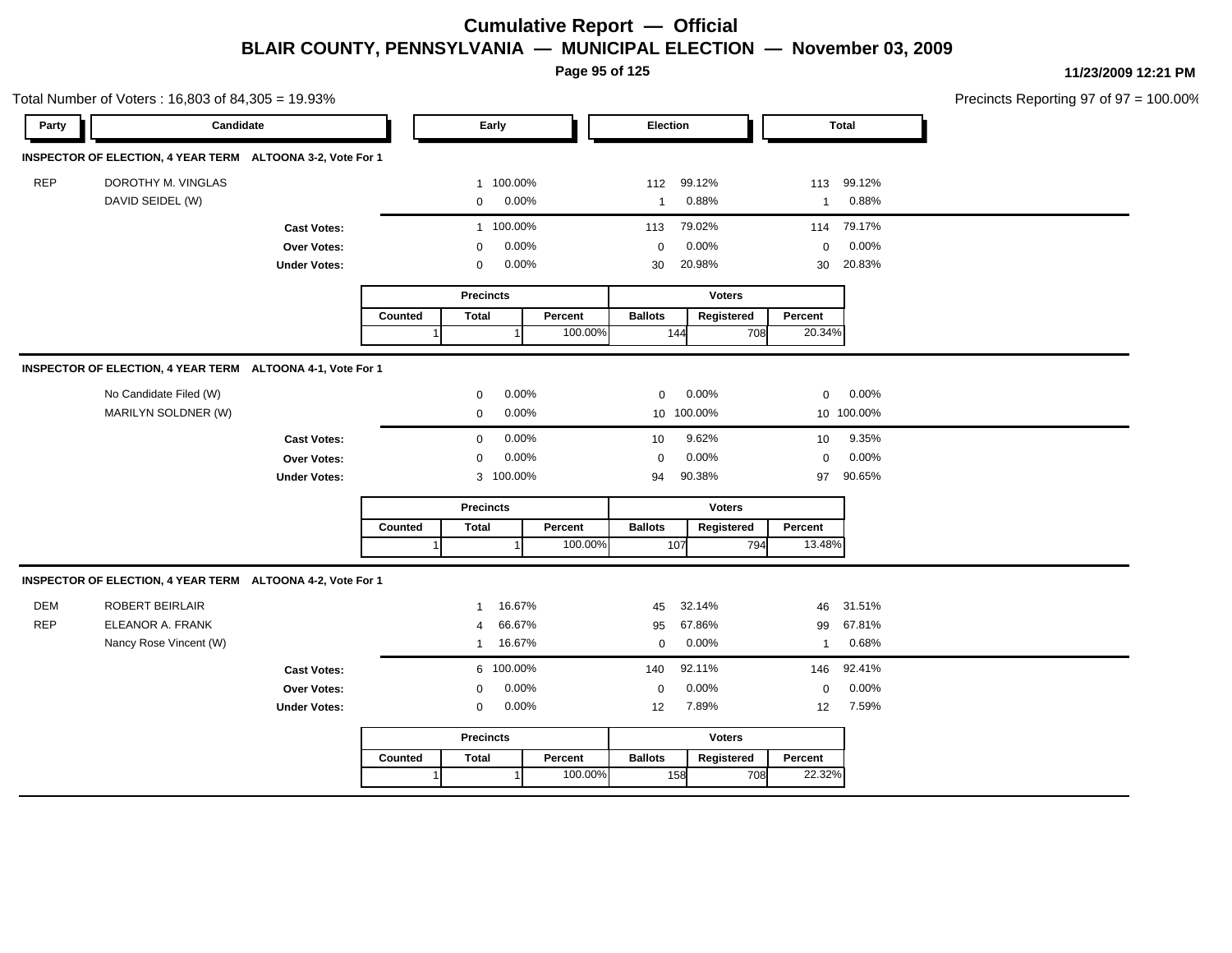# Cumulative Report — Official

## BLAIR COUNTY, PENNSYLVANIA — MUNICIPAL ELECTION — November 03, 2009

11/23/2009 12:21 PM

Total Number of Voters : 16,803 of 84,305 = 19.93%

Precincts Reporting 97 of 97 = 100.00%

### INSPECTOR OF ELECTION, 4 YEAR TERM ALTOONA 3-2, Vote For 1

| Party | Candidate | Early | | Election | | Total | |
|---|---|---|---|---|---|---|---|
| REP | DOROTHY M. VINGLAS | 1 | 100.00% | 112 | 99.12% | 113 | 99.12% |
| | DAVID SEIDEL (W) | 0 | 0.00% | 1 | 0.88% | 1 | 0.88% |
| | **Cast Votes:** | 1 | 100.00% | 113 | 79.02% | 114 | 79.17% |
| | **Over Votes:** | 0 | 0.00% | 0 | 0.00% | 0 | 0.00% |
| | **Under Votes:** | 0 | 0.00% | 30 | 20.98% | 30 | 20.83% |

| Precincts | | | Voters | | |
|---|---|---|---|---|---|
| Counted | Total | Percent | Ballots | Registered | Percent |
| 1 | 1 | 100.00% | 144 | 708 | 20.34% |

### INSPECTOR OF ELECTION, 4 YEAR TERM ALTOONA 4-1, Vote For 1

| Party | Candidate | Early | | Election | | Total | |
|---|---|---|---|---|---|---|---|
| | No Candidate Filed (W) | 0 | 0.00% | 0 | 0.00% | 0 | 0.00% |
| | MARILYN SOLDNER (W) | 0 | 0.00% | 10 | 100.00% | 10 | 100.00% |
| | **Cast Votes:** | 0 | 0.00% | 10 | 9.62% | 10 | 9.35% |
| | **Over Votes:** | 0 | 0.00% | 0 | 0.00% | 0 | 0.00% |
| | **Under Votes:** | 3 | 100.00% | 94 | 90.38% | 97 | 90.65% |

| Precincts | | | Voters | | |
|---|---|---|---|---|---|
| Counted | Total | Percent | Ballots | Registered | Percent |
| 1 | 1 | 100.00% | 107 | 794 | 13.48% |

### INSPECTOR OF ELECTION, 4 YEAR TERM ALTOONA 4-2, Vote For 1

| Party | Candidate | Early | | Election | | Total | |
|---|---|---|---|---|---|---|---|
| DEM | ROBERT BEIRLAIR | 1 | 16.67% | 45 | 32.14% | 46 | 31.51% |
| REP | ELEANOR A. FRANK | 4 | 66.67% | 95 | 67.86% | 99 | 67.81% |
| | Nancy Rose Vincent (W) | 1 | 16.67% | 0 | 0.00% | 1 | 0.68% |
| | **Cast Votes:** | 6 | 100.00% | 140 | 92.11% | 146 | 92.41% |
| | **Over Votes:** | 0 | 0.00% | 0 | 0.00% | 0 | 0.00% |
| | **Under Votes:** | 0 | 0.00% | 12 | 7.89% | 12 | 7.59% |

| Precincts | | | Voters | | |
|---|---|---|---|---|---|
| Counted | Total | Percent | Ballots | Registered | Percent |
| 1 | 1 | 100.00% | 158 | 708 | 22.32% |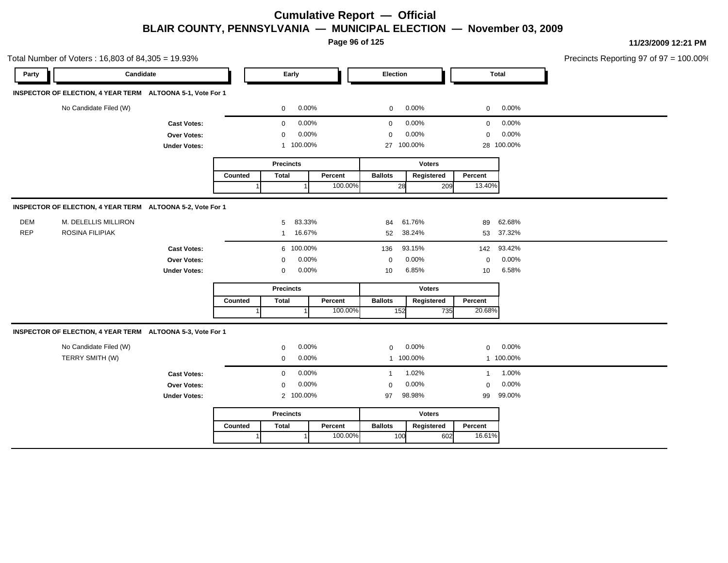# Cumulative Report — Official

## BLAIR COUNTY, PENNSYLVANIA — MUNICIPAL ELECTION — November 03, 2009

11/23/2009 12:21 PM

Total Number of Voters : 16,803 of 84,305 = 19.93%

Precincts Reporting 97 of 97 = 100.00%

### INSPECTOR OF ELECTION, 4 YEAR TERM ALTOONA 5-1, Vote For 1

| Party | Candidate | Early | | Election | | Total | |
|---|---|---|---|---|---|---|---|
| | No Candidate Filed (W) | 0 | 0.00% | 0 | 0.00% | 0 | 0.00% |
| | **Cast Votes:** | 0 | 0.00% | 0 | 0.00% | 0 | 0.00% |
| | **Over Votes:** | 0 | 0.00% | 0 | 0.00% | 0 | 0.00% |
| | **Under Votes:** | 1 | 100.00% | 27 | 100.00% | 28 | 100.00% |

| Precincts | | | Voters | | |
|---|---|---|---|---|---|
| Counted | Total | Percent | Ballots | Registered | Percent |
| 1 | 1 | 100.00% | 28 | 209 | 13.40% |

### INSPECTOR OF ELECTION, 4 YEAR TERM ALTOONA 5-2, Vote For 1

| Party | Candidate | Early | | Election | | Total | |
|---|---|---|---|---|---|---|---|
| DEM | M. DELELLIS MILLIRON | 5 | 83.33% | 84 | 61.76% | 89 | 62.68% |
| REP | ROSINA FILIPIAK | 1 | 16.67% | 52 | 38.24% | 53 | 37.32% |
| | **Cast Votes:** | 6 | 100.00% | 136 | 93.15% | 142 | 93.42% |
| | **Over Votes:** | 0 | 0.00% | 0 | 0.00% | 0 | 0.00% |
| | **Under Votes:** | 0 | 0.00% | 10 | 6.85% | 10 | 6.58% |

| Precincts | | | Voters | | |
|---|---|---|---|---|---|
| Counted | Total | Percent | Ballots | Registered | Percent |
| 1 | 1 | 100.00% | 152 | 735 | 20.68% |

### INSPECTOR OF ELECTION, 4 YEAR TERM ALTOONA 5-3, Vote For 1

| Party | Candidate | Early | | Election | | Total | |
|---|---|---|---|---|---|---|---|
| | No Candidate Filed (W) | 0 | 0.00% | 0 | 0.00% | 0 | 0.00% |
| | TERRY SMITH (W) | 0 | 0.00% | 1 | 100.00% | 1 | 100.00% |
| | **Cast Votes:** | 0 | 0.00% | 1 | 1.02% | 1 | 1.00% |
| | **Over Votes:** | 0 | 0.00% | 0 | 0.00% | 0 | 0.00% |
| | **Under Votes:** | 2 | 100.00% | 97 | 98.98% | 99 | 99.00% |

| Precincts | | | Voters | | |
|---|---|---|---|---|---|
| Counted | Total | Percent | Ballots | Registered | Percent |
| 1 | 1 | 100.00% | 100 | 602 | 16.61% |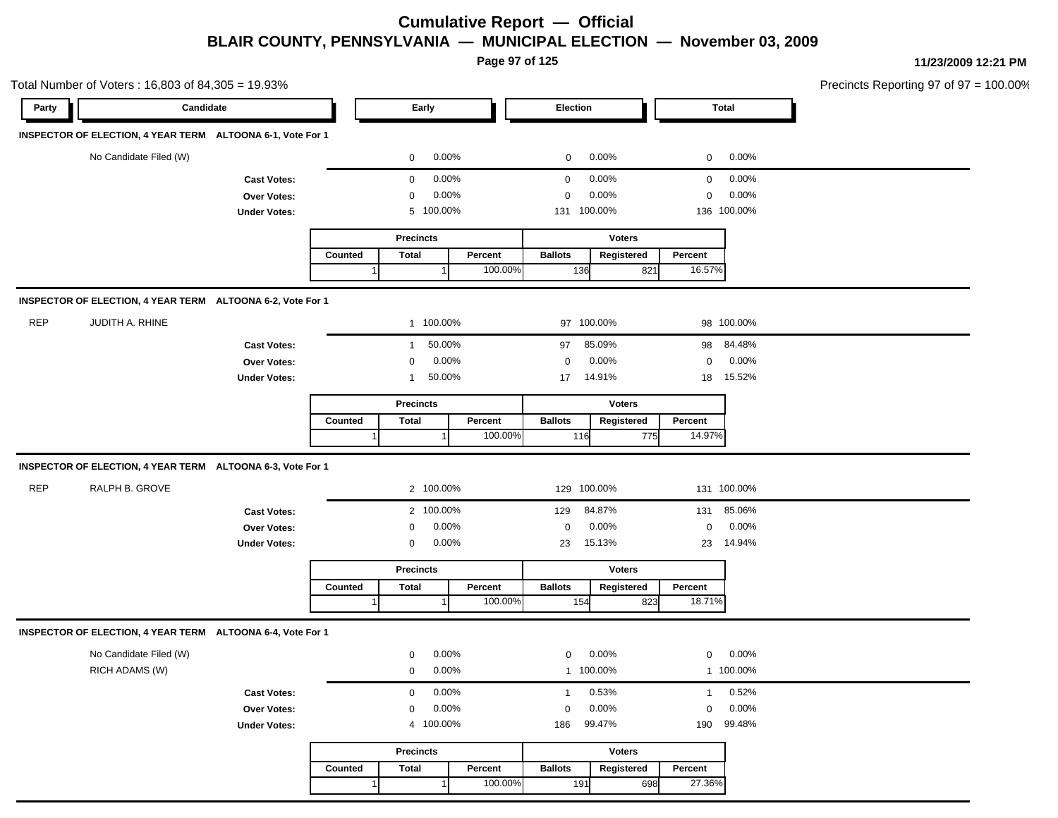# Cumulative Report — Official

## BLAIR COUNTY, PENNSYLVANIA — MUNICIPAL ELECTION — November 03, 2009

11/23/2009 12:21 PM

Total Number of Voters : 16,803 of 84,305 = 19.93%

Precincts Reporting 97 of 97 = 100.00%

### INSPECTOR OF ELECTION, 4 YEAR TERM ALTOONA 6-1, Vote For 1

| Party | Candidate | Early | | Election | | Total | |
|---|---|---|---|---|---|---|---|
| | No Candidate Filed (W) | 0 | 0.00% | 0 | 0.00% | 0 | 0.00% |
| | **Cast Votes:** | 0 | 0.00% | 0 | 0.00% | 0 | 0.00% |
| | **Over Votes:** | 0 | 0.00% | 0 | 0.00% | 0 | 0.00% |
| | **Under Votes:** | 5 | 100.00% | 131 | 100.00% | 136 | 100.00% |

| Precincts | | | Voters | | |
|---|---|---|---|---|---|
| Counted | Total | Percent | Ballots | Registered | Percent |
| 1 | 1 | 100.00% | 136 | 821 | 16.57% |

### INSPECTOR OF ELECTION, 4 YEAR TERM ALTOONA 6-2, Vote For 1

| Party | Candidate | Early | | Election | | Total | |
|---|---|---|---|---|---|---|---|
| REP | JUDITH A. RHINE | 1 | 100.00% | 97 | 100.00% | 98 | 100.00% |
| | **Cast Votes:** | 1 | 50.00% | 97 | 85.09% | 98 | 84.48% |
| | **Over Votes:** | 0 | 0.00% | 0 | 0.00% | 0 | 0.00% |
| | **Under Votes:** | 1 | 50.00% | 17 | 14.91% | 18 | 15.52% |

| Precincts | | | Voters | | |
|---|---|---|---|---|---|
| Counted | Total | Percent | Ballots | Registered | Percent |
| 1 | 1 | 100.00% | 116 | 775 | 14.97% |

### INSPECTOR OF ELECTION, 4 YEAR TERM ALTOONA 6-3, Vote For 1

| Party | Candidate | Early | | Election | | Total | |
|---|---|---|---|---|---|---|---|
| REP | RALPH B. GROVE | 2 | 100.00% | 129 | 100.00% | 131 | 100.00% |
| | **Cast Votes:** | 2 | 100.00% | 129 | 84.87% | 131 | 85.06% |
| | **Over Votes:** | 0 | 0.00% | 0 | 0.00% | 0 | 0.00% |
| | **Under Votes:** | 0 | 0.00% | 23 | 15.13% | 23 | 14.94% |

| Precincts | | | Voters | | |
|---|---|---|---|---|---|
| Counted | Total | Percent | Ballots | Registered | Percent |
| 1 | 1 | 100.00% | 154 | 823 | 18.71% |

### INSPECTOR OF ELECTION, 4 YEAR TERM ALTOONA 6-4, Vote For 1

| Party | Candidate | Early | | Election | | Total | |
|---|---|---|---|---|---|---|---|
| | No Candidate Filed (W) | 0 | 0.00% | 0 | 0.00% | 0 | 0.00% |
| | RICH ADAMS (W) | 0 | 0.00% | 1 | 100.00% | 1 | 100.00% |
| | **Cast Votes:** | 0 | 0.00% | 1 | 0.53% | 1 | 0.52% |
| | **Over Votes:** | 0 | 0.00% | 0 | 0.00% | 0 | 0.00% |
| | **Under Votes:** | 4 | 100.00% | 186 | 99.47% | 190 | 99.48% |

| Precincts | | | Voters | | |
|---|---|---|---|---|---|
| Counted | Total | Percent | Ballots | Registered | Percent |
| 1 | 1 | 100.00% | 191 | 698 | 27.36% |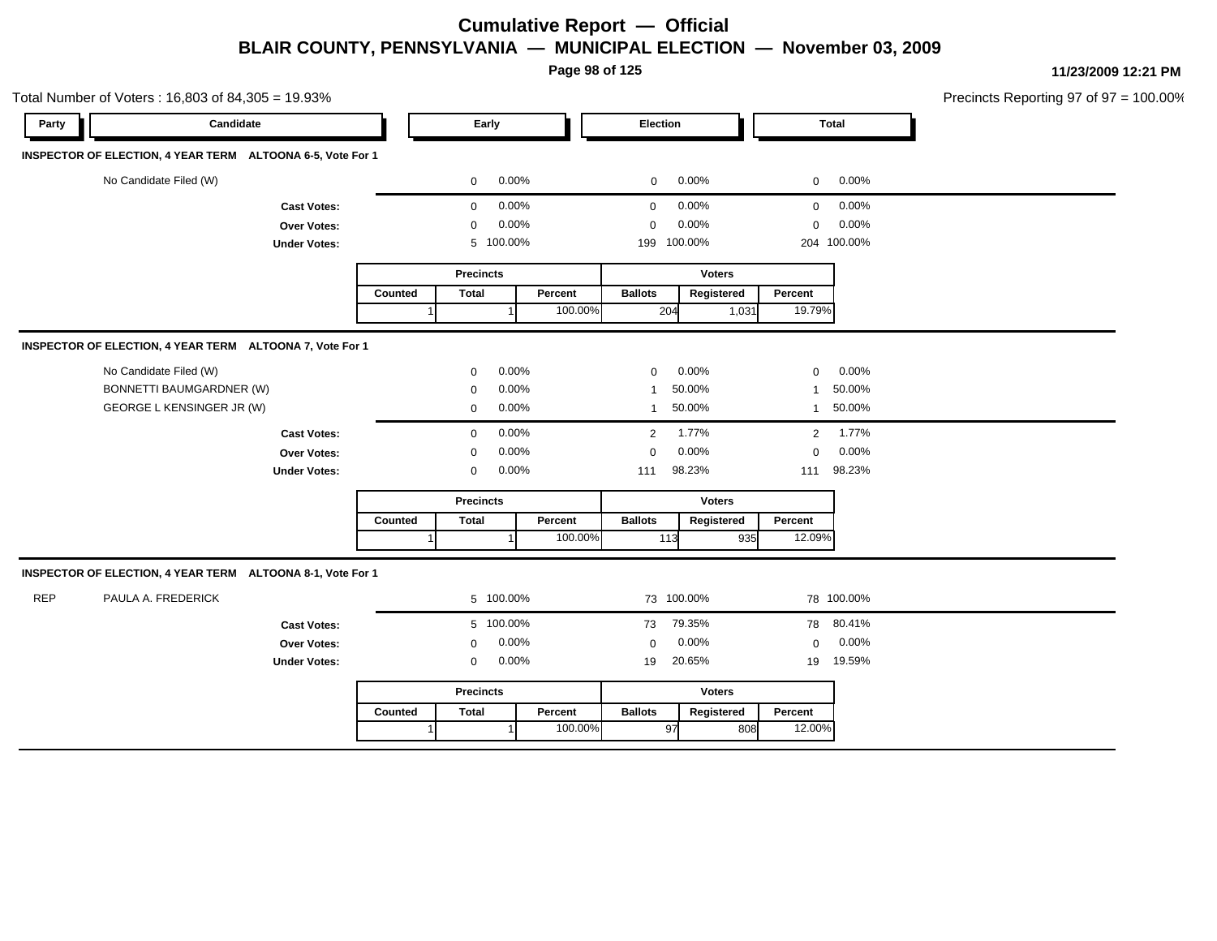# Cumulative Report — Official

## BLAIR COUNTY, PENNSYLVANIA — MUNICIPAL ELECTION — November 03, 2009

11/23/2009 12:21 PM

Total Number of Voters : 16,803 of 84,305 = 19.93%

Precincts Reporting 97 of 97 = 100.00%

### INSPECTOR OF ELECTION, 4 YEAR TERM ALTOONA 6-5, Vote For 1

| Party | Candidate | Early | | Election | | Total | |
|---|---|---|---|---|---|---|---|
| | No Candidate Filed (W) | 0 | 0.00% | 0 | 0.00% | 0 | 0.00% |
| | **Cast Votes:** | 0 | 0.00% | 0 | 0.00% | 0 | 0.00% |
| | **Over Votes:** | 0 | 0.00% | 0 | 0.00% | 0 | 0.00% |
| | **Under Votes:** | 5 | 100.00% | 199 | 100.00% | 204 | 100.00% |

| Precincts | | | Voters | | |
|---|---|---|---|---|---|
| Counted | Total | Percent | Ballots | Registered | Percent |
| 1 | 1 | 100.00% | 204 | 1,031 | 19.79% |

### INSPECTOR OF ELECTION, 4 YEAR TERM ALTOONA 7, Vote For 1

| Party | Candidate | Early | | Election | | Total | |
|---|---|---|---|---|---|---|---|
| | No Candidate Filed (W) | 0 | 0.00% | 0 | 0.00% | 0 | 0.00% |
| | BONNETTI BAUMGARDNER (W) | 0 | 0.00% | 1 | 50.00% | 1 | 50.00% |
| | GEORGE L KENSINGER JR (W) | 0 | 0.00% | 1 | 50.00% | 1 | 50.00% |
| | **Cast Votes:** | 0 | 0.00% | 2 | 1.77% | 2 | 1.77% |
| | **Over Votes:** | 0 | 0.00% | 0 | 0.00% | 0 | 0.00% |
| | **Under Votes:** | 0 | 0.00% | 111 | 98.23% | 111 | 98.23% |

| Precincts | | | Voters | | |
|---|---|---|---|---|---|
| Counted | Total | Percent | Ballots | Registered | Percent |
| 1 | 1 | 100.00% | 113 | 935 | 12.09% |

### INSPECTOR OF ELECTION, 4 YEAR TERM ALTOONA 8-1, Vote For 1

| Party | Candidate | Early | | Election | | Total | |
|---|---|---|---|---|---|---|---|
| REP | PAULA A. FREDERICK | 5 | 100.00% | 73 | 100.00% | 78 | 100.00% |
| | **Cast Votes:** | 5 | 100.00% | 73 | 79.35% | 78 | 80.41% |
| | **Over Votes:** | 0 | 0.00% | 0 | 0.00% | 0 | 0.00% |
| | **Under Votes:** | 0 | 0.00% | 19 | 20.65% | 19 | 19.59% |

| Precincts | | | Voters | | |
|---|---|---|---|---|---|
| Counted | Total | Percent | Ballots | Registered | Percent |
| 1 | 1 | 100.00% | 97 | 808 | 12.00% |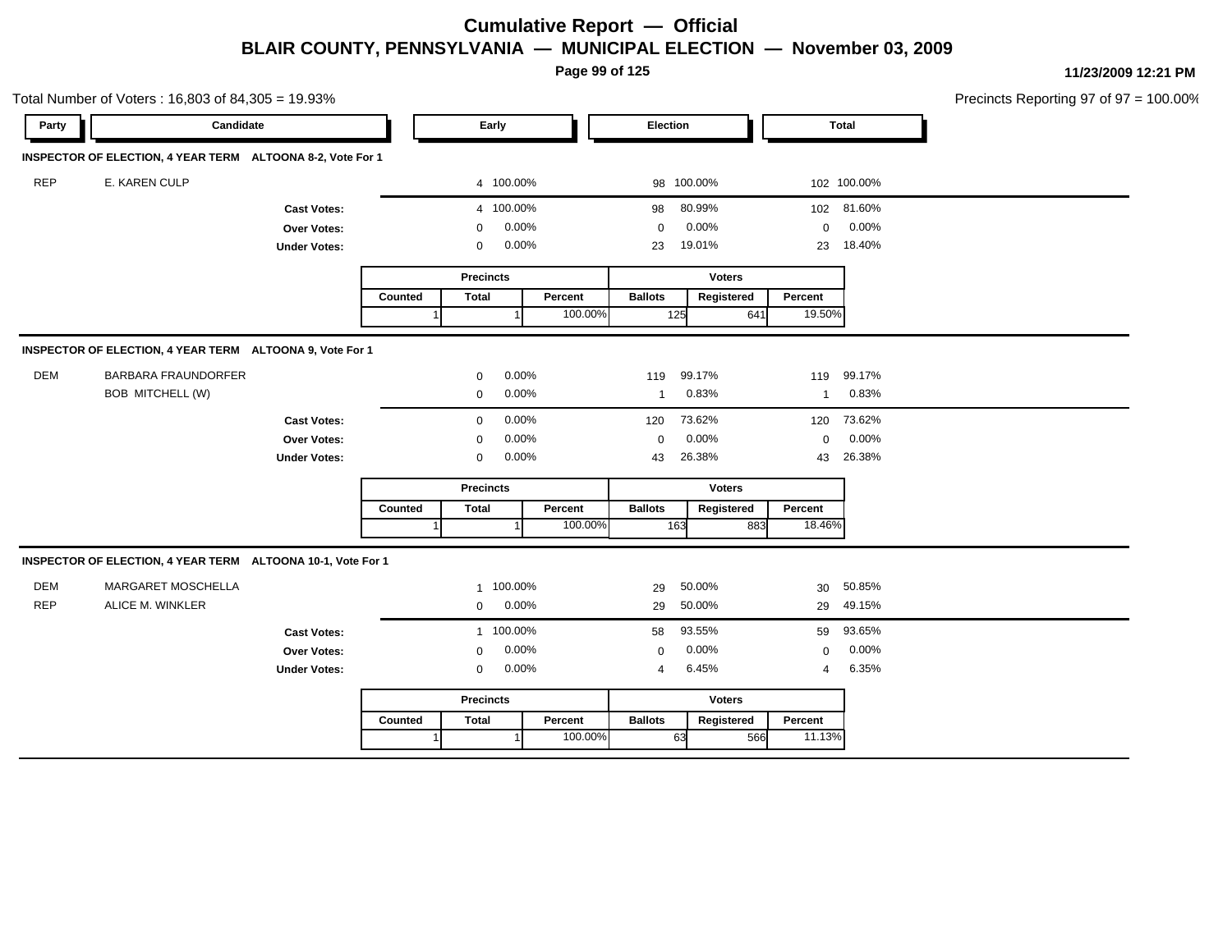# Cumulative Report — Official

## BLAIR COUNTY, PENNSYLVANIA — MUNICIPAL ELECTION — November 03, 2009

11/23/2009 12:21 PM

Total Number of Voters : 16,803 of 84,305 = 19.93%

Precincts Reporting 97 of 97 = 100.00%

### INSPECTOR OF ELECTION, 4 YEAR TERM ALTOONA 8-2, Vote For 1

| Party | Candidate | Early | | Election | | Total | |
|---|---|---|---|---|---|---|---|
| REP | E. KAREN CULP | 4 | 100.00% | 98 | 100.00% | 102 | 100.00% |
| | **Cast Votes:** | 4 | 100.00% | 98 | 80.99% | 102 | 81.60% |
| | **Over Votes:** | 0 | 0.00% | 0 | 0.00% | 0 | 0.00% |
| | **Under Votes:** | 0 | 0.00% | 23 | 19.01% | 23 | 18.40% |

| Precincts | | | Voters | | |
|---|---|---|---|---|---|
| Counted | Total | Percent | Ballots | Registered | Percent |
| 1 | 1 | 100.00% | 125 | 641 | 19.50% |

### INSPECTOR OF ELECTION, 4 YEAR TERM ALTOONA 9, Vote For 1

| Party | Candidate | Early | | Election | | Total | |
|---|---|---|---|---|---|---|---|
| DEM | BARBARA FRAUNDORFER | 0 | 0.00% | 119 | 99.17% | 119 | 99.17% |
| | BOB MITCHELL (W) | 0 | 0.00% | 1 | 0.83% | 1 | 0.83% |
| | **Cast Votes:** | 0 | 0.00% | 120 | 73.62% | 120 | 73.62% |
| | **Over Votes:** | 0 | 0.00% | 0 | 0.00% | 0 | 0.00% |
| | **Under Votes:** | 0 | 0.00% | 43 | 26.38% | 43 | 26.38% |

| Precincts | | | Voters | | |
|---|---|---|---|---|---|
| Counted | Total | Percent | Ballots | Registered | Percent |
| 1 | 1 | 100.00% | 163 | 883 | 18.46% |

### INSPECTOR OF ELECTION, 4 YEAR TERM ALTOONA 10-1, Vote For 1

| Party | Candidate | Early | | Election | | Total | |
|---|---|---|---|---|---|---|---|
| DEM | MARGARET MOSCHELLA | 1 | 100.00% | 29 | 50.00% | 30 | 50.85% |
| REP | ALICE M. WINKLER | 0 | 0.00% | 29 | 50.00% | 29 | 49.15% |
| | **Cast Votes:** | 1 | 100.00% | 58 | 93.55% | 59 | 93.65% |
| | **Over Votes:** | 0 | 0.00% | 0 | 0.00% | 0 | 0.00% |
| | **Under Votes:** | 0 | 0.00% | 4 | 6.45% | 4 | 6.35% |

| Precincts | | | Voters | | |
|---|---|---|---|---|---|
| Counted | Total | Percent | Ballots | Registered | Percent |
| 1 | 1 | 100.00% | 63 | 566 | 11.13% |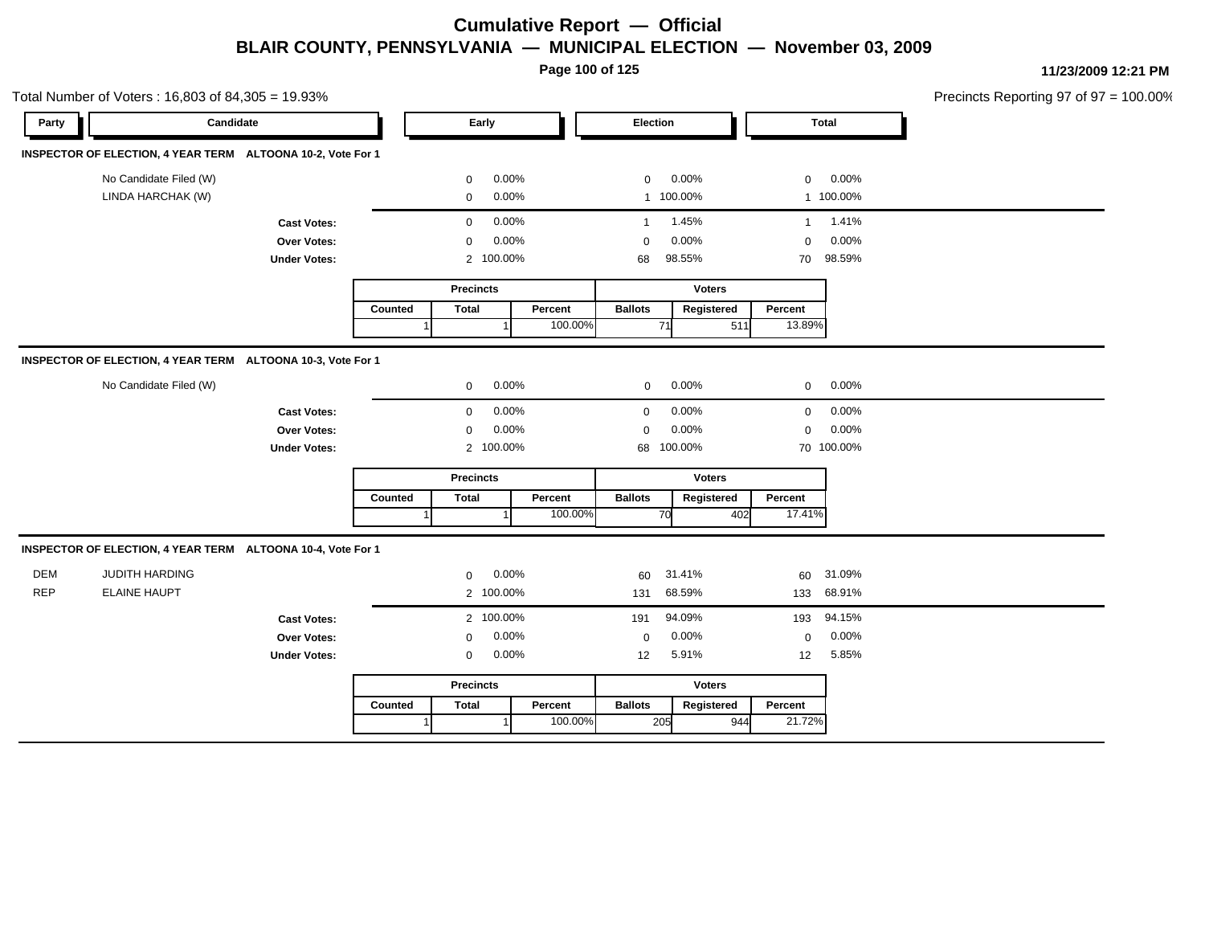# Cumulative Report — Official

## BLAIR COUNTY, PENNSYLVANIA — MUNICIPAL ELECTION — November 03, 2009

11/23/2009 12:21 PM

Total Number of Voters : 16,803 of 84,305 = 19.93%

Precincts Reporting 97 of 97 = 100.00%

### INSPECTOR OF ELECTION, 4 YEAR TERM ALTOONA 10-2, Vote For 1

| Party | Candidate | Early | | Election | | Total | |
|---|---|---|---|---|---|---|---|
| | No Candidate Filed (W) | 0 | 0.00% | 0 | 0.00% | 0 | 0.00% |
| | LINDA HARCHAK (W) | 0 | 0.00% | 1 | 100.00% | 1 | 100.00% |
| | **Cast Votes:** | 0 | 0.00% | 1 | 1.45% | 1 | 1.41% |
| | **Over Votes:** | 0 | 0.00% | 0 | 0.00% | 0 | 0.00% |
| | **Under Votes:** | 2 | 100.00% | 68 | 98.55% | 70 | 98.59% |

| Precincts | | | Voters | | |
|---|---|---|---|---|---|
| Counted | Total | Percent | Ballots | Registered | Percent |
| 1 | 1 | 100.00% | 71 | 511 | 13.89% |

### INSPECTOR OF ELECTION, 4 YEAR TERM ALTOONA 10-3, Vote For 1

| Party | Candidate | Early | | Election | | Total | |
|---|---|---|---|---|---|---|---|
| | No Candidate Filed (W) | 0 | 0.00% | 0 | 0.00% | 0 | 0.00% |
| | **Cast Votes:** | 0 | 0.00% | 0 | 0.00% | 0 | 0.00% |
| | **Over Votes:** | 0 | 0.00% | 0 | 0.00% | 0 | 0.00% |
| | **Under Votes:** | 2 | 100.00% | 68 | 100.00% | 70 | 100.00% |

| Precincts | | | Voters | | |
|---|---|---|---|---|---|
| Counted | Total | Percent | Ballots | Registered | Percent |
| 1 | 1 | 100.00% | 70 | 402 | 17.41% |

### INSPECTOR OF ELECTION, 4 YEAR TERM ALTOONA 10-4, Vote For 1

| Party | Candidate | Early | | Election | | Total | |
|---|---|---|---|---|---|---|---|
| DEM | JUDITH HARDING | 0 | 0.00% | 60 | 31.41% | 60 | 31.09% |
| REP | ELAINE HAUPT | 2 | 100.00% | 131 | 68.59% | 133 | 68.91% |
| | **Cast Votes:** | 2 | 100.00% | 191 | 94.09% | 193 | 94.15% |
| | **Over Votes:** | 0 | 0.00% | 0 | 0.00% | 0 | 0.00% |
| | **Under Votes:** | 0 | 0.00% | 12 | 5.91% | 12 | 5.85% |

| Precincts | | | Voters | | |
|---|---|---|---|---|---|
| Counted | Total | Percent | Ballots | Registered | Percent |
| 1 | 1 | 100.00% | 205 | 944 | 21.72% |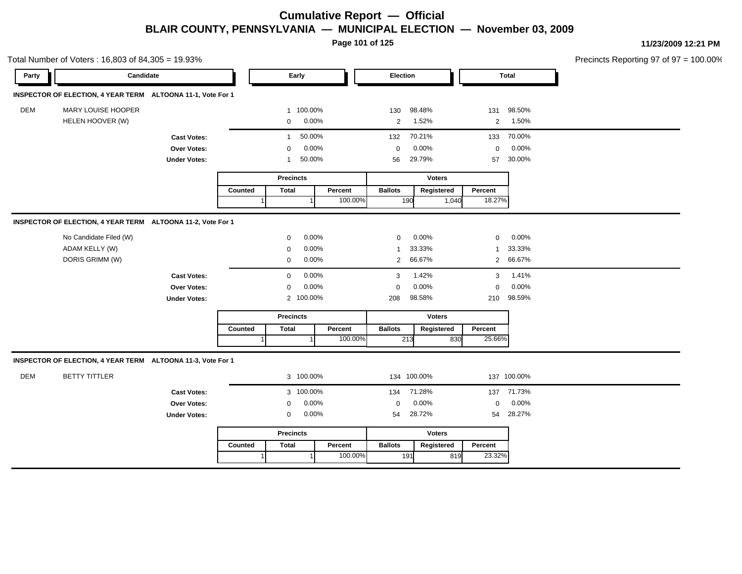# Cumulative Report — Official

## BLAIR COUNTY, PENNSYLVANIA — MUNICIPAL ELECTION — November 03, 2009

11/23/2009 12:21 PM

Total Number of Voters : 16,803 of 84,305 = 19.93%

Precincts Reporting 97 of 97 = 100.00%

| Party | Candidate | Early | | Election | | Total | |
|---|---|---|---|---|---|---|---|

### INSPECTOR OF ELECTION, 4 YEAR TERM ALTOONA 11-1, Vote For 1

| Party | Candidate | Early | | Election | | Total | |
|---|---|---|---|---|---|---|---|
| DEM | MARY LOUISE HOOPER | 1 | 100.00% | 130 | 98.48% | 131 | 98.50% |
| | HELEN HOOVER (W) | 0 | 0.00% | 2 | 1.52% | 2 | 1.50% |
| | **Cast Votes:** | 1 | 50.00% | 132 | 70.21% | 133 | 70.00% |
| | **Over Votes:** | 0 | 0.00% | 0 | 0.00% | 0 | 0.00% |
| | **Under Votes:** | 1 | 50.00% | 56 | 29.79% | 57 | 30.00% |

| Precincts | | | Voters | | |
|---|---|---|---|---|---|
| Counted | Total | Percent | Ballots | Registered | Percent |
| 1 | 1 | 100.00% | 190 | 1,040 | 18.27% |

### INSPECTOR OF ELECTION, 4 YEAR TERM ALTOONA 11-2, Vote For 1

| Party | Candidate | Early | | Election | | Total | |
|---|---|---|---|---|---|---|---|
| | No Candidate Filed (W) | 0 | 0.00% | 0 | 0.00% | 0 | 0.00% |
| | ADAM KELLY (W) | 0 | 0.00% | 1 | 33.33% | 1 | 33.33% |
| | DORIS GRIMM (W) | 0 | 0.00% | 2 | 66.67% | 2 | 66.67% |
| | **Cast Votes:** | 0 | 0.00% | 3 | 1.42% | 3 | 1.41% |
| | **Over Votes:** | 0 | 0.00% | 0 | 0.00% | 0 | 0.00% |
| | **Under Votes:** | 2 | 100.00% | 208 | 98.58% | 210 | 98.59% |

| Precincts | | | Voters | | |
|---|---|---|---|---|---|
| Counted | Total | Percent | Ballots | Registered | Percent |
| 1 | 1 | 100.00% | 213 | 830 | 25.66% |

### INSPECTOR OF ELECTION, 4 YEAR TERM ALTOONA 11-3, Vote For 1

| Party | Candidate | Early | | Election | | Total | |
|---|---|---|---|---|---|---|---|
| DEM | BETTY TITTLER | 3 | 100.00% | 134 | 100.00% | 137 | 100.00% |
| | **Cast Votes:** | 3 | 100.00% | 134 | 71.28% | 137 | 71.73% |
| | **Over Votes:** | 0 | 0.00% | 0 | 0.00% | 0 | 0.00% |
| | **Under Votes:** | 0 | 0.00% | 54 | 28.72% | 54 | 28.27% |

| Precincts | | | Voters | | |
|---|---|---|---|---|---|
| Counted | Total | Percent | Ballots | Registered | Percent |
| 1 | 1 | 100.00% | 191 | 819 | 23.32% |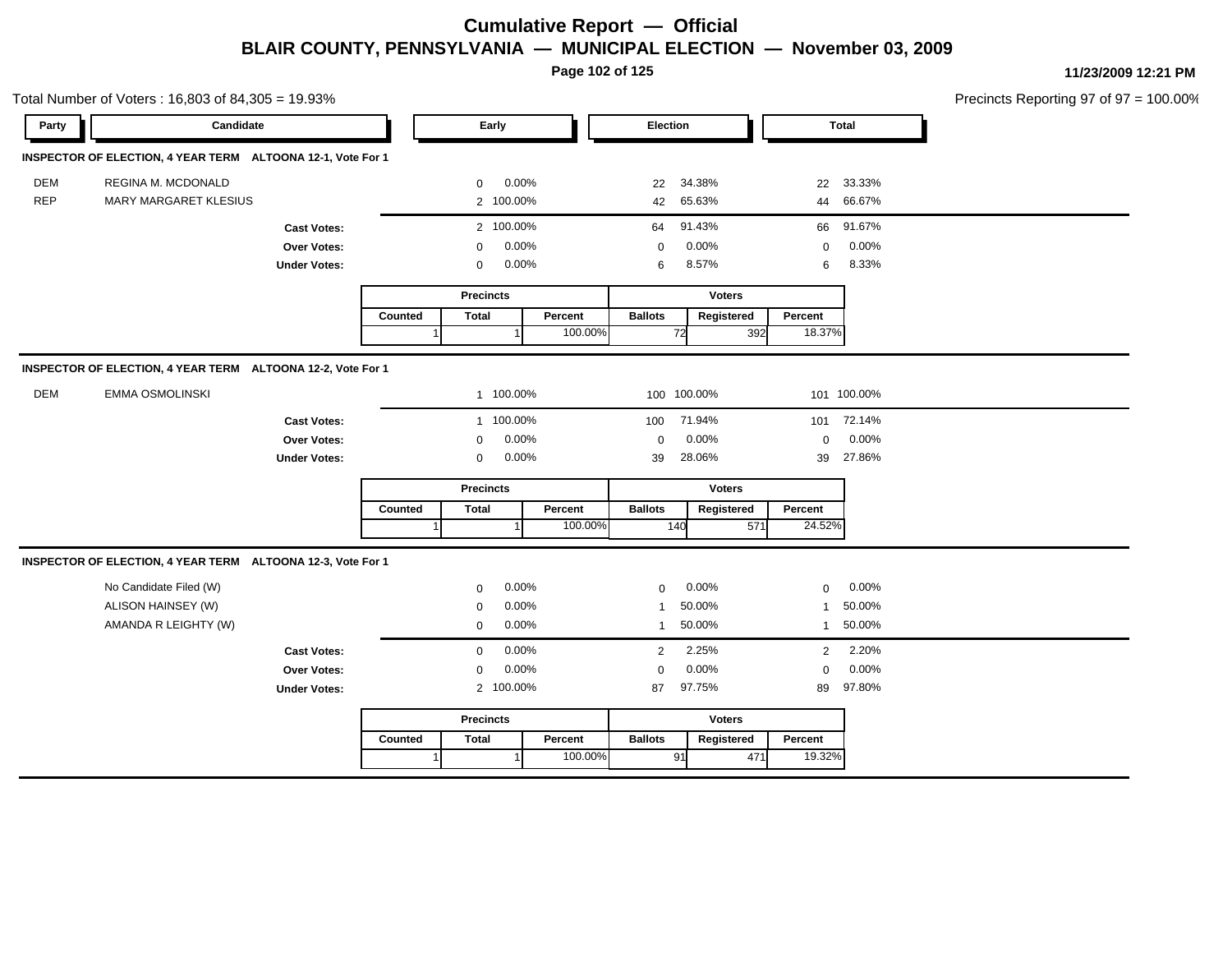# Cumulative Report — Official

## BLAIR COUNTY, PENNSYLVANIA — MUNICIPAL ELECTION — November 03, 2009

11/23/2009 12:21 PM

Total Number of Voters : 16,803 of 84,305 = 19.93%

Precincts Reporting 97 of 97 = 100.00%

### INSPECTOR OF ELECTION, 4 YEAR TERM ALTOONA 12-1, Vote For 1

| Party | Candidate | Early | | Election | | Total | |
|---|---|---|---|---|---|---|---|
| DEM | REGINA M. MCDONALD | 0 | 0.00% | 22 | 34.38% | 22 | 33.33% |
| REP | MARY MARGARET KLESIUS | 2 | 100.00% | 42 | 65.63% | 44 | 66.67% |
| | **Cast Votes:** | 2 | 100.00% | 64 | 91.43% | 66 | 91.67% |
| | **Over Votes:** | 0 | 0.00% | 0 | 0.00% | 0 | 0.00% |
| | **Under Votes:** | 0 | 0.00% | 6 | 8.57% | 6 | 8.33% |

| Precincts | | | Voters | | |
|---|---|---|---|---|---|
| Counted | Total | Percent | Ballots | Registered | Percent |
| 1 | 1 | 100.00% | 72 | 392 | 18.37% |

### INSPECTOR OF ELECTION, 4 YEAR TERM ALTOONA 12-2, Vote For 1

| Party | Candidate | Early | | Election | | Total | |
|---|---|---|---|---|---|---|---|
| DEM | EMMA OSMOLINSKI | 1 | 100.00% | 100 | 100.00% | 101 | 100.00% |
| | **Cast Votes:** | 1 | 100.00% | 100 | 71.94% | 101 | 72.14% |
| | **Over Votes:** | 0 | 0.00% | 0 | 0.00% | 0 | 0.00% |
| | **Under Votes:** | 0 | 0.00% | 39 | 28.06% | 39 | 27.86% |

| Precincts | | | Voters | | |
|---|---|---|---|---|---|
| Counted | Total | Percent | Ballots | Registered | Percent |
| 1 | 1 | 100.00% | 140 | 571 | 24.52% |

### INSPECTOR OF ELECTION, 4 YEAR TERM ALTOONA 12-3, Vote For 1

| Party | Candidate | Early | | Election | | Total | |
|---|---|---|---|---|---|---|---|
| | No Candidate Filed (W) | 0 | 0.00% | 0 | 0.00% | 0 | 0.00% |
| | ALISON HAINSEY (W) | 0 | 0.00% | 1 | 50.00% | 1 | 50.00% |
| | AMANDA R LEIGHTY (W) | 0 | 0.00% | 1 | 50.00% | 1 | 50.00% |
| | **Cast Votes:** | 0 | 0.00% | 2 | 2.25% | 2 | 2.20% |
| | **Over Votes:** | 0 | 0.00% | 0 | 0.00% | 0 | 0.00% |
| | **Under Votes:** | 2 | 100.00% | 87 | 97.75% | 89 | 97.80% |

| Precincts | | | Voters | | |
|---|---|---|---|---|---|
| Counted | Total | Percent | Ballots | Registered | Percent |
| 1 | 1 | 100.00% | 91 | 471 | 19.32% |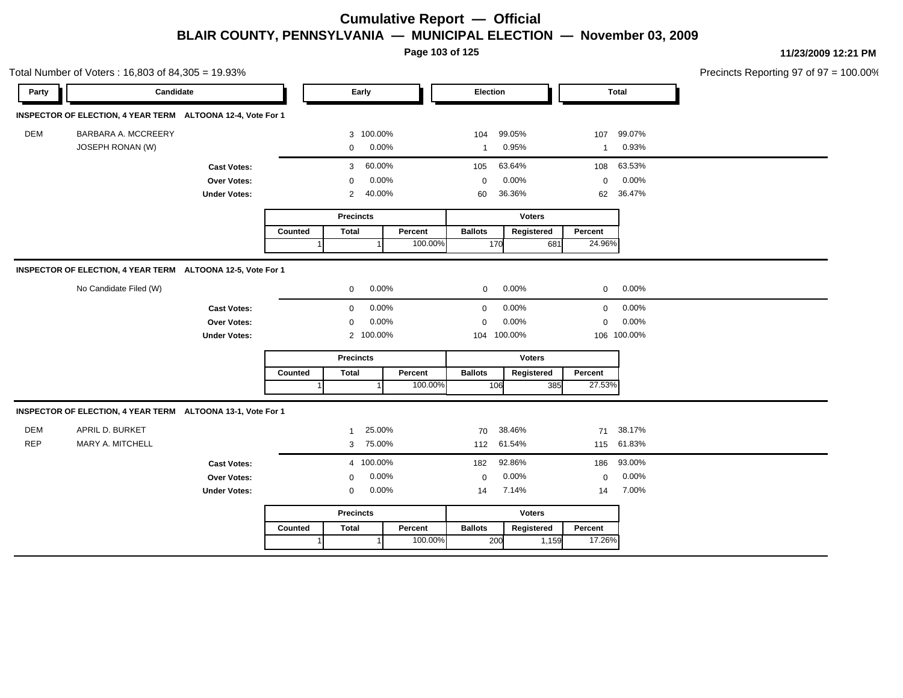# Cumulative Report — Official
## BLAIR COUNTY, PENNSYLVANIA — MUNICIPAL ELECTION — November 03, 2009

11/23/2009 12:21 PM

Total Number of Voters : 16,803 of 84,305 = 19.93%

Precincts Reporting 97 of 97 = 100.00%

### INSPECTOR OF ELECTION, 4 YEAR TERM ALTOONA 12-4, Vote For 1

| Party | Candidate | Early | | Election | | Total | |
|---|---|---|---|---|---|---|---|
| DEM | BARBARA A. MCCREERY | 3 | 100.00% | 104 | 99.05% | 107 | 99.07% |
| | JOSEPH RONAN (W) | 0 | 0.00% | 1 | 0.95% | 1 | 0.93% |
| | **Cast Votes:** | 3 | 60.00% | 105 | 63.64% | 108 | 63.53% |
| | **Over Votes:** | 0 | 0.00% | 0 | 0.00% | 0 | 0.00% |
| | **Under Votes:** | 2 | 40.00% | 60 | 36.36% | 62 | 36.47% |

| Precincts | | | Voters | | |
|---|---|---|---|---|---|
| Counted | Total | Percent | Ballots | Registered | Percent |
| 1 | 1 | 100.00% | 170 | 681 | 24.96% |

### INSPECTOR OF ELECTION, 4 YEAR TERM ALTOONA 12-5, Vote For 1

| Party | Candidate | Early | | Election | | Total | |
|---|---|---|---|---|---|---|---|
| | No Candidate Filed (W) | 0 | 0.00% | 0 | 0.00% | 0 | 0.00% |
| | **Cast Votes:** | 0 | 0.00% | 0 | 0.00% | 0 | 0.00% |
| | **Over Votes:** | 0 | 0.00% | 0 | 0.00% | 0 | 0.00% |
| | **Under Votes:** | 2 | 100.00% | 104 | 100.00% | 106 | 100.00% |

| Precincts | | | Voters | | |
|---|---|---|---|---|---|
| Counted | Total | Percent | Ballots | Registered | Percent |
| 1 | 1 | 100.00% | 106 | 385 | 27.53% |

### INSPECTOR OF ELECTION, 4 YEAR TERM ALTOONA 13-1, Vote For 1

| Party | Candidate | Early | | Election | | Total | |
|---|---|---|---|---|---|---|---|
| DEM | APRIL D. BURKET | 1 | 25.00% | 70 | 38.46% | 71 | 38.17% |
| REP | MARY A. MITCHELL | 3 | 75.00% | 112 | 61.54% | 115 | 61.83% |
| | **Cast Votes:** | 4 | 100.00% | 182 | 92.86% | 186 | 93.00% |
| | **Over Votes:** | 0 | 0.00% | 0 | 0.00% | 0 | 0.00% |
| | **Under Votes:** | 0 | 0.00% | 14 | 7.14% | 14 | 7.00% |

| Precincts | | | Voters | | |
|---|---|---|---|---|---|
| Counted | Total | Percent | Ballots | Registered | Percent |
| 1 | 1 | 100.00% | 200 | 1,159 | 17.26% |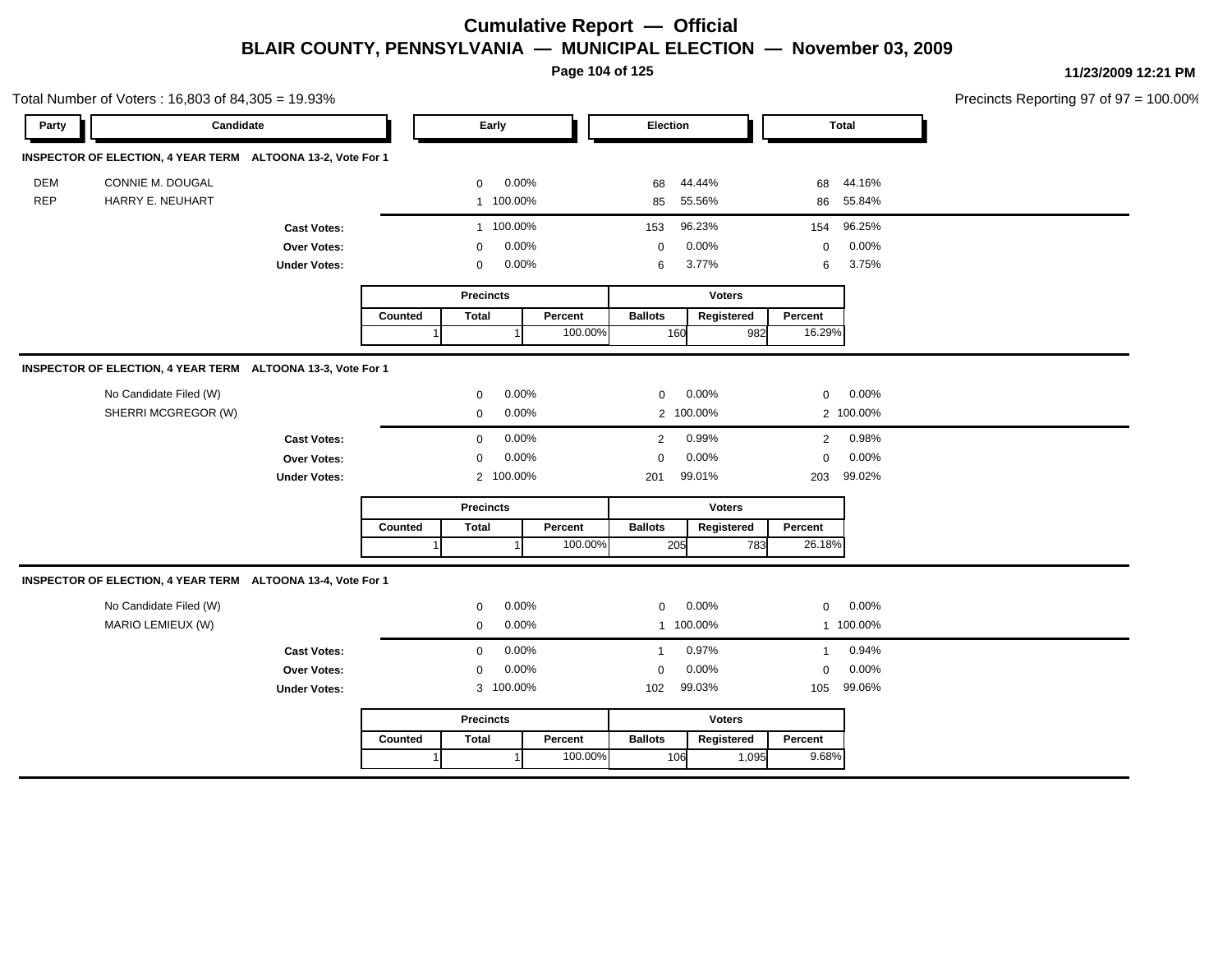# Cumulative Report — Official

## BLAIR COUNTY, PENNSYLVANIA — MUNICIPAL ELECTION — November 03, 2009

11/23/2009 12:21 PM

Total Number of Voters : 16,803 of 84,305 = 19.93%

Precincts Reporting 97 of 97 = 100.00%

### INSPECTOR OF ELECTION, 4 YEAR TERM ALTOONA 13-2, Vote For 1

| Party | Candidate | Early | | Election | | Total | |
|---|---|---|---|---|---|---|---|
| DEM | CONNIE M. DOUGAL | 0 | 0.00% | 68 | 44.44% | 68 | 44.16% |
| REP | HARRY E. NEUHART | 1 | 100.00% | 85 | 55.56% | 86 | 55.84% |
| | **Cast Votes:** | 1 | 100.00% | 153 | 96.23% | 154 | 96.25% |
| | **Over Votes:** | 0 | 0.00% | 0 | 0.00% | 0 | 0.00% |
| | **Under Votes:** | 0 | 0.00% | 6 | 3.77% | 6 | 3.75% |

| Precincts | | | Voters | | |
|---|---|---|---|---|---|
| Counted | Total | Percent | Ballots | Registered | Percent |
| 1 | 1 | 100.00% | 160 | 982 | 16.29% |

### INSPECTOR OF ELECTION, 4 YEAR TERM ALTOONA 13-3, Vote For 1

| Party | Candidate | Early | | Election | | Total | |
|---|---|---|---|---|---|---|---|
| | No Candidate Filed (W) | 0 | 0.00% | 0 | 0.00% | 0 | 0.00% |
| | SHERRI MCGREGOR (W) | 0 | 0.00% | 2 | 100.00% | 2 | 100.00% |
| | **Cast Votes:** | 0 | 0.00% | 2 | 0.99% | 2 | 0.98% |
| | **Over Votes:** | 0 | 0.00% | 0 | 0.00% | 0 | 0.00% |
| | **Under Votes:** | 2 | 100.00% | 201 | 99.01% | 203 | 99.02% |

| Precincts | | | Voters | | |
|---|---|---|---|---|---|
| Counted | Total | Percent | Ballots | Registered | Percent |
| 1 | 1 | 100.00% | 205 | 783 | 26.18% |

### INSPECTOR OF ELECTION, 4 YEAR TERM ALTOONA 13-4, Vote For 1

| Party | Candidate | Early | | Election | | Total | |
|---|---|---|---|---|---|---|---|
| | No Candidate Filed (W) | 0 | 0.00% | 0 | 0.00% | 0 | 0.00% |
| | MARIO LEMIEUX (W) | 0 | 0.00% | 1 | 100.00% | 1 | 100.00% |
| | **Cast Votes:** | 0 | 0.00% | 1 | 0.97% | 1 | 0.94% |
| | **Over Votes:** | 0 | 0.00% | 0 | 0.00% | 0 | 0.00% |
| | **Under Votes:** | 3 | 100.00% | 102 | 99.03% | 105 | 99.06% |

| Precincts | | | Voters | | |
|---|---|---|---|---|---|
| Counted | Total | Percent | Ballots | Registered | Percent |
| 1 | 1 | 100.00% | 106 | 1,095 | 9.68% |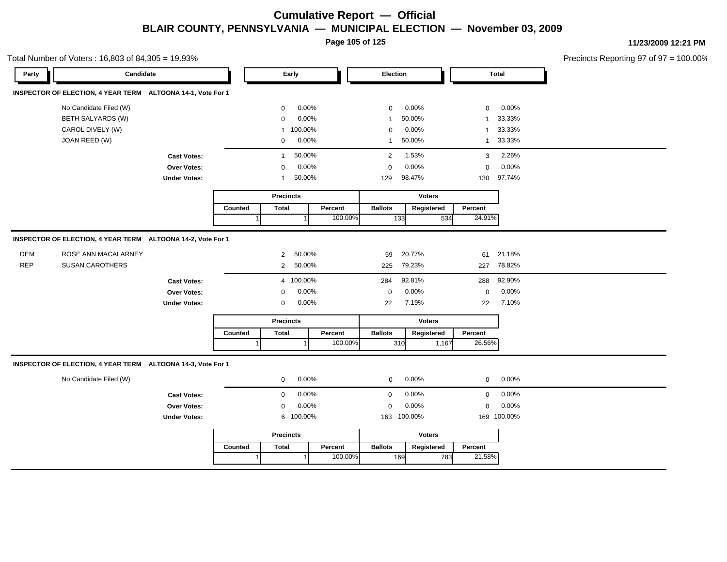# Cumulative Report — Official

## BLAIR COUNTY, PENNSYLVANIA — MUNICIPAL ELECTION — November 03, 2009

11/23/2009 12:21 PM

Total Number of Voters : 16,803 of 84,305 = 19.93%

Precincts Reporting 97 of 97 = 100.00%

### INSPECTOR OF ELECTION, 4 YEAR TERM ALTOONA 14-1, Vote For 1

| Party | Candidate | Early | | Election | | Total | |
|---|---|---|---|---|---|---|---|
| | No Candidate Filed (W) | 0 | 0.00% | 0 | 0.00% | 0 | 0.00% |
| | BETH SALYARDS (W) | 0 | 0.00% | 1 | 50.00% | 1 | 33.33% |
| | CAROL DIVELY (W) | 1 | 100.00% | 0 | 0.00% | 1 | 33.33% |
| | JOAN REED (W) | 0 | 0.00% | 1 | 50.00% | 1 | 33.33% |
| | **Cast Votes:** | 1 | 50.00% | 2 | 1.53% | 3 | 2.26% |
| | **Over Votes:** | 0 | 0.00% | 0 | 0.00% | 0 | 0.00% |
| | **Under Votes:** | 1 | 50.00% | 129 | 98.47% | 130 | 97.74% |

| Precincts | | | Voters | | |
|---|---|---|---|---|---|
| Counted | Total | Percent | Ballots | Registered | Percent |
| 1 | 1 | 100.00% | 133 | 534 | 24.91% |

### INSPECTOR OF ELECTION, 4 YEAR TERM ALTOONA 14-2, Vote For 1

| Party | Candidate | Early | | Election | | Total | |
|---|---|---|---|---|---|---|---|
| DEM | ROSE ANN MACALARNEY | 2 | 50.00% | 59 | 20.77% | 61 | 21.18% |
| REP | SUSAN CAROTHERS | 2 | 50.00% | 225 | 79.23% | 227 | 78.82% |
| | **Cast Votes:** | 4 | 100.00% | 284 | 92.81% | 288 | 92.90% |
| | **Over Votes:** | 0 | 0.00% | 0 | 0.00% | 0 | 0.00% |
| | **Under Votes:** | 0 | 0.00% | 22 | 7.19% | 22 | 7.10% |

| Precincts | | | Voters | | |
|---|---|---|---|---|---|
| Counted | Total | Percent | Ballots | Registered | Percent |
| 1 | 1 | 100.00% | 310 | 1,167 | 26.56% |

### INSPECTOR OF ELECTION, 4 YEAR TERM ALTOONA 14-3, Vote For 1

| Party | Candidate | Early | | Election | | Total | |
|---|---|---|---|---|---|---|---|
| | No Candidate Filed (W) | 0 | 0.00% | 0 | 0.00% | 0 | 0.00% |
| | **Cast Votes:** | 0 | 0.00% | 0 | 0.00% | 0 | 0.00% |
| | **Over Votes:** | 0 | 0.00% | 0 | 0.00% | 0 | 0.00% |
| | **Under Votes:** | 6 | 100.00% | 163 | 100.00% | 169 | 100.00% |

| Precincts | | | Voters | | |
|---|---|---|---|---|---|
| Counted | Total | Percent | Ballots | Registered | Percent |
| 1 | 1 | 100.00% | 169 | 783 | 21.58% |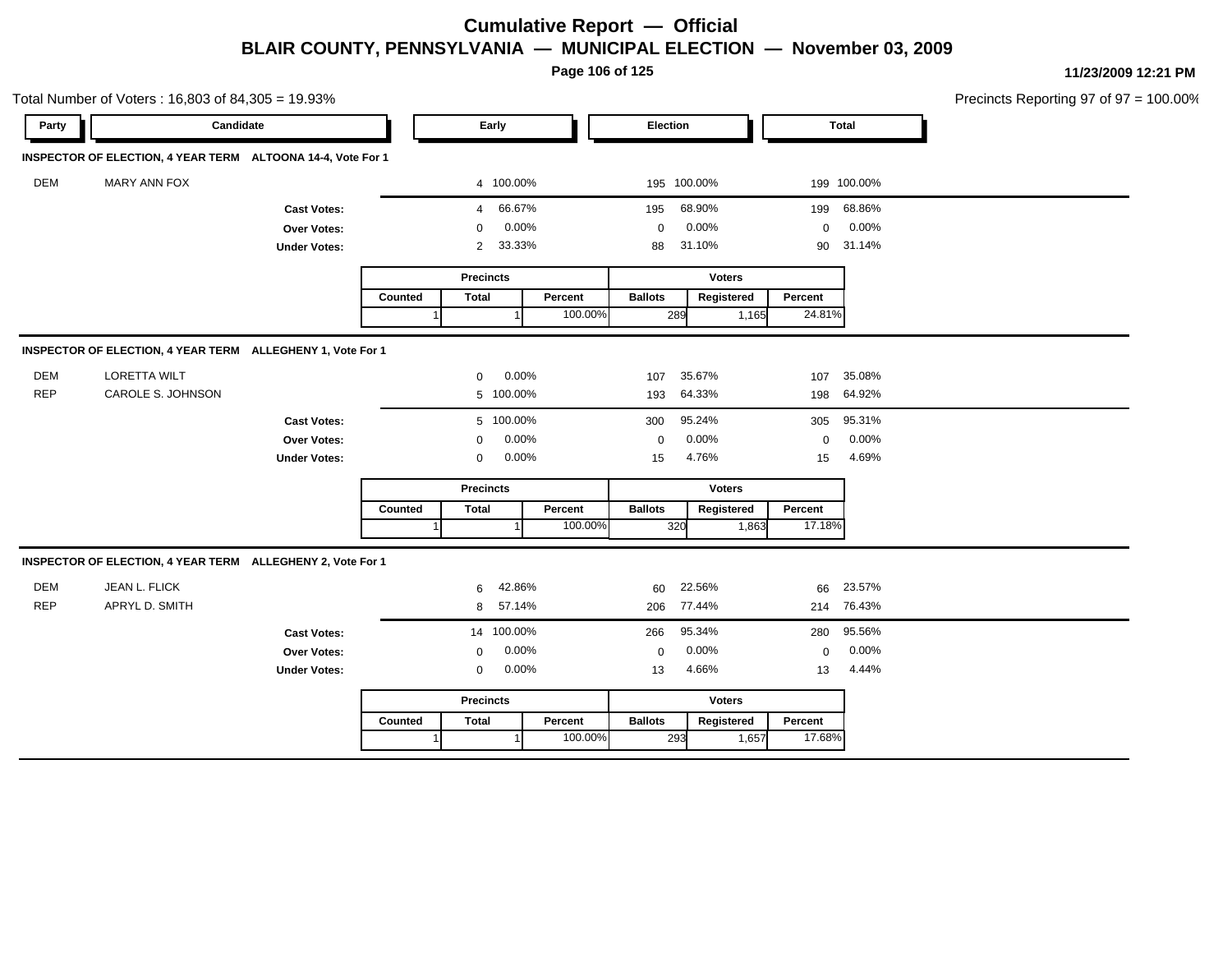# Cumulative Report — Official

## BLAIR COUNTY, PENNSYLVANIA — MUNICIPAL ELECTION — November 03, 2009

11/23/2009 12:21 PM

Total Number of Voters : 16,803 of 84,305 = 19.93%

Precincts Reporting 97 of 97 = 100.00%

### INSPECTOR OF ELECTION, 4 YEAR TERM ALTOONA 14-4, Vote For 1

| Party | Candidate | Early | | Election | | Total | |
|---|---|---|---|---|---|---|---|
| DEM | MARY ANN FOX | 4 | 100.00% | 195 | 100.00% | 199 | 100.00% |
| | **Cast Votes:** | 4 | 66.67% | 195 | 68.90% | 199 | 68.86% |
| | **Over Votes:** | 0 | 0.00% | 0 | 0.00% | 0 | 0.00% |
| | **Under Votes:** | 2 | 33.33% | 88 | 31.10% | 90 | 31.14% |

| Precincts | | | Voters | | |
|---|---|---|---|---|---|
| Counted | Total | Percent | Ballots | Registered | Percent |
| 1 | 1 | 100.00% | 289 | 1,165 | 24.81% |

### INSPECTOR OF ELECTION, 4 YEAR TERM ALLEGHENY 1, Vote For 1

| Party | Candidate | Early | | Election | | Total | |
|---|---|---|---|---|---|---|---|
| DEM | LORETTA WILT | 0 | 0.00% | 107 | 35.67% | 107 | 35.08% |
| REP | CAROLE S. JOHNSON | 5 | 100.00% | 193 | 64.33% | 198 | 64.92% |
| | **Cast Votes:** | 5 | 100.00% | 300 | 95.24% | 305 | 95.31% |
| | **Over Votes:** | 0 | 0.00% | 0 | 0.00% | 0 | 0.00% |
| | **Under Votes:** | 0 | 0.00% | 15 | 4.76% | 15 | 4.69% |

| Precincts | | | Voters | | |
|---|---|---|---|---|---|
| Counted | Total | Percent | Ballots | Registered | Percent |
| 1 | 1 | 100.00% | 320 | 1,863 | 17.18% |

### INSPECTOR OF ELECTION, 4 YEAR TERM ALLEGHENY 2, Vote For 1

| Party | Candidate | Early | | Election | | Total | |
|---|---|---|---|---|---|---|---|
| DEM | JEAN L. FLICK | 6 | 42.86% | 60 | 22.56% | 66 | 23.57% |
| REP | APRYL D. SMITH | 8 | 57.14% | 206 | 77.44% | 214 | 76.43% |
| | **Cast Votes:** | 14 | 100.00% | 266 | 95.34% | 280 | 95.56% |
| | **Over Votes:** | 0 | 0.00% | 0 | 0.00% | 0 | 0.00% |
| | **Under Votes:** | 0 | 0.00% | 13 | 4.66% | 13 | 4.44% |

| Precincts | | | Voters | | |
|---|---|---|---|---|---|
| Counted | Total | Percent | Ballots | Registered | Percent |
| 1 | 1 | 100.00% | 293 | 1,657 | 17.68% |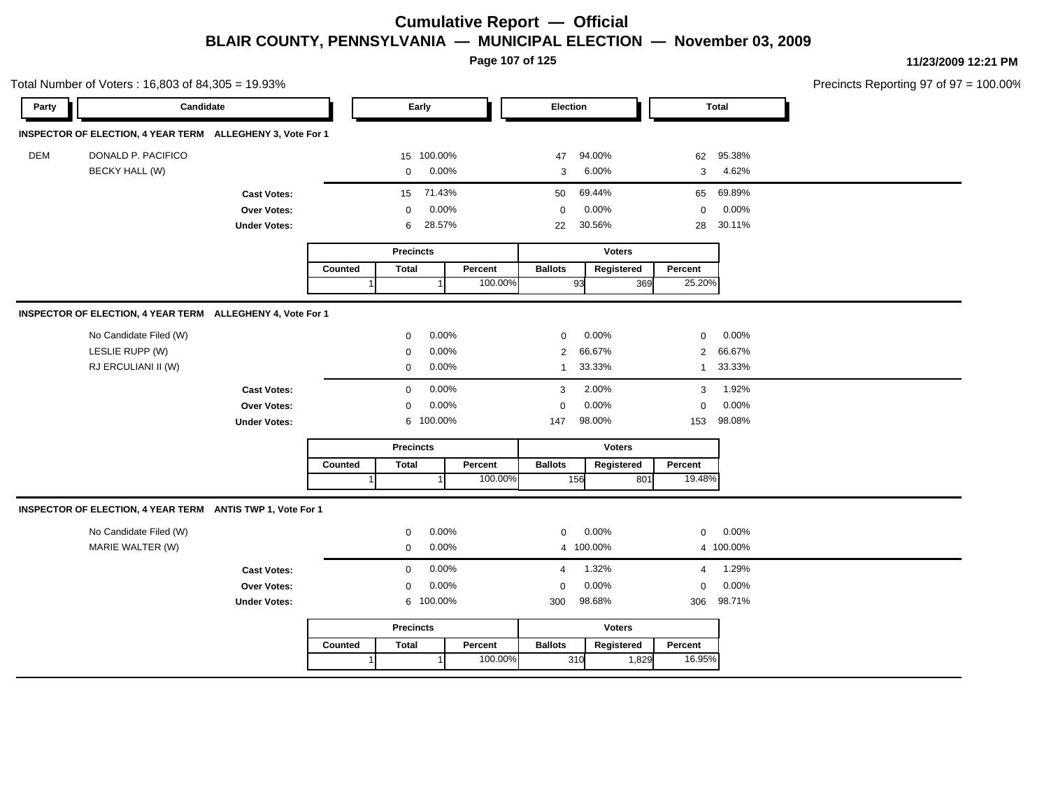# Cumulative Report — Official

## BLAIR COUNTY, PENNSYLVANIA — MUNICIPAL ELECTION — November 03, 2009

11/23/2009 12:21 PM

Total Number of Voters : 16,803 of 84,305 = 19.93%

Precincts Reporting 97 of 97 = 100.00%

### INSPECTOR OF ELECTION, 4 YEAR TERM ALLEGHENY 3, Vote For 1

| Party | Candidate | Early | | Election | | Total | |
|---|---|---|---|---|---|---|---|
| DEM | DONALD P. PACIFICO | 15 | 100.00% | 47 | 94.00% | 62 | 95.38% |
| | BECKY HALL (W) | 0 | 0.00% | 3 | 6.00% | 3 | 4.62% |
| | **Cast Votes:** | 15 | 71.43% | 50 | 69.44% | 65 | 69.89% |
| | **Over Votes:** | 0 | 0.00% | 0 | 0.00% | 0 | 0.00% |
| | **Under Votes:** | 6 | 28.57% | 22 | 30.56% | 28 | 30.11% |

| Precincts | | | Voters | | |
|---|---|---|---|---|---|
| Counted | Total | Percent | Ballots | Registered | Percent |
| 1 | 1 | 100.00% | 93 | 369 | 25.20% |

### INSPECTOR OF ELECTION, 4 YEAR TERM ALLEGHENY 4, Vote For 1

| Party | Candidate | Early | | Election | | Total | |
|---|---|---|---|---|---|---|---|
| | No Candidate Filed (W) | 0 | 0.00% | 0 | 0.00% | 0 | 0.00% |
| | LESLIE RUPP (W) | 0 | 0.00% | 2 | 66.67% | 2 | 66.67% |
| | RJ ERCULIANI II (W) | 0 | 0.00% | 1 | 33.33% | 1 | 33.33% |
| | **Cast Votes:** | 0 | 0.00% | 3 | 2.00% | 3 | 1.92% |
| | **Over Votes:** | 0 | 0.00% | 0 | 0.00% | 0 | 0.00% |
| | **Under Votes:** | 6 | 100.00% | 147 | 98.00% | 153 | 98.08% |

| Precincts | | | Voters | | |
|---|---|---|---|---|---|
| Counted | Total | Percent | Ballots | Registered | Percent |
| 1 | 1 | 100.00% | 156 | 801 | 19.48% |

### INSPECTOR OF ELECTION, 4 YEAR TERM ANTIS TWP 1, Vote For 1

| Party | Candidate | Early | | Election | | Total | |
|---|---|---|---|---|---|---|---|
| | No Candidate Filed (W) | 0 | 0.00% | 0 | 0.00% | 0 | 0.00% |
| | MARIE WALTER (W) | 0 | 0.00% | 4 | 100.00% | 4 | 100.00% |
| | **Cast Votes:** | 0 | 0.00% | 4 | 1.32% | 4 | 1.29% |
| | **Over Votes:** | 0 | 0.00% | 0 | 0.00% | 0 | 0.00% |
| | **Under Votes:** | 6 | 100.00% | 300 | 98.68% | 306 | 98.71% |

| Precincts | | | Voters | | |
|---|---|---|---|---|---|
| Counted | Total | Percent | Ballots | Registered | Percent |
| 1 | 1 | 100.00% | 310 | 1,829 | 16.95% |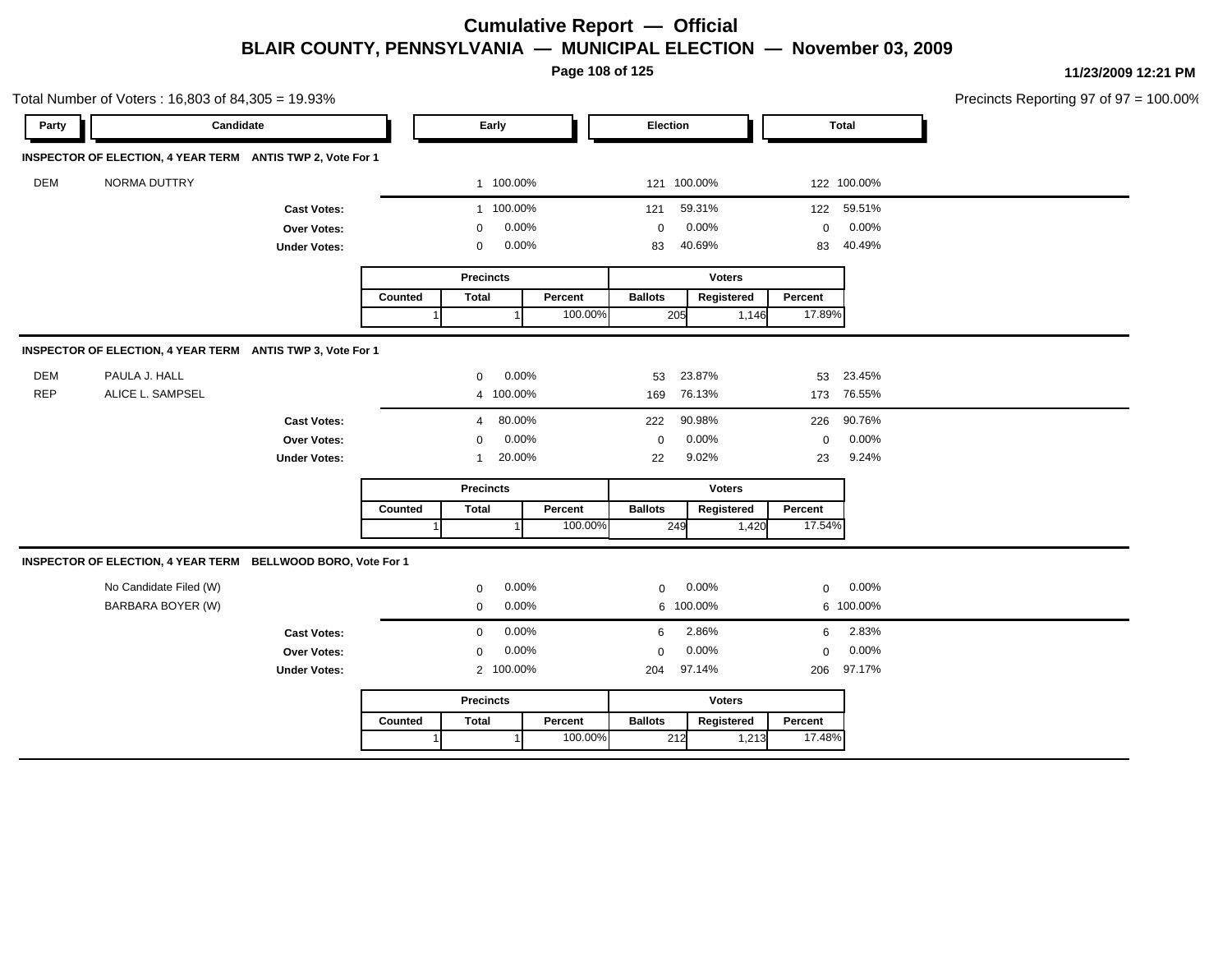# Cumulative Report — Official

## BLAIR COUNTY, PENNSYLVANIA — MUNICIPAL ELECTION — November 03, 2009

11/23/2009 12:21 PM

Total Number of Voters : 16,803 of 84,305 = 19.93%

Precincts Reporting 97 of 97 = 100.00%

### INSPECTOR OF ELECTION, 4 YEAR TERM ANTIS TWP 2, Vote For 1

| Party | Candidate | Early | | Election | | Total | |
|---|---|---|---|---|---|---|---|
| DEM | NORMA DUTTRY | 1 | 100.00% | 121 | 100.00% | 122 | 100.00% |
| | **Cast Votes:** | 1 | 100.00% | 121 | 59.31% | 122 | 59.51% |
| | **Over Votes:** | 0 | 0.00% | 0 | 0.00% | 0 | 0.00% |
| | **Under Votes:** | 0 | 0.00% | 83 | 40.69% | 83 | 40.49% |

| Precincts | | | Voters | | |
|---|---|---|---|---|---|
| Counted | Total | Percent | Ballots | Registered | Percent |
| 1 | 1 | 100.00% | 205 | 1,146 | 17.89% |

### INSPECTOR OF ELECTION, 4 YEAR TERM ANTIS TWP 3, Vote For 1

| Party | Candidate | Early | | Election | | Total | |
|---|---|---|---|---|---|---|---|
| DEM | PAULA J. HALL | 0 | 0.00% | 53 | 23.87% | 53 | 23.45% |
| REP | ALICE L. SAMPSEL | 4 | 100.00% | 169 | 76.13% | 173 | 76.55% |
| | **Cast Votes:** | 4 | 80.00% | 222 | 90.98% | 226 | 90.76% |
| | **Over Votes:** | 0 | 0.00% | 0 | 0.00% | 0 | 0.00% |
| | **Under Votes:** | 1 | 20.00% | 22 | 9.02% | 23 | 9.24% |

| Precincts | | | Voters | | |
|---|---|---|---|---|---|
| Counted | Total | Percent | Ballots | Registered | Percent |
| 1 | 1 | 100.00% | 249 | 1,420 | 17.54% |

### INSPECTOR OF ELECTION, 4 YEAR TERM BELLWOOD BORO, Vote For 1

| Party | Candidate | Early | | Election | | Total | |
|---|---|---|---|---|---|---|---|
| | No Candidate Filed (W) | 0 | 0.00% | 0 | 0.00% | 0 | 0.00% |
| | BARBARA BOYER (W) | 0 | 0.00% | 6 | 100.00% | 6 | 100.00% |
| | **Cast Votes:** | 0 | 0.00% | 6 | 2.86% | 6 | 2.83% |
| | **Over Votes:** | 0 | 0.00% | 0 | 0.00% | 0 | 0.00% |
| | **Under Votes:** | 2 | 100.00% | 204 | 97.14% | 206 | 97.17% |

| Precincts | | | Voters | | |
|---|---|---|---|---|---|
| Counted | Total | Percent | Ballots | Registered | Percent |
| 1 | 1 | 100.00% | 212 | 1,213 | 17.48% |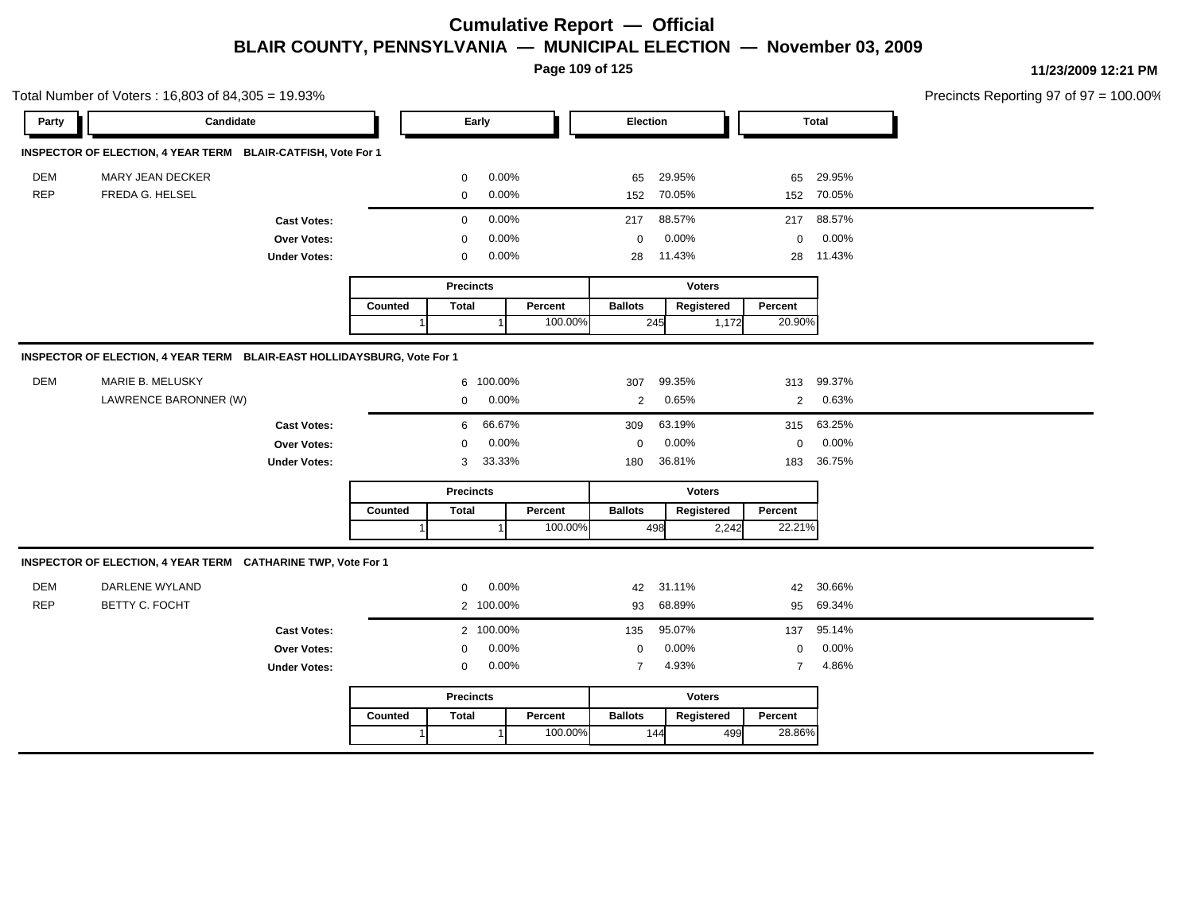# Cumulative Report — Official
## BLAIR COUNTY, PENNSYLVANIA — MUNICIPAL ELECTION — November 03, 2009

11/23/2009 12:21 PM

Total Number of Voters : 16,803 of 84,305 = 19.93%

Precincts Reporting 97 of 97 = 100.00%

### INSPECTOR OF ELECTION, 4 YEAR TERM BLAIR-CATFISH, Vote For 1

| Party | Candidate | Early | | Election | | Total | |
|---|---|---|---|---|---|---|---|
| DEM | MARY JEAN DECKER | 0 | 0.00% | 65 | 29.95% | 65 | 29.95% |
| REP | FREDA G. HELSEL | 0 | 0.00% | 152 | 70.05% | 152 | 70.05% |
| | **Cast Votes:** | 0 | 0.00% | 217 | 88.57% | 217 | 88.57% |
| | **Over Votes:** | 0 | 0.00% | 0 | 0.00% | 0 | 0.00% |
| | **Under Votes:** | 0 | 0.00% | 28 | 11.43% | 28 | 11.43% |

| Precincts | | | Voters | | |
|---|---|---|---|---|---|
| Counted | Total | Percent | Ballots | Registered | Percent |
| 1 | 1 | 100.00% | 245 | 1,172 | 20.90% |

### INSPECTOR OF ELECTION, 4 YEAR TERM BLAIR-EAST HOLLIDAYSBURG, Vote For 1

| Party | Candidate | Early | | Election | | Total | |
|---|---|---|---|---|---|---|---|
| DEM | MARIE B. MELUSKY | 6 | 100.00% | 307 | 99.35% | 313 | 99.37% |
| | LAWRENCE BARONNER (W) | 0 | 0.00% | 2 | 0.65% | 2 | 0.63% |
| | **Cast Votes:** | 6 | 66.67% | 309 | 63.19% | 315 | 63.25% |
| | **Over Votes:** | 0 | 0.00% | 0 | 0.00% | 0 | 0.00% |
| | **Under Votes:** | 3 | 33.33% | 180 | 36.81% | 183 | 36.75% |

| Precincts | | | Voters | | |
|---|---|---|---|---|---|
| Counted | Total | Percent | Ballots | Registered | Percent |
| 1 | 1 | 100.00% | 498 | 2,242 | 22.21% |

### INSPECTOR OF ELECTION, 4 YEAR TERM CATHARINE TWP, Vote For 1

| Party | Candidate | Early | | Election | | Total | |
|---|---|---|---|---|---|---|---|
| DEM | DARLENE WYLAND | 0 | 0.00% | 42 | 31.11% | 42 | 30.66% |
| REP | BETTY C. FOCHT | 2 | 100.00% | 93 | 68.89% | 95 | 69.34% |
| | **Cast Votes:** | 2 | 100.00% | 135 | 95.07% | 137 | 95.14% |
| | **Over Votes:** | 0 | 0.00% | 0 | 0.00% | 0 | 0.00% |
| | **Under Votes:** | 0 | 0.00% | 7 | 4.93% | 7 | 4.86% |

| Precincts | | | Voters | | |
|---|---|---|---|---|---|
| Counted | Total | Percent | Ballots | Registered | Percent |
| 1 | 1 | 100.00% | 144 | 499 | 28.86% |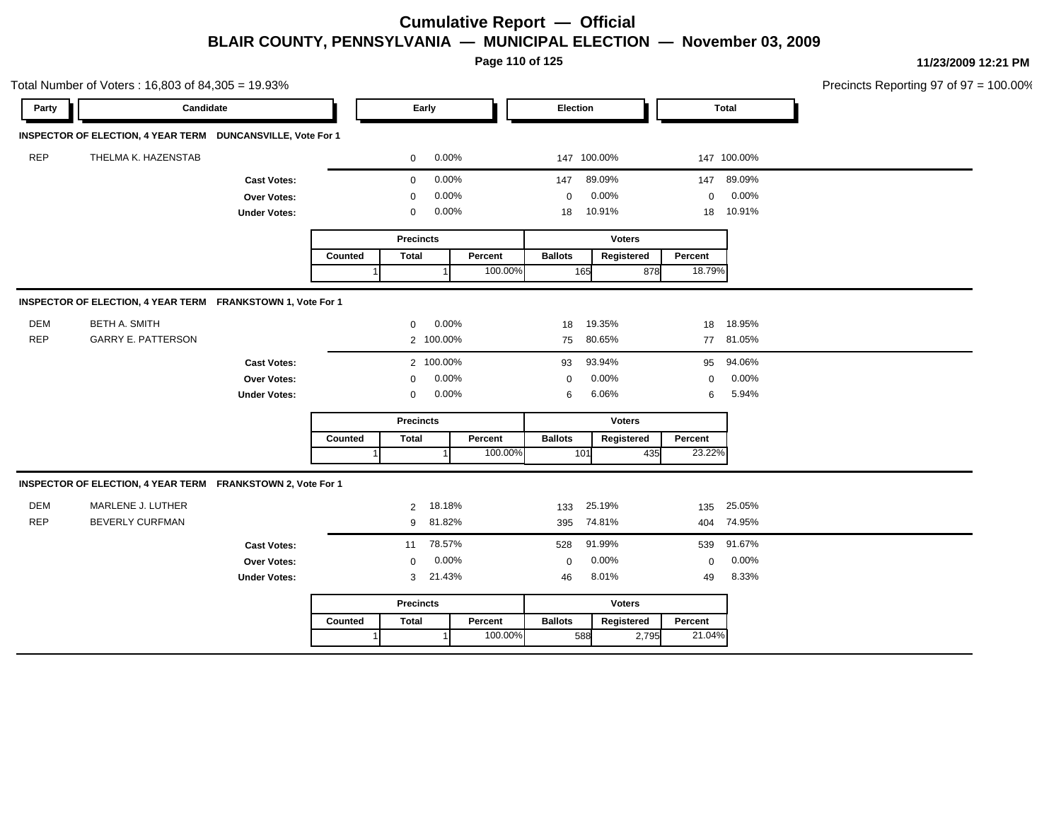# Cumulative Report — Official

## BLAIR COUNTY, PENNSYLVANIA — MUNICIPAL ELECTION — November 03, 2009

11/23/2009 12:21 PM

Total Number of Voters : 16,803 of 84,305 = 19.93%

Precincts Reporting 97 of 97 = 100.00%

### INSPECTOR OF ELECTION, 4 YEAR TERM DUNCANSVILLE, Vote For 1

| Party | Candidate | Early | | Election | | Total | |
|---|---|---|---|---|---|---|---|
| REP | THELMA K. HAZENSTAB | 0 | 0.00% | 147 | 100.00% | 147 | 100.00% |
| | **Cast Votes:** | 0 | 0.00% | 147 | 89.09% | 147 | 89.09% |
| | **Over Votes:** | 0 | 0.00% | 0 | 0.00% | 0 | 0.00% |
| | **Under Votes:** | 0 | 0.00% | 18 | 10.91% | 18 | 10.91% |

| Precincts | | | Voters | | |
|---|---|---|---|---|---|
| Counted | Total | Percent | Ballots | Registered | Percent |
| 1 | 1 | 100.00% | 165 | 878 | 18.79% |

### INSPECTOR OF ELECTION, 4 YEAR TERM FRANKSTOWN 1, Vote For 1

| Party | Candidate | Early | | Election | | Total | |
|---|---|---|---|---|---|---|---|
| DEM | BETH A. SMITH | 0 | 0.00% | 18 | 19.35% | 18 | 18.95% |
| REP | GARRY E. PATTERSON | 2 | 100.00% | 75 | 80.65% | 77 | 81.05% |
| | **Cast Votes:** | 2 | 100.00% | 93 | 93.94% | 95 | 94.06% |
| | **Over Votes:** | 0 | 0.00% | 0 | 0.00% | 0 | 0.00% |
| | **Under Votes:** | 0 | 0.00% | 6 | 6.06% | 6 | 5.94% |

| Precincts | | | Voters | | |
|---|---|---|---|---|---|
| Counted | Total | Percent | Ballots | Registered | Percent |
| 1 | 1 | 100.00% | 101 | 435 | 23.22% |

### INSPECTOR OF ELECTION, 4 YEAR TERM FRANKSTOWN 2, Vote For 1

| Party | Candidate | Early | | Election | | Total | |
|---|---|---|---|---|---|---|---|
| DEM | MARLENE J. LUTHER | 2 | 18.18% | 133 | 25.19% | 135 | 25.05% |
| REP | BEVERLY CURFMAN | 9 | 81.82% | 395 | 74.81% | 404 | 74.95% |
| | **Cast Votes:** | 11 | 78.57% | 528 | 91.99% | 539 | 91.67% |
| | **Over Votes:** | 0 | 0.00% | 0 | 0.00% | 0 | 0.00% |
| | **Under Votes:** | 3 | 21.43% | 46 | 8.01% | 49 | 8.33% |

| Precincts | | | Voters | | |
|---|---|---|---|---|---|
| Counted | Total | Percent | Ballots | Registered | Percent |
| 1 | 1 | 100.00% | 588 | 2,795 | 21.04% |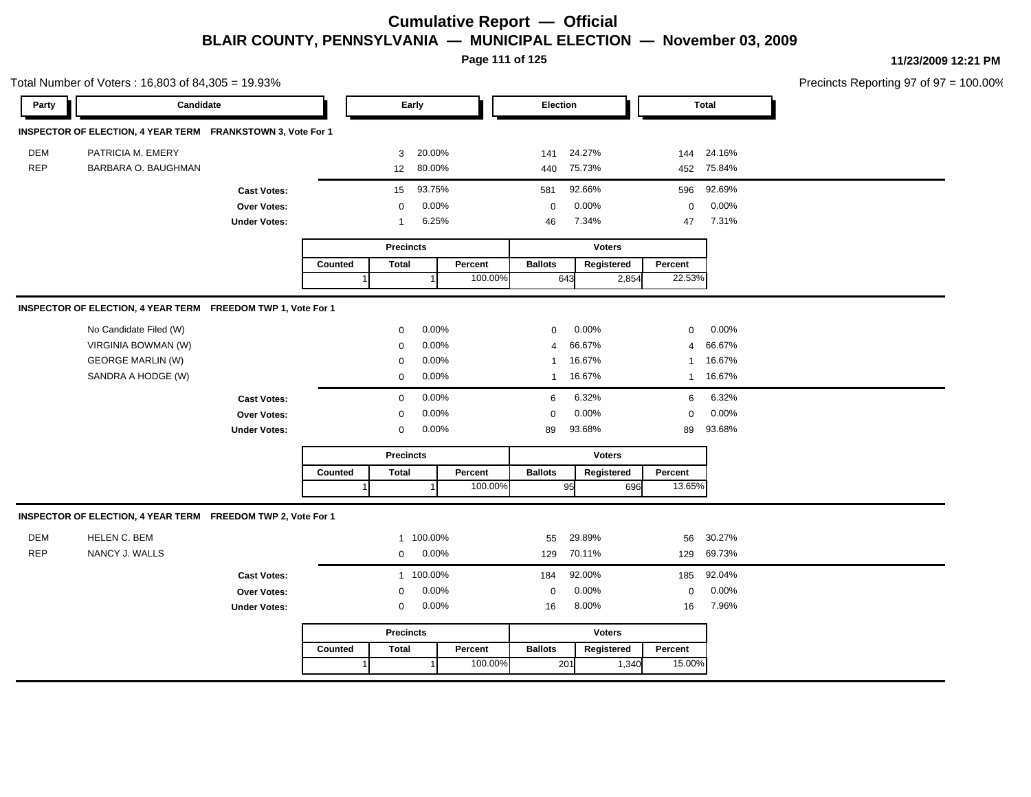# Cumulative Report — Official

## BLAIR COUNTY, PENNSYLVANIA — MUNICIPAL ELECTION — November 03, 2009

11/23/2009 12:21 PM

Total Number of Voters : 16,803 of 84,305 = 19.93%

Precincts Reporting 97 of 97 = 100.00%

### INSPECTOR OF ELECTION, 4 YEAR TERM FRANKSTOWN 3, Vote For 1

| Party | Candidate | Early | | Election | | Total | |
|---|---|---|---|---|---|---|---|
| DEM | PATRICIA M. EMERY | 3 | 20.00% | 141 | 24.27% | 144 | 24.16% |
| REP | BARBARA O. BAUGHMAN | 12 | 80.00% | 440 | 75.73% | 452 | 75.84% |
| | **Cast Votes:** | 15 | 93.75% | 581 | 92.66% | 596 | 92.69% |
| | **Over Votes:** | 0 | 0.00% | 0 | 0.00% | 0 | 0.00% |
| | **Under Votes:** | 1 | 6.25% | 46 | 7.34% | 47 | 7.31% |

| Precincts | | | Voters | | |
|---|---|---|---|---|---|
| Counted | Total | Percent | Ballots | Registered | Percent |
| 1 | 1 | 100.00% | 643 | 2,854 | 22.53% |

### INSPECTOR OF ELECTION, 4 YEAR TERM FREEDOM TWP 1, Vote For 1

| Party | Candidate | Early | | Election | | Total | |
|---|---|---|---|---|---|---|---|
| | No Candidate Filed (W) | 0 | 0.00% | 0 | 0.00% | 0 | 0.00% |
| | VIRGINIA BOWMAN (W) | 0 | 0.00% | 4 | 66.67% | 4 | 66.67% |
| | GEORGE MARLIN (W) | 0 | 0.00% | 1 | 16.67% | 1 | 16.67% |
| | SANDRA A HODGE (W) | 0 | 0.00% | 1 | 16.67% | 1 | 16.67% |
| | **Cast Votes:** | 0 | 0.00% | 6 | 6.32% | 6 | 6.32% |
| | **Over Votes:** | 0 | 0.00% | 0 | 0.00% | 0 | 0.00% |
| | **Under Votes:** | 0 | 0.00% | 89 | 93.68% | 89 | 93.68% |

| Precincts | | | Voters | | |
|---|---|---|---|---|---|
| Counted | Total | Percent | Ballots | Registered | Percent |
| 1 | 1 | 100.00% | 95 | 696 | 13.65% |

### INSPECTOR OF ELECTION, 4 YEAR TERM FREEDOM TWP 2, Vote For 1

| Party | Candidate | Early | | Election | | Total | |
|---|---|---|---|---|---|---|---|
| DEM | HELEN C. BEM | 1 | 100.00% | 55 | 29.89% | 56 | 30.27% |
| REP | NANCY J. WALLS | 0 | 0.00% | 129 | 70.11% | 129 | 69.73% |
| | **Cast Votes:** | 1 | 100.00% | 184 | 92.00% | 185 | 92.04% |
| | **Over Votes:** | 0 | 0.00% | 0 | 0.00% | 0 | 0.00% |
| | **Under Votes:** | 0 | 0.00% | 16 | 8.00% | 16 | 7.96% |

| Precincts | | | Voters | | |
|---|---|---|---|---|---|
| Counted | Total | Percent | Ballots | Registered | Percent |
| 1 | 1 | 100.00% | 201 | 1,340 | 15.00% |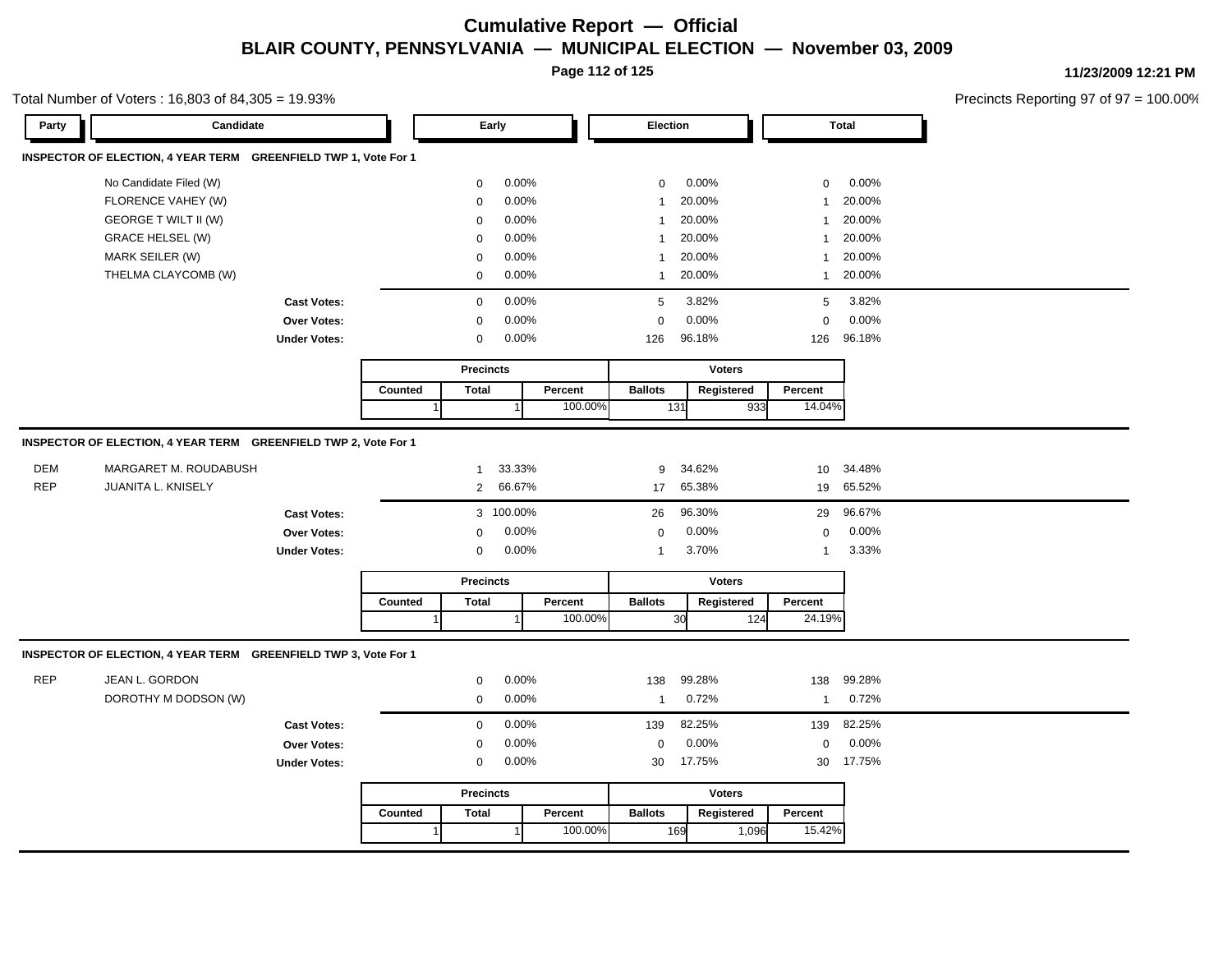# Cumulative Report — Official

## BLAIR COUNTY, PENNSYLVANIA — MUNICIPAL ELECTION — November 03, 2009

11/23/2009 12:21 PM

Total Number of Voters : 16,803 of 84,305 = 19.93%

Precincts Reporting 97 of 97 = 100.00%

### INSPECTOR OF ELECTION, 4 YEAR TERM GREENFIELD TWP 1, Vote For 1

| Party | Candidate | Early | | Election | | Total | |
|---|---|---|---|---|---|---|---|
| | No Candidate Filed (W) | 0 | 0.00% | 0 | 0.00% | 0 | 0.00% |
| | FLORENCE VAHEY (W) | 0 | 0.00% | 1 | 20.00% | 1 | 20.00% |
| | GEORGE T WILT II (W) | 0 | 0.00% | 1 | 20.00% | 1 | 20.00% |
| | GRACE HELSEL (W) | 0 | 0.00% | 1 | 20.00% | 1 | 20.00% |
| | MARK SEILER (W) | 0 | 0.00% | 1 | 20.00% | 1 | 20.00% |
| | THELMA CLAYCOMB (W) | 0 | 0.00% | 1 | 20.00% | 1 | 20.00% |
| | **Cast Votes:** | 0 | 0.00% | 5 | 3.82% | 5 | 3.82% |
| | **Over Votes:** | 0 | 0.00% | 0 | 0.00% | 0 | 0.00% |
| | **Under Votes:** | 0 | 0.00% | 126 | 96.18% | 126 | 96.18% |

| Precincts | | | Voters | | |
|---|---|---|---|---|---|
| Counted | Total | Percent | Ballots | Registered | Percent |
| 1 | 1 | 100.00% | 131 | 933 | 14.04% |

### INSPECTOR OF ELECTION, 4 YEAR TERM GREENFIELD TWP 2, Vote For 1

| Party | Candidate | Early | | Election | | Total | |
|---|---|---|---|---|---|---|---|
| DEM | MARGARET M. ROUDABUSH | 1 | 33.33% | 9 | 34.62% | 10 | 34.48% |
| REP | JUANITA L. KNISELY | 2 | 66.67% | 17 | 65.38% | 19 | 65.52% |
| | **Cast Votes:** | 3 | 100.00% | 26 | 96.30% | 29 | 96.67% |
| | **Over Votes:** | 0 | 0.00% | 0 | 0.00% | 0 | 0.00% |
| | **Under Votes:** | 0 | 0.00% | 1 | 3.70% | 1 | 3.33% |

| Precincts | | | Voters | | |
|---|---|---|---|---|---|
| Counted | Total | Percent | Ballots | Registered | Percent |
| 1 | 1 | 100.00% | 30 | 124 | 24.19% |

### INSPECTOR OF ELECTION, 4 YEAR TERM GREENFIELD TWP 3, Vote For 1

| Party | Candidate | Early | | Election | | Total | |
|---|---|---|---|---|---|---|---|
| REP | JEAN L. GORDON | 0 | 0.00% | 138 | 99.28% | 138 | 99.28% |
| | DOROTHY M DODSON (W) | 0 | 0.00% | 1 | 0.72% | 1 | 0.72% |
| | **Cast Votes:** | 0 | 0.00% | 139 | 82.25% | 139 | 82.25% |
| | **Over Votes:** | 0 | 0.00% | 0 | 0.00% | 0 | 0.00% |
| | **Under Votes:** | 0 | 0.00% | 30 | 17.75% | 30 | 17.75% |

| Precincts | | | Voters | | |
|---|---|---|---|---|---|
| Counted | Total | Percent | Ballots | Registered | Percent |
| 1 | 1 | 100.00% | 169 | 1,096 | 15.42% |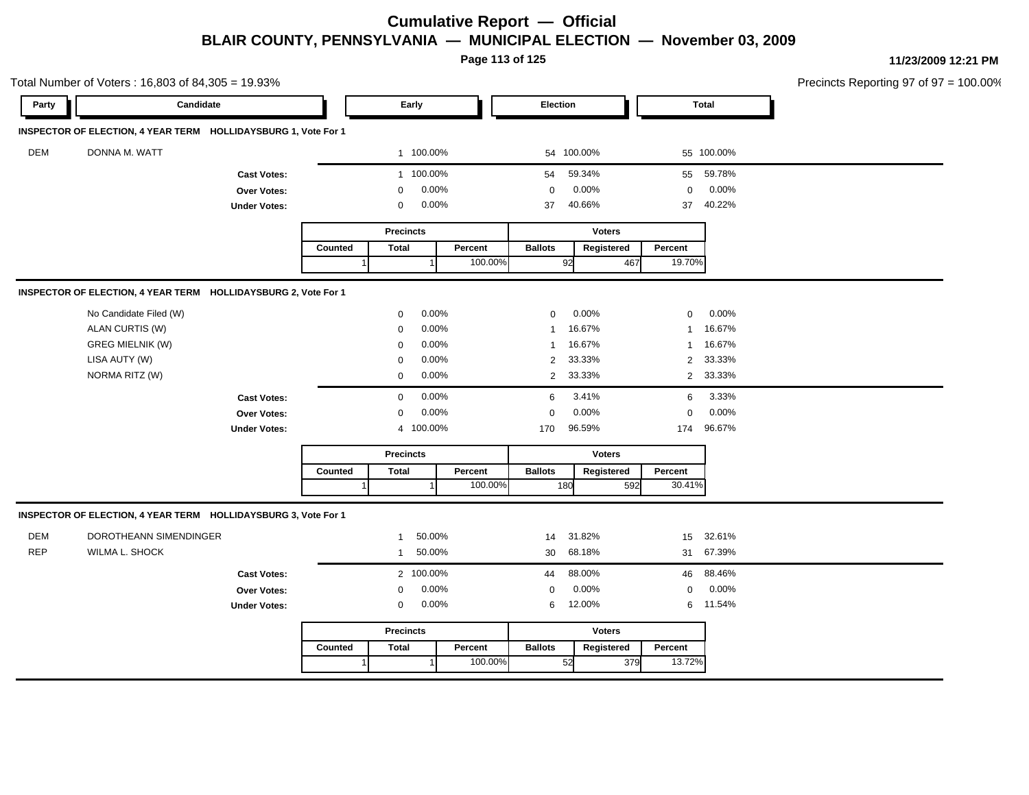# Cumulative Report — Official

## BLAIR COUNTY, PENNSYLVANIA — MUNICIPAL ELECTION — November 03, 2009

11/23/2009 12:21 PM

Total Number of Voters : 16,803 of 84,305 = 19.93%

Precincts Reporting 97 of 97 = 100.00%

### INSPECTOR OF ELECTION, 4 YEAR TERM HOLLIDAYSBURG 1, Vote For 1

| Party | Candidate | Early | | Election | | Total | |
|---|---|---|---|---|---|---|---|
| DEM | DONNA M. WATT | 1 | 100.00% | 54 | 100.00% | 55 | 100.00% |
| | Cast Votes: | 1 | 100.00% | 54 | 59.34% | 55 | 59.78% |
| | Over Votes: | 0 | 0.00% | 0 | 0.00% | 0 | 0.00% |
| | Under Votes: | 0 | 0.00% | 37 | 40.66% | 37 | 40.22% |

| Precincts | | | Voters | | |
|---|---|---|---|---|---|
| Counted | Total | Percent | Ballots | Registered | Percent |
| 1 | 1 | 100.00% | 92 | 467 | 19.70% |

### INSPECTOR OF ELECTION, 4 YEAR TERM HOLLIDAYSBURG 2, Vote For 1

| Party | Candidate | Early | | Election | | Total | |
|---|---|---|---|---|---|---|---|
| | No Candidate Filed (W) | 0 | 0.00% | 0 | 0.00% | 0 | 0.00% |
| | ALAN CURTIS (W) | 0 | 0.00% | 1 | 16.67% | 1 | 16.67% |
| | GREG MIELNIK (W) | 0 | 0.00% | 1 | 16.67% | 1 | 16.67% |
| | LISA AUTY (W) | 0 | 0.00% | 2 | 33.33% | 2 | 33.33% |
| | NORMA RITZ (W) | 0 | 0.00% | 2 | 33.33% | 2 | 33.33% |
| | Cast Votes: | 0 | 0.00% | 6 | 3.41% | 6 | 3.33% |
| | Over Votes: | 0 | 0.00% | 0 | 0.00% | 0 | 0.00% |
| | Under Votes: | 4 | 100.00% | 170 | 96.59% | 174 | 96.67% |

| Precincts | | | Voters | | |
|---|---|---|---|---|---|
| Counted | Total | Percent | Ballots | Registered | Percent |
| 1 | 1 | 100.00% | 180 | 592 | 30.41% |

### INSPECTOR OF ELECTION, 4 YEAR TERM HOLLIDAYSBURG 3, Vote For 1

| Party | Candidate | Early | | Election | | Total | |
|---|---|---|---|---|---|---|---|
| DEM | DOROTHEANN SIMENDINGER | 1 | 50.00% | 14 | 31.82% | 15 | 32.61% |
| REP | WILMA L. SHOCK | 1 | 50.00% | 30 | 68.18% | 31 | 67.39% |
| | Cast Votes: | 2 | 100.00% | 44 | 88.00% | 46 | 88.46% |
| | Over Votes: | 0 | 0.00% | 0 | 0.00% | 0 | 0.00% |
| | Under Votes: | 0 | 0.00% | 6 | 12.00% | 6 | 11.54% |

| Precincts | | | Voters | | |
|---|---|---|---|---|---|
| Counted | Total | Percent | Ballots | Registered | Percent |
| 1 | 1 | 100.00% | 52 | 379 | 13.72% |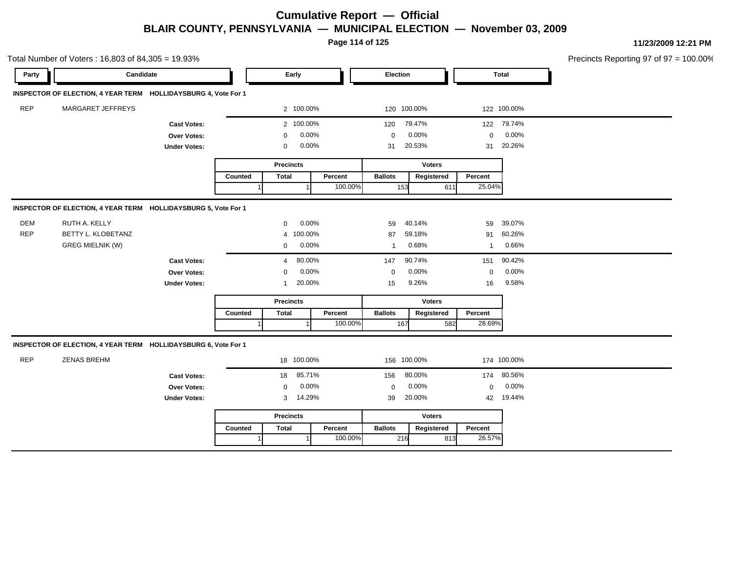# Cumulative Report — Official

## BLAIR COUNTY, PENNSYLVANIA — MUNICIPAL ELECTION — November 03, 2009

11/23/2009 12:21 PM

Total Number of Voters : 16,803 of 84,305 = 19.93%

Precincts Reporting 97 of 97 = 100.00%

### INSPECTOR OF ELECTION, 4 YEAR TERM HOLLIDAYSBURG 4, Vote For 1

| Party | Candidate | Early | | Election | | Total | |
|---|---|---|---|---|---|---|---|
| REP | MARGARET JEFFREYS | 2 | 100.00% | 120 | 100.00% | 122 | 100.00% |
| | **Cast Votes:** | 2 | 100.00% | 120 | 79.47% | 122 | 79.74% |
| | **Over Votes:** | 0 | 0.00% | 0 | 0.00% | 0 | 0.00% |
| | **Under Votes:** | 0 | 0.00% | 31 | 20.53% | 31 | 20.26% |

| Precincts | | | Voters | | |
|---|---|---|---|---|---|
| Counted | Total | Percent | Ballots | Registered | Percent |
| 1 | 1 | 100.00% | 153 | 611 | 25.04% |

### INSPECTOR OF ELECTION, 4 YEAR TERM HOLLIDAYSBURG 5, Vote For 1

| Party | Candidate | Early | | Election | | Total | |
|---|---|---|---|---|---|---|---|
| DEM | RUTH A. KELLY | 0 | 0.00% | 59 | 40.14% | 59 | 39.07% |
| REP | BETTY L. KLOBETANZ | 4 | 100.00% | 87 | 59.18% | 91 | 60.26% |
| | GREG MIELNIK (W) | 0 | 0.00% | 1 | 0.68% | 1 | 0.66% |
| | **Cast Votes:** | 4 | 80.00% | 147 | 90.74% | 151 | 90.42% |
| | **Over Votes:** | 0 | 0.00% | 0 | 0.00% | 0 | 0.00% |
| | **Under Votes:** | 1 | 20.00% | 15 | 9.26% | 16 | 9.58% |

| Precincts | | | Voters | | |
|---|---|---|---|---|---|
| Counted | Total | Percent | Ballots | Registered | Percent |
| 1 | 1 | 100.00% | 167 | 582 | 28.69% |

### INSPECTOR OF ELECTION, 4 YEAR TERM HOLLIDAYSBURG 6, Vote For 1

| Party | Candidate | Early | | Election | | Total | |
|---|---|---|---|---|---|---|---|
| REP | ZENAS BREHM | 18 | 100.00% | 156 | 100.00% | 174 | 100.00% |
| | **Cast Votes:** | 18 | 85.71% | 156 | 80.00% | 174 | 80.56% |
| | **Over Votes:** | 0 | 0.00% | 0 | 0.00% | 0 | 0.00% |
| | **Under Votes:** | 3 | 14.29% | 39 | 20.00% | 42 | 19.44% |

| Precincts | | | Voters | | |
|---|---|---|---|---|---|
| Counted | Total | Percent | Ballots | Registered | Percent |
| 1 | 1 | 100.00% | 216 | 813 | 26.57% |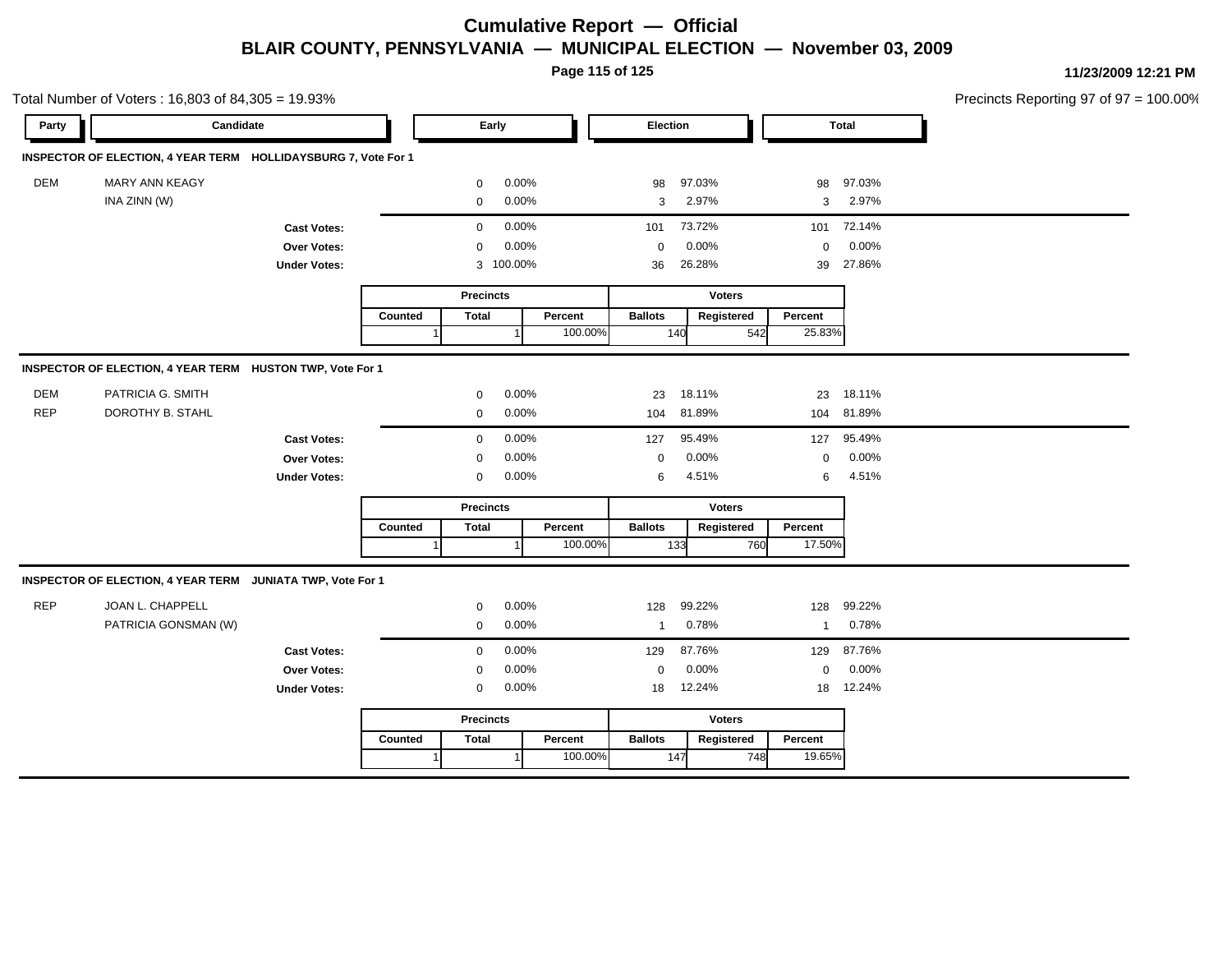# Cumulative Report — Official

## BLAIR COUNTY, PENNSYLVANIA — MUNICIPAL ELECTION — November 03, 2009

11/23/2009 12:21 PM

Total Number of Voters : 16,803 of 84,305 = 19.93%

Precincts Reporting 97 of 97 = 100.00%

### INSPECTOR OF ELECTION, 4 YEAR TERM HOLLIDAYSBURG 7, Vote For 1

| Party | Candidate | Early | | Election | | Total | |
|---|---|---|---|---|---|---|---|
| DEM | MARY ANN KEAGY | 0 | 0.00% | 98 | 97.03% | 98 | 97.03% |
| | INA ZINN (W) | 0 | 0.00% | 3 | 2.97% | 3 | 2.97% |
| | **Cast Votes:** | 0 | 0.00% | 101 | 73.72% | 101 | 72.14% |
| | **Over Votes:** | 0 | 0.00% | 0 | 0.00% | 0 | 0.00% |
| | **Under Votes:** | 3 | 100.00% | 36 | 26.28% | 39 | 27.86% |

| Precincts | | | Voters | | |
|---|---|---|---|---|---|
| Counted | Total | Percent | Ballots | Registered | Percent |
| 1 | 1 | 100.00% | 140 | 542 | 25.83% |

### INSPECTOR OF ELECTION, 4 YEAR TERM HUSTON TWP, Vote For 1

| Party | Candidate | Early | | Election | | Total | |
|---|---|---|---|---|---|---|---|
| DEM | PATRICIA G. SMITH | 0 | 0.00% | 23 | 18.11% | 23 | 18.11% |
| REP | DOROTHY B. STAHL | 0 | 0.00% | 104 | 81.89% | 104 | 81.89% |
| | **Cast Votes:** | 0 | 0.00% | 127 | 95.49% | 127 | 95.49% |
| | **Over Votes:** | 0 | 0.00% | 0 | 0.00% | 0 | 0.00% |
| | **Under Votes:** | 0 | 0.00% | 6 | 4.51% | 6 | 4.51% |

| Precincts | | | Voters | | |
|---|---|---|---|---|---|
| Counted | Total | Percent | Ballots | Registered | Percent |
| 1 | 1 | 100.00% | 133 | 760 | 17.50% |

### INSPECTOR OF ELECTION, 4 YEAR TERM JUNIATA TWP, Vote For 1

| Party | Candidate | Early | | Election | | Total | |
|---|---|---|---|---|---|---|---|
| REP | JOAN L. CHAPPELL | 0 | 0.00% | 128 | 99.22% | 128 | 99.22% |
| | PATRICIA GONSMAN (W) | 0 | 0.00% | 1 | 0.78% | 1 | 0.78% |
| | **Cast Votes:** | 0 | 0.00% | 129 | 87.76% | 129 | 87.76% |
| | **Over Votes:** | 0 | 0.00% | 0 | 0.00% | 0 | 0.00% |
| | **Under Votes:** | 0 | 0.00% | 18 | 12.24% | 18 | 12.24% |

| Precincts | | | Voters | | |
|---|---|---|---|---|---|
| Counted | Total | Percent | Ballots | Registered | Percent |
| 1 | 1 | 100.00% | 147 | 748 | 19.65% |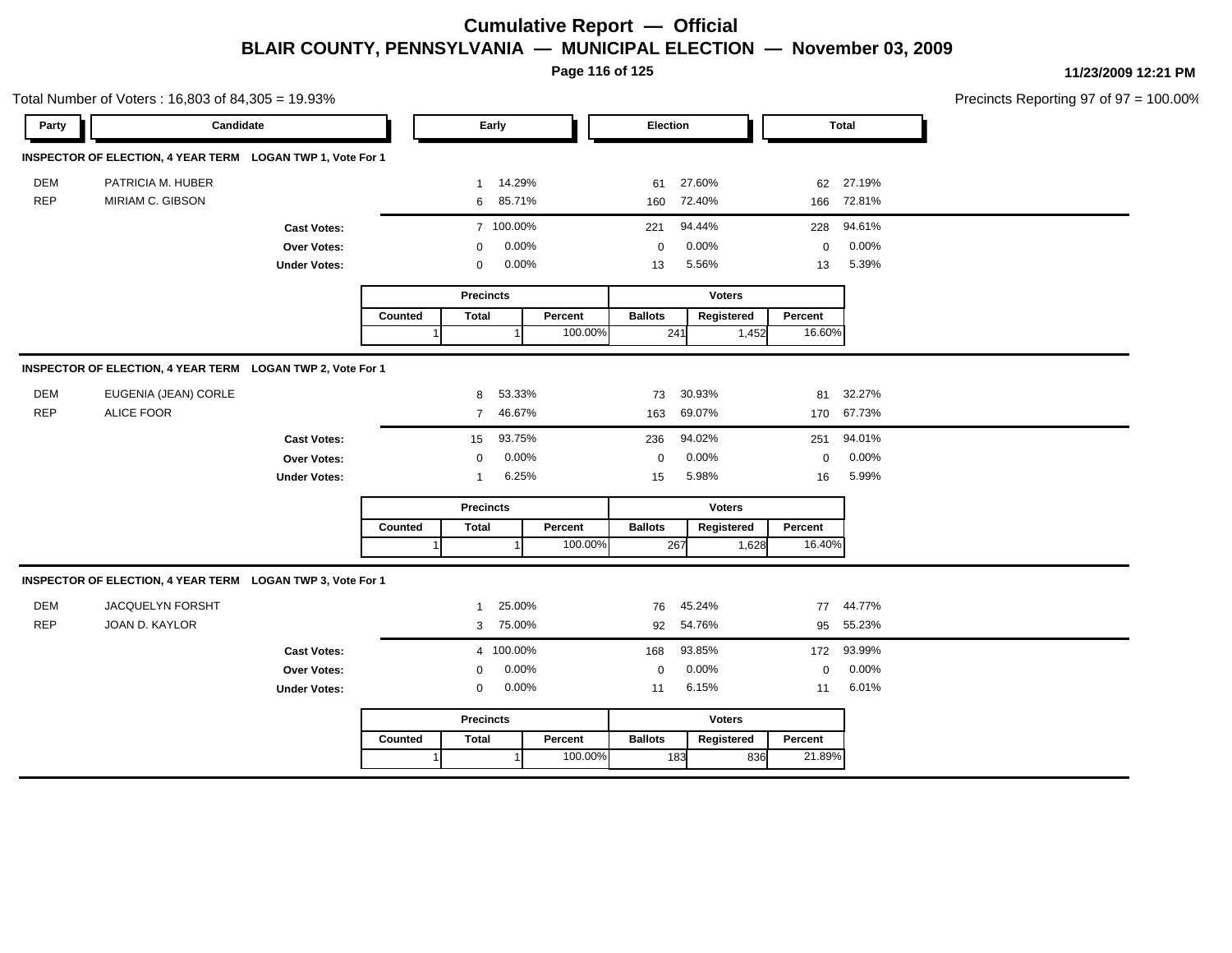# Cumulative Report — Official

## BLAIR COUNTY, PENNSYLVANIA — MUNICIPAL ELECTION — November 03, 2009

11/23/2009 12:21 PM

Total Number of Voters : 16,803 of 84,305 = 19.93%

Precincts Reporting 97 of 97 = 100.00%

### INSPECTOR OF ELECTION, 4 YEAR TERM LOGAN TWP 1, Vote For 1

| Party | Candidate | Early | | Election | | Total | |
|---|---|---|---|---|---|---|---|
| DEM | PATRICIA M. HUBER | 1 | 14.29% | 61 | 27.60% | 62 | 27.19% |
| REP | MIRIAM C. GIBSON | 6 | 85.71% | 160 | 72.40% | 166 | 72.81% |
| | **Cast Votes:** | 7 | 100.00% | 221 | 94.44% | 228 | 94.61% |
| | **Over Votes:** | 0 | 0.00% | 0 | 0.00% | 0 | 0.00% |
| | **Under Votes:** | 0 | 0.00% | 13 | 5.56% | 13 | 5.39% |

| Precincts | | | Voters | | |
|---|---|---|---|---|---|
| Counted | Total | Percent | Ballots | Registered | Percent |
| 1 | 1 | 100.00% | 241 | 1,452 | 16.60% |

### INSPECTOR OF ELECTION, 4 YEAR TERM LOGAN TWP 2, Vote For 1

| Party | Candidate | Early | | Election | | Total | |
|---|---|---|---|---|---|---|---|
| DEM | EUGENIA (JEAN) CORLE | 8 | 53.33% | 73 | 30.93% | 81 | 32.27% |
| REP | ALICE FOOR | 7 | 46.67% | 163 | 69.07% | 170 | 67.73% |
| | **Cast Votes:** | 15 | 93.75% | 236 | 94.02% | 251 | 94.01% |
| | **Over Votes:** | 0 | 0.00% | 0 | 0.00% | 0 | 0.00% |
| | **Under Votes:** | 1 | 6.25% | 15 | 5.98% | 16 | 5.99% |

| Precincts | | | Voters | | |
|---|---|---|---|---|---|
| Counted | Total | Percent | Ballots | Registered | Percent |
| 1 | 1 | 100.00% | 267 | 1,628 | 16.40% |

### INSPECTOR OF ELECTION, 4 YEAR TERM LOGAN TWP 3, Vote For 1

| Party | Candidate | Early | | Election | | Total | |
|---|---|---|---|---|---|---|---|
| DEM | JACQUELYN FORSHT | 1 | 25.00% | 76 | 45.24% | 77 | 44.77% |
| REP | JOAN D. KAYLOR | 3 | 75.00% | 92 | 54.76% | 95 | 55.23% |
| | **Cast Votes:** | 4 | 100.00% | 168 | 93.85% | 172 | 93.99% |
| | **Over Votes:** | 0 | 0.00% | 0 | 0.00% | 0 | 0.00% |
| | **Under Votes:** | 0 | 0.00% | 11 | 6.15% | 11 | 6.01% |

| Precincts | | | Voters | | |
|---|---|---|---|---|---|
| Counted | Total | Percent | Ballots | Registered | Percent |
| 1 | 1 | 100.00% | 183 | 836 | 21.89% |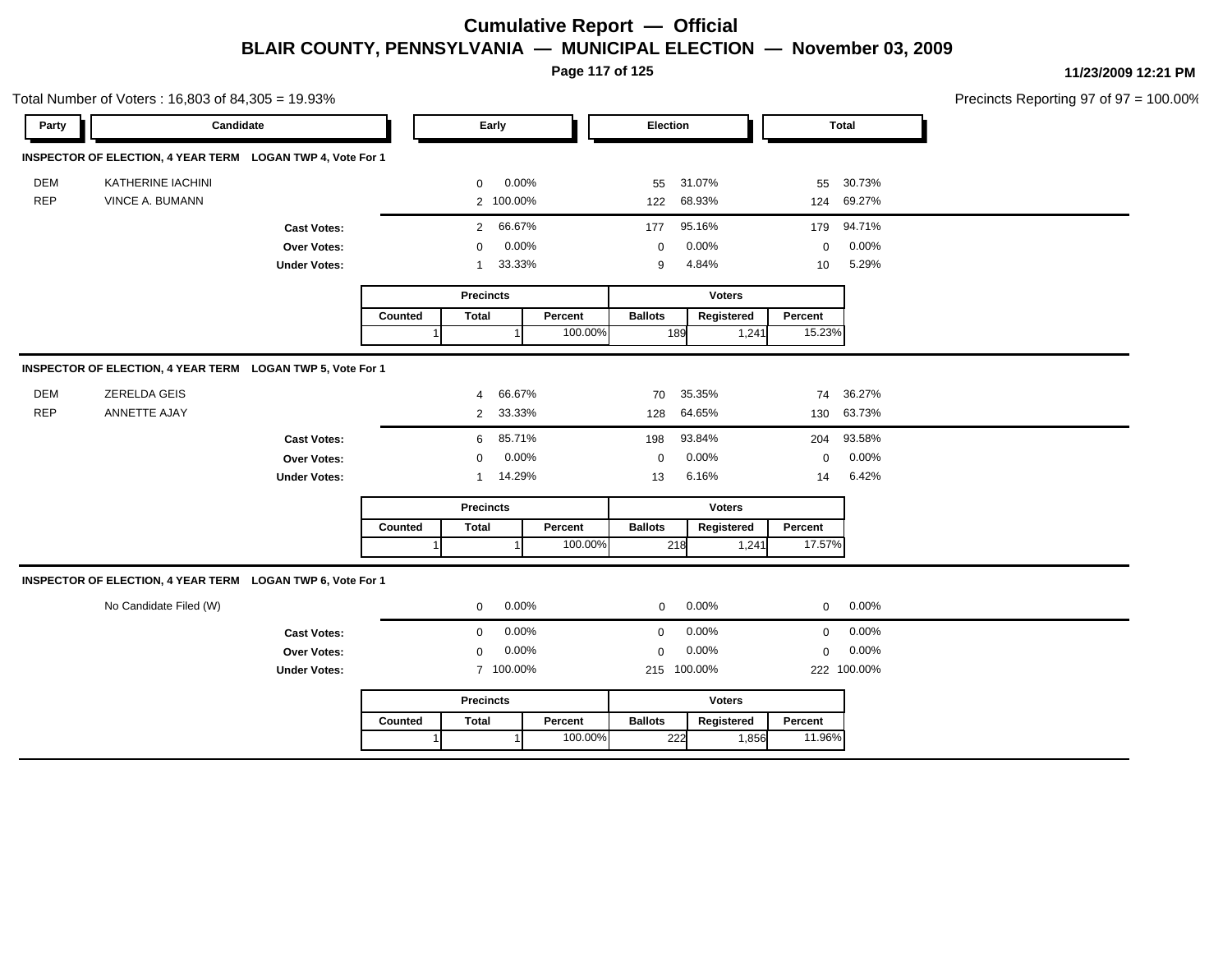# Cumulative Report — Official

## BLAIR COUNTY, PENNSYLVANIA — MUNICIPAL ELECTION — November 03, 2009

11/23/2009 12:21 PM

Total Number of Voters : 16,803 of 84,305 = 19.93%

Precincts Reporting 97 of 97 = 100.00%

### INSPECTOR OF ELECTION, 4 YEAR TERM LOGAN TWP 4, Vote For 1

| Party | Candidate | Early | | Election | | Total | |
|---|---|---|---|---|---|---|---|
| DEM | KATHERINE IACHINI | 0 | 0.00% | 55 | 31.07% | 55 | 30.73% |
| REP | VINCE A. BUMANN | 2 | 100.00% | 122 | 68.93% | 124 | 69.27% |
| | **Cast Votes:** | 2 | 66.67% | 177 | 95.16% | 179 | 94.71% |
| | **Over Votes:** | 0 | 0.00% | 0 | 0.00% | 0 | 0.00% |
| | **Under Votes:** | 1 | 33.33% | 9 | 4.84% | 10 | 5.29% |

| Precincts | | | Voters | | |
|---|---|---|---|---|---|
| Counted | Total | Percent | Ballots | Registered | Percent |
| 1 | 1 | 100.00% | 189 | 1,241 | 15.23% |

### INSPECTOR OF ELECTION, 4 YEAR TERM LOGAN TWP 5, Vote For 1

| Party | Candidate | Early | | Election | | Total | |
|---|---|---|---|---|---|---|---|
| DEM | ZERELDA GEIS | 4 | 66.67% | 70 | 35.35% | 74 | 36.27% |
| REP | ANNETTE AJAY | 2 | 33.33% | 128 | 64.65% | 130 | 63.73% |
| | **Cast Votes:** | 6 | 85.71% | 198 | 93.84% | 204 | 93.58% |
| | **Over Votes:** | 0 | 0.00% | 0 | 0.00% | 0 | 0.00% |
| | **Under Votes:** | 1 | 14.29% | 13 | 6.16% | 14 | 6.42% |

| Precincts | | | Voters | | |
|---|---|---|---|---|---|
| Counted | Total | Percent | Ballots | Registered | Percent |
| 1 | 1 | 100.00% | 218 | 1,241 | 17.57% |

### INSPECTOR OF ELECTION, 4 YEAR TERM LOGAN TWP 6, Vote For 1

| Party | Candidate | Early | | Election | | Total | |
|---|---|---|---|---|---|---|---|
| | No Candidate Filed (W) | 0 | 0.00% | 0 | 0.00% | 0 | 0.00% |
| | **Cast Votes:** | 0 | 0.00% | 0 | 0.00% | 0 | 0.00% |
| | **Over Votes:** | 0 | 0.00% | 0 | 0.00% | 0 | 0.00% |
| | **Under Votes:** | 7 | 100.00% | 215 | 100.00% | 222 | 100.00% |

| Precincts | | | Voters | | |
|---|---|---|---|---|---|
| Counted | Total | Percent | Ballots | Registered | Percent |
| 1 | 1 | 100.00% | 222 | 1,856 | 11.96% |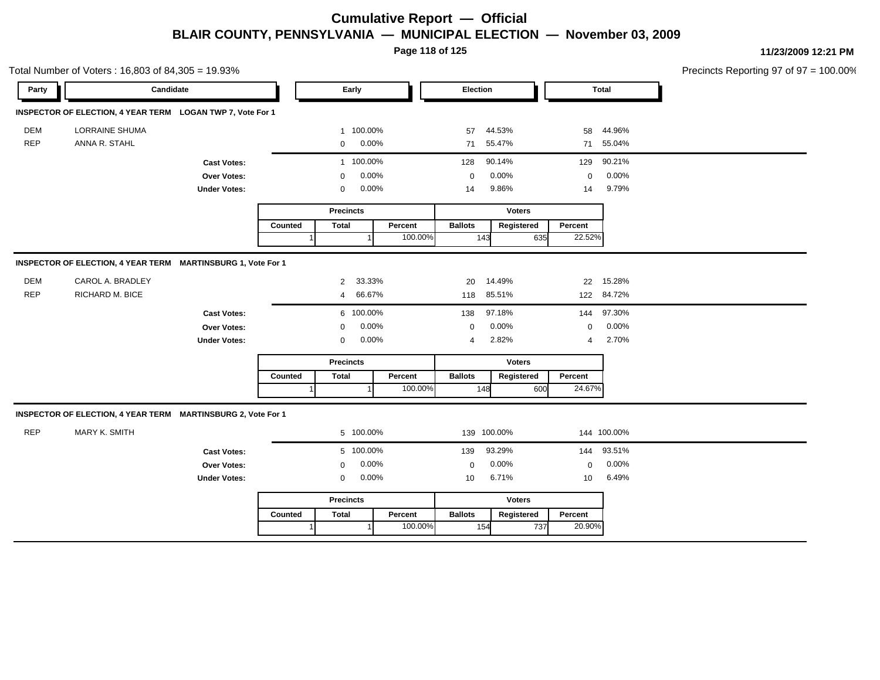# Cumulative Report — Official

## BLAIR COUNTY, PENNSYLVANIA — MUNICIPAL ELECTION — November 03, 2009

11/23/2009 12:21 PM

Total Number of Voters : 16,803 of 84,305 = 19.93%

Precincts Reporting 97 of 97 = 100.00%

### INSPECTOR OF ELECTION, 4 YEAR TERM LOGAN TWP 7, Vote For 1

| Party | Candidate | Early | | Election | | Total | |
|---|---|---|---|---|---|---|---|
| DEM | LORRAINE SHUMA | 1 | 100.00% | 57 | 44.53% | 58 | 44.96% |
| REP | ANNA R. STAHL | 0 | 0.00% | 71 | 55.47% | 71 | 55.04% |
| | **Cast Votes:** | 1 | 100.00% | 128 | 90.14% | 129 | 90.21% |
| | **Over Votes:** | 0 | 0.00% | 0 | 0.00% | 0 | 0.00% |
| | **Under Votes:** | 0 | 0.00% | 14 | 9.86% | 14 | 9.79% |

| Precincts | | | Voters | | |
|---|---|---|---|---|---|
| Counted | Total | Percent | Ballots | Registered | Percent |
| 1 | 1 | 100.00% | 143 | 635 | 22.52% |

### INSPECTOR OF ELECTION, 4 YEAR TERM MARTINSBURG 1, Vote For 1

| Party | Candidate | Early | | Election | | Total | |
|---|---|---|---|---|---|---|---|
| DEM | CAROL A. BRADLEY | 2 | 33.33% | 20 | 14.49% | 22 | 15.28% |
| REP | RICHARD M. BICE | 4 | 66.67% | 118 | 85.51% | 122 | 84.72% |
| | **Cast Votes:** | 6 | 100.00% | 138 | 97.18% | 144 | 97.30% |
| | **Over Votes:** | 0 | 0.00% | 0 | 0.00% | 0 | 0.00% |
| | **Under Votes:** | 0 | 0.00% | 4 | 2.82% | 4 | 2.70% |

| Precincts | | | Voters | | |
|---|---|---|---|---|---|
| Counted | Total | Percent | Ballots | Registered | Percent |
| 1 | 1 | 100.00% | 148 | 600 | 24.67% |

### INSPECTOR OF ELECTION, 4 YEAR TERM MARTINSBURG 2, Vote For 1

| Party | Candidate | Early | | Election | | Total | |
|---|---|---|---|---|---|---|---|
| REP | MARY K. SMITH | 5 | 100.00% | 139 | 100.00% | 144 | 100.00% |
| | **Cast Votes:** | 5 | 100.00% | 139 | 93.29% | 144 | 93.51% |
| | **Over Votes:** | 0 | 0.00% | 0 | 0.00% | 0 | 0.00% |
| | **Under Votes:** | 0 | 0.00% | 10 | 6.71% | 10 | 6.49% |

| Precincts | | | Voters | | |
|---|---|---|---|---|---|
| Counted | Total | Percent | Ballots | Registered | Percent |
| 1 | 1 | 100.00% | 154 | 737 | 20.90% |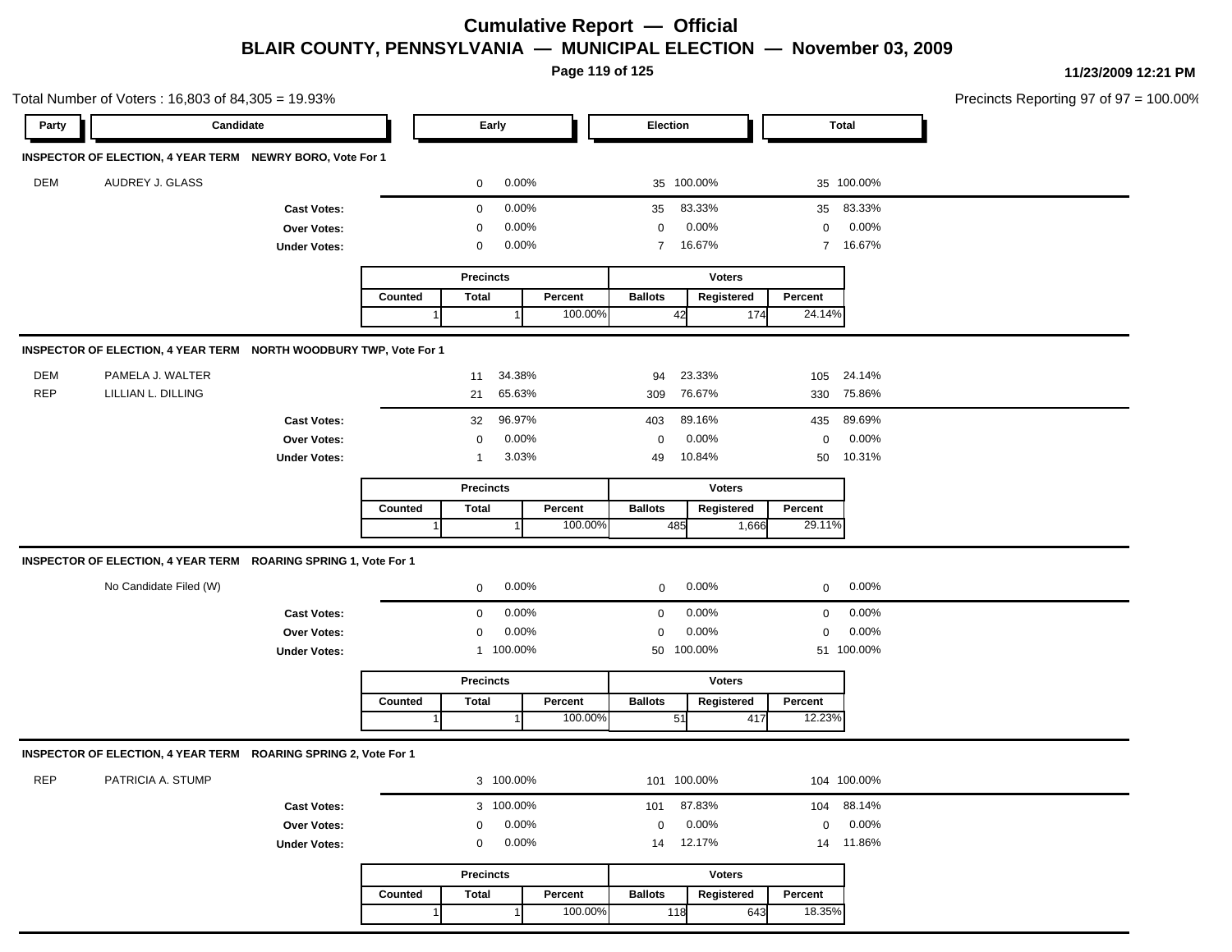# Cumulative Report — Official

## BLAIR COUNTY, PENNSYLVANIA — MUNICIPAL ELECTION — November 03, 2009

11/23/2009 12:21 PM

Total Number of Voters : 16,803 of 84,305 = 19.93%

Precincts Reporting 97 of 97 = 100.00%

### INSPECTOR OF ELECTION, 4 YEAR TERM NEWRY BORO, Vote For 1

| Party | Candidate | Early | | Election | | Total | |
|---|---|---|---|---|---|---|---|
| DEM | AUDREY J. GLASS | 0 | 0.00% | 35 | 100.00% | 35 | 100.00% |
| | **Cast Votes:** | 0 | 0.00% | 35 | 83.33% | 35 | 83.33% |
| | **Over Votes:** | 0 | 0.00% | 0 | 0.00% | 0 | 0.00% |
| | **Under Votes:** | 0 | 0.00% | 7 | 16.67% | 7 | 16.67% |

| Precincts | | | Voters | | |
|---|---|---|---|---|---|
| Counted | Total | Percent | Ballots | Registered | Percent |
| 1 | 1 | 100.00% | 42 | 174 | 24.14% |

### INSPECTOR OF ELECTION, 4 YEAR TERM NORTH WOODBURY TWP, Vote For 1

| Party | Candidate | Early | | Election | | Total | |
|---|---|---|---|---|---|---|---|
| DEM | PAMELA J. WALTER | 11 | 34.38% | 94 | 23.33% | 105 | 24.14% |
| REP | LILLIAN L. DILLING | 21 | 65.63% | 309 | 76.67% | 330 | 75.86% |
| | **Cast Votes:** | 32 | 96.97% | 403 | 89.16% | 435 | 89.69% |
| | **Over Votes:** | 0 | 0.00% | 0 | 0.00% | 0 | 0.00% |
| | **Under Votes:** | 1 | 3.03% | 49 | 10.84% | 50 | 10.31% |

| Precincts | | | Voters | | |
|---|---|---|---|---|---|
| Counted | Total | Percent | Ballots | Registered | Percent |
| 1 | 1 | 100.00% | 485 | 1,666 | 29.11% |

### INSPECTOR OF ELECTION, 4 YEAR TERM ROARING SPRING 1, Vote For 1

| Party | Candidate | Early | | Election | | Total | |
|---|---|---|---|---|---|---|---|
| | No Candidate Filed (W) | 0 | 0.00% | 0 | 0.00% | 0 | 0.00% |
| | **Cast Votes:** | 0 | 0.00% | 0 | 0.00% | 0 | 0.00% |
| | **Over Votes:** | 0 | 0.00% | 0 | 0.00% | 0 | 0.00% |
| | **Under Votes:** | 1 | 100.00% | 50 | 100.00% | 51 | 100.00% |

| Precincts | | | Voters | | |
|---|---|---|---|---|---|
| Counted | Total | Percent | Ballots | Registered | Percent |
| 1 | 1 | 100.00% | 51 | 417 | 12.23% |

### INSPECTOR OF ELECTION, 4 YEAR TERM ROARING SPRING 2, Vote For 1

| Party | Candidate | Early | | Election | | Total | |
|---|---|---|---|---|---|---|---|
| REP | PATRICIA A. STUMP | 3 | 100.00% | 101 | 100.00% | 104 | 100.00% |
| | **Cast Votes:** | 3 | 100.00% | 101 | 87.83% | 104 | 88.14% |
| | **Over Votes:** | 0 | 0.00% | 0 | 0.00% | 0 | 0.00% |
| | **Under Votes:** | 0 | 0.00% | 14 | 12.17% | 14 | 11.86% |

| Precincts | | | Voters | | |
|---|---|---|---|---|---|
| Counted | Total | Percent | Ballots | Registered | Percent |
| 1 | 1 | 100.00% | 118 | 643 | 18.35% |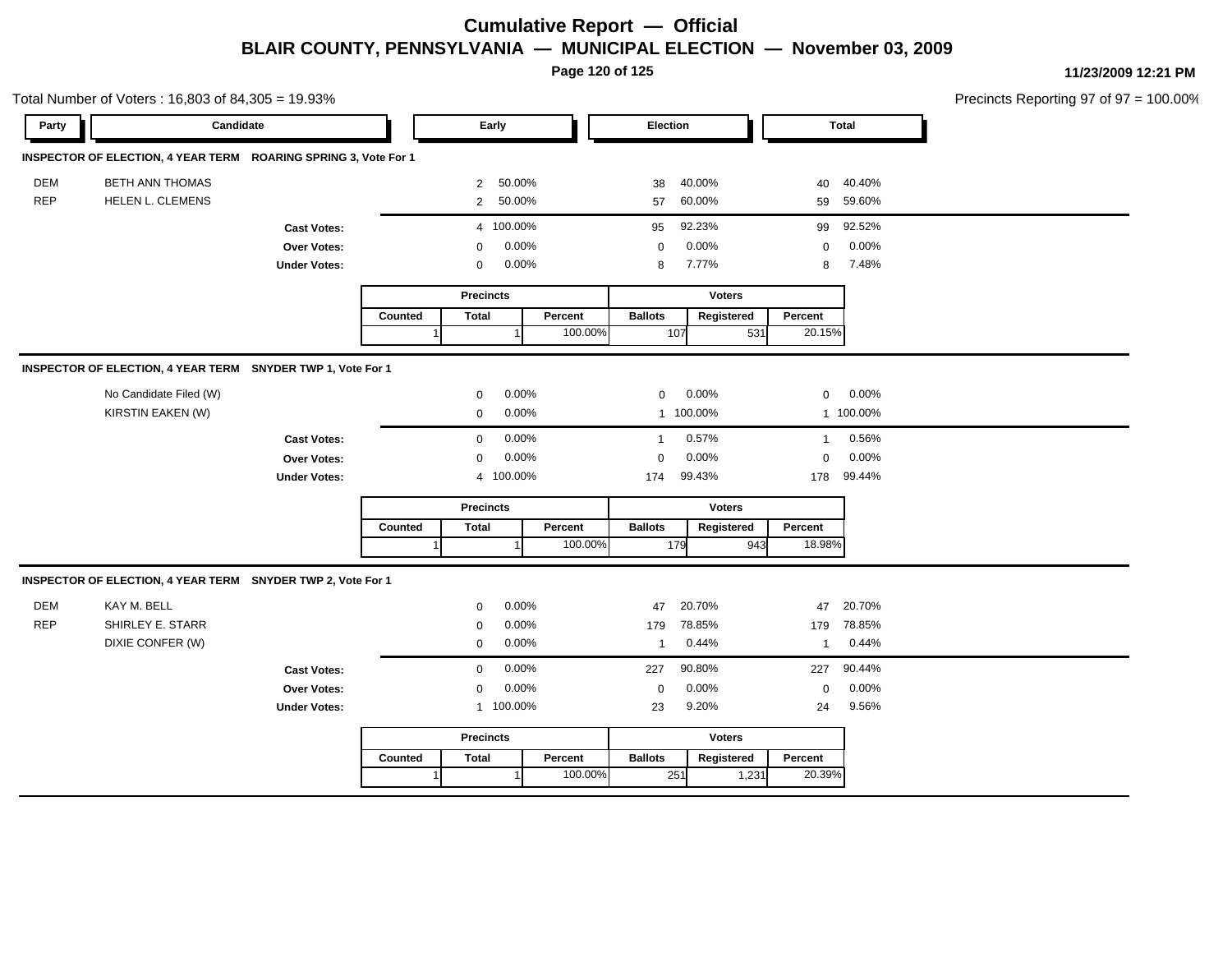# Cumulative Report — Official

## BLAIR COUNTY, PENNSYLVANIA — MUNICIPAL ELECTION — November 03, 2009

11/23/2009 12:21 PM

Total Number of Voters : 16,803 of 84,305 = 19.93%

Precincts Reporting 97 of 97 = 100.00%

### INSPECTOR OF ELECTION, 4 YEAR TERM ROARING SPRING 3, Vote For 1

| Party | Candidate | Early | | Election | | Total | |
|---|---|---|---|---|---|---|---|
| DEM | BETH ANN THOMAS | 2 | 50.00% | 38 | 40.00% | 40 | 40.40% |
| REP | HELEN L. CLEMENS | 2 | 50.00% | 57 | 60.00% | 59 | 59.60% |
| | **Cast Votes:** | 4 | 100.00% | 95 | 92.23% | 99 | 92.52% |
| | **Over Votes:** | 0 | 0.00% | 0 | 0.00% | 0 | 0.00% |
| | **Under Votes:** | 0 | 0.00% | 8 | 7.77% | 8 | 7.48% |

| Precincts | | | Voters | | |
|---|---|---|---|---|---|
| Counted | Total | Percent | Ballots | Registered | Percent |
| 1 | 1 | 100.00% | 107 | 531 | 20.15% |

### INSPECTOR OF ELECTION, 4 YEAR TERM SNYDER TWP 1, Vote For 1

| Party | Candidate | Early | | Election | | Total | |
|---|---|---|---|---|---|---|---|
| | No Candidate Filed (W) | 0 | 0.00% | 0 | 0.00% | 0 | 0.00% |
| | KIRSTIN EAKEN (W) | 0 | 0.00% | 1 | 100.00% | 1 | 100.00% |
| | **Cast Votes:** | 0 | 0.00% | 1 | 0.57% | 1 | 0.56% |
| | **Over Votes:** | 0 | 0.00% | 0 | 0.00% | 0 | 0.00% |
| | **Under Votes:** | 4 | 100.00% | 174 | 99.43% | 178 | 99.44% |

| Precincts | | | Voters | | |
|---|---|---|---|---|---|
| Counted | Total | Percent | Ballots | Registered | Percent |
| 1 | 1 | 100.00% | 179 | 943 | 18.98% |

### INSPECTOR OF ELECTION, 4 YEAR TERM SNYDER TWP 2, Vote For 1

| Party | Candidate | Early | | Election | | Total | |
|---|---|---|---|---|---|---|---|
| DEM | KAY M. BELL | 0 | 0.00% | 47 | 20.70% | 47 | 20.70% |
| REP | SHIRLEY E. STARR | 0 | 0.00% | 179 | 78.85% | 179 | 78.85% |
| | DIXIE CONFER (W) | 0 | 0.00% | 1 | 0.44% | 1 | 0.44% |
| | **Cast Votes:** | 0 | 0.00% | 227 | 90.80% | 227 | 90.44% |
| | **Over Votes:** | 0 | 0.00% | 0 | 0.00% | 0 | 0.00% |
| | **Under Votes:** | 1 | 100.00% | 23 | 9.20% | 24 | 9.56% |

| Precincts | | | Voters | | |
|---|---|---|---|---|---|
| Counted | Total | Percent | Ballots | Registered | Percent |
| 1 | 1 | 100.00% | 251 | 1,231 | 20.39% |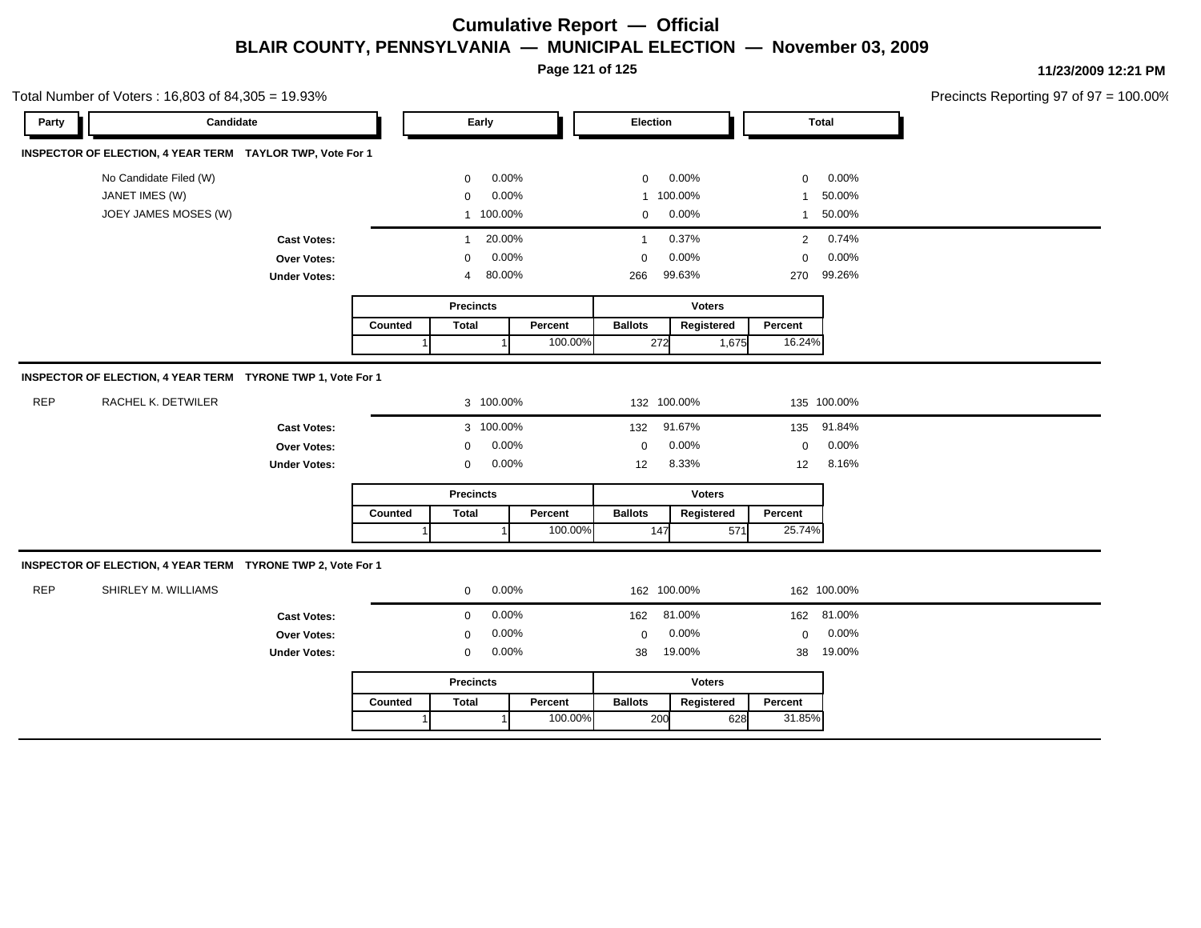# Cumulative Report — Official

## BLAIR COUNTY, PENNSYLVANIA — MUNICIPAL ELECTION — November 03, 2009

11/23/2009 12:21 PM

Total Number of Voters : 16,803 of 84,305 = 19.93%

Precincts Reporting 97 of 97 = 100.00%

### INSPECTOR OF ELECTION, 4 YEAR TERM TAYLOR TWP, Vote For 1

| Party | Candidate | Early | | Election | | Total | |
|---|---|---|---|---|---|---|---|
| | No Candidate Filed (W) | 0 | 0.00% | 0 | 0.00% | 0 | 0.00% |
| | JANET IMES (W) | 0 | 0.00% | 1 | 100.00% | 1 | 50.00% |
| | JOEY JAMES MOSES (W) | 1 | 100.00% | 0 | 0.00% | 1 | 50.00% |
| | **Cast Votes:** | 1 | 20.00% | 1 | 0.37% | 2 | 0.74% |
| | **Over Votes:** | 0 | 0.00% | 0 | 0.00% | 0 | 0.00% |
| | **Under Votes:** | 4 | 80.00% | 266 | 99.63% | 270 | 99.26% |

| Precincts | | | Voters | | |
|---|---|---|---|---|---|
| Counted | Total | Percent | Ballots | Registered | Percent |
| 1 | 1 | 100.00% | 272 | 1,675 | 16.24% |

### INSPECTOR OF ELECTION, 4 YEAR TERM TYRONE TWP 1, Vote For 1

| Party | Candidate | Early | | Election | | Total | |
|---|---|---|---|---|---|---|---|
| REP | RACHEL K. DETWILER | 3 | 100.00% | 132 | 100.00% | 135 | 100.00% |
| | **Cast Votes:** | 3 | 100.00% | 132 | 91.67% | 135 | 91.84% |
| | **Over Votes:** | 0 | 0.00% | 0 | 0.00% | 0 | 0.00% |
| | **Under Votes:** | 0 | 0.00% | 12 | 8.33% | 12 | 8.16% |

| Precincts | | | Voters | | |
|---|---|---|---|---|---|
| Counted | Total | Percent | Ballots | Registered | Percent |
| 1 | 1 | 100.00% | 147 | 571 | 25.74% |

### INSPECTOR OF ELECTION, 4 YEAR TERM TYRONE TWP 2, Vote For 1

| Party | Candidate | Early | | Election | | Total | |
|---|---|---|---|---|---|---|---|
| REP | SHIRLEY M. WILLIAMS | 0 | 0.00% | 162 | 100.00% | 162 | 100.00% |
| | **Cast Votes:** | 0 | 0.00% | 162 | 81.00% | 162 | 81.00% |
| | **Over Votes:** | 0 | 0.00% | 0 | 0.00% | 0 | 0.00% |
| | **Under Votes:** | 0 | 0.00% | 38 | 19.00% | 38 | 19.00% |

| Precincts | | | Voters | | |
|---|---|---|---|---|---|
| Counted | Total | Percent | Ballots | Registered | Percent |
| 1 | 1 | 100.00% | 200 | 628 | 31.85% |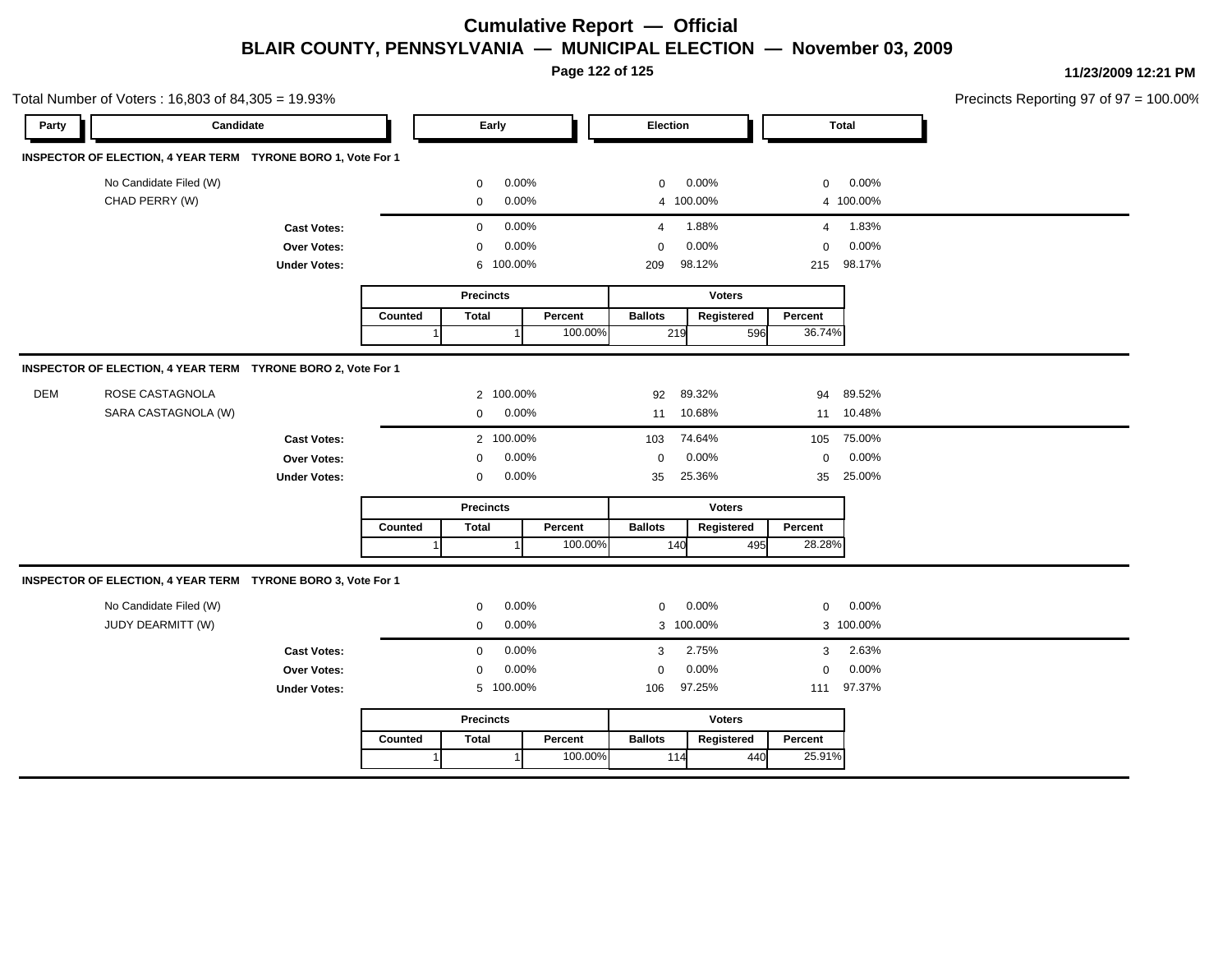# Cumulative Report — Official

## BLAIR COUNTY, PENNSYLVANIA — MUNICIPAL ELECTION — November 03, 2009

11/23/2009 12:21 PM

Total Number of Voters : 16,803 of 84,305 = 19.93%

Precincts Reporting 97 of 97 = 100.00%

### INSPECTOR OF ELECTION, 4 YEAR TERM TYRONE BORO 1, Vote For 1

| Party | Candidate | Early | | Election | | Total | |
|---|---|---|---|---|---|---|---|
| | No Candidate Filed (W) | 0 | 0.00% | 0 | 0.00% | 0 | 0.00% |
| | CHAD PERRY (W) | 0 | 0.00% | 4 | 100.00% | 4 | 100.00% |
| | **Cast Votes:** | 0 | 0.00% | 4 | 1.88% | 4 | 1.83% |
| | **Over Votes:** | 0 | 0.00% | 0 | 0.00% | 0 | 0.00% |
| | **Under Votes:** | 6 | 100.00% | 209 | 98.12% | 215 | 98.17% |

| Precincts | | | Voters | | |
|---|---|---|---|---|---|
| Counted | Total | Percent | Ballots | Registered | Percent |
| 1 | 1 | 100.00% | 219 | 596 | 36.74% |

### INSPECTOR OF ELECTION, 4 YEAR TERM TYRONE BORO 2, Vote For 1

| Party | Candidate | Early | | Election | | Total | |
|---|---|---|---|---|---|---|---|
| DEM | ROSE CASTAGNOLA | 2 | 100.00% | 92 | 89.32% | 94 | 89.52% |
| | SARA CASTAGNOLA (W) | 0 | 0.00% | 11 | 10.68% | 11 | 10.48% |
| | **Cast Votes:** | 2 | 100.00% | 103 | 74.64% | 105 | 75.00% |
| | **Over Votes:** | 0 | 0.00% | 0 | 0.00% | 0 | 0.00% |
| | **Under Votes:** | 0 | 0.00% | 35 | 25.36% | 35 | 25.00% |

| Precincts | | | Voters | | |
|---|---|---|---|---|---|
| Counted | Total | Percent | Ballots | Registered | Percent |
| 1 | 1 | 100.00% | 140 | 495 | 28.28% |

### INSPECTOR OF ELECTION, 4 YEAR TERM TYRONE BORO 3, Vote For 1

| Party | Candidate | Early | | Election | | Total | |
|---|---|---|---|---|---|---|---|
| | No Candidate Filed (W) | 0 | 0.00% | 0 | 0.00% | 0 | 0.00% |
| | JUDY DEARMITT (W) | 0 | 0.00% | 3 | 100.00% | 3 | 100.00% |
| | **Cast Votes:** | 0 | 0.00% | 3 | 2.75% | 3 | 2.63% |
| | **Over Votes:** | 0 | 0.00% | 0 | 0.00% | 0 | 0.00% |
| | **Under Votes:** | 5 | 100.00% | 106 | 97.25% | 111 | 97.37% |

| Precincts | | | Voters | | |
|---|---|---|---|---|---|
| Counted | Total | Percent | Ballots | Registered | Percent |
| 1 | 1 | 100.00% | 114 | 440 | 25.91% |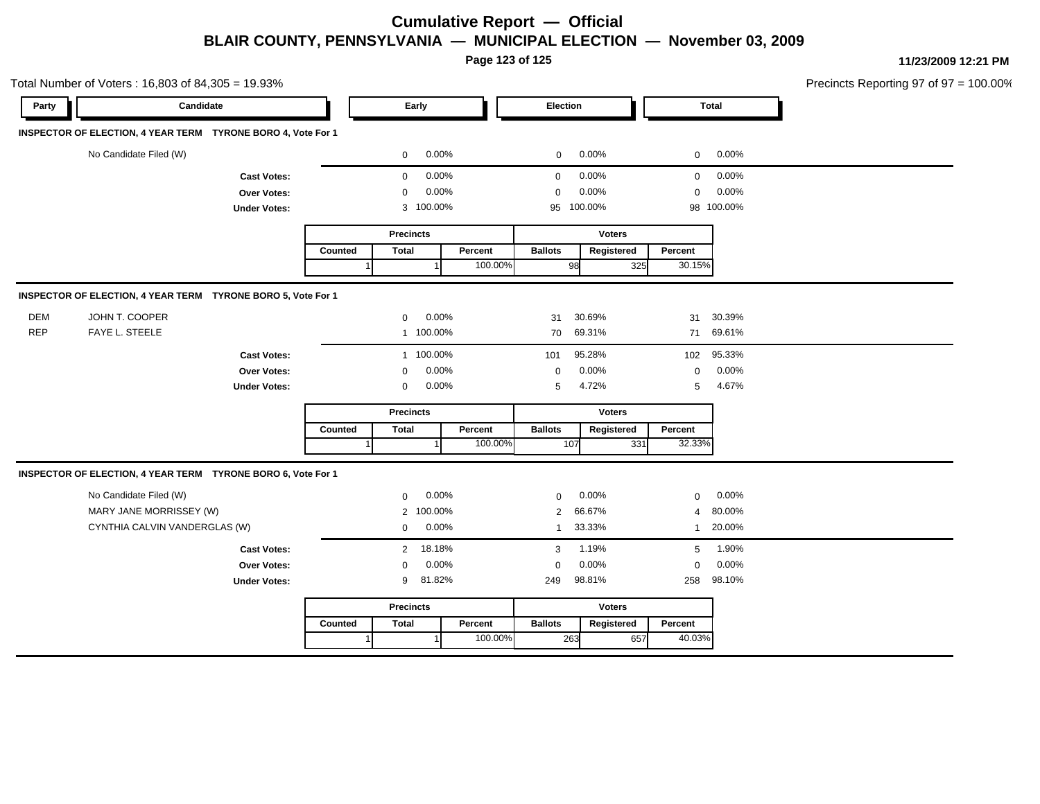# Cumulative Report — Official

## BLAIR COUNTY, PENNSYLVANIA — MUNICIPAL ELECTION — November 03, 2009

11/23/2009 12:21 PM

Total Number of Voters : 16,803 of 84,305 = 19.93%

Precincts Reporting 97 of 97 = 100.00%

### INSPECTOR OF ELECTION, 4 YEAR TERM TYRONE BORO 4, Vote For 1

| Party | Candidate | Early | | Election | | Total | |
|---|---|---|---|---|---|---|---|
| | No Candidate Filed (W) | 0 | 0.00% | 0 | 0.00% | 0 | 0.00% |
| | **Cast Votes:** | 0 | 0.00% | 0 | 0.00% | 0 | 0.00% |
| | **Over Votes:** | 0 | 0.00% | 0 | 0.00% | 0 | 0.00% |
| | **Under Votes:** | 3 | 100.00% | 95 | 100.00% | 98 | 100.00% |

| Precincts | | | Voters | | |
|---|---|---|---|---|---|
| Counted | Total | Percent | Ballots | Registered | Percent |
| 1 | 1 | 100.00% | 98 | 325 | 30.15% |

### INSPECTOR OF ELECTION, 4 YEAR TERM TYRONE BORO 5, Vote For 1

| Party | Candidate | Early | | Election | | Total | |
|---|---|---|---|---|---|---|---|
| DEM | JOHN T. COOPER | 0 | 0.00% | 31 | 30.69% | 31 | 30.39% |
| REP | FAYE L. STEELE | 1 | 100.00% | 70 | 69.31% | 71 | 69.61% |
| | **Cast Votes:** | 1 | 100.00% | 101 | 95.28% | 102 | 95.33% |
| | **Over Votes:** | 0 | 0.00% | 0 | 0.00% | 0 | 0.00% |
| | **Under Votes:** | 0 | 0.00% | 5 | 4.72% | 5 | 4.67% |

| Precincts | | | Voters | | |
|---|---|---|---|---|---|
| Counted | Total | Percent | Ballots | Registered | Percent |
| 1 | 1 | 100.00% | 107 | 331 | 32.33% |

### INSPECTOR OF ELECTION, 4 YEAR TERM TYRONE BORO 6, Vote For 1

| Party | Candidate | Early | | Election | | Total | |
|---|---|---|---|---|---|---|---|
| | No Candidate Filed (W) | 0 | 0.00% | 0 | 0.00% | 0 | 0.00% |
| | MARY JANE MORRISSEY (W) | 2 | 100.00% | 2 | 66.67% | 4 | 80.00% |
| | CYNTHIA CALVIN VANDERGLAS (W) | 0 | 0.00% | 1 | 33.33% | 1 | 20.00% |
| | **Cast Votes:** | 2 | 18.18% | 3 | 1.19% | 5 | 1.90% |
| | **Over Votes:** | 0 | 0.00% | 0 | 0.00% | 0 | 0.00% |
| | **Under Votes:** | 9 | 81.82% | 249 | 98.81% | 258 | 98.10% |

| Precincts | | | Voters | | |
|---|---|---|---|---|---|
| Counted | Total | Percent | Ballots | Registered | Percent |
| 1 | 1 | 100.00% | 263 | 657 | 40.03% |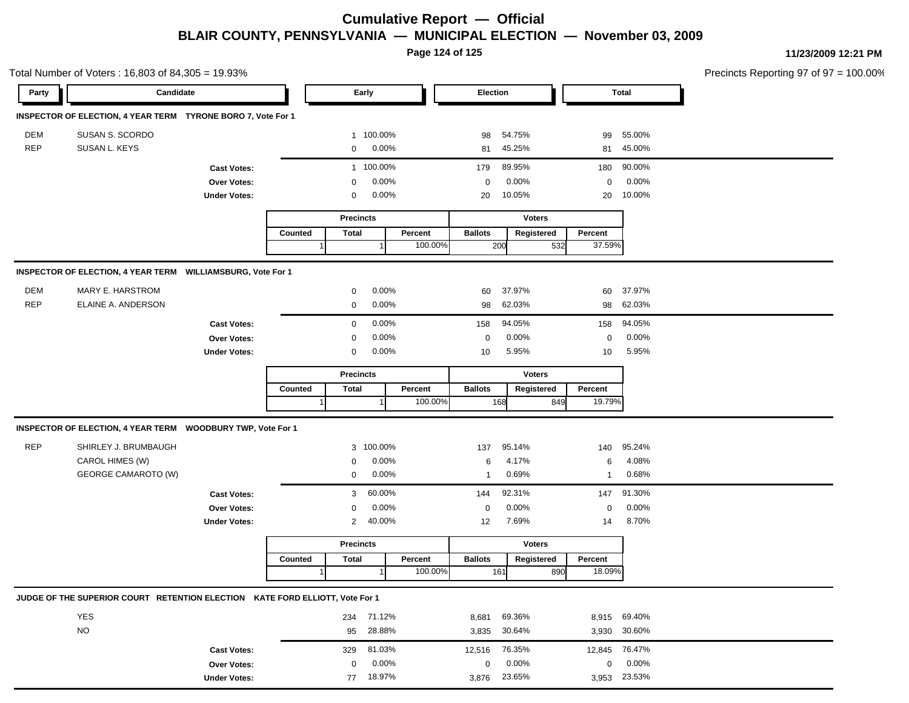# Cumulative Report — Official

## BLAIR COUNTY, PENNSYLVANIA — MUNICIPAL ELECTION — November 03, 2009

11/23/2009 12:21 PM

Total Number of Voters : 16,803 of 84,305 = 19.93%

Precincts Reporting 97 of 97 = 100.00%

### INSPECTOR OF ELECTION, 4 YEAR TERM TYRONE BORO 7, Vote For 1

| Party | Candidate | Early | | Election | | Total | |
|---|---|---|---|---|---|---|---|
| DEM | SUSAN S. SCORDO | 1 | 100.00% | 98 | 54.75% | 99 | 55.00% |
| REP | SUSAN L. KEYS | 0 | 0.00% | 81 | 45.25% | 81 | 45.00% |
| | **Cast Votes:** | 1 | 100.00% | 179 | 89.95% | 180 | 90.00% |
| | **Over Votes:** | 0 | 0.00% | 0 | 0.00% | 0 | 0.00% |
| | **Under Votes:** | 0 | 0.00% | 20 | 10.05% | 20 | 10.00% |

| Precincts | | | Voters | | |
|---|---|---|---|---|---|
| Counted | Total | Percent | Ballots | Registered | Percent |
| 1 | 1 | 100.00% | 200 | 532 | 37.59% |

### INSPECTOR OF ELECTION, 4 YEAR TERM WILLIAMSBURG, Vote For 1

| Party | Candidate | Early | | Election | | Total | |
|---|---|---|---|---|---|---|---|
| DEM | MARY E. HARSTROM | 0 | 0.00% | 60 | 37.97% | 60 | 37.97% |
| REP | ELAINE A. ANDERSON | 0 | 0.00% | 98 | 62.03% | 98 | 62.03% |
| | **Cast Votes:** | 0 | 0.00% | 158 | 94.05% | 158 | 94.05% |
| | **Over Votes:** | 0 | 0.00% | 0 | 0.00% | 0 | 0.00% |
| | **Under Votes:** | 0 | 0.00% | 10 | 5.95% | 10 | 5.95% |

| Precincts | | | Voters | | |
|---|---|---|---|---|---|
| Counted | Total | Percent | Ballots | Registered | Percent |
| 1 | 1 | 100.00% | 168 | 849 | 19.79% |

### INSPECTOR OF ELECTION, 4 YEAR TERM WOODBURY TWP, Vote For 1

| Party | Candidate | Early | | Election | | Total | |
|---|---|---|---|---|---|---|---|
| REP | SHIRLEY J. BRUMBAUGH | 3 | 100.00% | 137 | 95.14% | 140 | 95.24% |
| | CAROL HIMES (W) | 0 | 0.00% | 6 | 4.17% | 6 | 4.08% |
| | GEORGE CAMAROTO (W) | 0 | 0.00% | 1 | 0.69% | 1 | 0.68% |
| | **Cast Votes:** | 3 | 60.00% | 144 | 92.31% | 147 | 91.30% |
| | **Over Votes:** | 0 | 0.00% | 0 | 0.00% | 0 | 0.00% |
| | **Under Votes:** | 2 | 40.00% | 12 | 7.69% | 14 | 8.70% |

| Precincts | | | Voters | | |
|---|---|---|---|---|---|
| Counted | Total | Percent | Ballots | Registered | Percent |
| 1 | 1 | 100.00% | 161 | 890 | 18.09% |

### JUDGE OF THE SUPERIOR COURT RETENTION ELECTION KATE FORD ELLIOTT, Vote For 1

| Party | Candidate | Early | | Election | | Total | |
|---|---|---|---|---|---|---|---|
| | YES | 234 | 71.12% | 8,681 | 69.36% | 8,915 | 69.40% |
| | NO | 95 | 28.88% | 3,835 | 30.64% | 3,930 | 30.60% |
| | **Cast Votes:** | 329 | 81.03% | 12,516 | 76.35% | 12,845 | 76.47% |
| | **Over Votes:** | 0 | 0.00% | 0 | 0.00% | 0 | 0.00% |
| | **Under Votes:** | 77 | 18.97% | 3,876 | 23.65% | 3,953 | 23.53% |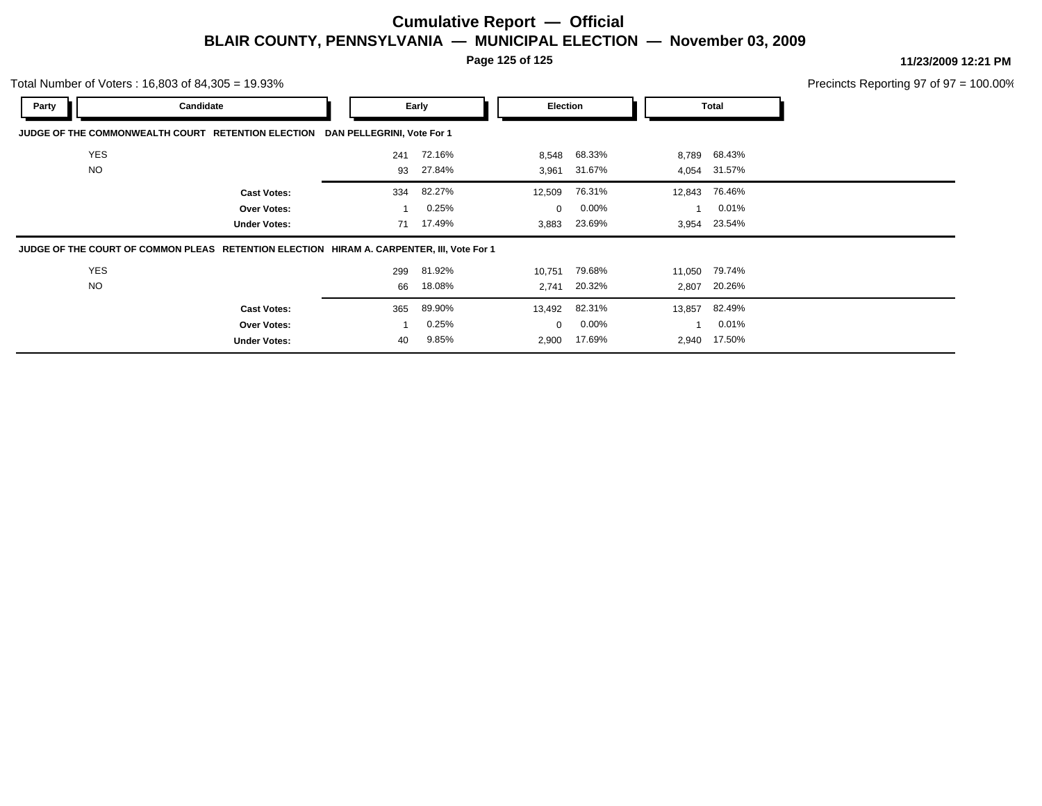# Cumulative Report — Official

## BLAIR COUNTY, PENNSYLVANIA — MUNICIPAL ELECTION — November 03, 2009

11/23/2009 12:21 PM

Total Number of Voters : 16,803 of 84,305 = 19.93%

Precincts Reporting 97 of 97 = 100.00%

**JUDGE OF THE COMMONWEALTH COURT RETENTION ELECTION DAN PELLEGRINI, Vote For 1**

| Party | Candidate | Early | | Election | | Total | |
|---|---|---|---|---|---|---|---|
| | YES | 241 | 72.16% | 8,548 | 68.33% | 8,789 | 68.43% |
| | NO | 93 | 27.84% | 3,961 | 31.67% | 4,054 | 31.57% |
| | **Cast Votes:** | 334 | 82.27% | 12,509 | 76.31% | 12,843 | 76.46% |
| | **Over Votes:** | 1 | 0.25% | 0 | 0.00% | 1 | 0.01% |
| | **Under Votes:** | 71 | 17.49% | 3,883 | 23.69% | 3,954 | 23.54% |

**JUDGE OF THE COURT OF COMMON PLEAS RETENTION ELECTION HIRAM A. CARPENTER, III, Vote For 1**

| Party | Candidate | Early | | Election | | Total | |
|---|---|---|---|---|---|---|---|
| | YES | 299 | 81.92% | 10,751 | 79.68% | 11,050 | 79.74% |
| | NO | 66 | 18.08% | 2,741 | 20.32% | 2,807 | 20.26% |
| | **Cast Votes:** | 365 | 89.90% | 13,492 | 82.31% | 13,857 | 82.49% |
| | **Over Votes:** | 1 | 0.25% | 0 | 0.00% | 1 | 0.01% |
| | **Under Votes:** | 40 | 9.85% | 2,900 | 17.69% | 2,940 | 17.50% |